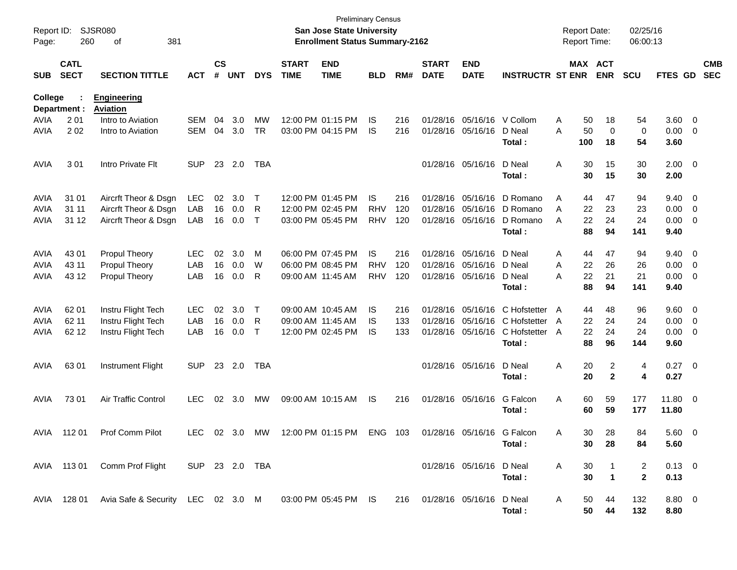Preliminary Census

**San Jose State University**
**Enrollment Status Summary-2162**

Report ID: SJSR080
Report Date: 02/25/16
Report Time: 06:00:13

| SUB | CATL SECT | SECTION TITTLE | ACT | CS # | UNT | DYS | START TIME | END TIME | BLD | RM# | START DATE | END DATE | INSTRUCTR | ST | MAX ENR | ACT ENR | SCU | FTES | GD | CMB SEC |
|---|---|---|---|---|---|---|---|---|---|---|---|---|---|---|---|---|---|---|---|---|
| **College :** | | **Engineering** | | | | | | | | | | | | | | | | | | |
| **Department :** | | **Aviation** | | | | | | | | | | | | | | | | | | |
| AVIA | 2 01 | Intro to Aviation | SEM | 04 | 3.0 | MW | 12:00 PM | 01:15 PM | IS | 216 | 01/28/16 | 05/16/16 | V Collom | A | 50 | 18 | 54 | 3.60 | 0 | |
| AVIA | 2 02 | Intro to Aviation | SEM | 04 | 3.0 | TR | 03:00 PM | 04:15 PM | IS | 216 | 01/28/16 | 05/16/16 | D Neal | A | 50 | 0 | 0 | 0.00 | 0 | |
| | | | | | | | | | | | | | **Total :** | | **100** | **18** | **54** | **3.60** | | |
| AVIA | 3 01 | Intro Private Flt | SUP | 23 | 2.0 | TBA | | | | | 01/28/16 | 05/16/16 | D Neal | A | 30 | 15 | 30 | 2.00 | 0 | |
| | | | | | | | | | | | | | **Total :** | | **30** | **15** | **30** | **2.00** | | |
| AVIA | 31 01 | Aircrft Theor & Dsgn | LEC | 02 | 3.0 | T | 12:00 PM | 01:45 PM | IS | 216 | 01/28/16 | 05/16/16 | D Romano | A | 44 | 47 | 94 | 9.40 | 0 | |
| AVIA | 31 11 | Aircrft Theor & Dsgn | LAB | 16 | 0.0 | R | 12:00 PM | 02:45 PM | RHV | 120 | 01/28/16 | 05/16/16 | D Romano | A | 22 | 23 | 23 | 0.00 | 0 | |
| AVIA | 31 12 | Aircrft Theor & Dsgn | LAB | 16 | 0.0 | T | 03:00 PM | 05:45 PM | RHV | 120 | 01/28/16 | 05/16/16 | D Romano | A | 22 | 24 | 24 | 0.00 | 0 | |
| | | | | | | | | | | | | | **Total :** | | **88** | **94** | **141** | **9.40** | | |
| AVIA | 43 01 | Propul Theory | LEC | 02 | 3.0 | M | 06:00 PM | 07:45 PM | IS | 216 | 01/28/16 | 05/16/16 | D Neal | A | 44 | 47 | 94 | 9.40 | 0 | |
| AVIA | 43 11 | Propul Theory | LAB | 16 | 0.0 | W | 06:00 PM | 08:45 PM | RHV | 120 | 01/28/16 | 05/16/16 | D Neal | A | 22 | 26 | 26 | 0.00 | 0 | |
| AVIA | 43 12 | Propul Theory | LAB | 16 | 0.0 | R | 09:00 AM | 11:45 AM | RHV | 120 | 01/28/16 | 05/16/16 | D Neal | A | 22 | 21 | 21 | 0.00 | 0 | |
| | | | | | | | | | | | | | **Total :** | | **88** | **94** | **141** | **9.40** | | |
| AVIA | 62 01 | Instru Flight Tech | LEC | 02 | 3.0 | T | 09:00 AM | 10:45 AM | IS | 216 | 01/28/16 | 05/16/16 | C Hofstetter | A | 44 | 48 | 96 | 9.60 | 0 | |
| AVIA | 62 11 | Instru Flight Tech | LAB | 16 | 0.0 | R | 09:00 AM | 11:45 AM | IS | 133 | 01/28/16 | 05/16/16 | C Hofstetter | A | 22 | 24 | 24 | 0.00 | 0 | |
| AVIA | 62 12 | Instru Flight Tech | LAB | 16 | 0.0 | T | 12:00 PM | 02:45 PM | IS | 133 | 01/28/16 | 05/16/16 | C Hofstetter | A | 22 | 24 | 24 | 0.00 | 0 | |
| | | | | | | | | | | | | | **Total :** | | **88** | **96** | **144** | **9.60** | | |
| AVIA | 63 01 | Instrument Flight | SUP | 23 | 2.0 | TBA | | | | | 01/28/16 | 05/16/16 | D Neal | A | 20 | 2 | 4 | 0.27 | 0 | |
| | | | | | | | | | | | | | **Total :** | | **20** | **2** | **4** | **0.27** | | |
| AVIA | 73 01 | Air Traffic Control | LEC | 02 | 3.0 | MW | 09:00 AM | 10:15 AM | IS | 216 | 01/28/16 | 05/16/16 | G Falcon | A | 60 | 59 | 177 | 11.80 | 0 | |
| | | | | | | | | | | | | | **Total :** | | **60** | **59** | **177** | **11.80** | | |
| AVIA | 112 01 | Prof Comm Pilot | LEC | 02 | 3.0 | MW | 12:00 PM | 01:15 PM | ENG | 103 | 01/28/16 | 05/16/16 | G Falcon | A | 30 | 28 | 84 | 5.60 | 0 | |
| | | | | | | | | | | | | | **Total :** | | **30** | **28** | **84** | **5.60** | | |
| AVIA | 113 01 | Comm Prof Flight | SUP | 23 | 2.0 | TBA | | | | | 01/28/16 | 05/16/16 | D Neal | A | 30 | 1 | 2 | 0.13 | 0 | |
| | | | | | | | | | | | | | **Total :** | | **30** | **1** | **2** | **0.13** | | |
| AVIA | 128 01 | Avia Safe & Security | LEC | 02 | 3.0 | M | 03:00 PM | 05:45 PM | IS | 216 | 01/28/16 | 05/16/16 | D Neal | A | 50 | 44 | 132 | 8.80 | 0 | |
| | | | | | | | | | | | | | **Total :** | | **50** | **44** | **132** | **8.80** | | |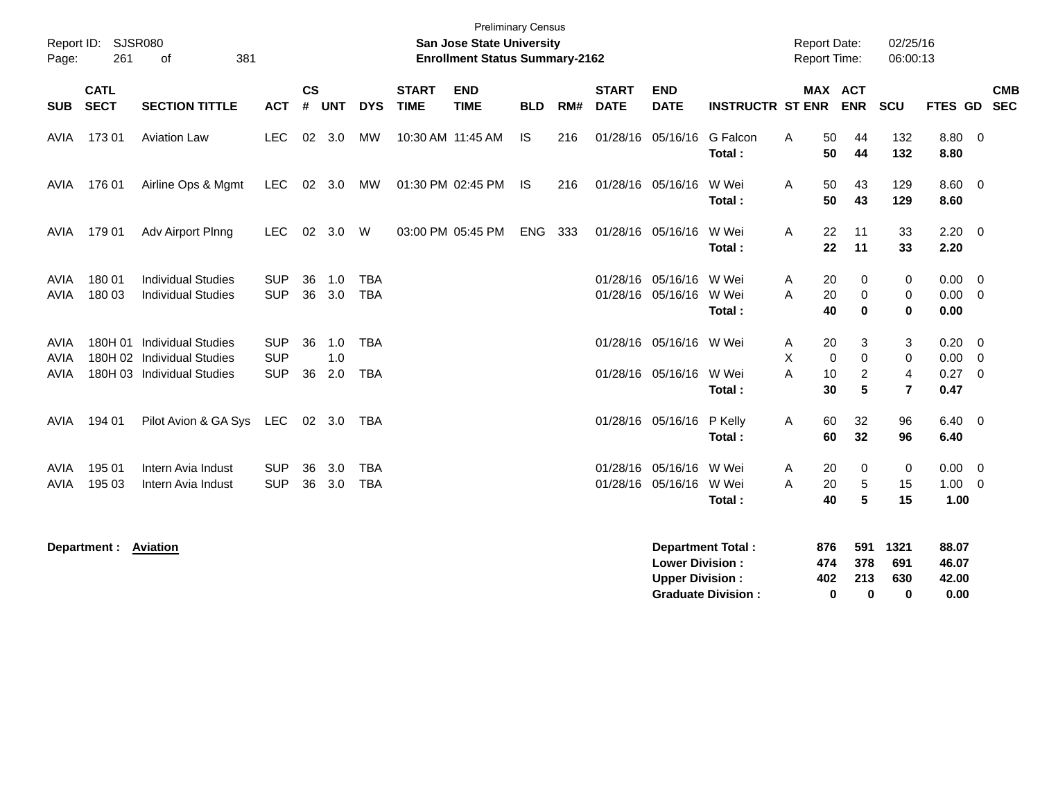Preliminary Census

Report ID: SJSR080 | **San Jose State University** | Report Date: 02/25/16
Page: 261 of 381 | **Enrollment Status Summary-2162** | Report Time: 06:00:13

| SUB | CATL SECT | SECTION TITTLE | ACT | CS # | UNT | DYS | START TIME | END TIME | BLD | RM# | START DATE | END DATE | INSTRUCTR | ST | MAX ENR | ACT ENR | SCU | FTES | GD | CMB SEC |
|---|---|---|---|---|---|---|---|---|---|---|---|---|---|---|---|---|---|---|---|---|
| AVIA | 173 01 | Aviation Law | LEC | 02 | 3.0 | MW | 10:30 AM | 11:45 AM | IS | 216 | 01/28/16 | 05/16/16 | G Falcon | A | 50 | 44 | 132 | 8.80 | 0 | |
| | | | | | | | | | | | | | **Total :** | | **50** | **44** | **132** | **8.80** | | |
| AVIA | 176 01 | Airline Ops & Mgmt | LEC | 02 | 3.0 | MW | 01:30 PM | 02:45 PM | IS | 216 | 01/28/16 | 05/16/16 | W Wei | A | 50 | 43 | 129 | 8.60 | 0 | |
| | | | | | | | | | | | | | **Total :** | | **50** | **43** | **129** | **8.60** | | |
| AVIA | 179 01 | Adv Airport Plnng | LEC | 02 | 3.0 | W | 03:00 PM | 05:45 PM | ENG | 333 | 01/28/16 | 05/16/16 | W Wei | A | 22 | 11 | 33 | 2.20 | 0 | |
| | | | | | | | | | | | | | **Total :** | | **22** | **11** | **33** | **2.20** | | |
| AVIA | 180 01 | Individual Studies | SUP | 36 | 1.0 | TBA | | | | | 01/28/16 | 05/16/16 | W Wei | A | 20 | 0 | 0 | 0.00 | 0 | |
| AVIA | 180 03 | Individual Studies | SUP | 36 | 3.0 | TBA | | | | | 01/28/16 | 05/16/16 | W Wei | A | 20 | 0 | 0 | 0.00 | 0 | |
| | | | | | | | | | | | | | **Total :** | | **40** | **0** | **0** | **0.00** | | |
| AVIA | 180H 01 | Individual Studies | SUP | 36 | 1.0 | TBA | | | | | 01/28/16 | 05/16/16 | W Wei | A | 20 | 3 | 3 | 0.20 | 0 | |
| AVIA | 180H 02 | Individual Studies | SUP | | 1.0 | | | | | | | | | X | 0 | 0 | 0 | 0.00 | 0 | |
| AVIA | 180H 03 | Individual Studies | SUP | 36 | 2.0 | TBA | | | | | 01/28/16 | 05/16/16 | W Wei | A | 10 | 2 | 4 | 0.27 | 0 | |
| | | | | | | | | | | | | | **Total :** | | **30** | **5** | **7** | **0.47** | | |
| AVIA | 194 01 | Pilot Avion & GA Sys | LEC | 02 | 3.0 | TBA | | | | | 01/28/16 | 05/16/16 | P Kelly | A | 60 | 32 | 96 | 6.40 | 0 | |
| | | | | | | | | | | | | | **Total :** | | **60** | **32** | **96** | **6.40** | | |
| AVIA | 195 01 | Intern Avia Indust | SUP | 36 | 3.0 | TBA | | | | | 01/28/16 | 05/16/16 | W Wei | A | 20 | 0 | 0 | 0.00 | 0 | |
| AVIA | 195 03 | Intern Avia Indust | SUP | 36 | 3.0 | TBA | | | | | 01/28/16 | 05/16/16 | W Wei | A | 20 | 5 | 15 | 1.00 | 0 | |
| | | | | | | | | | | | | | **Total :** | | **40** | **5** | **15** | **1.00** | | |

**Department : Aviation**

| | MAX ENR | ACT ENR | SCU | FTES |
|---|---|---|---|---|
| **Department Total :** | **876** | **591** | **1321** | **88.07** |
| **Lower Division :** | **474** | **378** | **691** | **46.07** |
| **Upper Division :** | **402** | **213** | **630** | **42.00** |
| **Graduate Division :** | **0** | **0** | **0** | **0.00** |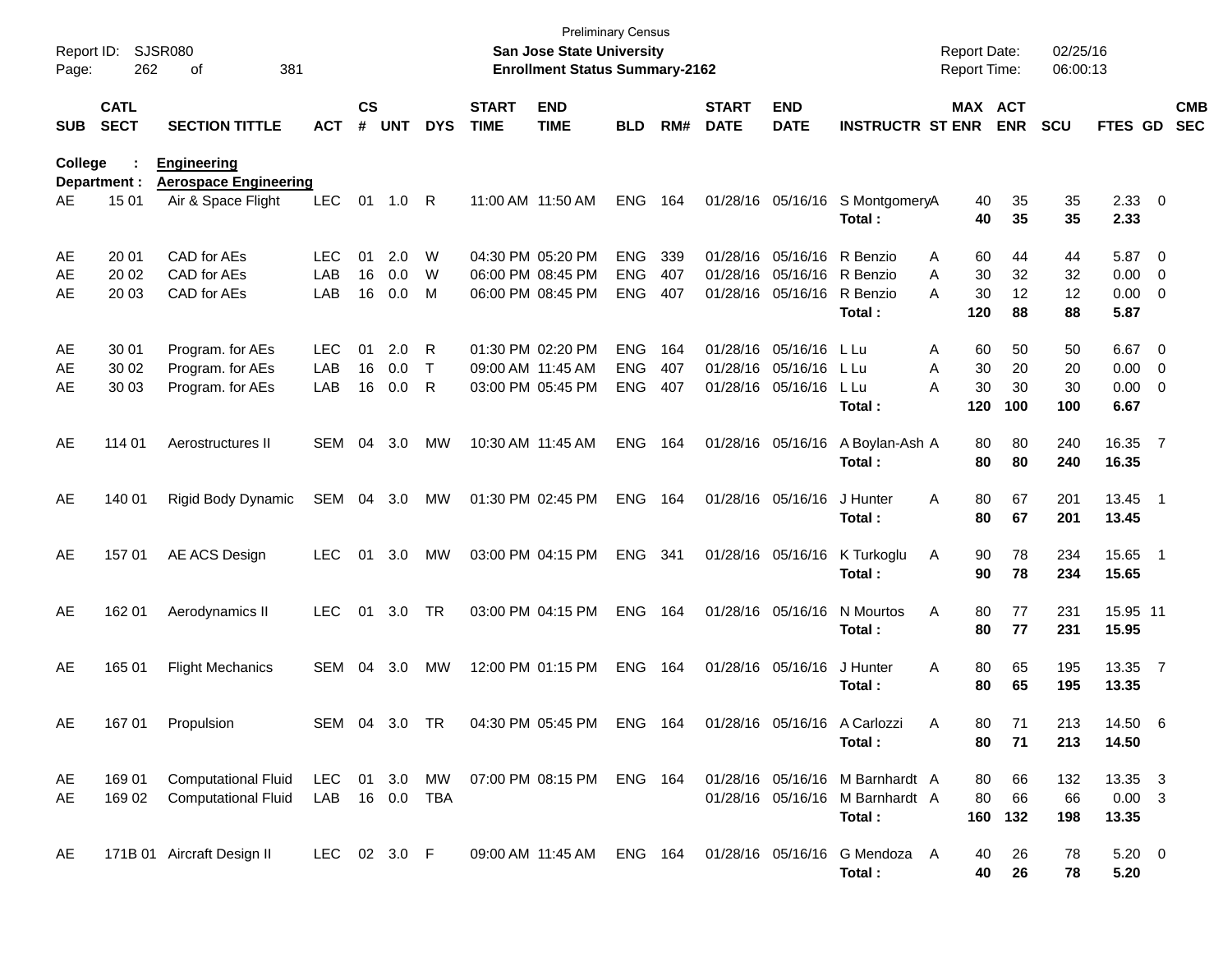Preliminary Census
**San Jose State University**
**Enrollment Status Summary-2162**

Report ID: SJSR080
Report Date: 02/25/16
Report Time: 06:00:13

| SUB | CATL SECT | SECTION TITTLE | ACT | CS # | UNT | DYS | START TIME | END TIME | BLD | RM# | START DATE | END DATE | INSTRUCTR | ST | MAX ENR | ACT ENR | SCU | FTES | GD | CMB SEC |
|---|---|---|---|---|---|---|---|---|---|---|---|---|---|---|---|---|---|---|---|---|
| **College :** | | **Engineering** | | | | | | | | | | | | | | | | | | |
| **Department :** | | **Aerospace Engineering** | | | | | | | | | | | | | | | | | | |
| AE | 15 01 | Air & Space Flight | LEC | 01 | 1.0 | R | 11:00 AM | 11:50 AM | ENG | 164 | 01/28/16 | 05/16/16 | S Montgomery | A | 40 | 35 | 35 | 2.33 | 0 | |
| | | | | | | | | | | | | | **Total :** | | **40** | **35** | **35** | **2.33** | | |
| AE | 20 01 | CAD for AEs | LEC | 01 | 2.0 | W | 04:30 PM | 05:20 PM | ENG | 339 | 01/28/16 | 05/16/16 | R Benzio | A | 60 | 44 | 44 | 5.87 | 0 | |
| AE | 20 02 | CAD for AEs | LAB | 16 | 0.0 | W | 06:00 PM | 08:45 PM | ENG | 407 | 01/28/16 | 05/16/16 | R Benzio | A | 30 | 32 | 32 | 0.00 | 0 | |
| AE | 20 03 | CAD for AEs | LAB | 16 | 0.0 | M | 06:00 PM | 08:45 PM | ENG | 407 | 01/28/16 | 05/16/16 | R Benzio | A | 30 | 12 | 12 | 0.00 | 0 | |
| | | | | | | | | | | | | | **Total :** | | **120** | **88** | **88** | **5.87** | | |
| AE | 30 01 | Program. for AEs | LEC | 01 | 2.0 | R | 01:30 PM | 02:20 PM | ENG | 164 | 01/28/16 | 05/16/16 | L Lu | A | 60 | 50 | 50 | 6.67 | 0 | |
| AE | 30 02 | Program. for AEs | LAB | 16 | 0.0 | T | 09:00 AM | 11:45 AM | ENG | 407 | 01/28/16 | 05/16/16 | L Lu | A | 30 | 20 | 20 | 0.00 | 0 | |
| AE | 30 03 | Program. for AEs | LAB | 16 | 0.0 | R | 03:00 PM | 05:45 PM | ENG | 407 | 01/28/16 | 05/16/16 | L Lu | A | 30 | 30 | 30 | 0.00 | 0 | |
| | | | | | | | | | | | | | **Total :** | | **120** | **100** | **100** | **6.67** | | |
| AE | 114 01 | Aerostructures II | SEM | 04 | 3.0 | MW | 10:30 AM | 11:45 AM | ENG | 164 | 01/28/16 | 05/16/16 | A Boylan-Ash | A | 80 | 80 | 240 | 16.35 | 7 | |
| | | | | | | | | | | | | | **Total :** | | **80** | **80** | **240** | **16.35** | | |
| AE | 140 01 | Rigid Body Dynamic | SEM | 04 | 3.0 | MW | 01:30 PM | 02:45 PM | ENG | 164 | 01/28/16 | 05/16/16 | J Hunter | A | 80 | 67 | 201 | 13.45 | 1 | |
| | | | | | | | | | | | | | **Total :** | | **80** | **67** | **201** | **13.45** | | |
| AE | 157 01 | AE ACS Design | LEC | 01 | 3.0 | MW | 03:00 PM | 04:15 PM | ENG | 341 | 01/28/16 | 05/16/16 | K Turkoglu | A | 90 | 78 | 234 | 15.65 | 1 | |
| | | | | | | | | | | | | | **Total :** | | **90** | **78** | **234** | **15.65** | | |
| AE | 162 01 | Aerodynamics II | LEC | 01 | 3.0 | TR | 03:00 PM | 04:15 PM | ENG | 164 | 01/28/16 | 05/16/16 | N Mourtos | A | 80 | 77 | 231 | 15.95 | 11 | |
| | | | | | | | | | | | | | **Total :** | | **80** | **77** | **231** | **15.95** | | |
| AE | 165 01 | Flight Mechanics | SEM | 04 | 3.0 | MW | 12:00 PM | 01:15 PM | ENG | 164 | 01/28/16 | 05/16/16 | J Hunter | A | 80 | 65 | 195 | 13.35 | 7 | |
| | | | | | | | | | | | | | **Total :** | | **80** | **65** | **195** | **13.35** | | |
| AE | 167 01 | Propulsion | SEM | 04 | 3.0 | TR | 04:30 PM | 05:45 PM | ENG | 164 | 01/28/16 | 05/16/16 | A Carlozzi | A | 80 | 71 | 213 | 14.50 | 6 | |
| | | | | | | | | | | | | | **Total :** | | **80** | **71** | **213** | **14.50** | | |
| AE | 169 01 | Computational Fluid | LEC | 01 | 3.0 | MW | 07:00 PM | 08:15 PM | ENG | 164 | 01/28/16 | 05/16/16 | M Barnhardt | A | 80 | 66 | 132 | 13.35 | 3 | |
| AE | 169 02 | Computational Fluid | LAB | 16 | 0.0 | TBA | | | | | 01/28/16 | 05/16/16 | M Barnhardt | A | 80 | 66 | 66 | 0.00 | 3 | |
| | | | | | | | | | | | | | **Total :** | | **160** | **132** | **198** | **13.35** | | |
| AE | 171B 01 | Aircraft Design II | LEC | 02 | 3.0 | F | 09:00 AM | 11:45 AM | ENG | 164 | 01/28/16 | 05/16/16 | G Mendoza | A | 40 | 26 | 78 | 5.20 | 0 | |
| | | | | | | | | | | | | | **Total :** | | **40** | **26** | **78** | **5.20** | | |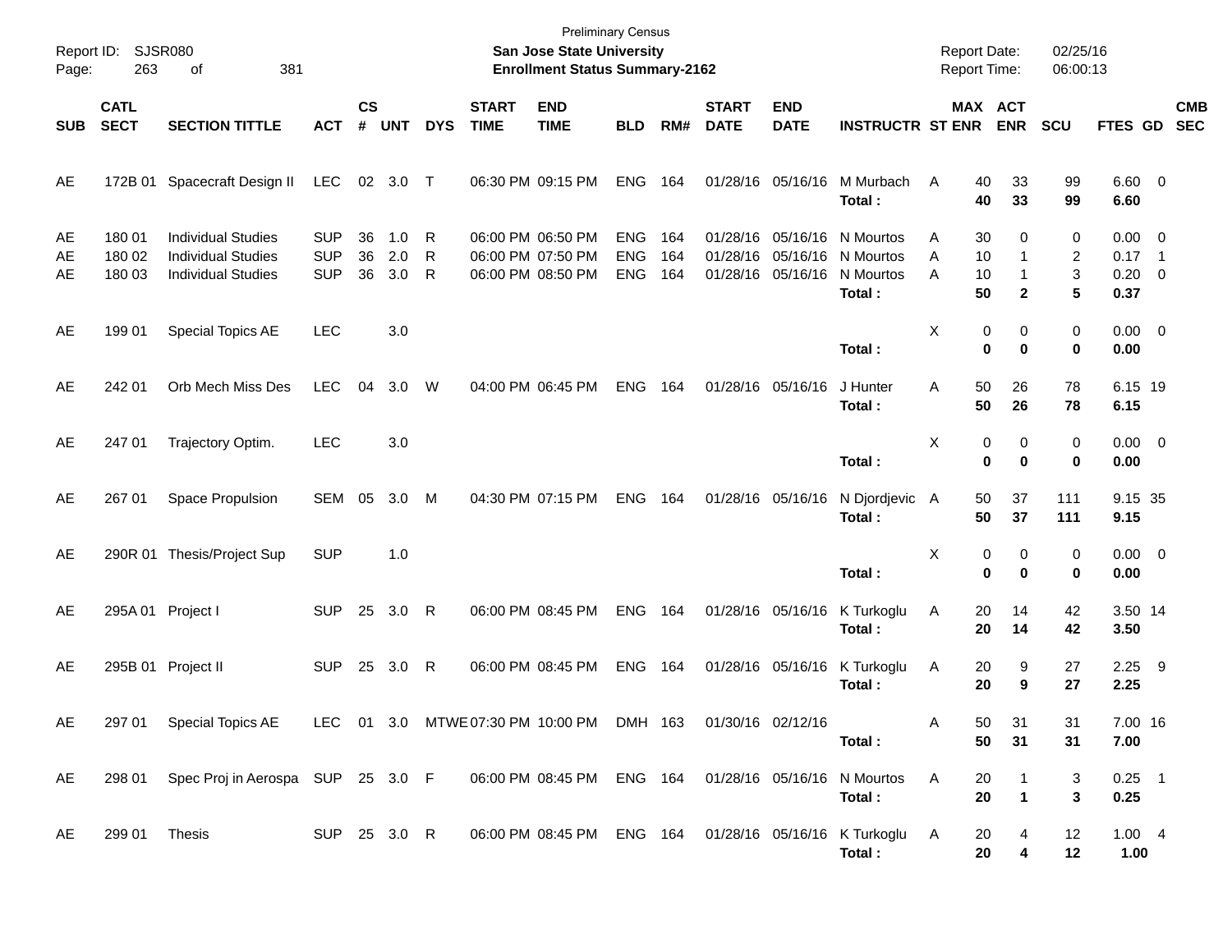Preliminary Census
**San Jose State University**
**Enrollment Status Summary-2162**

Report ID: SJSR080
Report Date: 02/25/16
Report Time: 06:00:13

| SUB | CATL SECT | SECTION TITTLE | ACT | CS # | UNT | DYS | START TIME | END TIME | BLD | RM# | START DATE | END DATE | INSTRUCTR | ST | MAX ENR | ACT ENR | SCU | FTES | GD | CMB SEC |
|---|---|---|---|---|---|---|---|---|---|---|---|---|---|---|---|---|---|---|---|---|
| AE | 172B 01 | Spacecraft Design II | LEC | 02 | 3.0 | T | 06:30 PM | 09:15 PM | ENG | 164 | 01/28/16 | 05/16/16 | M Murbach | A | 40 | 33 | 99 | 6.60 | 0 | |
| | | | | | | | | | | | | | **Total :** | | **40** | **33** | **99** | **6.60** | | |
| AE | 180 01 | Individual Studies | SUP | 36 | 1.0 | R | 06:00 PM | 06:50 PM | ENG | 164 | 01/28/16 | 05/16/16 | N Mourtos | A | 30 | 0 | 0 | 0.00 | 0 | |
| AE | 180 02 | Individual Studies | SUP | 36 | 2.0 | R | 06:00 PM | 07:50 PM | ENG | 164 | 01/28/16 | 05/16/16 | N Mourtos | A | 10 | 1 | 2 | 0.17 | 1 | |
| AE | 180 03 | Individual Studies | SUP | 36 | 3.0 | R | 06:00 PM | 08:50 PM | ENG | 164 | 01/28/16 | 05/16/16 | N Mourtos | A | 10 | 1 | 3 | 0.20 | 0 | |
| | | | | | | | | | | | | | **Total :** | | **50** | **2** | **5** | **0.37** | | |
| AE | 199 01 | Special Topics AE | LEC | | 3.0 | | | | | | | | | X | 0 | 0 | 0 | 0.00 | 0 | |
| | | | | | | | | | | | | | **Total :** | | **0** | **0** | **0** | **0.00** | | |
| AE | 242 01 | Orb Mech Miss Des | LEC | 04 | 3.0 | W | 04:00 PM | 06:45 PM | ENG | 164 | 01/28/16 | 05/16/16 | J Hunter | A | 50 | 26 | 78 | 6.15 | 19 | |
| | | | | | | | | | | | | | **Total :** | | **50** | **26** | **78** | **6.15** | | |
| AE | 247 01 | Trajectory Optim. | LEC | | 3.0 | | | | | | | | | X | 0 | 0 | 0 | 0.00 | 0 | |
| | | | | | | | | | | | | | **Total :** | | **0** | **0** | **0** | **0.00** | | |
| AE | 267 01 | Space Propulsion | SEM | 05 | 3.0 | M | 04:30 PM | 07:15 PM | ENG | 164 | 01/28/16 | 05/16/16 | N Djordjevic | A | 50 | 37 | 111 | 9.15 | 35 | |
| | | | | | | | | | | | | | **Total :** | | **50** | **37** | **111** | **9.15** | | |
| AE | 290R 01 | Thesis/Project Sup | SUP | | 1.0 | | | | | | | | | X | 0 | 0 | 0 | 0.00 | 0 | |
| | | | | | | | | | | | | | **Total :** | | **0** | **0** | **0** | **0.00** | | |
| AE | 295A 01 | Project I | SUP | 25 | 3.0 | R | 06:00 PM | 08:45 PM | ENG | 164 | 01/28/16 | 05/16/16 | K Turkoglu | A | 20 | 14 | 42 | 3.50 | 14 | |
| | | | | | | | | | | | | | **Total :** | | **20** | **14** | **42** | **3.50** | | |
| AE | 295B 01 | Project II | SUP | 25 | 3.0 | R | 06:00 PM | 08:45 PM | ENG | 164 | 01/28/16 | 05/16/16 | K Turkoglu | A | 20 | 9 | 27 | 2.25 | 9 | |
| | | | | | | | | | | | | | **Total :** | | **20** | **9** | **27** | **2.25** | | |
| AE | 297 01 | Special Topics AE | LEC | 01 | 3.0 | MTWE | 07:30 PM | 10:00 PM | DMH | 163 | 01/30/16 | 02/12/16 | | A | 50 | 31 | 31 | 7.00 | 16 | |
| | | | | | | | | | | | | | **Total :** | | **50** | **31** | **31** | **7.00** | | |
| AE | 298 01 | Spec Proj in Aerospa | SUP | 25 | 3.0 | F | 06:00 PM | 08:45 PM | ENG | 164 | 01/28/16 | 05/16/16 | N Mourtos | A | 20 | 1 | 3 | 0.25 | 1 | |
| | | | | | | | | | | | | | **Total :** | | **20** | **1** | **3** | **0.25** | | |
| AE | 299 01 | Thesis | SUP | 25 | 3.0 | R | 06:00 PM | 08:45 PM | ENG | 164 | 01/28/16 | 05/16/16 | K Turkoglu | A | 20 | 4 | 12 | 1.00 | 4 | |
| | | | | | | | | | | | | | **Total :** | | **20** | **4** | **12** | **1.00** | | |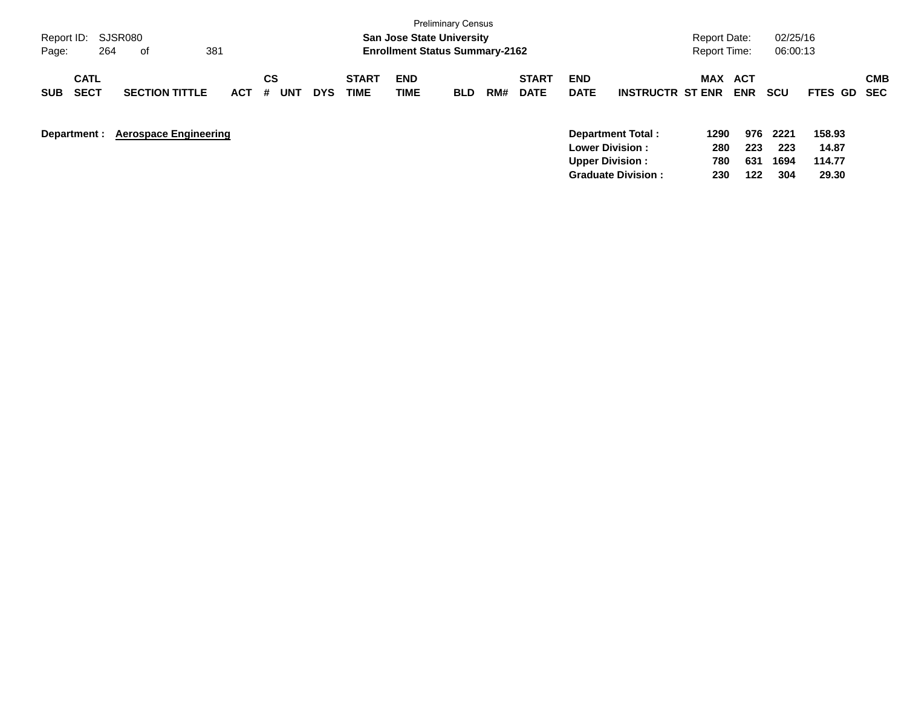Preliminary Census

**San Jose State University**
**Enrollment Status Summary-2162**

Report ID: SJSR080
Report Date: 02/25/16
Report Time: 06:00:13

| SUB | CATL SECT | SECTION TITTLE | ACT | CS # | UNT | DYS | START TIME | END TIME | BLD | RM# | START DATE | END DATE | INSTRUCTR | MAX ST ENR | ACT ENR | SCU | FTES | GD | CMB SEC |
|---|---|---|---|---|---|---|---|---|---|---|---|---|---|---|---|---|---|---|---|

**Department :** **Aerospace Engineering**

| | MAX ST ENR | ACT ENR | SCU | FTES |
|---|---|---|---|---|
| **Department Total :** | **1290** | **976** | **2221** | **158.93** |
| **Lower Division :** | **280** | **223** | **223** | **14.87** |
| **Upper Division :** | **780** | **631** | **1694** | **114.77** |
| **Graduate Division :** | **230** | **122** | **304** | **29.30** |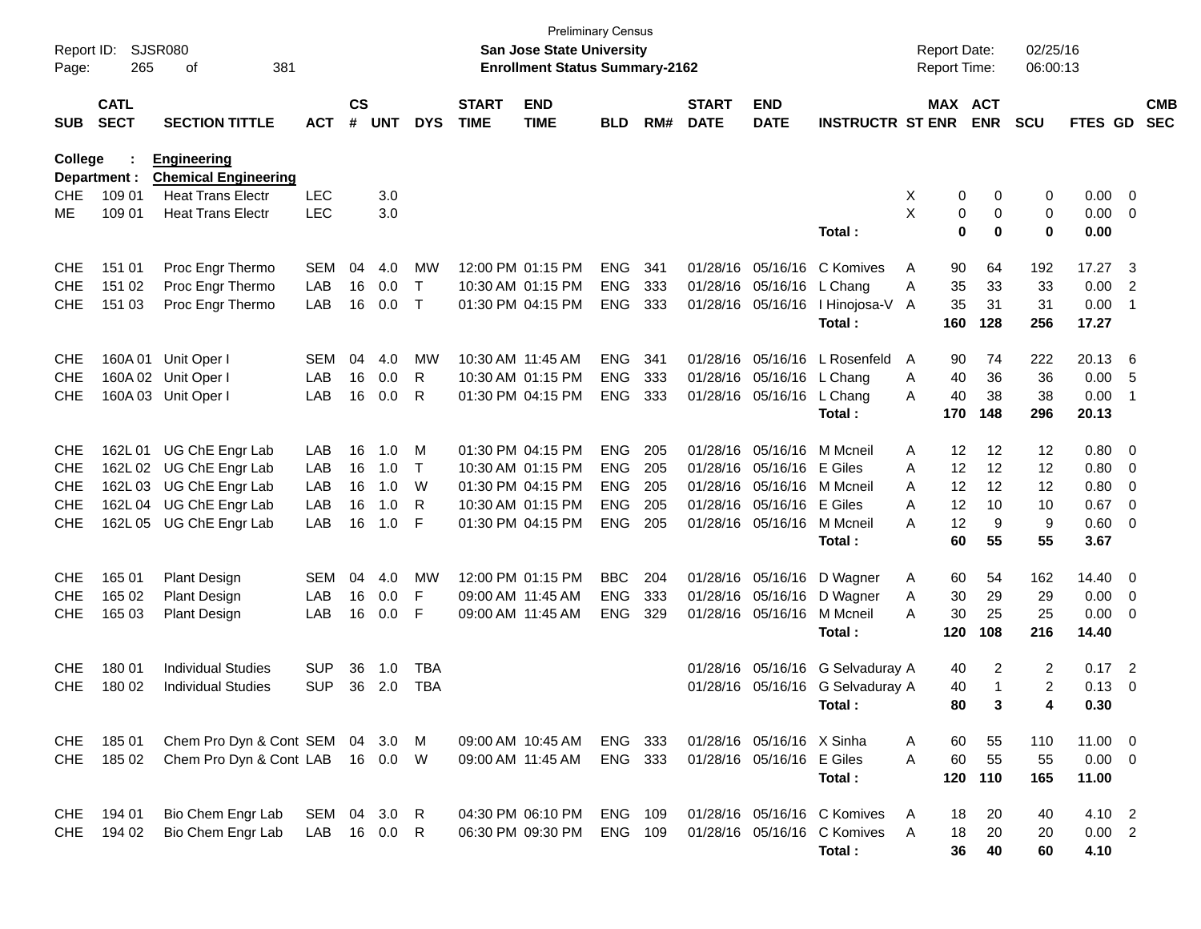Preliminary Census

**San Jose State University**

**Enrollment Status Summary-2162**

Report ID: SJSR080

Report Date: 02/25/16

Report Time: 06:00:13

**College : Engineering**

**Department : Chemical Engineering**

| SUB | CATL SECT | SECTION TITTLE | ACT | CS # | UNT | DYS | START TIME | END TIME | BLD | RM# | START DATE | END DATE | INSTRUCTR | ST | MAX ENR | ACT ENR | SCU | FTES | GD | CMB SEC |
|---|---|---|---|---|---|---|---|---|---|---|---|---|---|---|---|---|---|---|---|---|
| CHE | 109 01 | Heat Trans Electr | LEC | | 3.0 | | | | | | | | | X | 0 | 0 | 0 | 0.00 | 0 | |
| ME | 109 01 | Heat Trans Electr | LEC | | 3.0 | | | | | | | | | X | 0 | 0 | 0 | 0.00 | 0 | |
| | | | | | | | | | | | | | **Total :** | | **0** | **0** | **0** | **0.00** | | |
| CHE | 151 01 | Proc Engr Thermo | SEM | 04 | 4.0 | MW | 12:00 PM | 01:15 PM | ENG | 341 | 01/28/16 | 05/16/16 | C Komives | A | 90 | 64 | 192 | 17.27 | 3 | |
| CHE | 151 02 | Proc Engr Thermo | LAB | 16 | 0.0 | T | 10:30 AM | 01:15 PM | ENG | 333 | 01/28/16 | 05/16/16 | L Chang | A | 35 | 33 | 33 | 0.00 | 2 | |
| CHE | 151 03 | Proc Engr Thermo | LAB | 16 | 0.0 | T | 01:30 PM | 04:15 PM | ENG | 333 | 01/28/16 | 05/16/16 | I Hinojosa-V | A | 35 | 31 | 31 | 0.00 | 1 | |
| | | | | | | | | | | | | | **Total :** | | **160** | **128** | **256** | **17.27** | | |
| CHE | 160A 01 | Unit Oper I | SEM | 04 | 4.0 | MW | 10:30 AM | 11:45 AM | ENG | 341 | 01/28/16 | 05/16/16 | L Rosenfeld | A | 90 | 74 | 222 | 20.13 | 6 | |
| CHE | 160A 02 | Unit Oper I | LAB | 16 | 0.0 | R | 10:30 AM | 01:15 PM | ENG | 333 | 01/28/16 | 05/16/16 | L Chang | A | 40 | 36 | 36 | 0.00 | 5 | |
| CHE | 160A 03 | Unit Oper I | LAB | 16 | 0.0 | R | 01:30 PM | 04:15 PM | ENG | 333 | 01/28/16 | 05/16/16 | L Chang | A | 40 | 38 | 38 | 0.00 | 1 | |
| | | | | | | | | | | | | | **Total :** | | **170** | **148** | **296** | **20.13** | | |
| CHE | 162L 01 | UG ChE Engr Lab | LAB | 16 | 1.0 | M | 01:30 PM | 04:15 PM | ENG | 205 | 01/28/16 | 05/16/16 | M Mcneil | A | 12 | 12 | 12 | 0.80 | 0 | |
| CHE | 162L 02 | UG ChE Engr Lab | LAB | 16 | 1.0 | T | 10:30 AM | 01:15 PM | ENG | 205 | 01/28/16 | 05/16/16 | E Giles | A | 12 | 12 | 12 | 0.80 | 0 | |
| CHE | 162L 03 | UG ChE Engr Lab | LAB | 16 | 1.0 | W | 01:30 PM | 04:15 PM | ENG | 205 | 01/28/16 | 05/16/16 | M Mcneil | A | 12 | 12 | 12 | 0.80 | 0 | |
| CHE | 162L 04 | UG ChE Engr Lab | LAB | 16 | 1.0 | R | 10:30 AM | 01:15 PM | ENG | 205 | 01/28/16 | 05/16/16 | E Giles | A | 12 | 10 | 10 | 0.67 | 0 | |
| CHE | 162L 05 | UG ChE Engr Lab | LAB | 16 | 1.0 | F | 01:30 PM | 04:15 PM | ENG | 205 | 01/28/16 | 05/16/16 | M Mcneil | A | 12 | 9 | 9 | 0.60 | 0 | |
| | | | | | | | | | | | | | **Total :** | | **60** | **55** | **55** | **3.67** | | |
| CHE | 165 01 | Plant Design | SEM | 04 | 4.0 | MW | 12:00 PM | 01:15 PM | BBC | 204 | 01/28/16 | 05/16/16 | D Wagner | A | 60 | 54 | 162 | 14.40 | 0 | |
| CHE | 165 02 | Plant Design | LAB | 16 | 0.0 | F | 09:00 AM | 11:45 AM | ENG | 333 | 01/28/16 | 05/16/16 | D Wagner | A | 30 | 29 | 29 | 0.00 | 0 | |
| CHE | 165 03 | Plant Design | LAB | 16 | 0.0 | F | 09:00 AM | 11:45 AM | ENG | 329 | 01/28/16 | 05/16/16 | M Mcneil | A | 30 | 25 | 25 | 0.00 | 0 | |
| | | | | | | | | | | | | | **Total :** | | **120** | **108** | **216** | **14.40** | | |
| CHE | 180 01 | Individual Studies | SUP | 36 | 1.0 | TBA | | | | | 01/28/16 | 05/16/16 | G Selvaduray | A | 40 | 2 | 2 | 0.17 | 2 | |
| CHE | 180 02 | Individual Studies | SUP | 36 | 2.0 | TBA | | | | | 01/28/16 | 05/16/16 | G Selvaduray | A | 40 | 1 | 2 | 0.13 | 0 | |
| | | | | | | | | | | | | | **Total :** | | **80** | **3** | **4** | **0.30** | | |
| CHE | 185 01 | Chem Pro Dyn & Cont | SEM | 04 | 3.0 | M | 09:00 AM | 10:45 AM | ENG | 333 | 01/28/16 | 05/16/16 | X Sinha | A | 60 | 55 | 110 | 11.00 | 0 | |
| CHE | 185 02 | Chem Pro Dyn & Cont | LAB | 16 | 0.0 | W | 09:00 AM | 11:45 AM | ENG | 333 | 01/28/16 | 05/16/16 | E Giles | A | 60 | 55 | 55 | 0.00 | 0 | |
| | | | | | | | | | | | | | **Total :** | | **120** | **110** | **165** | **11.00** | | |
| CHE | 194 01 | Bio Chem Engr Lab | SEM | 04 | 3.0 | R | 04:30 PM | 06:10 PM | ENG | 109 | 01/28/16 | 05/16/16 | C Komives | A | 18 | 20 | 40 | 4.10 | 2 | |
| CHE | 194 02 | Bio Chem Engr Lab | LAB | 16 | 0.0 | R | 06:30 PM | 09:30 PM | ENG | 109 | 01/28/16 | 05/16/16 | C Komives | A | 18 | 20 | 20 | 0.00 | 2 | |
| | | | | | | | | | | | | | **Total :** | | **36** | **40** | **60** | **4.10** | | |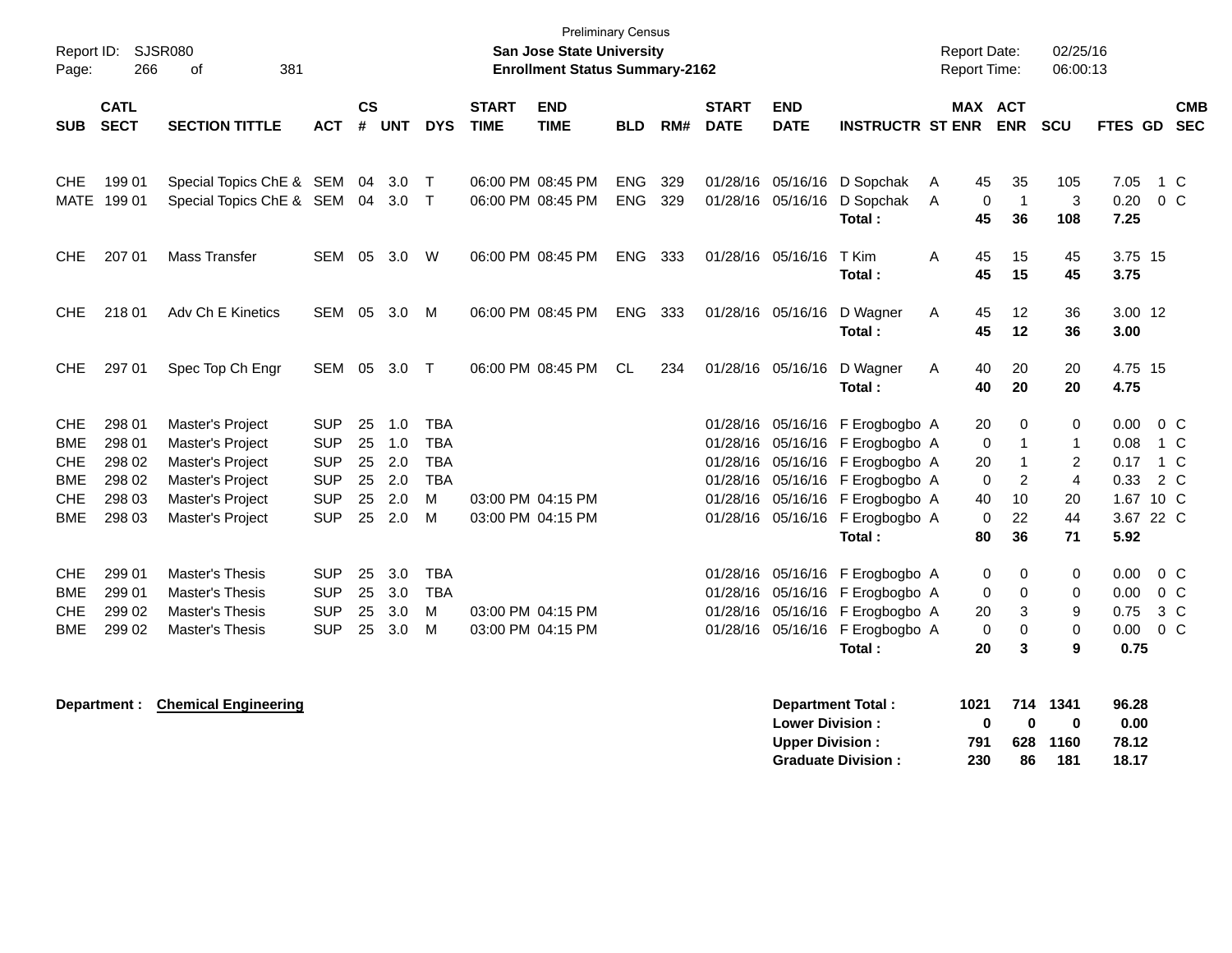Preliminary Census
**San Jose State University**
**Enrollment Status Summary-2162**

Report ID: SJSR080
Report Date: 02/25/16
Report Time: 06:00:13

| SUB | CATL SECT | SECTION TITTLE | ACT | CS # | UNT | DYS | START TIME | END TIME | BLD | RM# | START DATE | END DATE | INSTRUCTR | ST | MAX ENR | ACT ENR | SCU | FTES | GD | CMB SEC |
|---|---|---|---|---|---|---|---|---|---|---|---|---|---|---|---|---|---|---|---|---|
| CHE | 199 01 | Special Topics ChE & | SEM | 04 | 3.0 | T | 06:00 PM | 08:45 PM | ENG | 329 | 01/28/16 | 05/16/16 | D Sopchak | A | 45 | 35 | 105 | 7.05 | 1 | C |
| MATE | 199 01 | Special Topics ChE & | SEM | 04 | 3.0 | T | 06:00 PM | 08:45 PM | ENG | 329 | 01/28/16 | 05/16/16 | D Sopchak | A | 0 | 1 | 3 | 0.20 | 0 | C |
| | | | | | | | | | | | | | **Total :** | | **45** | **36** | **108** | **7.25** | | |
| CHE | 207 01 | Mass Transfer | SEM | 05 | 3.0 | W | 06:00 PM | 08:45 PM | ENG | 333 | 01/28/16 | 05/16/16 | T Kim | A | 45 | 15 | 45 | 3.75 | 15 | |
| | | | | | | | | | | | | | **Total :** | | **45** | **15** | **45** | **3.75** | | |
| CHE | 218 01 | Adv Ch E Kinetics | SEM | 05 | 3.0 | M | 06:00 PM | 08:45 PM | ENG | 333 | 01/28/16 | 05/16/16 | D Wagner | A | 45 | 12 | 36 | 3.00 | 12 | |
| | | | | | | | | | | | | | **Total :** | | **45** | **12** | **36** | **3.00** | | |
| CHE | 297 01 | Spec Top Ch Engr | SEM | 05 | 3.0 | T | 06:00 PM | 08:45 PM | CL | 234 | 01/28/16 | 05/16/16 | D Wagner | A | 40 | 20 | 20 | 4.75 | 15 | |
| | | | | | | | | | | | | | **Total :** | | **40** | **20** | **20** | **4.75** | | |
| CHE | 298 01 | Master's Project | SUP | 25 | 1.0 | TBA | | | | | 01/28/16 | 05/16/16 | F Erogbogbo | A | 20 | 0 | 0 | 0.00 | 0 | C |
| BME | 298 01 | Master's Project | SUP | 25 | 1.0 | TBA | | | | | 01/28/16 | 05/16/16 | F Erogbogbo | A | 0 | 1 | 1 | 0.08 | 1 | C |
| CHE | 298 02 | Master's Project | SUP | 25 | 2.0 | TBA | | | | | 01/28/16 | 05/16/16 | F Erogbogbo | A | 20 | 1 | 2 | 0.17 | 1 | C |
| BME | 298 02 | Master's Project | SUP | 25 | 2.0 | TBA | | | | | 01/28/16 | 05/16/16 | F Erogbogbo | A | 0 | 2 | 4 | 0.33 | 2 | C |
| CHE | 298 03 | Master's Project | SUP | 25 | 2.0 | M | 03:00 PM | 04:15 PM | | | 01/28/16 | 05/16/16 | F Erogbogbo | A | 40 | 10 | 20 | 1.67 | 10 | C |
| BME | 298 03 | Master's Project | SUP | 25 | 2.0 | M | 03:00 PM | 04:15 PM | | | 01/28/16 | 05/16/16 | F Erogbogbo | A | 0 | 22 | 44 | 3.67 | 22 | C |
| | | | | | | | | | | | | | **Total :** | | **80** | **36** | **71** | **5.92** | | |
| CHE | 299 01 | Master's Thesis | SUP | 25 | 3.0 | TBA | | | | | 01/28/16 | 05/16/16 | F Erogbogbo | A | 0 | 0 | 0 | 0.00 | 0 | C |
| BME | 299 01 | Master's Thesis | SUP | 25 | 3.0 | TBA | | | | | 01/28/16 | 05/16/16 | F Erogbogbo | A | 0 | 0 | 0 | 0.00 | 0 | C |
| CHE | 299 02 | Master's Thesis | SUP | 25 | 3.0 | M | 03:00 PM | 04:15 PM | | | 01/28/16 | 05/16/16 | F Erogbogbo | A | 20 | 3 | 9 | 0.75 | 3 | C |
| BME | 299 02 | Master's Thesis | SUP | 25 | 3.0 | M | 03:00 PM | 04:15 PM | | | 01/28/16 | 05/16/16 | F Erogbogbo | A | 0 | 0 | 0 | 0.00 | 0 | C |
| | | | | | | | | | | | | | **Total :** | | **20** | **3** | **9** | **0.75** | | |

**Department : Chemical Engineering**

| | MAX ENR | ACT ENR | SCU | FTES |
|---|---|---|---|---|
| **Department Total :** | **1021** | **714** | **1341** | **96.28** |
| **Lower Division :** | **0** | **0** | **0** | **0.00** |
| **Upper Division :** | **791** | **628** | **1160** | **78.12** |
| **Graduate Division :** | **230** | **86** | **181** | **18.17** |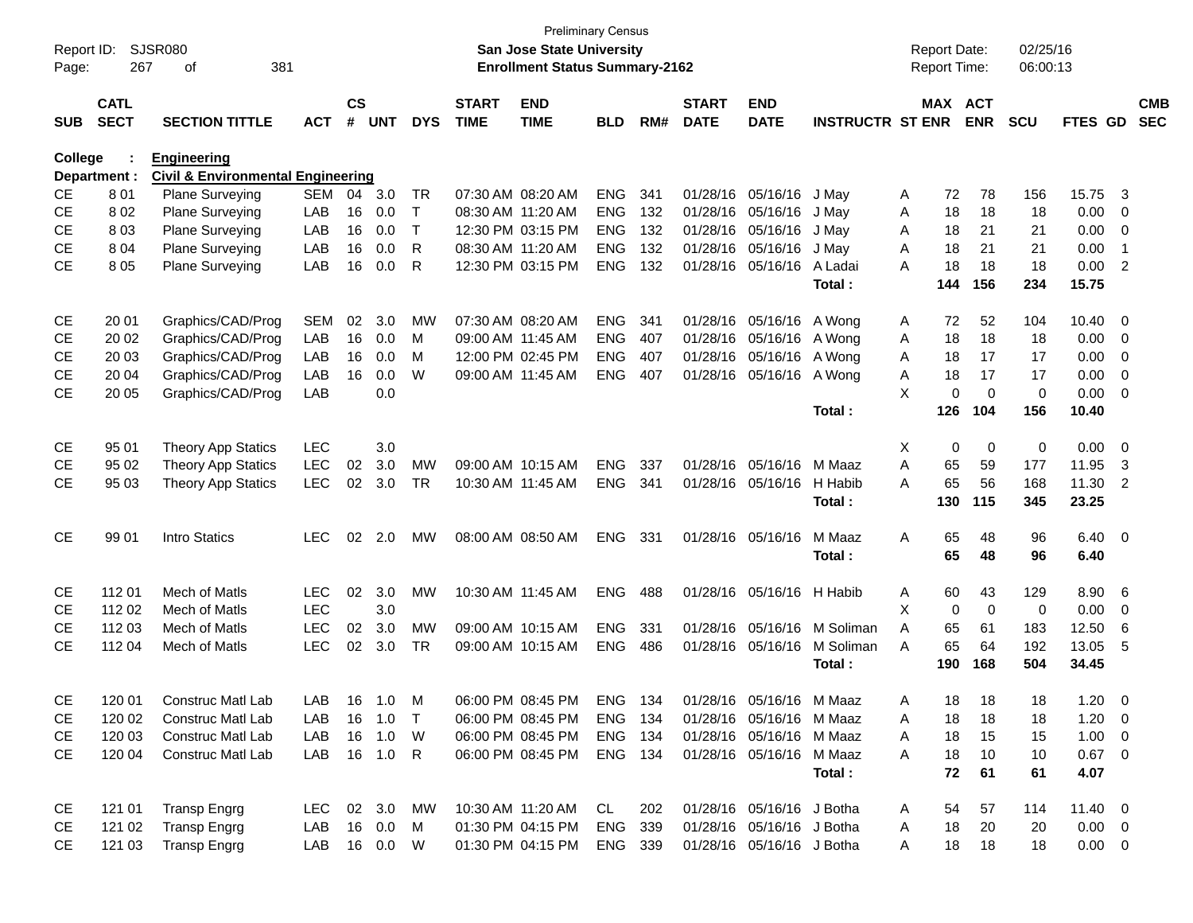Preliminary Census

Report ID: SJSR080 | **San Jose State University** | Report Date: 02/25/16
Page: 267 of 381 | **Enrollment Status Summary-2162** | Report Time: 06:00:13

**College : Engineering**
**Department : Civil & Environmental Engineering**

| SUB | CATL SECT | SECTION TITTLE | ACT | CS # | UNT | DYS | START TIME | END TIME | BLD | RM# | START DATE | END DATE | INSTRUCTR | ST | MAX ENR | ACT ENR | SCU | FTES | GD | CMB SEC |
|---|---|---|---|---|---|---|---|---|---|---|---|---|---|---|---|---|---|---|---|---|
| CE | 8 01 | Plane Surveying | SEM | 04 | 3.0 | TR | 07:30 AM | 08:20 AM | ENG | 341 | 01/28/16 | 05/16/16 | J May | A | 72 | 78 | 156 | 15.75 | 3 | |
| CE | 8 02 | Plane Surveying | LAB | 16 | 0.0 | T | 08:30 AM | 11:20 AM | ENG | 132 | 01/28/16 | 05/16/16 | J May | A | 18 | 18 | 18 | 0.00 | 0 | |
| CE | 8 03 | Plane Surveying | LAB | 16 | 0.0 | T | 12:30 PM | 03:15 PM | ENG | 132 | 01/28/16 | 05/16/16 | J May | A | 18 | 21 | 21 | 0.00 | 0 | |
| CE | 8 04 | Plane Surveying | LAB | 16 | 0.0 | R | 08:30 AM | 11:20 AM | ENG | 132 | 01/28/16 | 05/16/16 | J May | A | 18 | 21 | 21 | 0.00 | 1 | |
| CE | 8 05 | Plane Surveying | LAB | 16 | 0.0 | R | 12:30 PM | 03:15 PM | ENG | 132 | 01/28/16 | 05/16/16 | A Ladai | A | 18 | 18 | 18 | 0.00 | 2 | |
| | | | | | | | | | | | | | **Total :** | | **144** | **156** | **234** | **15.75** | | |
| CE | 20 01 | Graphics/CAD/Prog | SEM | 02 | 3.0 | MW | 07:30 AM | 08:20 AM | ENG | 341 | 01/28/16 | 05/16/16 | A Wong | A | 72 | 52 | 104 | 10.40 | 0 | |
| CE | 20 02 | Graphics/CAD/Prog | LAB | 16 | 0.0 | M | 09:00 AM | 11:45 AM | ENG | 407 | 01/28/16 | 05/16/16 | A Wong | A | 18 | 18 | 18 | 0.00 | 0 | |
| CE | 20 03 | Graphics/CAD/Prog | LAB | 16 | 0.0 | M | 12:00 PM | 02:45 PM | ENG | 407 | 01/28/16 | 05/16/16 | A Wong | A | 18 | 17 | 17 | 0.00 | 0 | |
| CE | 20 04 | Graphics/CAD/Prog | LAB | 16 | 0.0 | W | 09:00 AM | 11:45 AM | ENG | 407 | 01/28/16 | 05/16/16 | A Wong | A | 18 | 17 | 17 | 0.00 | 0 | |
| CE | 20 05 | Graphics/CAD/Prog | LAB | | 0.0 | | | | | | | | | X | 0 | 0 | 0 | 0.00 | 0 | |
| | | | | | | | | | | | | | **Total :** | | **126** | **104** | **156** | **10.40** | | |
| CE | 95 01 | Theory App Statics | LEC | | 3.0 | | | | | | | | | X | 0 | 0 | 0 | 0.00 | 0 | |
| CE | 95 02 | Theory App Statics | LEC | 02 | 3.0 | MW | 09:00 AM | 10:15 AM | ENG | 337 | 01/28/16 | 05/16/16 | M Maaz | A | 65 | 59 | 177 | 11.95 | 3 | |
| CE | 95 03 | Theory App Statics | LEC | 02 | 3.0 | TR | 10:30 AM | 11:45 AM | ENG | 341 | 01/28/16 | 05/16/16 | H Habib | A | 65 | 56 | 168 | 11.30 | 2 | |
| | | | | | | | | | | | | | **Total :** | | **130** | **115** | **345** | **23.25** | | |
| CE | 99 01 | Intro Statics | LEC | 02 | 2.0 | MW | 08:00 AM | 08:50 AM | ENG | 331 | 01/28/16 | 05/16/16 | M Maaz | A | 65 | 48 | 96 | 6.40 | 0 | |
| | | | | | | | | | | | | | **Total :** | | **65** | **48** | **96** | **6.40** | | |
| CE | 112 01 | Mech of Matls | LEC | 02 | 3.0 | MW | 10:30 AM | 11:45 AM | ENG | 488 | 01/28/16 | 05/16/16 | H Habib | A | 60 | 43 | 129 | 8.90 | 6 | |
| CE | 112 02 | Mech of Matls | LEC | | 3.0 | | | | | | | | | X | 0 | 0 | 0 | 0.00 | 0 | |
| CE | 112 03 | Mech of Matls | LEC | 02 | 3.0 | MW | 09:00 AM | 10:15 AM | ENG | 331 | 01/28/16 | 05/16/16 | M Soliman | A | 65 | 61 | 183 | 12.50 | 6 | |
| CE | 112 04 | Mech of Matls | LEC | 02 | 3.0 | TR | 09:00 AM | 10:15 AM | ENG | 486 | 01/28/16 | 05/16/16 | M Soliman | A | 65 | 64 | 192 | 13.05 | 5 | |
| | | | | | | | | | | | | | **Total :** | | **190** | **168** | **504** | **34.45** | | |
| CE | 120 01 | Construc Matl Lab | LAB | 16 | 1.0 | M | 06:00 PM | 08:45 PM | ENG | 134 | 01/28/16 | 05/16/16 | M Maaz | A | 18 | 18 | 18 | 1.20 | 0 | |
| CE | 120 02 | Construc Matl Lab | LAB | 16 | 1.0 | T | 06:00 PM | 08:45 PM | ENG | 134 | 01/28/16 | 05/16/16 | M Maaz | A | 18 | 18 | 18 | 1.20 | 0 | |
| CE | 120 03 | Construc Matl Lab | LAB | 16 | 1.0 | W | 06:00 PM | 08:45 PM | ENG | 134 | 01/28/16 | 05/16/16 | M Maaz | A | 18 | 15 | 15 | 1.00 | 0 | |
| CE | 120 04 | Construc Matl Lab | LAB | 16 | 1.0 | R | 06:00 PM | 08:45 PM | ENG | 134 | 01/28/16 | 05/16/16 | M Maaz | A | 18 | 10 | 10 | 0.67 | 0 | |
| | | | | | | | | | | | | | **Total :** | | **72** | **61** | **61** | **4.07** | | |
| CE | 121 01 | Transp Engrg | LEC | 02 | 3.0 | MW | 10:30 AM | 11:20 AM | CL | 202 | 01/28/16 | 05/16/16 | J Botha | A | 54 | 57 | 114 | 11.40 | 0 | |
| CE | 121 02 | Transp Engrg | LAB | 16 | 0.0 | M | 01:30 PM | 04:15 PM | ENG | 339 | 01/28/16 | 05/16/16 | J Botha | A | 18 | 20 | 20 | 0.00 | 0 | |
| CE | 121 03 | Transp Engrg | LAB | 16 | 0.0 | W | 01:30 PM | 04:15 PM | ENG | 339 | 01/28/16 | 05/16/16 | J Botha | A | 18 | 18 | 18 | 0.00 | 0 | |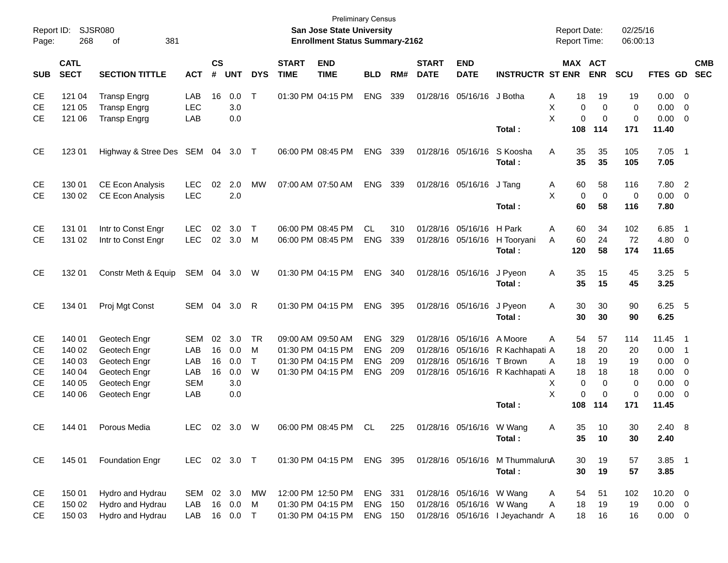Preliminary Census

**San Jose State University**

**Enrollment Status Summary-2162**

Report ID: SJSR080
Report Date: 02/25/16
Report Time: 06:00:13

| SUB | CATL SECT | SECTION TITTLE | ACT | CS # | UNT | DYS | START TIME | END TIME | BLD | RM# | START DATE | END DATE | INSTRUCTR | ST | MAX ENR | ACT ENR | SCU | FTES | GD | CMB SEC |
|---|---|---|---|---|---|---|---|---|---|---|---|---|---|---|---|---|---|---|---|---|
| CE | 121 04 | Transp Engrg | LAB | 16 | 0.0 | T | 01:30 PM | 04:15 PM | ENG | 339 | 01/28/16 | 05/16/16 | J Botha | A | 18 | 19 | 19 | 0.00 | 0 | |
| CE | 121 05 | Transp Engrg | LEC | | 3.0 | | | | | | | | | X | 0 | 0 | 0 | 0.00 | 0 | |
| CE | 121 06 | Transp Engrg | LAB | | 0.0 | | | | | | | | | X | 0 | 0 | 0 | 0.00 | 0 | |
| | | | | | | | | | | | | | **Total :** | | **108** | **114** | **171** | **11.40** | | |
| CE | 123 01 | Highway & Stree Des | SEM | 04 | 3.0 | T | 06:00 PM | 08:45 PM | ENG | 339 | 01/28/16 | 05/16/16 | S Koosha | A | 35 | 35 | 105 | 7.05 | 1 | |
| | | | | | | | | | | | | | **Total :** | | **35** | **35** | **105** | **7.05** | | |
| CE | 130 01 | CE Econ Analysis | LEC | 02 | 2.0 | MW | 07:00 AM | 07:50 AM | ENG | 339 | 01/28/16 | 05/16/16 | J Tang | A | 60 | 58 | 116 | 7.80 | 2 | |
| CE | 130 02 | CE Econ Analysis | LEC | | 2.0 | | | | | | | | | X | 0 | 0 | 0 | 0.00 | 0 | |
| | | | | | | | | | | | | | **Total :** | | **60** | **58** | **116** | **7.80** | | |
| CE | 131 01 | Intr to Const Engr | LEC | 02 | 3.0 | T | 06:00 PM | 08:45 PM | CL | 310 | 01/28/16 | 05/16/16 | H Park | A | 60 | 34 | 102 | 6.85 | 1 | |
| CE | 131 02 | Intr to Const Engr | LEC | 02 | 3.0 | M | 06:00 PM | 08:45 PM | ENG | 339 | 01/28/16 | 05/16/16 | H Tooryani | A | 60 | 24 | 72 | 4.80 | 0 | |
| | | | | | | | | | | | | | **Total :** | | **120** | **58** | **174** | **11.65** | | |
| CE | 132 01 | Constr Meth & Equip | SEM | 04 | 3.0 | W | 01:30 PM | 04:15 PM | ENG | 340 | 01/28/16 | 05/16/16 | J Pyeon | A | 35 | 15 | 45 | 3.25 | 5 | |
| | | | | | | | | | | | | | **Total :** | | **35** | **15** | **45** | **3.25** | | |
| CE | 134 01 | Proj Mgt Const | SEM | 04 | 3.0 | R | 01:30 PM | 04:15 PM | ENG | 395 | 01/28/16 | 05/16/16 | J Pyeon | A | 30 | 30 | 90 | 6.25 | 5 | |
| | | | | | | | | | | | | | **Total :** | | **30** | **30** | **90** | **6.25** | | |
| CE | 140 01 | Geotech Engr | SEM | 02 | 3.0 | TR | 09:00 AM | 09:50 AM | ENG | 329 | 01/28/16 | 05/16/16 | A Moore | A | 54 | 57 | 114 | 11.45 | 1 | |
| CE | 140 02 | Geotech Engr | LAB | 16 | 0.0 | M | 01:30 PM | 04:15 PM | ENG | 209 | 01/28/16 | 05/16/16 | R Kachhapati | A | 18 | 20 | 20 | 0.00 | 1 | |
| CE | 140 03 | Geotech Engr | LAB | 16 | 0.0 | T | 01:30 PM | 04:15 PM | ENG | 209 | 01/28/16 | 05/16/16 | T Brown | A | 18 | 19 | 19 | 0.00 | 0 | |
| CE | 140 04 | Geotech Engr | LAB | 16 | 0.0 | W | 01:30 PM | 04:15 PM | ENG | 209 | 01/28/16 | 05/16/16 | R Kachhapati | A | 18 | 18 | 18 | 0.00 | 0 | |
| CE | 140 05 | Geotech Engr | SEM | | 3.0 | | | | | | | | | X | 0 | 0 | 0 | 0.00 | 0 | |
| CE | 140 06 | Geotech Engr | LAB | | 0.0 | | | | | | | | | X | 0 | 0 | 0 | 0.00 | 0 | |
| | | | | | | | | | | | | | **Total :** | | **108** | **114** | **171** | **11.45** | | |
| CE | 144 01 | Porous Media | LEC | 02 | 3.0 | W | 06:00 PM | 08:45 PM | CL | 225 | 01/28/16 | 05/16/16 | W Wang | A | 35 | 10 | 30 | 2.40 | 8 | |
| | | | | | | | | | | | | | **Total :** | | **35** | **10** | **30** | **2.40** | | |
| CE | 145 01 | Foundation Engr | LEC | 02 | 3.0 | T | 01:30 PM | 04:15 PM | ENG | 395 | 01/28/16 | 05/16/16 | M Thummaluru | A | 30 | 19 | 57 | 3.85 | 1 | |
| | | | | | | | | | | | | | **Total :** | | **30** | **19** | **57** | **3.85** | | |
| CE | 150 01 | Hydro and Hydrau | SEM | 02 | 3.0 | MW | 12:00 PM | 12:50 PM | ENG | 331 | 01/28/16 | 05/16/16 | W Wang | A | 54 | 51 | 102 | 10.20 | 0 | |
| CE | 150 02 | Hydro and Hydrau | LAB | 16 | 0.0 | M | 01:30 PM | 04:15 PM | ENG | 150 | 01/28/16 | 05/16/16 | W Wang | A | 18 | 19 | 19 | 0.00 | 0 | |
| CE | 150 03 | Hydro and Hydrau | LAB | 16 | 0.0 | T | 01:30 PM | 04:15 PM | ENG | 150 | 01/28/16 | 05/16/16 | I Jeyachandr | A | 18 | 16 | 16 | 0.00 | 0 | |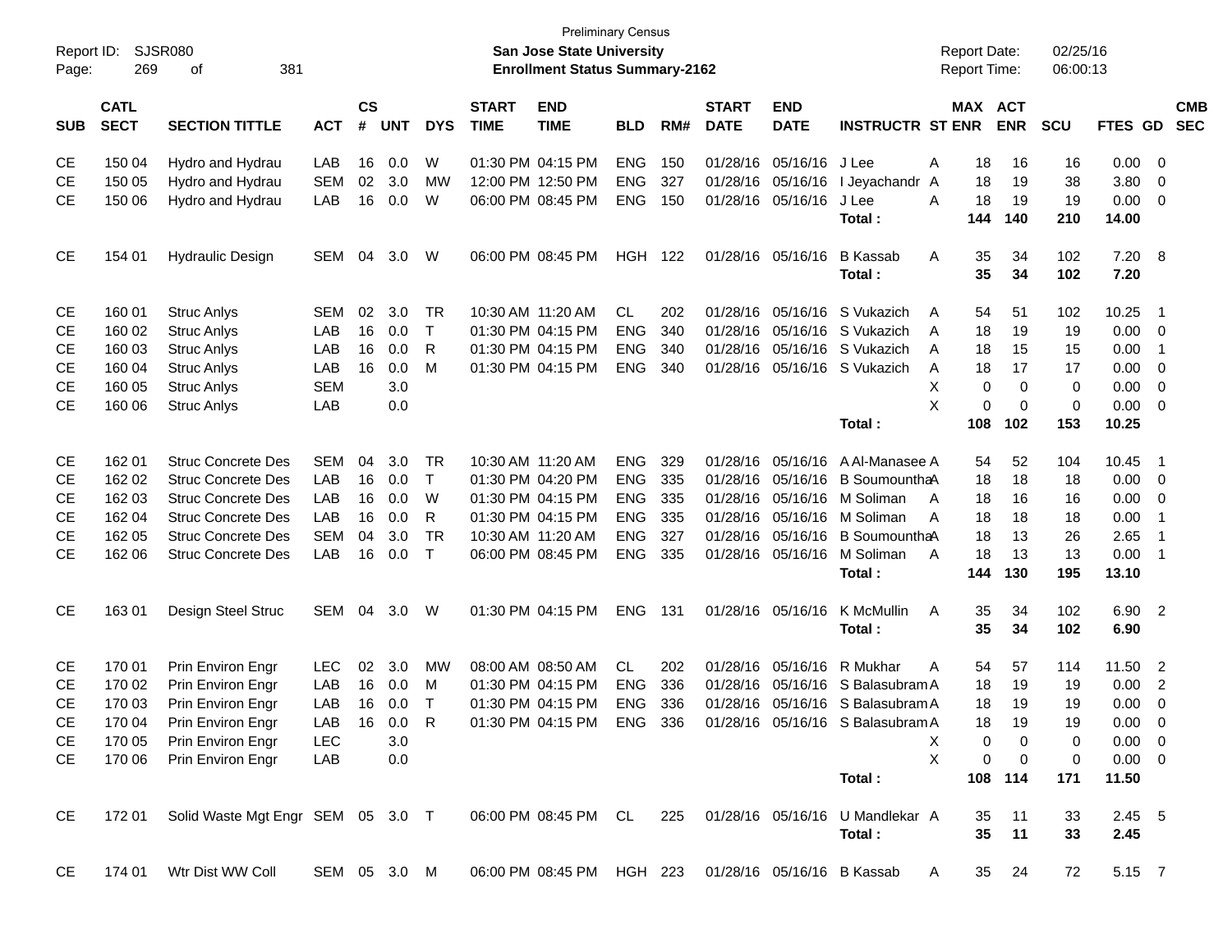Preliminary Census

Report ID: SJSR080 | San Jose State University | Report Date: 02/25/16

Page: 269 of 381 | Enrollment Status Summary-2162 | Report Time: 06:00:13

| SUB | CATL SECT | SECTION TITTLE | ACT | CS # | UNT | DYS | START TIME | END TIME | BLD | RM# | START DATE | END DATE | INSTRUCTR | ST | MAX ENR | ACT ENR | SCU | FTES | GD | CMB SEC |
|---|---|---|---|---|---|---|---|---|---|---|---|---|---|---|---|---|---|---|---|---|
| CE | 150 04 | Hydro and Hydrau | LAB | 16 | 0.0 | W | 01:30 PM | 04:15 PM | ENG | 150 | 01/28/16 | 05/16/16 | J Lee | A | 18 | 16 | 16 | 0.00 | 0 | |
| CE | 150 05 | Hydro and Hydrau | SEM | 02 | 3.0 | MW | 12:00 PM | 12:50 PM | ENG | 327 | 01/28/16 | 05/16/16 | I Jeyachandr | A | 18 | 19 | 38 | 3.80 | 0 | |
| CE | 150 06 | Hydro and Hydrau | LAB | 16 | 0.0 | W | 06:00 PM | 08:45 PM | ENG | 150 | 01/28/16 | 05/16/16 | J Lee | A | 18 | 19 | 19 | 0.00 | 0 | |
| | | | | | | | | | | | | | **Total :** | | **144** | **140** | **210** | **14.00** | | |
| CE | 154 01 | Hydraulic Design | SEM | 04 | 3.0 | W | 06:00 PM | 08:45 PM | HGH | 122 | 01/28/16 | 05/16/16 | B Kassab | A | 35 | 34 | 102 | 7.20 | 8 | |
| | | | | | | | | | | | | | **Total :** | | **35** | **34** | **102** | **7.20** | | |
| CE | 160 01 | Struc Anlys | SEM | 02 | 3.0 | TR | 10:30 AM | 11:20 AM | CL | 202 | 01/28/16 | 05/16/16 | S Vukazich | A | 54 | 51 | 102 | 10.25 | 1 | |
| CE | 160 02 | Struc Anlys | LAB | 16 | 0.0 | T | 01:30 PM | 04:15 PM | ENG | 340 | 01/28/16 | 05/16/16 | S Vukazich | A | 18 | 19 | 19 | 0.00 | 0 | |
| CE | 160 03 | Struc Anlys | LAB | 16 | 0.0 | R | 01:30 PM | 04:15 PM | ENG | 340 | 01/28/16 | 05/16/16 | S Vukazich | A | 18 | 15 | 15 | 0.00 | 1 | |
| CE | 160 04 | Struc Anlys | LAB | 16 | 0.0 | M | 01:30 PM | 04:15 PM | ENG | 340 | 01/28/16 | 05/16/16 | S Vukazich | A | 18 | 17 | 17 | 0.00 | 0 | |
| CE | 160 05 | Struc Anlys | SEM | | 3.0 | | | | | | | | | X | 0 | 0 | 0 | 0.00 | 0 | |
| CE | 160 06 | Struc Anlys | LAB | | 0.0 | | | | | | | | | X | 0 | 0 | 0 | 0.00 | 0 | |
| | | | | | | | | | | | | | **Total :** | | **108** | **102** | **153** | **10.25** | | |
| CE | 162 01 | Struc Concrete Des | SEM | 04 | 3.0 | TR | 10:30 AM | 11:20 AM | ENG | 329 | 01/28/16 | 05/16/16 | A Al-Manasee | A | 54 | 52 | 104 | 10.45 | 1 | |
| CE | 162 02 | Struc Concrete Des | LAB | 16 | 0.0 | T | 01:30 PM | 04:20 PM | ENG | 335 | 01/28/16 | 05/16/16 | B Soumountha | A | 18 | 18 | 18 | 0.00 | 0 | |
| CE | 162 03 | Struc Concrete Des | LAB | 16 | 0.0 | W | 01:30 PM | 04:15 PM | ENG | 335 | 01/28/16 | 05/16/16 | M Soliman | A | 18 | 16 | 16 | 0.00 | 0 | |
| CE | 162 04 | Struc Concrete Des | LAB | 16 | 0.0 | R | 01:30 PM | 04:15 PM | ENG | 335 | 01/28/16 | 05/16/16 | M Soliman | A | 18 | 18 | 18 | 0.00 | 1 | |
| CE | 162 05 | Struc Concrete Des | SEM | 04 | 3.0 | TR | 10:30 AM | 11:20 AM | ENG | 327 | 01/28/16 | 05/16/16 | B Soumountha | A | 18 | 13 | 26 | 2.65 | 1 | |
| CE | 162 06 | Struc Concrete Des | LAB | 16 | 0.0 | T | 06:00 PM | 08:45 PM | ENG | 335 | 01/28/16 | 05/16/16 | M Soliman | A | 18 | 13 | 13 | 0.00 | 1 | |
| | | | | | | | | | | | | | **Total :** | | **144** | **130** | **195** | **13.10** | | |
| CE | 163 01 | Design Steel Struc | SEM | 04 | 3.0 | W | 01:30 PM | 04:15 PM | ENG | 131 | 01/28/16 | 05/16/16 | K McMullin | A | 35 | 34 | 102 | 6.90 | 2 | |
| | | | | | | | | | | | | | **Total :** | | **35** | **34** | **102** | **6.90** | | |
| CE | 170 01 | Prin Environ Engr | LEC | 02 | 3.0 | MW | 08:00 AM | 08:50 AM | CL | 202 | 01/28/16 | 05/16/16 | R Mukhar | A | 54 | 57 | 114 | 11.50 | 2 | |
| CE | 170 02 | Prin Environ Engr | LAB | 16 | 0.0 | M | 01:30 PM | 04:15 PM | ENG | 336 | 01/28/16 | 05/16/16 | S Balasubram | A | 18 | 19 | 19 | 0.00 | 2 | |
| CE | 170 03 | Prin Environ Engr | LAB | 16 | 0.0 | T | 01:30 PM | 04:15 PM | ENG | 336 | 01/28/16 | 05/16/16 | S Balasubram | A | 18 | 19 | 19 | 0.00 | 0 | |
| CE | 170 04 | Prin Environ Engr | LAB | 16 | 0.0 | R | 01:30 PM | 04:15 PM | ENG | 336 | 01/28/16 | 05/16/16 | S Balasubram | A | 18 | 19 | 19 | 0.00 | 0 | |
| CE | 170 05 | Prin Environ Engr | LEC | | 3.0 | | | | | | | | | X | 0 | 0 | 0 | 0.00 | 0 | |
| CE | 170 06 | Prin Environ Engr | LAB | | 0.0 | | | | | | | | | X | 0 | 0 | 0 | 0.00 | 0 | |
| | | | | | | | | | | | | | **Total :** | | **108** | **114** | **171** | **11.50** | | |
| CE | 172 01 | Solid Waste Mgt Engr | SEM | 05 | 3.0 | T | 06:00 PM | 08:45 PM | CL | 225 | 01/28/16 | 05/16/16 | U Mandlekar | A | 35 | 11 | 33 | 2.45 | 5 | |
| | | | | | | | | | | | | | **Total :** | | **35** | **11** | **33** | **2.45** | | |
| CE | 174 01 | Wtr Dist WW Coll | SEM | 05 | 3.0 | M | 06:00 PM | 08:45 PM | HGH | 223 | 01/28/16 | 05/16/16 | B Kassab | A | 35 | 24 | 72 | 5.15 | 7 | |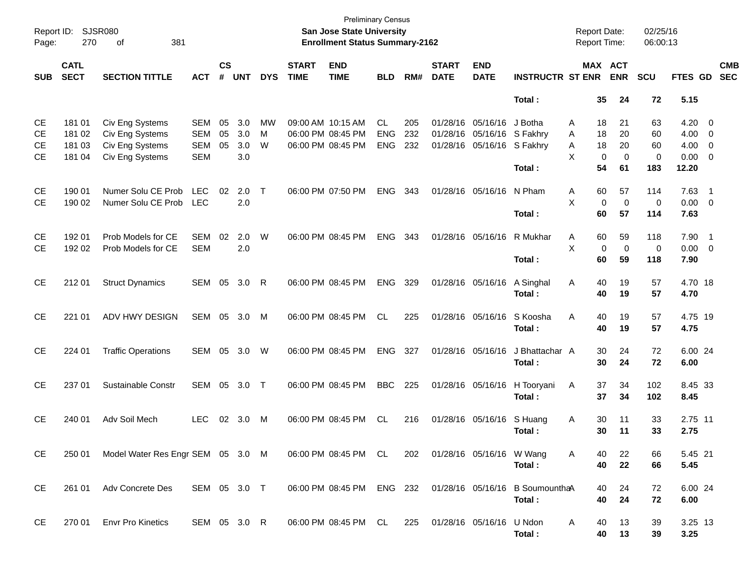Preliminary Census

**San Jose State University**

**Enrollment Status Summary-2162**

Report ID: SJSR080
Report Date: 02/25/16
Report Time: 06:00:13

| SUB | CATL SECT | SECTION TITTLE | ACT | CS # | UNT | DYS | START TIME | END TIME | BLD | RM# | START DATE | END DATE | INSTRUCTR | ST | MAX ENR | ACT ENR | SCU | FTES | GD | CMB SEC |
|---|---|---|---|---|---|---|---|---|---|---|---|---|---|---|---|---|---|---|---|---|
| | | | | | | | | | | | | | **Total :** | | **35** | **24** | **72** | **5.15** | | |
| CE | 181 01 | Civ Eng Systems | SEM | 05 | 3.0 | MW | 09:00 AM | 10:15 AM | CL | 205 | 01/28/16 | 05/16/16 | J Botha | A | 18 | 21 | 63 | 4.20 | 0 | |
| CE | 181 02 | Civ Eng Systems | SEM | 05 | 3.0 | M | 06:00 PM | 08:45 PM | ENG | 232 | 01/28/16 | 05/16/16 | S Fakhry | A | 18 | 20 | 60 | 4.00 | 0 | |
| CE | 181 03 | Civ Eng Systems | SEM | 05 | 3.0 | W | 06:00 PM | 08:45 PM | ENG | 232 | 01/28/16 | 05/16/16 | S Fakhry | A | 18 | 20 | 60 | 4.00 | 0 | |
| CE | 181 04 | Civ Eng Systems | SEM | | 3.0 | | | | | | | | | X | 0 | 0 | 0 | 0.00 | 0 | |
| | | | | | | | | | | | | | **Total :** | | **54** | **61** | **183** | **12.20** | | |
| CE | 190 01 | Numer Solu CE Prob | LEC | 02 | 2.0 | T | 06:00 PM | 07:50 PM | ENG | 343 | 01/28/16 | 05/16/16 | N Pham | A | 60 | 57 | 114 | 7.63 | 1 | |
| CE | 190 02 | Numer Solu CE Prob | LEC | | 2.0 | | | | | | | | | X | 0 | 0 | 0 | 0.00 | 0 | |
| | | | | | | | | | | | | | **Total :** | | **60** | **57** | **114** | **7.63** | | |
| CE | 192 01 | Prob Models for CE | SEM | 02 | 2.0 | W | 06:00 PM | 08:45 PM | ENG | 343 | 01/28/16 | 05/16/16 | R Mukhar | A | 60 | 59 | 118 | 7.90 | 1 | |
| CE | 192 02 | Prob Models for CE | SEM | | 2.0 | | | | | | | | | X | 0 | 0 | 0 | 0.00 | 0 | |
| | | | | | | | | | | | | | **Total :** | | **60** | **59** | **118** | **7.90** | | |
| CE | 212 01 | Struct Dynamics | SEM | 05 | 3.0 | R | 06:00 PM | 08:45 PM | ENG | 329 | 01/28/16 | 05/16/16 | A Singhal | A | 40 | 19 | 57 | 4.70 | 18 | |
| | | | | | | | | | | | | | **Total :** | | **40** | **19** | **57** | **4.70** | | |
| CE | 221 01 | ADV HWY DESIGN | SEM | 05 | 3.0 | M | 06:00 PM | 08:45 PM | CL | 225 | 01/28/16 | 05/16/16 | S Koosha | A | 40 | 19 | 57 | 4.75 | 19 | |
| | | | | | | | | | | | | | **Total :** | | **40** | **19** | **57** | **4.75** | | |
| CE | 224 01 | Traffic Operations | SEM | 05 | 3.0 | W | 06:00 PM | 08:45 PM | ENG | 327 | 01/28/16 | 05/16/16 | J Bhattachar | A | 30 | 24 | 72 | 6.00 | 24 | |
| | | | | | | | | | | | | | **Total :** | | **30** | **24** | **72** | **6.00** | | |
| CE | 237 01 | Sustainable Constr | SEM | 05 | 3.0 | T | 06:00 PM | 08:45 PM | BBC | 225 | 01/28/16 | 05/16/16 | H Tooryani | A | 37 | 34 | 102 | 8.45 | 33 | |
| | | | | | | | | | | | | | **Total :** | | **37** | **34** | **102** | **8.45** | | |
| CE | 240 01 | Adv Soil Mech | LEC | 02 | 3.0 | M | 06:00 PM | 08:45 PM | CL | 216 | 01/28/16 | 05/16/16 | S Huang | A | 30 | 11 | 33 | 2.75 | 11 | |
| | | | | | | | | | | | | | **Total :** | | **30** | **11** | **33** | **2.75** | | |
| CE | 250 01 | Model Water Res Engr | SEM | 05 | 3.0 | M | 06:00 PM | 08:45 PM | CL | 202 | 01/28/16 | 05/16/16 | W Wang | A | 40 | 22 | 66 | 5.45 | 21 | |
| | | | | | | | | | | | | | **Total :** | | **40** | **22** | **66** | **5.45** | | |
| CE | 261 01 | Adv Concrete Des | SEM | 05 | 3.0 | T | 06:00 PM | 08:45 PM | ENG | 232 | 01/28/16 | 05/16/16 | B Soumountha | A | 40 | 24 | 72 | 6.00 | 24 | |
| | | | | | | | | | | | | | **Total :** | | **40** | **24** | **72** | **6.00** | | |
| CE | 270 01 | Envr Pro Kinetics | SEM | 05 | 3.0 | R | 06:00 PM | 08:45 PM | CL | 225 | 01/28/16 | 05/16/16 | U Ndon | A | 40 | 13 | 39 | 3.25 | 13 | |
| | | | | | | | | | | | | | **Total :** | | **40** | **13** | **39** | **3.25** | | |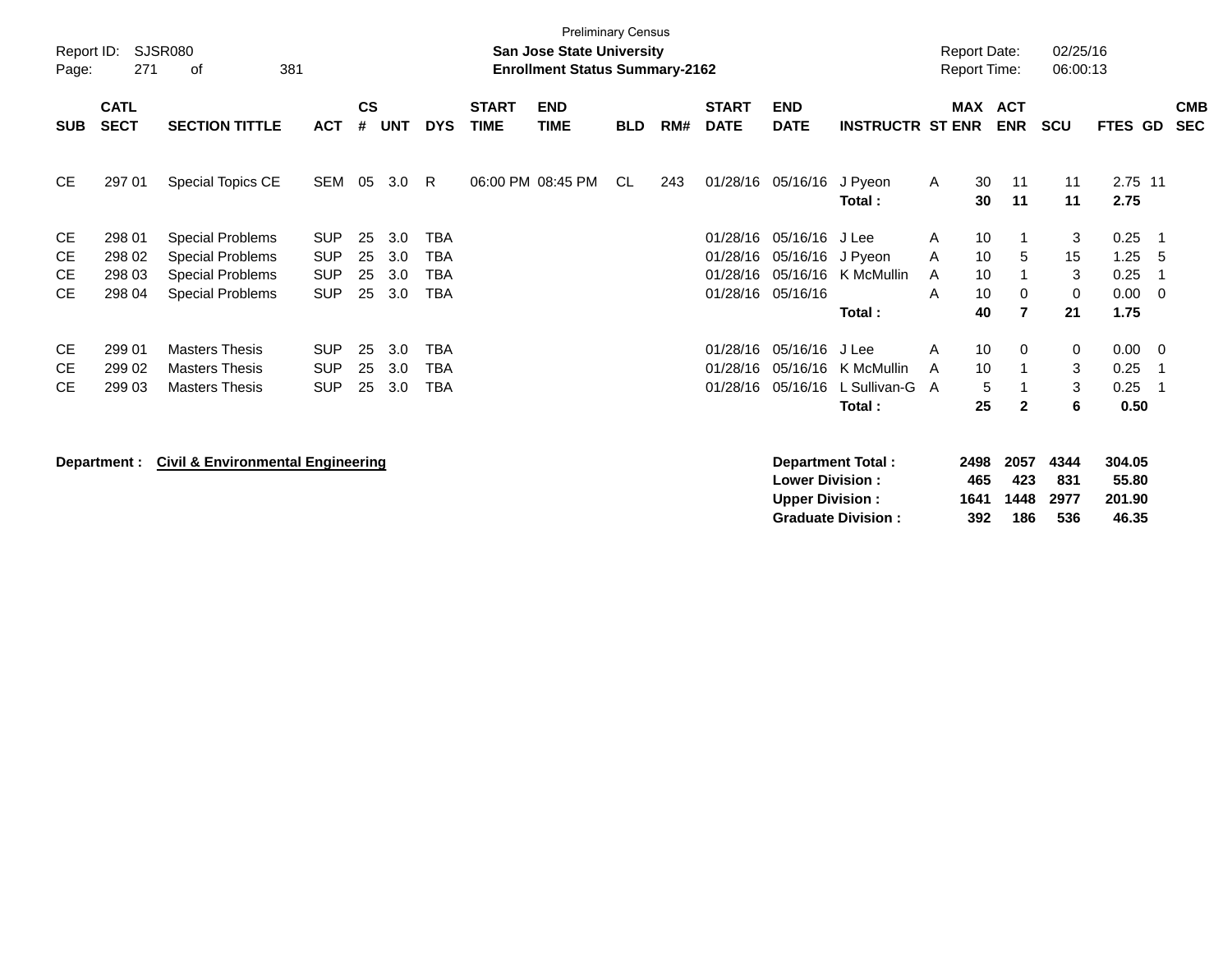Preliminary Census

Report ID: SJSR080

**San Jose State University**

**Enrollment Status Summary-2162**

Report Date: 02/25/16
Report Time: 06:00:13

| SUB | CATL SECT | SECTION TITTLE | ACT | CS # | UNT | DYS | START TIME | END TIME | BLD | RM# | START DATE | END DATE | INSTRUCTR | ST | MAX ENR | ACT ENR | SCU | FTES | GD | CMB SEC |
|---|---|---|---|---|---|---|---|---|---|---|---|---|---|---|---|---|---|---|---|---|
| CE | 297 01 | Special Topics CE | SEM | 05 | 3.0 | R | 06:00 PM | 08:45 PM | CL | 243 | 01/28/16 | 05/16/16 | J Pyeon | A | 30 | 11 | 11 | 2.75 | 11 | |
| | | | | | | | | | | | | | **Total :** | | **30** | **11** | **11** | **2.75** | | |
| CE | 298 01 | Special Problems | SUP | 25 | 3.0 | TBA | | | | | 01/28/16 | 05/16/16 | J Lee | A | 10 | 1 | 3 | 0.25 | 1 | |
| CE | 298 02 | Special Problems | SUP | 25 | 3.0 | TBA | | | | | 01/28/16 | 05/16/16 | J Pyeon | A | 10 | 5 | 15 | 1.25 | 5 | |
| CE | 298 03 | Special Problems | SUP | 25 | 3.0 | TBA | | | | | 01/28/16 | 05/16/16 | K McMullin | A | 10 | 1 | 3 | 0.25 | 1 | |
| CE | 298 04 | Special Problems | SUP | 25 | 3.0 | TBA | | | | | 01/28/16 | 05/16/16 | | A | 10 | 0 | 0 | 0.00 | 0 | |
| | | | | | | | | | | | | | **Total :** | | **40** | **7** | **21** | **1.75** | | |
| CE | 299 01 | Masters Thesis | SUP | 25 | 3.0 | TBA | | | | | 01/28/16 | 05/16/16 | J Lee | A | 10 | 0 | 0 | 0.00 | 0 | |
| CE | 299 02 | Masters Thesis | SUP | 25 | 3.0 | TBA | | | | | 01/28/16 | 05/16/16 | K McMullin | A | 10 | 1 | 3 | 0.25 | 1 | |
| CE | 299 03 | Masters Thesis | SUP | 25 | 3.0 | TBA | | | | | 01/28/16 | 05/16/16 | L Sullivan-G | A | 5 | 1 | 3 | 0.25 | 1 | |
| | | | | | | | | | | | | | **Total :** | | **25** | **2** | **6** | **0.50** | | |

**Department : Civil & Environmental Engineering**

| | MAX ENR | ACT ENR | SCU | FTES |
|---|---|---|---|---|
| **Department Total :** | **2498** | **2057** | **4344** | **304.05** |
| **Lower Division :** | **465** | **423** | **831** | **55.80** |
| **Upper Division :** | **1641** | **1448** | **2977** | **201.90** |
| **Graduate Division :** | **392** | **186** | **536** | **46.35** |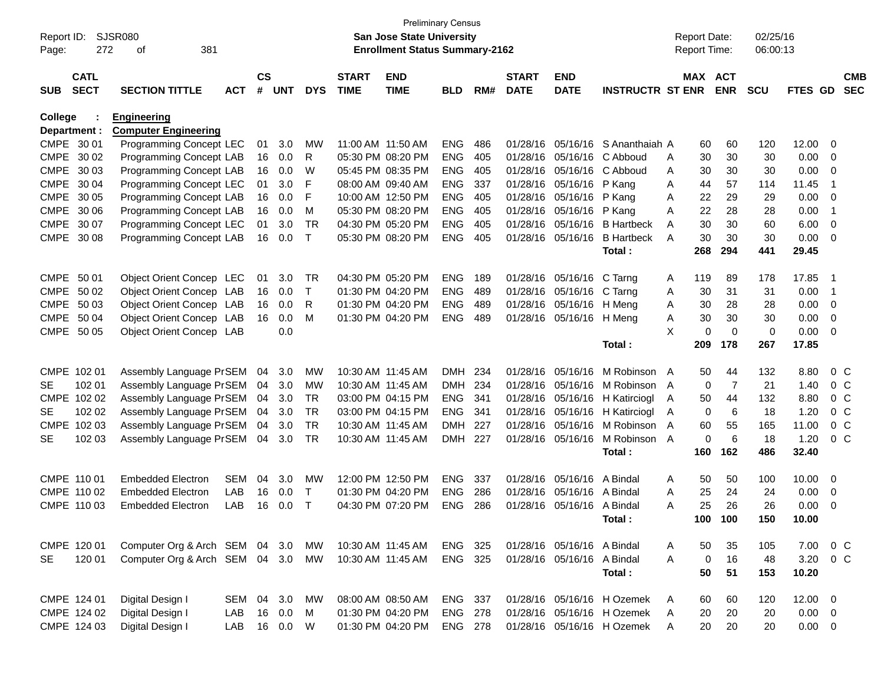Preliminary Census

Report ID: SJSR080 — **San Jose State University** — Report Date: 02/25/16

**Enrollment Status Summary-2162** — Report Time: 06:00:13

**College : Engineering**

**Department : Computer Engineering**

| SUB | CATL SECT | SECTION TITTLE | ACT | CS # | UNT | DYS | START TIME | END TIME | BLD | RM# | START DATE | END DATE | INSTRUCTR | ST | MAX ENR | ACT ENR | SCU | FTES | GD | CMB SEC |
|---|---|---|---|---|---|---|---|---|---|---|---|---|---|---|---|---|---|---|---|---|
| CMPE | 30 01 | Programming Concept | LEC | 01 | 3.0 | MW | 11:00 AM | 11:50 AM | ENG | 486 | 01/28/16 | 05/16/16 | S Ananthaiah | A | 60 | 60 | 120 | 12.00 | 0 | |
| CMPE | 30 02 | Programming Concept | LAB | 16 | 0.0 | R | 05:30 PM | 08:20 PM | ENG | 405 | 01/28/16 | 05/16/16 | C Abboud | A | 30 | 30 | 30 | 0.00 | 0 | |
| CMPE | 30 03 | Programming Concept | LAB | 16 | 0.0 | W | 05:45 PM | 08:35 PM | ENG | 405 | 01/28/16 | 05/16/16 | C Abboud | A | 30 | 30 | 30 | 0.00 | 0 | |
| CMPE | 30 04 | Programming Concept | LEC | 01 | 3.0 | F | 08:00 AM | 09:40 AM | ENG | 337 | 01/28/16 | 05/16/16 | P Kang | A | 44 | 57 | 114 | 11.45 | 1 | |
| CMPE | 30 05 | Programming Concept | LAB | 16 | 0.0 | F | 10:00 AM | 12:50 PM | ENG | 405 | 01/28/16 | 05/16/16 | P Kang | A | 22 | 29 | 29 | 0.00 | 0 | |
| CMPE | 30 06 | Programming Concept | LAB | 16 | 0.0 | M | 05:30 PM | 08:20 PM | ENG | 405 | 01/28/16 | 05/16/16 | P Kang | A | 22 | 28 | 28 | 0.00 | 1 | |
| CMPE | 30 07 | Programming Concept | LEC | 01 | 3.0 | TR | 04:30 PM | 05:20 PM | ENG | 405 | 01/28/16 | 05/16/16 | B Hartbeck | A | 30 | 30 | 60 | 6.00 | 0 | |
| CMPE | 30 08 | Programming Concept | LAB | 16 | 0.0 | T | 05:30 PM | 08:20 PM | ENG | 405 | 01/28/16 | 05/16/16 | B Hartbeck | A | 30 | 30 | 30 | 0.00 | 0 | |
| | | | | | | | | | | | | | **Total :** | | **268** | **294** | **441** | **29.45** | | |
| CMPE | 50 01 | Object Orient Concep | LEC | 01 | 3.0 | TR | 04:30 PM | 05:20 PM | ENG | 189 | 01/28/16 | 05/16/16 | C Tarng | A | 119 | 89 | 178 | 17.85 | 1 | |
| CMPE | 50 02 | Object Orient Concep | LAB | 16 | 0.0 | T | 01:30 PM | 04:20 PM | ENG | 489 | 01/28/16 | 05/16/16 | C Tarng | A | 30 | 31 | 31 | 0.00 | 1 | |
| CMPE | 50 03 | Object Orient Concep | LAB | 16 | 0.0 | R | 01:30 PM | 04:20 PM | ENG | 489 | 01/28/16 | 05/16/16 | H Meng | A | 30 | 28 | 28 | 0.00 | 0 | |
| CMPE | 50 04 | Object Orient Concep | LAB | 16 | 0.0 | M | 01:30 PM | 04:20 PM | ENG | 489 | 01/28/16 | 05/16/16 | H Meng | A | 30 | 30 | 30 | 0.00 | 0 | |
| CMPE | 50 05 | Object Orient Concep | LAB | | 0.0 | | | | | | | | | X | 0 | 0 | 0 | 0.00 | 0 | |
| | | | | | | | | | | | | | **Total :** | | **209** | **178** | **267** | **17.85** | | |
| CMPE | 102 01 | Assembly Language Pr | SEM | 04 | 3.0 | MW | 10:30 AM | 11:45 AM | DMH | 234 | 01/28/16 | 05/16/16 | M Robinson | A | 50 | 44 | 132 | 8.80 | 0 | C |
| SE | 102 01 | Assembly Language Pr | SEM | 04 | 3.0 | MW | 10:30 AM | 11:45 AM | DMH | 234 | 01/28/16 | 05/16/16 | M Robinson | A | 0 | 7 | 21 | 1.40 | 0 | C |
| CMPE | 102 02 | Assembly Language Pr | SEM | 04 | 3.0 | TR | 03:00 PM | 04:15 PM | ENG | 341 | 01/28/16 | 05/16/16 | H Katircioglu | A | 50 | 44 | 132 | 8.80 | 0 | C |
| SE | 102 02 | Assembly Language Pr | SEM | 04 | 3.0 | TR | 03:00 PM | 04:15 PM | ENG | 341 | 01/28/16 | 05/16/16 | H Katircioglu | A | 0 | 6 | 18 | 1.20 | 0 | C |
| CMPE | 102 03 | Assembly Language Pr | SEM | 04 | 3.0 | TR | 10:30 AM | 11:45 AM | DMH | 227 | 01/28/16 | 05/16/16 | M Robinson | A | 60 | 55 | 165 | 11.00 | 0 | C |
| SE | 102 03 | Assembly Language Pr | SEM | 04 | 3.0 | TR | 10:30 AM | 11:45 AM | DMH | 227 | 01/28/16 | 05/16/16 | M Robinson | A | 0 | 6 | 18 | 1.20 | 0 | C |
| | | | | | | | | | | | | | **Total :** | | **160** | **162** | **486** | **32.40** | | |
| CMPE | 110 01 | Embedded Electron | SEM | 04 | 3.0 | MW | 12:00 PM | 12:50 PM | ENG | 337 | 01/28/16 | 05/16/16 | A Bindal | A | 50 | 50 | 100 | 10.00 | 0 | |
| CMPE | 110 02 | Embedded Electron | LAB | 16 | 0.0 | T | 01:30 PM | 04:20 PM | ENG | 286 | 01/28/16 | 05/16/16 | A Bindal | A | 25 | 24 | 24 | 0.00 | 0 | |
| CMPE | 110 03 | Embedded Electron | LAB | 16 | 0.0 | T | 04:30 PM | 07:20 PM | ENG | 286 | 01/28/16 | 05/16/16 | A Bindal | A | 25 | 26 | 26 | 0.00 | 0 | |
| | | | | | | | | | | | | | **Total :** | | **100** | **100** | **150** | **10.00** | | |
| CMPE | 120 01 | Computer Org & Arch | SEM | 04 | 3.0 | MW | 10:30 AM | 11:45 AM | ENG | 325 | 01/28/16 | 05/16/16 | A Bindal | A | 50 | 35 | 105 | 7.00 | 0 | C |
| SE | 120 01 | Computer Org & Arch | SEM | 04 | 3.0 | MW | 10:30 AM | 11:45 AM | ENG | 325 | 01/28/16 | 05/16/16 | A Bindal | A | 0 | 16 | 48 | 3.20 | 0 | C |
| | | | | | | | | | | | | | **Total :** | | **50** | **51** | **153** | **10.20** | | |
| CMPE | 124 01 | Digital Design I | SEM | 04 | 3.0 | MW | 08:00 AM | 08:50 AM | ENG | 337 | 01/28/16 | 05/16/16 | H Ozemek | A | 60 | 60 | 120 | 12.00 | 0 | |
| CMPE | 124 02 | Digital Design I | LAB | 16 | 0.0 | M | 01:30 PM | 04:20 PM | ENG | 278 | 01/28/16 | 05/16/16 | H Ozemek | A | 20 | 20 | 20 | 0.00 | 0 | |
| CMPE | 124 03 | Digital Design I | LAB | 16 | 0.0 | W | 01:30 PM | 04:20 PM | ENG | 278 | 01/28/16 | 05/16/16 | H Ozemek | A | 20 | 20 | 20 | 0.00 | 0 | |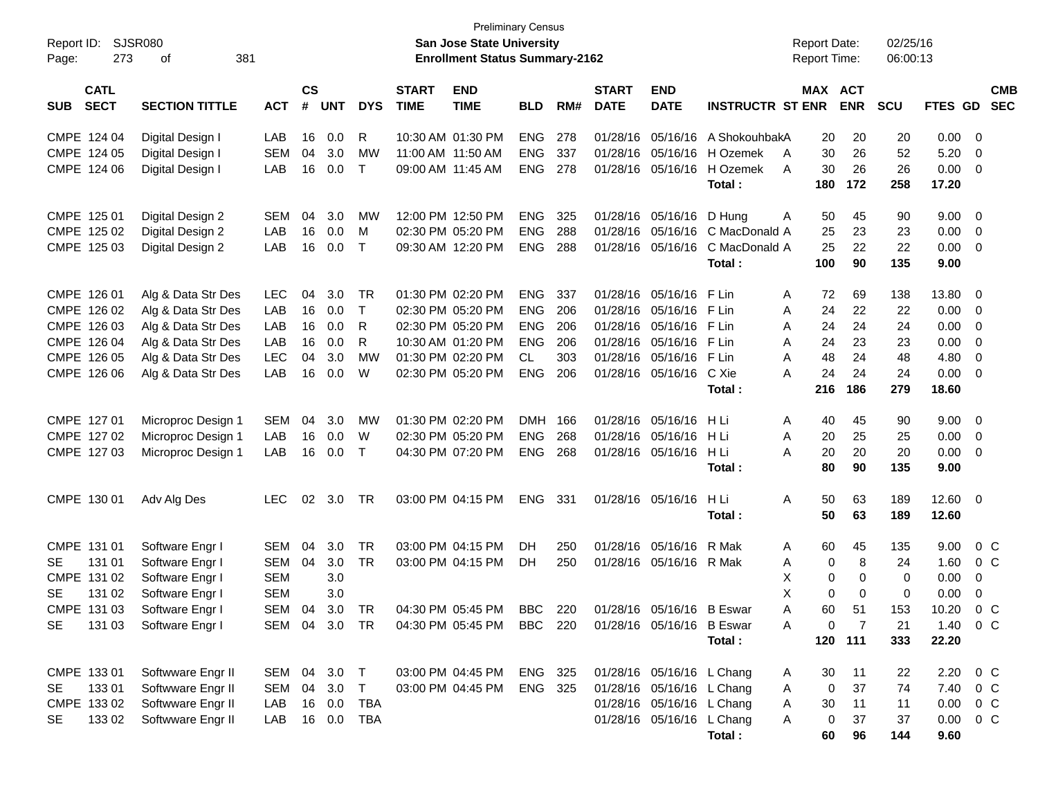Preliminary Census

**San Jose State University**

**Enrollment Status Summary-2162**

Report ID: SJSR080

Report Date: 02/25/16

Report Time: 06:00:13

| SUB | CATL SECT | SECTION TITTLE | ACT | CS # | UNT | DYS | START TIME | END TIME | BLD | RM# | START DATE | END DATE | INSTRUCTR | ST | MAX ENR | ACT ENR | SCU | FTES | GD | CMB SEC |
|---|---|---|---|---|---|---|---|---|---|---|---|---|---|---|---|---|---|---|---|---|
| CMPE | 124 04 | Digital Design I | LAB | 16 | 0.0 | R | 10:30 AM | 01:30 PM | ENG | 278 | 01/28/16 | 05/16/16 | A Shokouhbak | A | 20 | 20 | 20 | 0.00 | 0 | |
| CMPE | 124 05 | Digital Design I | SEM | 04 | 3.0 | MW | 11:00 AM | 11:50 AM | ENG | 337 | 01/28/16 | 05/16/16 | H Ozemek | A | 30 | 26 | 52 | 5.20 | 0 | |
| CMPE | 124 06 | Digital Design I | LAB | 16 | 0.0 | T | 09:00 AM | 11:45 AM | ENG | 278 | 01/28/16 | 05/16/16 | H Ozemek | A | 30 | 26 | 26 | 0.00 | 0 | |
| | | | | | | | | | | | | | **Total :** | | **180** | **172** | **258** | **17.20** | | |
| CMPE | 125 01 | Digital Design 2 | SEM | 04 | 3.0 | MW | 12:00 PM | 12:50 PM | ENG | 325 | 01/28/16 | 05/16/16 | D Hung | A | 50 | 45 | 90 | 9.00 | 0 | |
| CMPE | 125 02 | Digital Design 2 | LAB | 16 | 0.0 | M | 02:30 PM | 05:20 PM | ENG | 288 | 01/28/16 | 05/16/16 | C MacDonald | A | 25 | 23 | 23 | 0.00 | 0 | |
| CMPE | 125 03 | Digital Design 2 | LAB | 16 | 0.0 | T | 09:30 AM | 12:20 PM | ENG | 288 | 01/28/16 | 05/16/16 | C MacDonald | A | 25 | 22 | 22 | 0.00 | 0 | |
| | | | | | | | | | | | | | **Total :** | | **100** | **90** | **135** | **9.00** | | |
| CMPE | 126 01 | Alg & Data Str Des | LEC | 04 | 3.0 | TR | 01:30 PM | 02:20 PM | ENG | 337 | 01/28/16 | 05/16/16 | F Lin | A | 72 | 69 | 138 | 13.80 | 0 | |
| CMPE | 126 02 | Alg & Data Str Des | LAB | 16 | 0.0 | T | 02:30 PM | 05:20 PM | ENG | 206 | 01/28/16 | 05/16/16 | F Lin | A | 24 | 22 | 22 | 0.00 | 0 | |
| CMPE | 126 03 | Alg & Data Str Des | LAB | 16 | 0.0 | R | 02:30 PM | 05:20 PM | ENG | 206 | 01/28/16 | 05/16/16 | F Lin | A | 24 | 24 | 24 | 0.00 | 0 | |
| CMPE | 126 04 | Alg & Data Str Des | LAB | 16 | 0.0 | R | 10:30 AM | 01:20 PM | ENG | 206 | 01/28/16 | 05/16/16 | F Lin | A | 24 | 23 | 23 | 0.00 | 0 | |
| CMPE | 126 05 | Alg & Data Str Des | LEC | 04 | 3.0 | MW | 01:30 PM | 02:20 PM | CL | 303 | 01/28/16 | 05/16/16 | F Lin | A | 48 | 24 | 48 | 4.80 | 0 | |
| CMPE | 126 06 | Alg & Data Str Des | LAB | 16 | 0.0 | W | 02:30 PM | 05:20 PM | ENG | 206 | 01/28/16 | 05/16/16 | C Xie | A | 24 | 24 | 24 | 0.00 | 0 | |
| | | | | | | | | | | | | | **Total :** | | **216** | **186** | **279** | **18.60** | | |
| CMPE | 127 01 | Microproc Design 1 | SEM | 04 | 3.0 | MW | 01:30 PM | 02:20 PM | DMH | 166 | 01/28/16 | 05/16/16 | H Li | A | 40 | 45 | 90 | 9.00 | 0 | |
| CMPE | 127 02 | Microproc Design 1 | LAB | 16 | 0.0 | W | 02:30 PM | 05:20 PM | ENG | 268 | 01/28/16 | 05/16/16 | H Li | A | 20 | 25 | 25 | 0.00 | 0 | |
| CMPE | 127 03 | Microproc Design 1 | LAB | 16 | 0.0 | T | 04:30 PM | 07:20 PM | ENG | 268 | 01/28/16 | 05/16/16 | H Li | A | 20 | 20 | 20 | 0.00 | 0 | |
| | | | | | | | | | | | | | **Total :** | | **80** | **90** | **135** | **9.00** | | |
| CMPE | 130 01 | Adv Alg Des | LEC | 02 | 3.0 | TR | 03:00 PM | 04:15 PM | ENG | 331 | 01/28/16 | 05/16/16 | H Li | A | 50 | 63 | 189 | 12.60 | 0 | |
| | | | | | | | | | | | | | **Total :** | | **50** | **63** | **189** | **12.60** | | |
| CMPE | 131 01 | Software Engr I | SEM | 04 | 3.0 | TR | 03:00 PM | 04:15 PM | DH | 250 | 01/28/16 | 05/16/16 | R Mak | A | 60 | 45 | 135 | 9.00 | 0 | C |
| SE | 131 01 | Software Engr I | SEM | 04 | 3.0 | TR | 03:00 PM | 04:15 PM | DH | 250 | 01/28/16 | 05/16/16 | R Mak | A | 0 | 8 | 24 | 1.60 | 0 | C |
| CMPE | 131 02 | Software Engr I | SEM | | 3.0 | | | | | | | | | X | 0 | 0 | 0 | 0.00 | 0 | |
| SE | 131 02 | Software Engr I | SEM | | 3.0 | | | | | | | | | X | 0 | 0 | 0 | 0.00 | 0 | |
| CMPE | 131 03 | Software Engr I | SEM | 04 | 3.0 | TR | 04:30 PM | 05:45 PM | BBC | 220 | 01/28/16 | 05/16/16 | B Eswar | A | 60 | 51 | 153 | 10.20 | 0 | C |
| SE | 131 03 | Software Engr I | SEM | 04 | 3.0 | TR | 04:30 PM | 05:45 PM | BBC | 220 | 01/28/16 | 05/16/16 | B Eswar | A | 0 | 7 | 21 | 1.40 | 0 | C |
| | | | | | | | | | | | | | **Total :** | | **120** | **111** | **333** | **22.20** | | |
| CMPE | 133 01 | Softwware Engr II | SEM | 04 | 3.0 | T | 03:00 PM | 04:45 PM | ENG | 325 | 01/28/16 | 05/16/16 | L Chang | A | 30 | 11 | 22 | 2.20 | 0 | C |
| SE | 133 01 | Softwware Engr II | SEM | 04 | 3.0 | T | 03:00 PM | 04:45 PM | ENG | 325 | 01/28/16 | 05/16/16 | L Chang | A | 0 | 37 | 74 | 7.40 | 0 | C |
| CMPE | 133 02 | Softwware Engr II | LAB | 16 | 0.0 | TBA | | | | | 01/28/16 | 05/16/16 | L Chang | A | 30 | 11 | 11 | 0.00 | 0 | C |
| SE | 133 02 | Softwware Engr II | LAB | 16 | 0.0 | TBA | | | | | 01/28/16 | 05/16/16 | L Chang | A | 0 | 37 | 37 | 0.00 | 0 | C |
| | | | | | | | | | | | | | **Total :** | | **60** | **96** | **144** | **9.60** | | |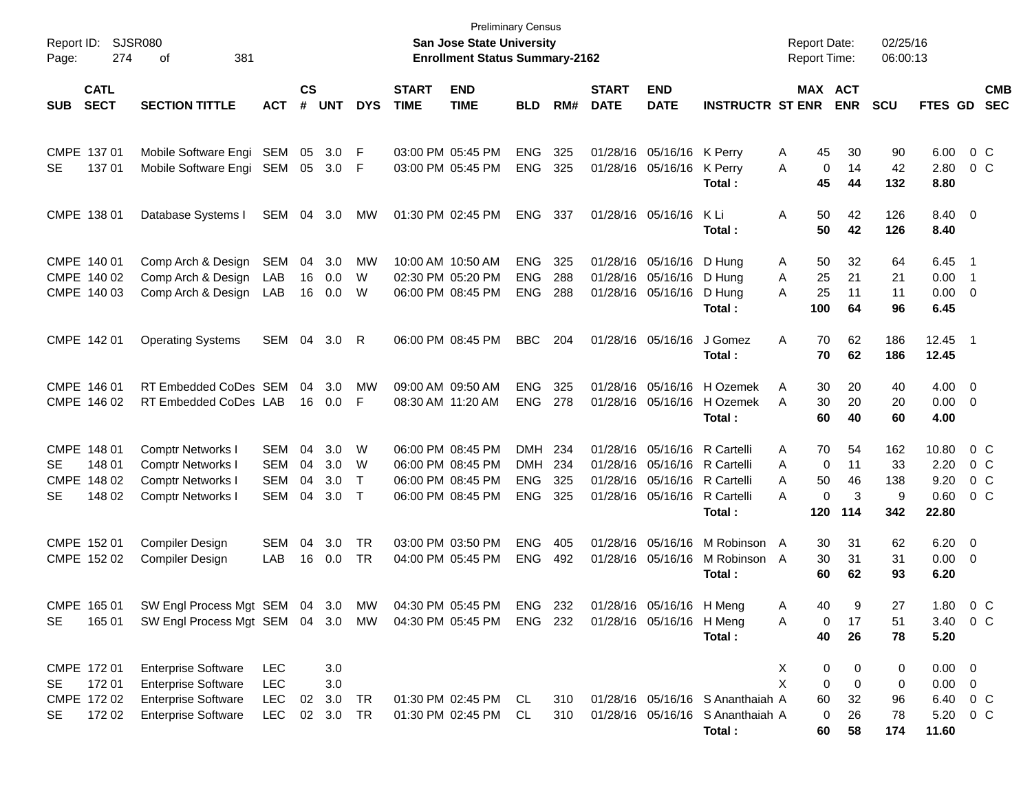Preliminary Census

**San Jose State University**

**Enrollment Status Summary-2162**

Report ID: SJSR080

Report Date: 02/25/16

Report Time: 06:00:13

| SUB | CATL SECT | SECTION TITTLE | ACT | CS # | UNT | DYS | START TIME | END TIME | BLD | RM# | START DATE | END DATE | INSTRUCTR | ST | MAX ENR | ACT ENR | SCU | FTES | GD | CMB SEC |
|---|---|---|---|---|---|---|---|---|---|---|---|---|---|---|---|---|---|---|---|---|
| CMPE | 137 01 | Mobile Software Engi | SEM | 05 | 3.0 | F | 03:00 PM | 05:45 PM | ENG | 325 | 01/28/16 | 05/16/16 | K Perry | A | 45 | 30 | 90 | 6.00 | 0 | C |
| SE | 137 01 | Mobile Software Engi | SEM | 05 | 3.0 | F | 03:00 PM | 05:45 PM | ENG | 325 | 01/28/16 | 05/16/16 | K Perry | A | 0 | 14 | 42 | 2.80 | 0 | C |
| | | | | | | | | | | | | | **Total :** | | **45** | **44** | **132** | **8.80** | | |
| CMPE | 138 01 | Database Systems I | SEM | 04 | 3.0 | MW | 01:30 PM | 02:45 PM | ENG | 337 | 01/28/16 | 05/16/16 | K Li | A | 50 | 42 | 126 | 8.40 | 0 | |
| | | | | | | | | | | | | | **Total :** | | **50** | **42** | **126** | **8.40** | | |
| CMPE | 140 01 | Comp Arch & Design | SEM | 04 | 3.0 | MW | 10:00 AM | 10:50 AM | ENG | 325 | 01/28/16 | 05/16/16 | D Hung | A | 50 | 32 | 64 | 6.45 | 1 | |
| CMPE | 140 02 | Comp Arch & Design | LAB | 16 | 0.0 | W | 02:30 PM | 05:20 PM | ENG | 288 | 01/28/16 | 05/16/16 | D Hung | A | 25 | 21 | 21 | 0.00 | 1 | |
| CMPE | 140 03 | Comp Arch & Design | LAB | 16 | 0.0 | W | 06:00 PM | 08:45 PM | ENG | 288 | 01/28/16 | 05/16/16 | D Hung | A | 25 | 11 | 11 | 0.00 | 0 | |
| | | | | | | | | | | | | | **Total :** | | **100** | **64** | **96** | **6.45** | | |
| CMPE | 142 01 | Operating Systems | SEM | 04 | 3.0 | R | 06:00 PM | 08:45 PM | BBC | 204 | 01/28/16 | 05/16/16 | J Gomez | A | 70 | 62 | 186 | 12.45 | 1 | |
| | | | | | | | | | | | | | **Total :** | | **70** | **62** | **186** | **12.45** | | |
| CMPE | 146 01 | RT Embedded CoDes | SEM | 04 | 3.0 | MW | 09:00 AM | 09:50 AM | ENG | 325 | 01/28/16 | 05/16/16 | H Ozemek | A | 30 | 20 | 40 | 4.00 | 0 | |
| CMPE | 146 02 | RT Embedded CoDes | LAB | 16 | 0.0 | F | 08:30 AM | 11:20 AM | ENG | 278 | 01/28/16 | 05/16/16 | H Ozemek | A | 30 | 20 | 20 | 0.00 | 0 | |
| | | | | | | | | | | | | | **Total :** | | **60** | **40** | **60** | **4.00** | | |
| CMPE | 148 01 | Comptr Networks I | SEM | 04 | 3.0 | W | 06:00 PM | 08:45 PM | DMH | 234 | 01/28/16 | 05/16/16 | R Cartelli | A | 70 | 54 | 162 | 10.80 | 0 | C |
| SE | 148 01 | Comptr Networks I | SEM | 04 | 3.0 | W | 06:00 PM | 08:45 PM | DMH | 234 | 01/28/16 | 05/16/16 | R Cartelli | A | 0 | 11 | 33 | 2.20 | 0 | C |
| CMPE | 148 02 | Comptr Networks I | SEM | 04 | 3.0 | T | 06:00 PM | 08:45 PM | ENG | 325 | 01/28/16 | 05/16/16 | R Cartelli | A | 50 | 46 | 138 | 9.20 | 0 | C |
| SE | 148 02 | Comptr Networks I | SEM | 04 | 3.0 | T | 06:00 PM | 08:45 PM | ENG | 325 | 01/28/16 | 05/16/16 | R Cartelli | A | 0 | 3 | 9 | 0.60 | 0 | C |
| | | | | | | | | | | | | | **Total :** | | **120** | **114** | **342** | **22.80** | | |
| CMPE | 152 01 | Compiler Design | SEM | 04 | 3.0 | TR | 03:00 PM | 03:50 PM | ENG | 405 | 01/28/16 | 05/16/16 | M Robinson | A | 30 | 31 | 62 | 6.20 | 0 | |
| CMPE | 152 02 | Compiler Design | LAB | 16 | 0.0 | TR | 04:00 PM | 05:45 PM | ENG | 492 | 01/28/16 | 05/16/16 | M Robinson | A | 30 | 31 | 31 | 0.00 | 0 | |
| | | | | | | | | | | | | | **Total :** | | **60** | **62** | **93** | **6.20** | | |
| CMPE | 165 01 | SW Engl Process Mgt | SEM | 04 | 3.0 | MW | 04:30 PM | 05:45 PM | ENG | 232 | 01/28/16 | 05/16/16 | H Meng | A | 40 | 9 | 27 | 1.80 | 0 | C |
| SE | 165 01 | SW Engl Process Mgt | SEM | 04 | 3.0 | MW | 04:30 PM | 05:45 PM | ENG | 232 | 01/28/16 | 05/16/16 | H Meng | A | 0 | 17 | 51 | 3.40 | 0 | C |
| | | | | | | | | | | | | | **Total :** | | **40** | **26** | **78** | **5.20** | | |
| CMPE | 172 01 | Enterprise Software | LEC | | 3.0 | | | | | | | | | X | 0 | 0 | 0 | 0.00 | 0 | |
| SE | 172 01 | Enterprise Software | LEC | | 3.0 | | | | | | | | | X | 0 | 0 | 0 | 0.00 | 0 | |
| CMPE | 172 02 | Enterprise Software | LEC | 02 | 3.0 | TR | 01:30 PM | 02:45 PM | CL | 310 | 01/28/16 | 05/16/16 | S Ananthaiah | A | 60 | 32 | 96 | 6.40 | 0 | C |
| SE | 172 02 | Enterprise Software | LEC | 02 | 3.0 | TR | 01:30 PM | 02:45 PM | CL | 310 | 01/28/16 | 05/16/16 | S Ananthaiah | A | 0 | 26 | 78 | 5.20 | 0 | C |
| | | | | | | | | | | | | | **Total :** | | **60** | **58** | **174** | **11.60** | | |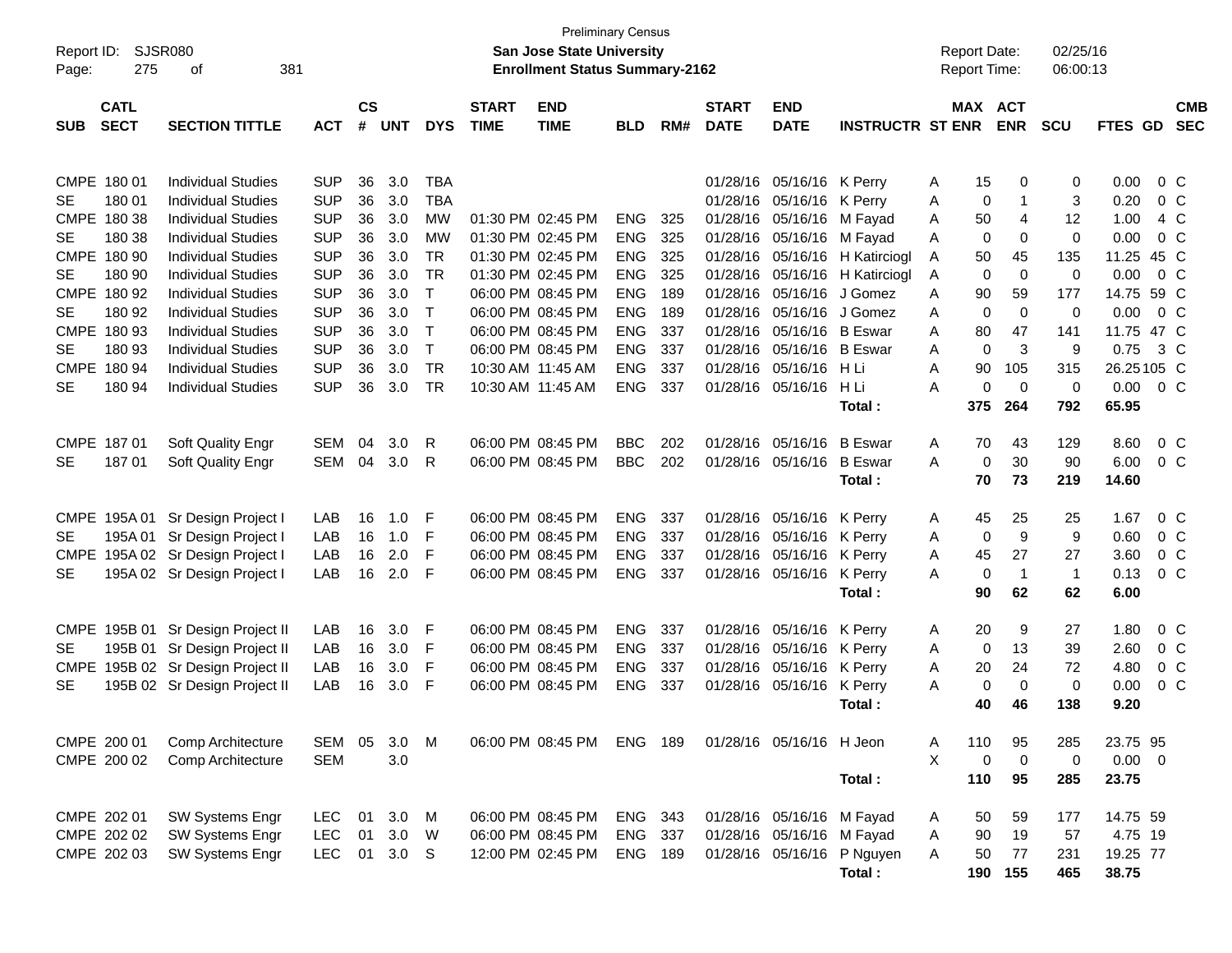Preliminary Census

Report ID: SJSR080 | **San Jose State University** | Report Date: 02/25/16
Page: 275 of 381 | **Enrollment Status Summary-2162** | Report Time: 06:00:13

| SUB | CATL SECT | SECTION TITTLE | ACT | CS # | UNT | DYS | START TIME | END TIME | BLD | RM# | START DATE | END DATE | INSTRUCTR | ST | MAX ENR | ACT ENR | SCU | FTES | GD | CMB SEC |
|---|---|---|---|---|---|---|---|---|---|---|---|---|---|---|---|---|---|---|---|---|
| CMPE | 180 01 | Individual Studies | SUP | 36 | 3.0 | TBA | | | | | 01/28/16 | 05/16/16 | K Perry | A | 15 | 0 | 0 | 0.00 | 0 | C |
| SE | 180 01 | Individual Studies | SUP | 36 | 3.0 | TBA | | | | | 01/28/16 | 05/16/16 | K Perry | A | 0 | 1 | 3 | 0.20 | 0 | C |
| CMPE | 180 38 | Individual Studies | SUP | 36 | 3.0 | MW | 01:30 PM | 02:45 PM | ENG | 325 | 01/28/16 | 05/16/16 | M Fayad | A | 50 | 4 | 12 | 1.00 | 4 | C |
| SE | 180 38 | Individual Studies | SUP | 36 | 3.0 | MW | 01:30 PM | 02:45 PM | ENG | 325 | 01/28/16 | 05/16/16 | M Fayad | A | 0 | 0 | 0 | 0.00 | 0 | C |
| CMPE | 180 90 | Individual Studies | SUP | 36 | 3.0 | TR | 01:30 PM | 02:45 PM | ENG | 325 | 01/28/16 | 05/16/16 | H Katirciogl | A | 50 | 45 | 135 | 11.25 | 45 | C |
| SE | 180 90 | Individual Studies | SUP | 36 | 3.0 | TR | 01:30 PM | 02:45 PM | ENG | 325 | 01/28/16 | 05/16/16 | H Katirciogl | A | 0 | 0 | 0 | 0.00 | 0 | C |
| CMPE | 180 92 | Individual Studies | SUP | 36 | 3.0 | T | 06:00 PM | 08:45 PM | ENG | 189 | 01/28/16 | 05/16/16 | J Gomez | A | 90 | 59 | 177 | 14.75 | 59 | C |
| SE | 180 92 | Individual Studies | SUP | 36 | 3.0 | T | 06:00 PM | 08:45 PM | ENG | 189 | 01/28/16 | 05/16/16 | J Gomez | A | 0 | 0 | 0 | 0.00 | 0 | C |
| CMPE | 180 93 | Individual Studies | SUP | 36 | 3.0 | T | 06:00 PM | 08:45 PM | ENG | 337 | 01/28/16 | 05/16/16 | B Eswar | A | 80 | 47 | 141 | 11.75 | 47 | C |
| SE | 180 93 | Individual Studies | SUP | 36 | 3.0 | T | 06:00 PM | 08:45 PM | ENG | 337 | 01/28/16 | 05/16/16 | B Eswar | A | 0 | 3 | 9 | 0.75 | 3 | C |
| CMPE | 180 94 | Individual Studies | SUP | 36 | 3.0 | TR | 10:30 AM | 11:45 AM | ENG | 337 | 01/28/16 | 05/16/16 | H Li | A | 90 | 105 | 315 | 26.25 | 105 | C |
| SE | 180 94 | Individual Studies | SUP | 36 | 3.0 | TR | 10:30 AM | 11:45 AM | ENG | 337 | 01/28/16 | 05/16/16 | H Li | A | 0 | 0 | 0 | 0.00 | 0 | C |
| | | | | | | | | | | | | | **Total :** | | **375** | **264** | **792** | **65.95** | | |
| CMPE | 187 01 | Soft Quality Engr | SEM | 04 | 3.0 | R | 06:00 PM | 08:45 PM | BBC | 202 | 01/28/16 | 05/16/16 | B Eswar | A | 70 | 43 | 129 | 8.60 | 0 | C |
| SE | 187 01 | Soft Quality Engr | SEM | 04 | 3.0 | R | 06:00 PM | 08:45 PM | BBC | 202 | 01/28/16 | 05/16/16 | B Eswar | A | 0 | 30 | 90 | 6.00 | 0 | C |
| | | | | | | | | | | | | | **Total :** | | **70** | **73** | **219** | **14.60** | | |
| CMPE | 195A 01 | Sr Design Project I | LAB | 16 | 1.0 | F | 06:00 PM | 08:45 PM | ENG | 337 | 01/28/16 | 05/16/16 | K Perry | A | 45 | 25 | 25 | 1.67 | 0 | C |
| SE | 195A 01 | Sr Design Project I | LAB | 16 | 1.0 | F | 06:00 PM | 08:45 PM | ENG | 337 | 01/28/16 | 05/16/16 | K Perry | A | 0 | 9 | 9 | 0.60 | 0 | C |
| CMPE | 195A 02 | Sr Design Project I | LAB | 16 | 2.0 | F | 06:00 PM | 08:45 PM | ENG | 337 | 01/28/16 | 05/16/16 | K Perry | A | 45 | 27 | 27 | 3.60 | 0 | C |
| SE | 195A 02 | Sr Design Project I | LAB | 16 | 2.0 | F | 06:00 PM | 08:45 PM | ENG | 337 | 01/28/16 | 05/16/16 | K Perry | A | 0 | 1 | 1 | 0.13 | 0 | C |
| | | | | | | | | | | | | | **Total :** | | **90** | **62** | **62** | **6.00** | | |
| CMPE | 195B 01 | Sr Design Project II | LAB | 16 | 3.0 | F | 06:00 PM | 08:45 PM | ENG | 337 | 01/28/16 | 05/16/16 | K Perry | A | 20 | 9 | 27 | 1.80 | 0 | C |
| SE | 195B 01 | Sr Design Project II | LAB | 16 | 3.0 | F | 06:00 PM | 08:45 PM | ENG | 337 | 01/28/16 | 05/16/16 | K Perry | A | 0 | 13 | 39 | 2.60 | 0 | C |
| CMPE | 195B 02 | Sr Design Project II | LAB | 16 | 3.0 | F | 06:00 PM | 08:45 PM | ENG | 337 | 01/28/16 | 05/16/16 | K Perry | A | 20 | 24 | 72 | 4.80 | 0 | C |
| SE | 195B 02 | Sr Design Project II | LAB | 16 | 3.0 | F | 06:00 PM | 08:45 PM | ENG | 337 | 01/28/16 | 05/16/16 | K Perry | A | 0 | 0 | 0 | 0.00 | 0 | C |
| | | | | | | | | | | | | | **Total :** | | **40** | **46** | **138** | **9.20** | | |
| CMPE | 200 01 | Comp Architecture | SEM | 05 | 3.0 | M | 06:00 PM | 08:45 PM | ENG | 189 | 01/28/16 | 05/16/16 | H Jeon | A | 110 | 95 | 285 | 23.75 | 95 | |
| CMPE | 200 02 | Comp Architecture | SEM | | 3.0 | | | | | | | | | X | 0 | 0 | 0 | 0.00 | 0 | |
| | | | | | | | | | | | | | **Total :** | | **110** | **95** | **285** | **23.75** | | |
| CMPE | 202 01 | SW Systems Engr | LEC | 01 | 3.0 | M | 06:00 PM | 08:45 PM | ENG | 343 | 01/28/16 | 05/16/16 | M Fayad | A | 50 | 59 | 177 | 14.75 | 59 | |
| CMPE | 202 02 | SW Systems Engr | LEC | 01 | 3.0 | W | 06:00 PM | 08:45 PM | ENG | 337 | 01/28/16 | 05/16/16 | M Fayad | A | 90 | 19 | 57 | 4.75 | 19 | |
| CMPE | 202 03 | SW Systems Engr | LEC | 01 | 3.0 | S | 12:00 PM | 02:45 PM | ENG | 189 | 01/28/16 | 05/16/16 | P Nguyen | A | 50 | 77 | 231 | 19.25 | 77 | |
| | | | | | | | | | | | | | **Total :** | | **190** | **155** | **465** | **38.75** | | |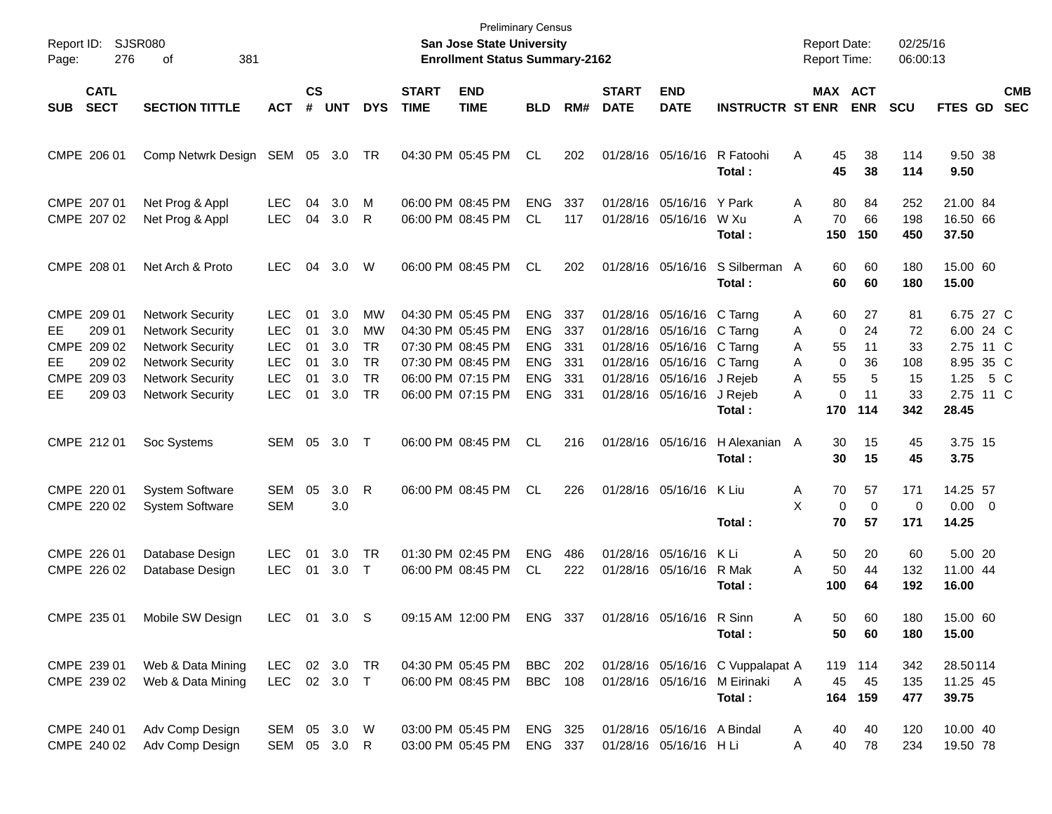Preliminary Census
**San Jose State University**
**Enrollment Status Summary-2162**

Report ID: SJSR080
Report Date: 02/25/16
Report Time: 06:00:13

| SUB | CATL SECT | SECTION TITTLE | ACT | CS # | UNT | DYS | START TIME | END TIME | BLD | RM# | START DATE | END DATE | INSTRUCTR | ST | MAX ENR | ACT ENR | SCU | FTES | GD | CMB SEC |
|---|---|---|---|---|---|---|---|---|---|---|---|---|---|---|---|---|---|---|---|---|
| CMPE | 206 01 | Comp Netwrk Design | SEM | 05 | 3.0 | TR | 04:30 PM | 05:45 PM | CL | 202 | 01/28/16 | 05/16/16 | R Fatoohi | A | 45 | 38 | 114 | 9.50 | 38 | |
| | | | | | | | | | | | | | **Total :** | | **45** | **38** | **114** | **9.50** | | |
| CMPE | 207 01 | Net Prog & Appl | LEC | 04 | 3.0 | M | 06:00 PM | 08:45 PM | ENG | 337 | 01/28/16 | 05/16/16 | Y Park | A | 80 | 84 | 252 | 21.00 | 84 | |
| CMPE | 207 02 | Net Prog & Appl | LEC | 04 | 3.0 | R | 06:00 PM | 08:45 PM | CL | 117 | 01/28/16 | 05/16/16 | W Xu | A | 70 | 66 | 198 | 16.50 | 66 | |
| | | | | | | | | | | | | | **Total :** | | **150** | **150** | **450** | **37.50** | | |
| CMPE | 208 01 | Net Arch & Proto | LEC | 04 | 3.0 | W | 06:00 PM | 08:45 PM | CL | 202 | 01/28/16 | 05/16/16 | S Silberman | A | 60 | 60 | 180 | 15.00 | 60 | |
| | | | | | | | | | | | | | **Total :** | | **60** | **60** | **180** | **15.00** | | |
| CMPE | 209 01 | Network Security | LEC | 01 | 3.0 | MW | 04:30 PM | 05:45 PM | ENG | 337 | 01/28/16 | 05/16/16 | C Tarng | A | 60 | 27 | 81 | 6.75 | 27 | C |
| EE | 209 01 | Network Security | LEC | 01 | 3.0 | MW | 04:30 PM | 05:45 PM | ENG | 337 | 01/28/16 | 05/16/16 | C Tarng | A | 0 | 24 | 72 | 6.00 | 24 | C |
| CMPE | 209 02 | Network Security | LEC | 01 | 3.0 | TR | 07:30 PM | 08:45 PM | ENG | 331 | 01/28/16 | 05/16/16 | C Tarng | A | 55 | 11 | 33 | 2.75 | 11 | C |
| EE | 209 02 | Network Security | LEC | 01 | 3.0 | TR | 07:30 PM | 08:45 PM | ENG | 331 | 01/28/16 | 05/16/16 | C Tarng | A | 0 | 36 | 108 | 8.95 | 35 | C |
| CMPE | 209 03 | Network Security | LEC | 01 | 3.0 | TR | 06:00 PM | 07:15 PM | ENG | 331 | 01/28/16 | 05/16/16 | J Rejeb | A | 55 | 5 | 15 | 1.25 | 5 | C |
| EE | 209 03 | Network Security | LEC | 01 | 3.0 | TR | 06:00 PM | 07:15 PM | ENG | 331 | 01/28/16 | 05/16/16 | J Rejeb | A | 0 | 11 | 33 | 2.75 | 11 | C |
| | | | | | | | | | | | | | **Total :** | | **170** | **114** | **342** | **28.45** | | |
| CMPE | 212 01 | Soc Systems | SEM | 05 | 3.0 | T | 06:00 PM | 08:45 PM | CL | 216 | 01/28/16 | 05/16/16 | H Alexanian | A | 30 | 15 | 45 | 3.75 | 15 | |
| | | | | | | | | | | | | | **Total :** | | **30** | **15** | **45** | **3.75** | | |
| CMPE | 220 01 | System Software | SEM | 05 | 3.0 | R | 06:00 PM | 08:45 PM | CL | 226 | 01/28/16 | 05/16/16 | K Liu | A | 70 | 57 | 171 | 14.25 | 57 | |
| CMPE | 220 02 | System Software | SEM | | 3.0 | | | | | | | | | X | 0 | 0 | 0 | 0.00 | 0 | |
| | | | | | | | | | | | | | **Total :** | | **70** | **57** | **171** | **14.25** | | |
| CMPE | 226 01 | Database Design | LEC | 01 | 3.0 | TR | 01:30 PM | 02:45 PM | ENG | 486 | 01/28/16 | 05/16/16 | K Li | A | 50 | 20 | 60 | 5.00 | 20 | |
| CMPE | 226 02 | Database Design | LEC | 01 | 3.0 | T | 06:00 PM | 08:45 PM | CL | 222 | 01/28/16 | 05/16/16 | R Mak | A | 50 | 44 | 132 | 11.00 | 44 | |
| | | | | | | | | | | | | | **Total :** | | **100** | **64** | **192** | **16.00** | | |
| CMPE | 235 01 | Mobile SW Design | LEC | 01 | 3.0 | S | 09:15 AM | 12:00 PM | ENG | 337 | 01/28/16 | 05/16/16 | R Sinn | A | 50 | 60 | 180 | 15.00 | 60 | |
| | | | | | | | | | | | | | **Total :** | | **50** | **60** | **180** | **15.00** | | |
| CMPE | 239 01 | Web & Data Mining | LEC | 02 | 3.0 | TR | 04:30 PM | 05:45 PM | BBC | 202 | 01/28/16 | 05/16/16 | C Vuppalapat | A | 119 | 114 | 342 | 28.50 | 114 | |
| CMPE | 239 02 | Web & Data Mining | LEC | 02 | 3.0 | T | 06:00 PM | 08:45 PM | BBC | 108 | 01/28/16 | 05/16/16 | M Eirinaki | A | 45 | 45 | 135 | 11.25 | 45 | |
| | | | | | | | | | | | | | **Total :** | | **164** | **159** | **477** | **39.75** | | |
| CMPE | 240 01 | Adv Comp Design | SEM | 05 | 3.0 | W | 03:00 PM | 05:45 PM | ENG | 325 | 01/28/16 | 05/16/16 | A Bindal | A | 40 | 40 | 120 | 10.00 | 40 | |
| CMPE | 240 02 | Adv Comp Design | SEM | 05 | 3.0 | R | 03:00 PM | 05:45 PM | ENG | 337 | 01/28/16 | 05/16/16 | H Li | A | 40 | 78 | 234 | 19.50 | 78 | |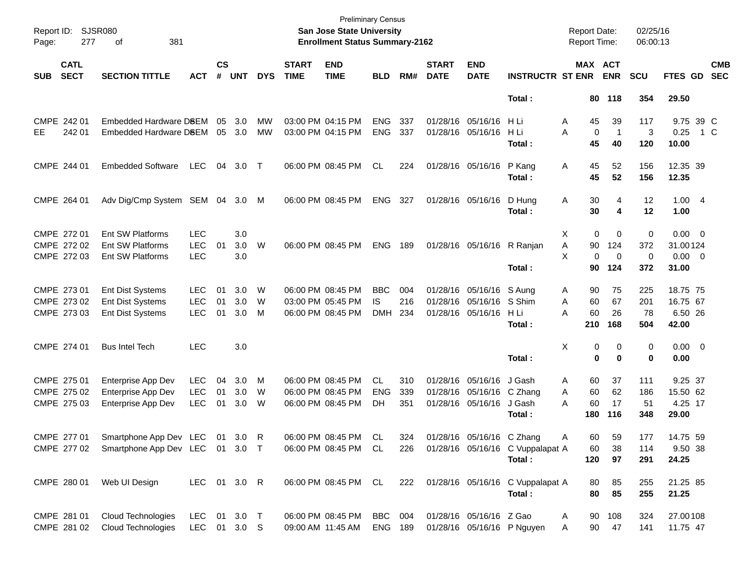Preliminary Census

**San Jose State University**

**Enrollment Status Summary-2162**

Report ID: SJSR080 | Report Date: 02/25/16 | Report Time: 06:00:13

| SUB | CATL SECT | SECTION TITTLE | ACT | CS # | UNT | DYS | START TIME | END TIME | BLD | RM# | START DATE | END DATE | INSTRUCTR | ST | MAX ENR | ACT ENR | SCU | FTES | GD | CMB SEC |
|---|---|---|---|---|---|---|---|---|---|---|---|---|---|---|---|---|---|---|---|---|
| | | | | | | | | | | | | | **Total :** | | **80** | **118** | **354** | **29.50** | | |
| CMPE | 242 01 | Embedded Hardware DSEM | SEM | 05 | 3.0 | MW | 03:00 PM | 04:15 PM | ENG | 337 | 01/28/16 | 05/16/16 | H Li | A | 45 | 39 | 117 | 9.75 | 39 | C |
| EE | 242 01 | Embedded Hardware DSEM | SEM | 05 | 3.0 | MW | 03:00 PM | 04:15 PM | ENG | 337 | 01/28/16 | 05/16/16 | H Li | A | 0 | 1 | 3 | 0.25 | 1 | C |
| | | | | | | | | | | | | | **Total :** | | **45** | **40** | **120** | **10.00** | | |
| CMPE | 244 01 | Embedded Software | LEC | 04 | 3.0 | T | 06:00 PM | 08:45 PM | CL | 224 | 01/28/16 | 05/16/16 | P Kang | A | 45 | 52 | 156 | 12.35 | 39 | |
| | | | | | | | | | | | | | **Total :** | | **45** | **52** | **156** | **12.35** | | |
| CMPE | 264 01 | Adv Dig/Cmp System | SEM | 04 | 3.0 | M | 06:00 PM | 08:45 PM | ENG | 327 | 01/28/16 | 05/16/16 | D Hung | A | 30 | 4 | 12 | 1.00 | 4 | |
| | | | | | | | | | | | | | **Total :** | | **30** | **4** | **12** | **1.00** | | |
| CMPE | 272 01 | Ent SW Platforms | LEC | | 3.0 | | | | | | | | | X | 0 | 0 | 0 | 0.00 | 0 | |
| CMPE | 272 02 | Ent SW Platforms | LEC | 01 | 3.0 | W | 06:00 PM | 08:45 PM | ENG | 189 | 01/28/16 | 05/16/16 | R Ranjan | A | 90 | 124 | 372 | 31.00 | 124 | |
| CMPE | 272 03 | Ent SW Platforms | LEC | | 3.0 | | | | | | | | | X | 0 | 0 | 0 | 0.00 | 0 | |
| | | | | | | | | | | | | | **Total :** | | **90** | **124** | **372** | **31.00** | | |
| CMPE | 273 01 | Ent Dist Systems | LEC | 01 | 3.0 | W | 06:00 PM | 08:45 PM | BBC | 004 | 01/28/16 | 05/16/16 | S Aung | A | 90 | 75 | 225 | 18.75 | 75 | |
| CMPE | 273 02 | Ent Dist Systems | LEC | 01 | 3.0 | W | 03:00 PM | 05:45 PM | IS | 216 | 01/28/16 | 05/16/16 | S Shim | A | 60 | 67 | 201 | 16.75 | 67 | |
| CMPE | 273 03 | Ent Dist Systems | LEC | 01 | 3.0 | M | 06:00 PM | 08:45 PM | DMH | 234 | 01/28/16 | 05/16/16 | H Li | A | 60 | 26 | 78 | 6.50 | 26 | |
| | | | | | | | | | | | | | **Total :** | | **210** | **168** | **504** | **42.00** | | |
| CMPE | 274 01 | Bus Intel Tech | LEC | | 3.0 | | | | | | | | | X | 0 | 0 | 0 | 0.00 | 0 | |
| | | | | | | | | | | | | | **Total :** | | **0** | **0** | **0** | **0.00** | | |
| CMPE | 275 01 | Enterprise App Dev | LEC | 04 | 3.0 | M | 06:00 PM | 08:45 PM | CL | 310 | 01/28/16 | 05/16/16 | J Gash | A | 60 | 37 | 111 | 9.25 | 37 | |
| CMPE | 275 02 | Enterprise App Dev | LEC | 01 | 3.0 | W | 06:00 PM | 08:45 PM | ENG | 339 | 01/28/16 | 05/16/16 | C Zhang | A | 60 | 62 | 186 | 15.50 | 62 | |
| CMPE | 275 03 | Enterprise App Dev | LEC | 01 | 3.0 | W | 06:00 PM | 08:45 PM | DH | 351 | 01/28/16 | 05/16/16 | J Gash | A | 60 | 17 | 51 | 4.25 | 17 | |
| | | | | | | | | | | | | | **Total :** | | **180** | **116** | **348** | **29.00** | | |
| CMPE | 277 01 | Smartphone App Dev | LEC | 01 | 3.0 | R | 06:00 PM | 08:45 PM | CL | 324 | 01/28/16 | 05/16/16 | C Zhang | A | 60 | 59 | 177 | 14.75 | 59 | |
| CMPE | 277 02 | Smartphone App Dev | LEC | 01 | 3.0 | T | 06:00 PM | 08:45 PM | CL | 226 | 01/28/16 | 05/16/16 | C Vuppalapat | A | 60 | 38 | 114 | 9.50 | 38 | |
| | | | | | | | | | | | | | **Total :** | | **120** | **97** | **291** | **24.25** | | |
| CMPE | 280 01 | Web UI Design | LEC | 01 | 3.0 | R | 06:00 PM | 08:45 PM | CL | 222 | 01/28/16 | 05/16/16 | C Vuppalapat | A | 80 | 85 | 255 | 21.25 | 85 | |
| | | | | | | | | | | | | | **Total :** | | **80** | **85** | **255** | **21.25** | | |
| CMPE | 281 01 | Cloud Technologies | LEC | 01 | 3.0 | T | 06:00 PM | 08:45 PM | BBC | 004 | 01/28/16 | 05/16/16 | Z Gao | A | 90 | 108 | 324 | 27.00 | 108 | |
| CMPE | 281 02 | Cloud Technologies | LEC | 01 | 3.0 | S | 09:00 AM | 11:45 AM | ENG | 189 | 01/28/16 | 05/16/16 | P Nguyen | A | 90 | 47 | 141 | 11.75 | 47 | |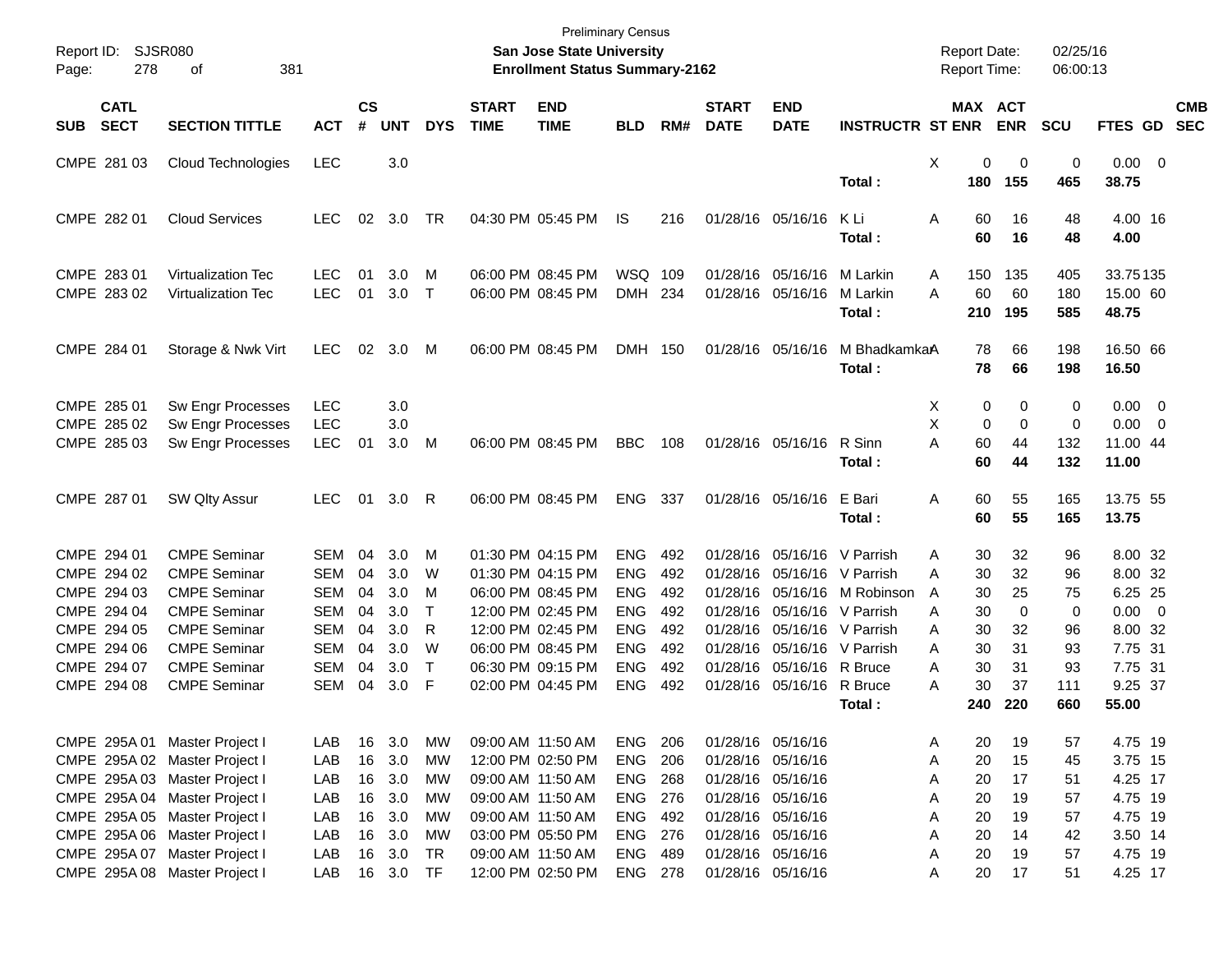Preliminary Census

Report ID: SJSR080

**San Jose State University**

**Enrollment Status Summary-2162**

Report Date: 02/25/16

Report Time: 06:00:13

| SUB | CATL SECT | SECTION TITTLE | ACT | CS # | UNT | DYS | START TIME | END TIME | BLD | RM# | START DATE | END DATE | INSTRUCTR | ST | MAX ENR | ACT ENR | SCU | FTES | GD | CMB SEC |
|---|---|---|---|---|---|---|---|---|---|---|---|---|---|---|---|---|---|---|---|---|
| CMPE | 281 03 | Cloud Technologies | LEC | | 3.0 | | | | | | | | | X | 0 | 0 | 0 | 0.00 | 0 | |
| | | | | | | | | | | | | | **Total :** | | **180** | **155** | **465** | **38.75** | | |
| CMPE | 282 01 | Cloud Services | LEC | 02 | 3.0 | TR | 04:30 PM | 05:45 PM | IS | 216 | 01/28/16 | 05/16/16 | K Li | A | 60 | 16 | 48 | 4.00 | 16 | |
| | | | | | | | | | | | | | **Total :** | | **60** | **16** | **48** | **4.00** | | |
| CMPE | 283 01 | Virtualization Tec | LEC | 01 | 3.0 | M | 06:00 PM | 08:45 PM | WSQ | 109 | 01/28/16 | 05/16/16 | M Larkin | A | 150 | 135 | 405 | 33.75 | 135 | |
| CMPE | 283 02 | Virtualization Tec | LEC | 01 | 3.0 | T | 06:00 PM | 08:45 PM | DMH | 234 | 01/28/16 | 05/16/16 | M Larkin | A | 60 | 60 | 180 | 15.00 | 60 | |
| | | | | | | | | | | | | | **Total :** | | **210** | **195** | **585** | **48.75** | | |
| CMPE | 284 01 | Storage & Nwk Virt | LEC | 02 | 3.0 | M | 06:00 PM | 08:45 PM | DMH | 150 | 01/28/16 | 05/16/16 | M Bhadkamkar | A | 78 | 66 | 198 | 16.50 | 66 | |
| | | | | | | | | | | | | | **Total :** | | **78** | **66** | **198** | **16.50** | | |
| CMPE | 285 01 | Sw Engr Processes | LEC | | 3.0 | | | | | | | | | X | 0 | 0 | 0 | 0.00 | 0 | |
| CMPE | 285 02 | Sw Engr Processes | LEC | | 3.0 | | | | | | | | | X | 0 | 0 | 0 | 0.00 | 0 | |
| CMPE | 285 03 | Sw Engr Processes | LEC | 01 | 3.0 | M | 06:00 PM | 08:45 PM | BBC | 108 | 01/28/16 | 05/16/16 | R Sinn | A | 60 | 44 | 132 | 11.00 | 44 | |
| | | | | | | | | | | | | | **Total :** | | **60** | **44** | **132** | **11.00** | | |
| CMPE | 287 01 | SW Qlty Assur | LEC | 01 | 3.0 | R | 06:00 PM | 08:45 PM | ENG | 337 | 01/28/16 | 05/16/16 | E Bari | A | 60 | 55 | 165 | 13.75 | 55 | |
| | | | | | | | | | | | | | **Total :** | | **60** | **55** | **165** | **13.75** | | |
| CMPE | 294 01 | CMPE Seminar | SEM | 04 | 3.0 | M | 01:30 PM | 04:15 PM | ENG | 492 | 01/28/16 | 05/16/16 | V Parrish | A | 30 | 32 | 96 | 8.00 | 32 | |
| CMPE | 294 02 | CMPE Seminar | SEM | 04 | 3.0 | W | 01:30 PM | 04:15 PM | ENG | 492 | 01/28/16 | 05/16/16 | V Parrish | A | 30 | 32 | 96 | 8.00 | 32 | |
| CMPE | 294 03 | CMPE Seminar | SEM | 04 | 3.0 | M | 06:00 PM | 08:45 PM | ENG | 492 | 01/28/16 | 05/16/16 | M Robinson | A | 30 | 25 | 75 | 6.25 | 25 | |
| CMPE | 294 04 | CMPE Seminar | SEM | 04 | 3.0 | T | 12:00 PM | 02:45 PM | ENG | 492 | 01/28/16 | 05/16/16 | V Parrish | A | 30 | 0 | 0 | 0.00 | 0 | |
| CMPE | 294 05 | CMPE Seminar | SEM | 04 | 3.0 | R | 12:00 PM | 02:45 PM | ENG | 492 | 01/28/16 | 05/16/16 | V Parrish | A | 30 | 32 | 96 | 8.00 | 32 | |
| CMPE | 294 06 | CMPE Seminar | SEM | 04 | 3.0 | W | 06:00 PM | 08:45 PM | ENG | 492 | 01/28/16 | 05/16/16 | V Parrish | A | 30 | 31 | 93 | 7.75 | 31 | |
| CMPE | 294 07 | CMPE Seminar | SEM | 04 | 3.0 | T | 06:30 PM | 09:15 PM | ENG | 492 | 01/28/16 | 05/16/16 | R Bruce | A | 30 | 31 | 93 | 7.75 | 31 | |
| CMPE | 294 08 | CMPE Seminar | SEM | 04 | 3.0 | F | 02:00 PM | 04:45 PM | ENG | 492 | 01/28/16 | 05/16/16 | R Bruce | A | 30 | 37 | 111 | 9.25 | 37 | |
| | | | | | | | | | | | | | **Total :** | | **240** | **220** | **660** | **55.00** | | |
| CMPE | 295A 01 | Master Project I | LAB | 16 | 3.0 | MW | 09:00 AM | 11:50 AM | ENG | 206 | 01/28/16 | 05/16/16 | | A | 20 | 19 | 57 | 4.75 | 19 | |
| CMPE | 295A 02 | Master Project I | LAB | 16 | 3.0 | MW | 12:00 PM | 02:50 PM | ENG | 206 | 01/28/16 | 05/16/16 | | A | 20 | 15 | 45 | 3.75 | 15 | |
| CMPE | 295A 03 | Master Project I | LAB | 16 | 3.0 | MW | 09:00 AM | 11:50 AM | ENG | 268 | 01/28/16 | 05/16/16 | | A | 20 | 17 | 51 | 4.25 | 17 | |
| CMPE | 295A 04 | Master Project I | LAB | 16 | 3.0 | MW | 09:00 AM | 11:50 AM | ENG | 276 | 01/28/16 | 05/16/16 | | A | 20 | 19 | 57 | 4.75 | 19 | |
| CMPE | 295A 05 | Master Project I | LAB | 16 | 3.0 | MW | 09:00 AM | 11:50 AM | ENG | 492 | 01/28/16 | 05/16/16 | | A | 20 | 19 | 57 | 4.75 | 19 | |
| CMPE | 295A 06 | Master Project I | LAB | 16 | 3.0 | MW | 03:00 PM | 05:50 PM | ENG | 276 | 01/28/16 | 05/16/16 | | A | 20 | 14 | 42 | 3.50 | 14 | |
| CMPE | 295A 07 | Master Project I | LAB | 16 | 3.0 | TR | 09:00 AM | 11:50 AM | ENG | 489 | 01/28/16 | 05/16/16 | | A | 20 | 19 | 57 | 4.75 | 19 | |
| CMPE | 295A 08 | Master Project I | LAB | 16 | 3.0 | TF | 12:00 PM | 02:50 PM | ENG | 278 | 01/28/16 | 05/16/16 | | A | 20 | 17 | 51 | 4.25 | 17 | |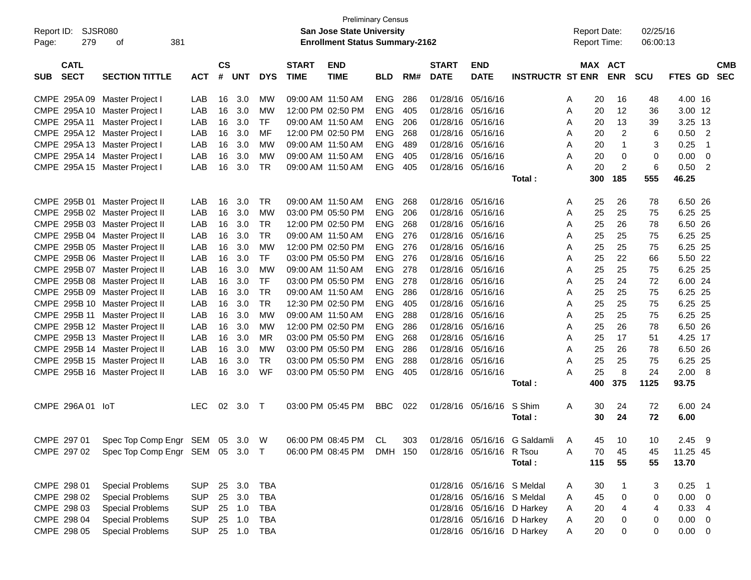Preliminary Census

**San Jose State University**

**Enrollment Status Summary-2162**

Report ID: SJSR080

Report Date: 02/25/16

Report Time: 06:00:13

| SUB | CATL SECT | SECTION TITTLE | ACT | CS # | UNT | DYS | START TIME | END TIME | BLD | RM# | START DATE | END DATE | INSTRUCTR | ST | MAX ENR | ACT ENR | SCU | FTES | GD | CMB SEC |
|---|---|---|---|---|---|---|---|---|---|---|---|---|---|---|---|---|---|---|---|---|
| CMPE | 295A 09 | Master Project I | LAB | 16 | 3.0 | MW | 09:00 AM | 11:50 AM | ENG | 286 | 01/28/16 | 05/16/16 | | A | 20 | 16 | 48 | 4.00 | 16 | |
| CMPE | 295A 10 | Master Project I | LAB | 16 | 3.0 | MW | 12:00 PM | 02:50 PM | ENG | 405 | 01/28/16 | 05/16/16 | | A | 20 | 12 | 36 | 3.00 | 12 | |
| CMPE | 295A 11 | Master Project I | LAB | 16 | 3.0 | TF | 09:00 AM | 11:50 AM | ENG | 206 | 01/28/16 | 05/16/16 | | A | 20 | 13 | 39 | 3.25 | 13 | |
| CMPE | 295A 12 | Master Project I | LAB | 16 | 3.0 | MF | 12:00 PM | 02:50 PM | ENG | 268 | 01/28/16 | 05/16/16 | | A | 20 | 2 | 6 | 0.50 | 2 | |
| CMPE | 295A 13 | Master Project I | LAB | 16 | 3.0 | MW | 09:00 AM | 11:50 AM | ENG | 489 | 01/28/16 | 05/16/16 | | A | 20 | 1 | 3 | 0.25 | 1 | |
| CMPE | 295A 14 | Master Project I | LAB | 16 | 3.0 | MW | 09:00 AM | 11:50 AM | ENG | 405 | 01/28/16 | 05/16/16 | | A | 20 | 0 | 0 | 0.00 | 0 | |
| CMPE | 295A 15 | Master Project I | LAB | 16 | 3.0 | TR | 09:00 AM | 11:50 AM | ENG | 405 | 01/28/16 | 05/16/16 | | A | 20 | 2 | 6 | 0.50 | 2 | |
| | | | | | | | | | | | | | **Total :** | | **300** | **185** | **555** | **46.25** | | |
| CMPE | 295B 01 | Master Project II | LAB | 16 | 3.0 | TR | 09:00 AM | 11:50 AM | ENG | 268 | 01/28/16 | 05/16/16 | | A | 25 | 26 | 78 | 6.50 | 26 | |
| CMPE | 295B 02 | Master Project II | LAB | 16 | 3.0 | MW | 03:00 PM | 05:50 PM | ENG | 206 | 01/28/16 | 05/16/16 | | A | 25 | 25 | 75 | 6.25 | 25 | |
| CMPE | 295B 03 | Master Project II | LAB | 16 | 3.0 | TR | 12:00 PM | 02:50 PM | ENG | 268 | 01/28/16 | 05/16/16 | | A | 25 | 26 | 78 | 6.50 | 26 | |
| CMPE | 295B 04 | Master Project II | LAB | 16 | 3.0 | TR | 09:00 AM | 11:50 AM | ENG | 276 | 01/28/16 | 05/16/16 | | A | 25 | 25 | 75 | 6.25 | 25 | |
| CMPE | 295B 05 | Master Project II | LAB | 16 | 3.0 | MW | 12:00 PM | 02:50 PM | ENG | 276 | 01/28/16 | 05/16/16 | | A | 25 | 25 | 75 | 6.25 | 25 | |
| CMPE | 295B 06 | Master Project II | LAB | 16 | 3.0 | TF | 03:00 PM | 05:50 PM | ENG | 276 | 01/28/16 | 05/16/16 | | A | 25 | 22 | 66 | 5.50 | 22 | |
| CMPE | 295B 07 | Master Project II | LAB | 16 | 3.0 | MW | 09:00 AM | 11:50 AM | ENG | 278 | 01/28/16 | 05/16/16 | | A | 25 | 25 | 75 | 6.25 | 25 | |
| CMPE | 295B 08 | Master Project II | LAB | 16 | 3.0 | TF | 03:00 PM | 05:50 PM | ENG | 278 | 01/28/16 | 05/16/16 | | A | 25 | 24 | 72 | 6.00 | 24 | |
| CMPE | 295B 09 | Master Project II | LAB | 16 | 3.0 | TR | 09:00 AM | 11:50 AM | ENG | 286 | 01/28/16 | 05/16/16 | | A | 25 | 25 | 75 | 6.25 | 25 | |
| CMPE | 295B 10 | Master Project II | LAB | 16 | 3.0 | TR | 12:30 PM | 02:50 PM | ENG | 405 | 01/28/16 | 05/16/16 | | A | 25 | 25 | 75 | 6.25 | 25 | |
| CMPE | 295B 11 | Master Project II | LAB | 16 | 3.0 | MW | 09:00 AM | 11:50 AM | ENG | 288 | 01/28/16 | 05/16/16 | | A | 25 | 25 | 75 | 6.25 | 25 | |
| CMPE | 295B 12 | Master Project II | LAB | 16 | 3.0 | MW | 12:00 PM | 02:50 PM | ENG | 286 | 01/28/16 | 05/16/16 | | A | 25 | 26 | 78 | 6.50 | 26 | |
| CMPE | 295B 13 | Master Project II | LAB | 16 | 3.0 | MR | 03:00 PM | 05:50 PM | ENG | 268 | 01/28/16 | 05/16/16 | | A | 25 | 17 | 51 | 4.25 | 17 | |
| CMPE | 295B 14 | Master Project II | LAB | 16 | 3.0 | MW | 03:00 PM | 05:50 PM | ENG | 286 | 01/28/16 | 05/16/16 | | A | 25 | 26 | 78 | 6.50 | 26 | |
| CMPE | 295B 15 | Master Project II | LAB | 16 | 3.0 | TR | 03:00 PM | 05:50 PM | ENG | 288 | 01/28/16 | 05/16/16 | | A | 25 | 25 | 75 | 6.25 | 25 | |
| CMPE | 295B 16 | Master Project II | LAB | 16 | 3.0 | WF | 03:00 PM | 05:50 PM | ENG | 405 | 01/28/16 | 05/16/16 | | A | 25 | 8 | 24 | 2.00 | 8 | |
| | | | | | | | | | | | | | **Total :** | | **400** | **375** | **1125** | **93.75** | | |
| CMPE | 296A 01 | IoT | LEC | 02 | 3.0 | T | 03:00 PM | 05:45 PM | BBC | 022 | 01/28/16 | 05/16/16 | S Shim | A | 30 | 24 | 72 | 6.00 | 24 | |
| | | | | | | | | | | | | | **Total :** | | **30** | **24** | **72** | **6.00** | | |
| CMPE | 297 01 | Spec Top Comp Engr | SEM | 05 | 3.0 | W | 06:00 PM | 08:45 PM | CL | 303 | 01/28/16 | 05/16/16 | G Saldamli | A | 45 | 10 | 10 | 2.45 | 9 | |
| CMPE | 297 02 | Spec Top Comp Engr | SEM | 05 | 3.0 | T | 06:00 PM | 08:45 PM | DMH | 150 | 01/28/16 | 05/16/16 | R Tsou | A | 70 | 45 | 45 | 11.25 | 45 | |
| | | | | | | | | | | | | | **Total :** | | **115** | **55** | **55** | **13.70** | | |
| CMPE | 298 01 | Special Problems | SUP | 25 | 3.0 | TBA | | | | | 01/28/16 | 05/16/16 | S Meldal | A | 30 | 1 | 3 | 0.25 | 1 | |
| CMPE | 298 02 | Special Problems | SUP | 25 | 3.0 | TBA | | | | | 01/28/16 | 05/16/16 | S Meldal | A | 45 | 0 | 0 | 0.00 | 0 | |
| CMPE | 298 03 | Special Problems | SUP | 25 | 1.0 | TBA | | | | | 01/28/16 | 05/16/16 | D Harkey | A | 20 | 4 | 4 | 0.33 | 4 | |
| CMPE | 298 04 | Special Problems | SUP | 25 | 1.0 | TBA | | | | | 01/28/16 | 05/16/16 | D Harkey | A | 20 | 0 | 0 | 0.00 | 0 | |
| CMPE | 298 05 | Special Problems | SUP | 25 | 1.0 | TBA | | | | | 01/28/16 | 05/16/16 | D Harkey | A | 20 | 0 | 0 | 0.00 | 0 | |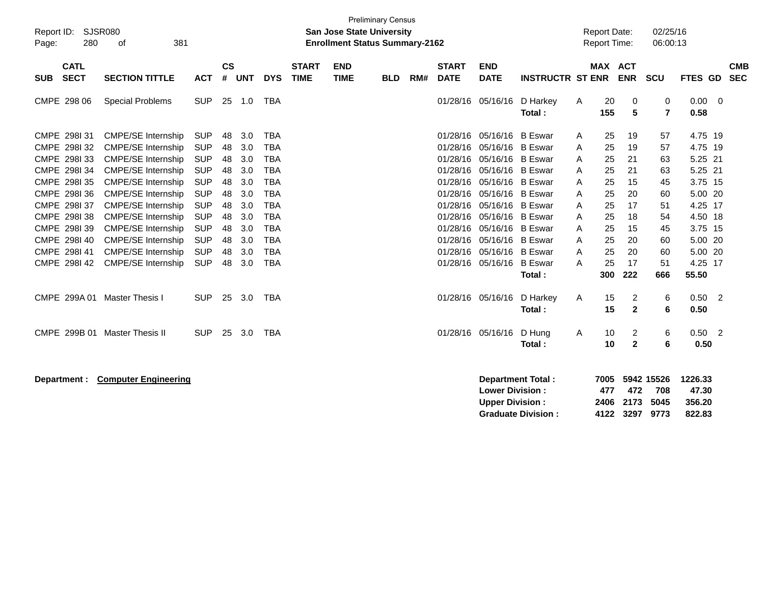Preliminary Census

Report ID: SJSR080

**San Jose State University**

**Enrollment Status Summary-2162**

Report Date: 02/25/16

Report Time: 06:00:13

| SUB | CATL SECT | SECTION TITTLE | ACT | CS # | UNT | DYS | START TIME | END TIME | BLD | RM# | START DATE | END DATE | INSTRUCTR | ST | MAX ENR | ACT ENR | SCU | FTES | GD | CMB SEC |
|---|---|---|---|---|---|---|---|---|---|---|---|---|---|---|---|---|---|---|---|---|
| CMPE | 298 06 | Special Problems | SUP | 25 | 1.0 | TBA | | | | | 01/28/16 | 05/16/16 | D Harkey | A | 20 | 0 | 0 | 0.00 | 0 | |
| | | | | | | | | | | | | | **Total :** | | **155** | **5** | **7** | **0.58** | | |
| CMPE | 298I 31 | CMPE/SE Internship | SUP | 48 | 3.0 | TBA | | | | | 01/28/16 | 05/16/16 | B Eswar | A | 25 | 19 | 57 | 4.75 | 19 | |
| CMPE | 298I 32 | CMPE/SE Internship | SUP | 48 | 3.0 | TBA | | | | | 01/28/16 | 05/16/16 | B Eswar | A | 25 | 19 | 57 | 4.75 | 19 | |
| CMPE | 298I 33 | CMPE/SE Internship | SUP | 48 | 3.0 | TBA | | | | | 01/28/16 | 05/16/16 | B Eswar | A | 25 | 21 | 63 | 5.25 | 21 | |
| CMPE | 298I 34 | CMPE/SE Internship | SUP | 48 | 3.0 | TBA | | | | | 01/28/16 | 05/16/16 | B Eswar | A | 25 | 21 | 63 | 5.25 | 21 | |
| CMPE | 298I 35 | CMPE/SE Internship | SUP | 48 | 3.0 | TBA | | | | | 01/28/16 | 05/16/16 | B Eswar | A | 25 | 15 | 45 | 3.75 | 15 | |
| CMPE | 298I 36 | CMPE/SE Internship | SUP | 48 | 3.0 | TBA | | | | | 01/28/16 | 05/16/16 | B Eswar | A | 25 | 20 | 60 | 5.00 | 20 | |
| CMPE | 298I 37 | CMPE/SE Internship | SUP | 48 | 3.0 | TBA | | | | | 01/28/16 | 05/16/16 | B Eswar | A | 25 | 17 | 51 | 4.25 | 17 | |
| CMPE | 298I 38 | CMPE/SE Internship | SUP | 48 | 3.0 | TBA | | | | | 01/28/16 | 05/16/16 | B Eswar | A | 25 | 18 | 54 | 4.50 | 18 | |
| CMPE | 298I 39 | CMPE/SE Internship | SUP | 48 | 3.0 | TBA | | | | | 01/28/16 | 05/16/16 | B Eswar | A | 25 | 15 | 45 | 3.75 | 15 | |
| CMPE | 298I 40 | CMPE/SE Internship | SUP | 48 | 3.0 | TBA | | | | | 01/28/16 | 05/16/16 | B Eswar | A | 25 | 20 | 60 | 5.00 | 20 | |
| CMPE | 298I 41 | CMPE/SE Internship | SUP | 48 | 3.0 | TBA | | | | | 01/28/16 | 05/16/16 | B Eswar | A | 25 | 20 | 60 | 5.00 | 20 | |
| CMPE | 298I 42 | CMPE/SE Internship | SUP | 48 | 3.0 | TBA | | | | | 01/28/16 | 05/16/16 | B Eswar | A | 25 | 17 | 51 | 4.25 | 17 | |
| | | | | | | | | | | | | | **Total :** | | **300** | **222** | **666** | **55.50** | | |
| CMPE | 299A 01 | Master Thesis I | SUP | 25 | 3.0 | TBA | | | | | 01/28/16 | 05/16/16 | D Harkey | A | 15 | 2 | 6 | 0.50 | 2 | |
| | | | | | | | | | | | | | **Total :** | | **15** | **2** | **6** | **0.50** | | |
| CMPE | 299B 01 | Master Thesis II | SUP | 25 | 3.0 | TBA | | | | | 01/28/16 | 05/16/16 | D Hung | A | 10 | 2 | 6 | 0.50 | 2 | |
| | | | | | | | | | | | | | **Total :** | | **10** | **2** | **6** | **0.50** | | |

**Department : Computer Engineering**

| | MAX ENR | ACT ENR | SCU | FTES |
|---|---|---|---|---|
| **Department Total :** | **7005** | **5942** | **15526** | **1226.33** |
| **Lower Division :** | **477** | **472** | **708** | **47.30** |
| **Upper Division :** | **2406** | **2173** | **5045** | **356.20** |
| **Graduate Division :** | **4122** | **3297** | **9773** | **822.83** |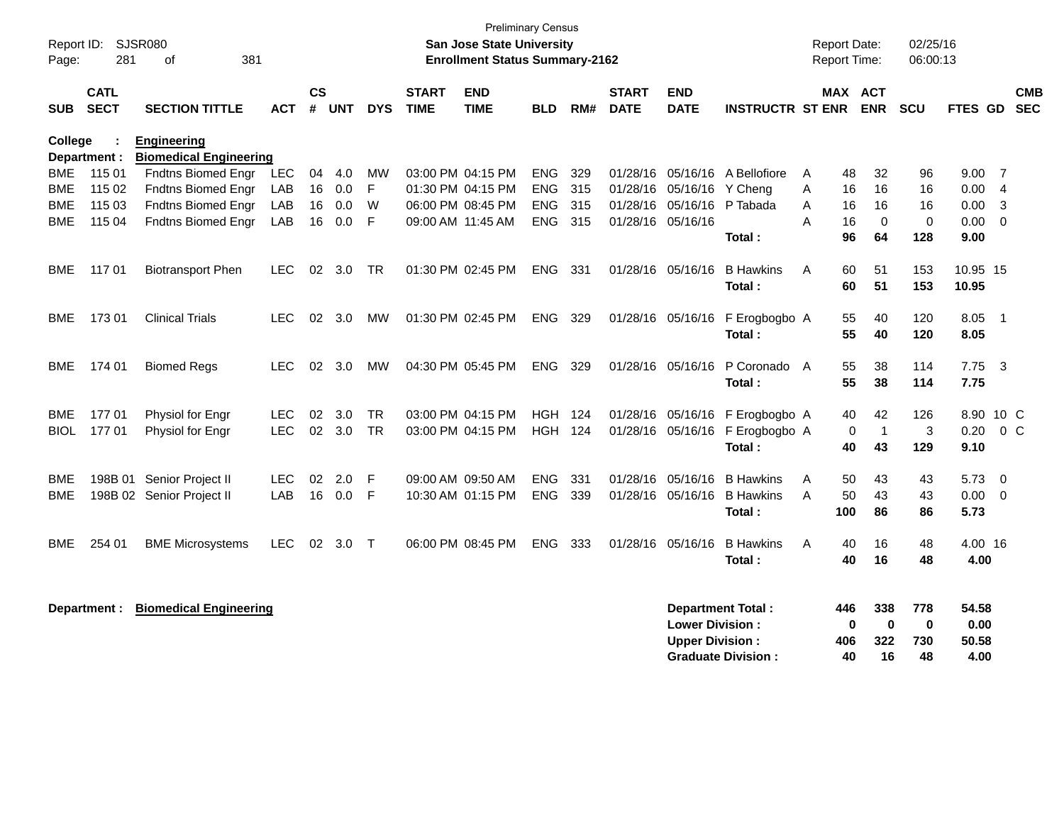Preliminary Census

**San Jose State University**

**Enrollment Status Summary-2162**

Report ID: SJSR080

Report Date: 02/25/16

Report Time: 06:00:13

**College : Engineering**

**Department : Biomedical Engineering**

| SUB | CATL SECT | SECTION TITTLE | ACT | CS # | UNT | DYS | START TIME | END TIME | BLD | RM# | START DATE | END DATE | INSTRUCTR | ST | MAX ENR | ACT ENR | SCU | FTES | GD | CMB SEC |
|---|---|---|---|---|---|---|---|---|---|---|---|---|---|---|---|---|---|---|---|---|
| BME | 115 01 | Fndtns Biomed Engr | LEC | 04 | 4.0 | MW | 03:00 PM | 04:15 PM | ENG | 329 | 01/28/16 | 05/16/16 | A Bellofiore | A | 48 | 32 | 96 | 9.00 | 7 | |
| BME | 115 02 | Fndtns Biomed Engr | LAB | 16 | 0.0 | F | 01:30 PM | 04:15 PM | ENG | 315 | 01/28/16 | 05/16/16 | Y Cheng | A | 16 | 16 | 16 | 0.00 | 4 | |
| BME | 115 03 | Fndtns Biomed Engr | LAB | 16 | 0.0 | W | 06:00 PM | 08:45 PM | ENG | 315 | 01/28/16 | 05/16/16 | P Tabada | A | 16 | 16 | 16 | 0.00 | 3 | |
| BME | 115 04 | Fndtns Biomed Engr | LAB | 16 | 0.0 | F | 09:00 AM | 11:45 AM | ENG | 315 | 01/28/16 | 05/16/16 | | A | 16 | 0 | 0 | 0.00 | 0 | |
| | | | | | | | | | | | | | **Total :** | | **96** | **64** | **128** | **9.00** | | |
| BME | 117 01 | Biotransport Phen | LEC | 02 | 3.0 | TR | 01:30 PM | 02:45 PM | ENG | 331 | 01/28/16 | 05/16/16 | B Hawkins | A | 60 | 51 | 153 | 10.95 | 15 | |
| | | | | | | | | | | | | | **Total :** | | **60** | **51** | **153** | **10.95** | | |
| BME | 173 01 | Clinical Trials | LEC | 02 | 3.0 | MW | 01:30 PM | 02:45 PM | ENG | 329 | 01/28/16 | 05/16/16 | F Erogbogbo | A | 55 | 40 | 120 | 8.05 | 1 | |
| | | | | | | | | | | | | | **Total :** | | **55** | **40** | **120** | **8.05** | | |
| BME | 174 01 | Biomed Regs | LEC | 02 | 3.0 | MW | 04:30 PM | 05:45 PM | ENG | 329 | 01/28/16 | 05/16/16 | P Coronado | A | 55 | 38 | 114 | 7.75 | 3 | |
| | | | | | | | | | | | | | **Total :** | | **55** | **38** | **114** | **7.75** | | |
| BME | 177 01 | Physiol for Engr | LEC | 02 | 3.0 | TR | 03:00 PM | 04:15 PM | HGH | 124 | 01/28/16 | 05/16/16 | F Erogbogbo | A | 40 | 42 | 126 | 8.90 | 10 | C |
| BIOL | 177 01 | Physiol for Engr | LEC | 02 | 3.0 | TR | 03:00 PM | 04:15 PM | HGH | 124 | 01/28/16 | 05/16/16 | F Erogbogbo | A | 0 | 1 | 3 | 0.20 | 0 | C |
| | | | | | | | | | | | | | **Total :** | | **40** | **43** | **129** | **9.10** | | |
| BME | 198B 01 | Senior Project II | LEC | 02 | 2.0 | F | 09:00 AM | 09:50 AM | ENG | 331 | 01/28/16 | 05/16/16 | B Hawkins | A | 50 | 43 | 43 | 5.73 | 0 | |
| BME | 198B 02 | Senior Project II | LAB | 16 | 0.0 | F | 10:30 AM | 01:15 PM | ENG | 339 | 01/28/16 | 05/16/16 | B Hawkins | A | 50 | 43 | 43 | 0.00 | 0 | |
| | | | | | | | | | | | | | **Total :** | | **100** | **86** | **86** | **5.73** | | |
| BME | 254 01 | BME Microsystems | LEC | 02 | 3.0 | T | 06:00 PM | 08:45 PM | ENG | 333 | 01/28/16 | 05/16/16 | B Hawkins | A | 40 | 16 | 48 | 4.00 | 16 | |
| | | | | | | | | | | | | | **Total :** | | **40** | **16** | **48** | **4.00** | | |

**Department : Biomedical Engineering**

| | MAX ENR | ACT ENR | SCU | FTES |
|---|---|---|---|---|
| **Department Total :** | **446** | **338** | **778** | **54.58** |
| **Lower Division :** | **0** | **0** | **0** | **0.00** |
| **Upper Division :** | **406** | **322** | **730** | **50.58** |
| **Graduate Division :** | **40** | **16** | **48** | **4.00** |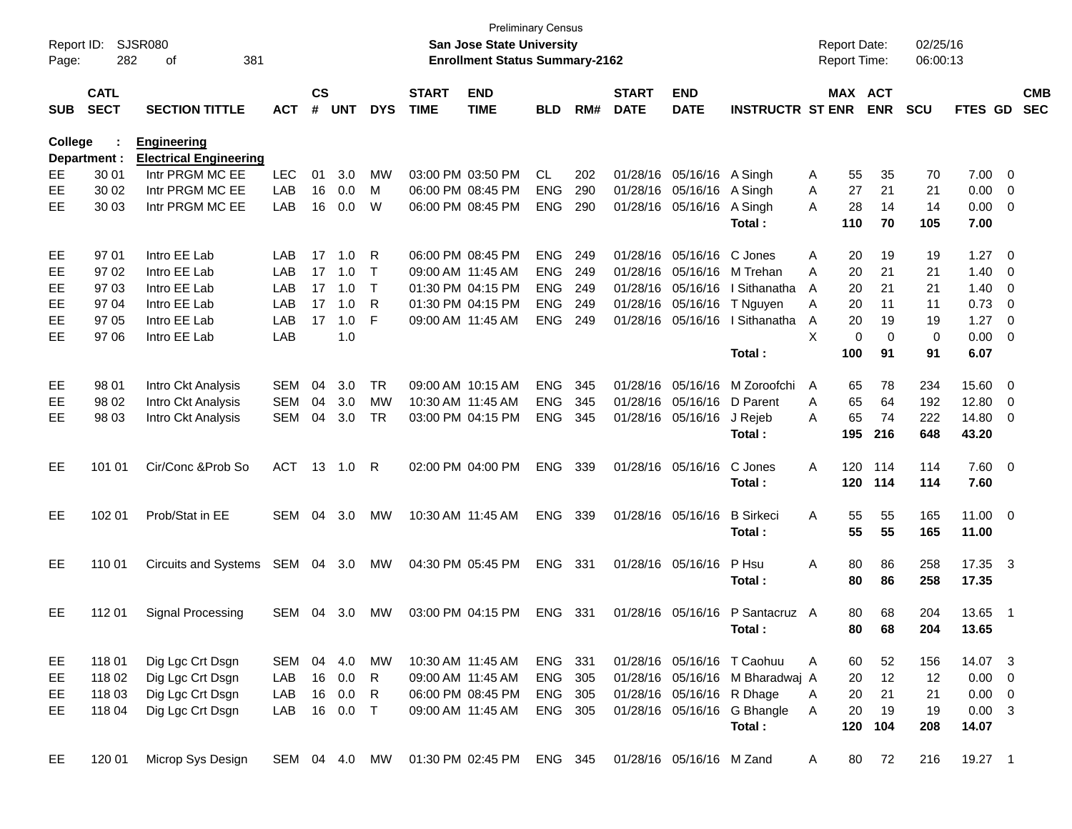Preliminary Census

**San Jose State University**
**Enrollment Status Summary-2162**

Report ID: SJSR080
Report Date: 02/25/16
Report Time: 06:00:13

College : **Engineering**
Department : **Electrical Engineering**

| SUB | CATL SECT | SECTION TITTLE | ACT | CS # | UNT | DYS | START TIME | END TIME | BLD | RM# | START DATE | END DATE | INSTRUCTR | ST | MAX ENR | ACT ENR | SCU | FTES | GD | CMB SEC |
|---|---|---|---|---|---|---|---|---|---|---|---|---|---|---|---|---|---|---|---|---|
| EE | 30 01 | Intr PRGM MC EE | LEC | 01 | 3.0 | MW | 03:00 PM | 03:50 PM | CL | 202 | 01/28/16 | 05/16/16 | A Singh | A | 55 | 35 | 70 | 7.00 | 0 | |
| EE | 30 02 | Intr PRGM MC EE | LAB | 16 | 0.0 | M | 06:00 PM | 08:45 PM | ENG | 290 | 01/28/16 | 05/16/16 | A Singh | A | 27 | 21 | 21 | 0.00 | 0 | |
| EE | 30 03 | Intr PRGM MC EE | LAB | 16 | 0.0 | W | 06:00 PM | 08:45 PM | ENG | 290 | 01/28/16 | 05/16/16 | A Singh | A | 28 | 14 | 14 | 0.00 | 0 | |
| | | | | | | | | | | | | | **Total :** | | **110** | **70** | **105** | **7.00** | | |
| EE | 97 01 | Intro EE Lab | LAB | 17 | 1.0 | R | 06:00 PM | 08:45 PM | ENG | 249 | 01/28/16 | 05/16/16 | C Jones | A | 20 | 19 | 19 | 1.27 | 0 | |
| EE | 97 02 | Intro EE Lab | LAB | 17 | 1.0 | T | 09:00 AM | 11:45 AM | ENG | 249 | 01/28/16 | 05/16/16 | M Trehan | A | 20 | 21 | 21 | 1.40 | 0 | |
| EE | 97 03 | Intro EE Lab | LAB | 17 | 1.0 | T | 01:30 PM | 04:15 PM | ENG | 249 | 01/28/16 | 05/16/16 | I Sithanatha | A | 20 | 21 | 21 | 1.40 | 0 | |
| EE | 97 04 | Intro EE Lab | LAB | 17 | 1.0 | R | 01:30 PM | 04:15 PM | ENG | 249 | 01/28/16 | 05/16/16 | T Nguyen | A | 20 | 11 | 11 | 0.73 | 0 | |
| EE | 97 05 | Intro EE Lab | LAB | 17 | 1.0 | F | 09:00 AM | 11:45 AM | ENG | 249 | 01/28/16 | 05/16/16 | I Sithanatha | A | 20 | 19 | 19 | 1.27 | 0 | |
| EE | 97 06 | Intro EE Lab | LAB | | 1.0 | | | | | | | | | X | 0 | 0 | 0 | 0.00 | 0 | |
| | | | | | | | | | | | | | **Total :** | | **100** | **91** | **91** | **6.07** | | |
| EE | 98 01 | Intro Ckt Analysis | SEM | 04 | 3.0 | TR | 09:00 AM | 10:15 AM | ENG | 345 | 01/28/16 | 05/16/16 | M Zoroofchi | A | 65 | 78 | 234 | 15.60 | 0 | |
| EE | 98 02 | Intro Ckt Analysis | SEM | 04 | 3.0 | MW | 10:30 AM | 11:45 AM | ENG | 345 | 01/28/16 | 05/16/16 | D Parent | A | 65 | 64 | 192 | 12.80 | 0 | |
| EE | 98 03 | Intro Ckt Analysis | SEM | 04 | 3.0 | TR | 03:00 PM | 04:15 PM | ENG | 345 | 01/28/16 | 05/16/16 | J Rejeb | A | 65 | 74 | 222 | 14.80 | 0 | |
| | | | | | | | | | | | | | **Total :** | | **195** | **216** | **648** | **43.20** | | |
| EE | 101 01 | Cir/Conc &Prob So | ACT | 13 | 1.0 | R | 02:00 PM | 04:00 PM | ENG | 339 | 01/28/16 | 05/16/16 | C Jones | A | 120 | 114 | 114 | 7.60 | 0 | |
| | | | | | | | | | | | | | **Total :** | | **120** | **114** | **114** | **7.60** | | |
| EE | 102 01 | Prob/Stat in EE | SEM | 04 | 3.0 | MW | 10:30 AM | 11:45 AM | ENG | 339 | 01/28/16 | 05/16/16 | B Sirkeci | A | 55 | 55 | 165 | 11.00 | 0 | |
| | | | | | | | | | | | | | **Total :** | | **55** | **55** | **165** | **11.00** | | |
| EE | 110 01 | Circuits and Systems | SEM | 04 | 3.0 | MW | 04:30 PM | 05:45 PM | ENG | 331 | 01/28/16 | 05/16/16 | P Hsu | A | 80 | 86 | 258 | 17.35 | 3 | |
| | | | | | | | | | | | | | **Total :** | | **80** | **86** | **258** | **17.35** | | |
| EE | 112 01 | Signal Processing | SEM | 04 | 3.0 | MW | 03:00 PM | 04:15 PM | ENG | 331 | 01/28/16 | 05/16/16 | P Santacruz | A | 80 | 68 | 204 | 13.65 | 1 | |
| | | | | | | | | | | | | | **Total :** | | **80** | **68** | **204** | **13.65** | | |
| EE | 118 01 | Dig Lgc Crt Dsgn | SEM | 04 | 4.0 | MW | 10:30 AM | 11:45 AM | ENG | 331 | 01/28/16 | 05/16/16 | T Caohuu | A | 60 | 52 | 156 | 14.07 | 3 | |
| EE | 118 02 | Dig Lgc Crt Dsgn | LAB | 16 | 0.0 | R | 09:00 AM | 11:45 AM | ENG | 305 | 01/28/16 | 05/16/16 | M Bharadwaj | A | 20 | 12 | 12 | 0.00 | 0 | |
| EE | 118 03 | Dig Lgc Crt Dsgn | LAB | 16 | 0.0 | R | 06:00 PM | 08:45 PM | ENG | 305 | 01/28/16 | 05/16/16 | R Dhage | A | 20 | 21 | 21 | 0.00 | 0 | |
| EE | 118 04 | Dig Lgc Crt Dsgn | LAB | 16 | 0.0 | T | 09:00 AM | 11:45 AM | ENG | 305 | 01/28/16 | 05/16/16 | G Bhangle | A | 20 | 19 | 19 | 0.00 | 3 | |
| | | | | | | | | | | | | | **Total :** | | **120** | **104** | **208** | **14.07** | | |
| EE | 120 01 | Microp Sys Design | SEM | 04 | 4.0 | MW | 01:30 PM | 02:45 PM | ENG | 345 | 01/28/16 | 05/16/16 | M Zand | A | 80 | 72 | 216 | 19.27 | 1 | |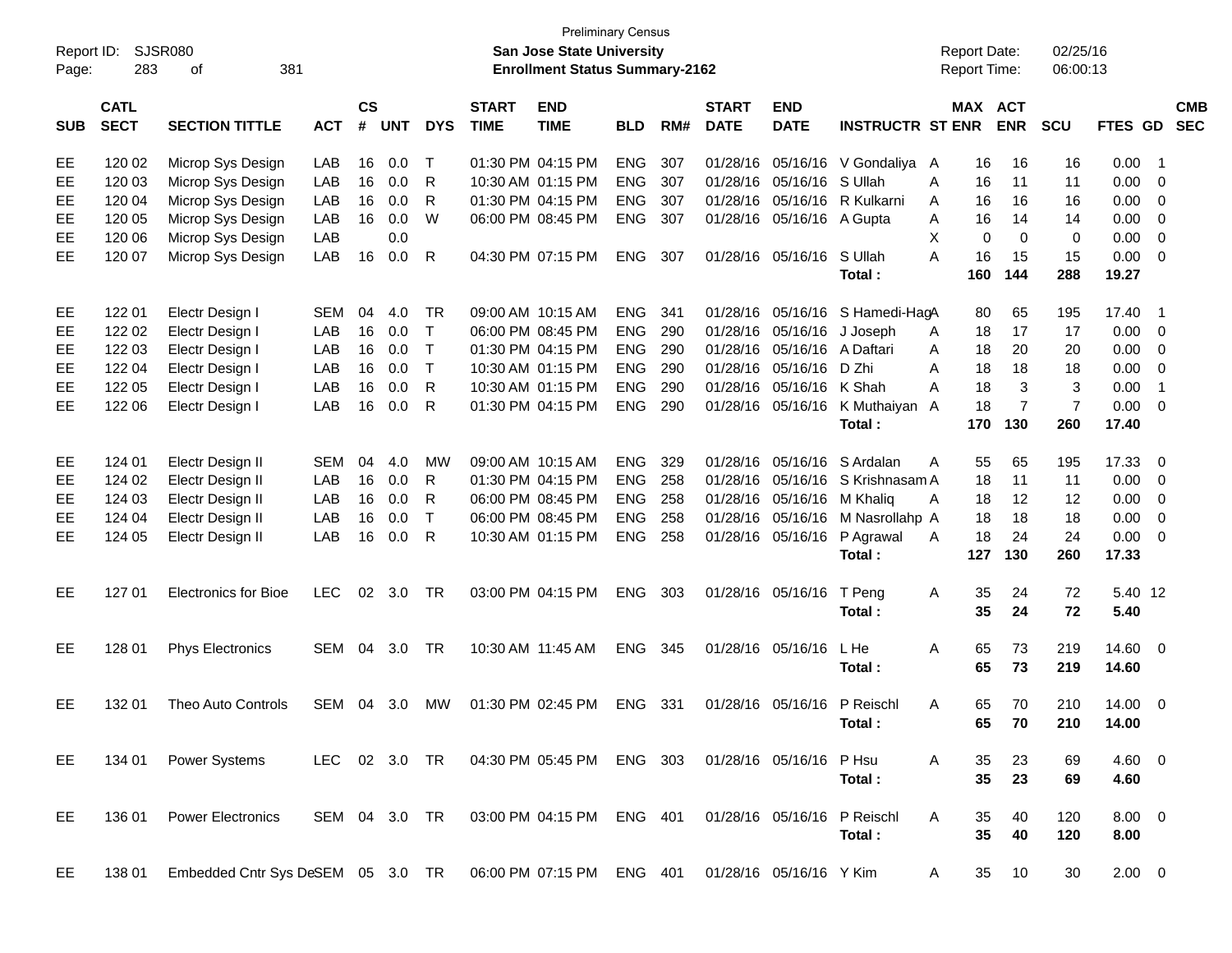Preliminary Census

**San Jose State University**

**Enrollment Status Summary-2162**

Report ID: SJSR080

Report Date: 02/25/16

Report Time: 06:00:13

| SUB | CATL SECT | SECTION TITTLE | ACT | CS # | UNT | DYS | START TIME | END TIME | BLD | RM# | START DATE | END DATE | INSTRUCTR | ST | MAX ENR | ACT ENR | SCU | FTES | GD | CMB SEC |
|---|---|---|---|---|---|---|---|---|---|---|---|---|---|---|---|---|---|---|---|---|
| EE | 120 02 | Microp Sys Design | LAB | 16 | 0.0 | T | 01:30 PM | 04:15 PM | ENG | 307 | 01/28/16 | 05/16/16 | V Gondaliya | A | 16 | 16 | 16 | 0.00 | 1 | |
| EE | 120 03 | Microp Sys Design | LAB | 16 | 0.0 | R | 10:30 AM | 01:15 PM | ENG | 307 | 01/28/16 | 05/16/16 | S Ullah | A | 16 | 11 | 11 | 0.00 | 0 | |
| EE | 120 04 | Microp Sys Design | LAB | 16 | 0.0 | R | 01:30 PM | 04:15 PM | ENG | 307 | 01/28/16 | 05/16/16 | R Kulkarni | A | 16 | 16 | 16 | 0.00 | 0 | |
| EE | 120 05 | Microp Sys Design | LAB | 16 | 0.0 | W | 06:00 PM | 08:45 PM | ENG | 307 | 01/28/16 | 05/16/16 | A Gupta | A | 16 | 14 | 14 | 0.00 | 0 | |
| EE | 120 06 | Microp Sys Design | LAB | | 0.0 | | | | | | | | | X | 0 | 0 | 0 | 0.00 | 0 | |
| EE | 120 07 | Microp Sys Design | LAB | 16 | 0.0 | R | 04:30 PM | 07:15 PM | ENG | 307 | 01/28/16 | 05/16/16 | S Ullah | A | 16 | 15 | 15 | 0.00 | 0 | |
| | | | | | | | | | | | | | **Total :** | | **160** | **144** | **288** | **19.27** | | |
| EE | 122 01 | Electr Design I | SEM | 04 | 4.0 | TR | 09:00 AM | 10:15 AM | ENG | 341 | 01/28/16 | 05/16/16 | S Hamedi-Hag | A | 80 | 65 | 195 | 17.40 | 1 | |
| EE | 122 02 | Electr Design I | LAB | 16 | 0.0 | T | 06:00 PM | 08:45 PM | ENG | 290 | 01/28/16 | 05/16/16 | J Joseph | A | 18 | 17 | 17 | 0.00 | 0 | |
| EE | 122 03 | Electr Design I | LAB | 16 | 0.0 | T | 01:30 PM | 04:15 PM | ENG | 290 | 01/28/16 | 05/16/16 | A Daftari | A | 18 | 20 | 20 | 0.00 | 0 | |
| EE | 122 04 | Electr Design I | LAB | 16 | 0.0 | T | 10:30 AM | 01:15 PM | ENG | 290 | 01/28/16 | 05/16/16 | D Zhi | A | 18 | 18 | 18 | 0.00 | 0 | |
| EE | 122 05 | Electr Design I | LAB | 16 | 0.0 | R | 10:30 AM | 01:15 PM | ENG | 290 | 01/28/16 | 05/16/16 | K Shah | A | 18 | 3 | 3 | 0.00 | 1 | |
| EE | 122 06 | Electr Design I | LAB | 16 | 0.0 | R | 01:30 PM | 04:15 PM | ENG | 290 | 01/28/16 | 05/16/16 | K Muthaiyan | A | 18 | 7 | 7 | 0.00 | 0 | |
| | | | | | | | | | | | | | **Total :** | | **170** | **130** | **260** | **17.40** | | |
| EE | 124 01 | Electr Design II | SEM | 04 | 4.0 | MW | 09:00 AM | 10:15 AM | ENG | 329 | 01/28/16 | 05/16/16 | S Ardalan | A | 55 | 65 | 195 | 17.33 | 0 | |
| EE | 124 02 | Electr Design II | LAB | 16 | 0.0 | R | 01:30 PM | 04:15 PM | ENG | 258 | 01/28/16 | 05/16/16 | S Krishnasam | A | 18 | 11 | 11 | 0.00 | 0 | |
| EE | 124 03 | Electr Design II | LAB | 16 | 0.0 | R | 06:00 PM | 08:45 PM | ENG | 258 | 01/28/16 | 05/16/16 | M Khaliq | A | 18 | 12 | 12 | 0.00 | 0 | |
| EE | 124 04 | Electr Design II | LAB | 16 | 0.0 | T | 06:00 PM | 08:45 PM | ENG | 258 | 01/28/16 | 05/16/16 | M Nasrollahp | A | 18 | 18 | 18 | 0.00 | 0 | |
| EE | 124 05 | Electr Design II | LAB | 16 | 0.0 | R | 10:30 AM | 01:15 PM | ENG | 258 | 01/28/16 | 05/16/16 | P Agrawal | A | 18 | 24 | 24 | 0.00 | 0 | |
| | | | | | | | | | | | | | **Total :** | | **127** | **130** | **260** | **17.33** | | |
| EE | 127 01 | Electronics for Bioe | LEC | 02 | 3.0 | TR | 03:00 PM | 04:15 PM | ENG | 303 | 01/28/16 | 05/16/16 | T Peng | A | 35 | 24 | 72 | 5.40 | 12 | |
| | | | | | | | | | | | | | **Total :** | | **35** | **24** | **72** | **5.40** | | |
| EE | 128 01 | Phys Electronics | SEM | 04 | 3.0 | TR | 10:30 AM | 11:45 AM | ENG | 345 | 01/28/16 | 05/16/16 | L He | A | 65 | 73 | 219 | 14.60 | 0 | |
| | | | | | | | | | | | | | **Total :** | | **65** | **73** | **219** | **14.60** | | |
| EE | 132 01 | Theo Auto Controls | SEM | 04 | 3.0 | MW | 01:30 PM | 02:45 PM | ENG | 331 | 01/28/16 | 05/16/16 | P Reischl | A | 65 | 70 | 210 | 14.00 | 0 | |
| | | | | | | | | | | | | | **Total :** | | **65** | **70** | **210** | **14.00** | | |
| EE | 134 01 | Power Systems | LEC | 02 | 3.0 | TR | 04:30 PM | 05:45 PM | ENG | 303 | 01/28/16 | 05/16/16 | P Hsu | A | 35 | 23 | 69 | 4.60 | 0 | |
| | | | | | | | | | | | | | **Total :** | | **35** | **23** | **69** | **4.60** | | |
| EE | 136 01 | Power Electronics | SEM | 04 | 3.0 | TR | 03:00 PM | 04:15 PM | ENG | 401 | 01/28/16 | 05/16/16 | P Reischl | A | 35 | 40 | 120 | 8.00 | 0 | |
| | | | | | | | | | | | | | **Total :** | | **35** | **40** | **120** | **8.00** | | |
| EE | 138 01 | Embedded Cntr Sys De | SEM | 05 | 3.0 | TR | 06:00 PM | 07:15 PM | ENG | 401 | 01/28/16 | 05/16/16 | Y Kim | A | 35 | 10 | 30 | 2.00 | 0 | |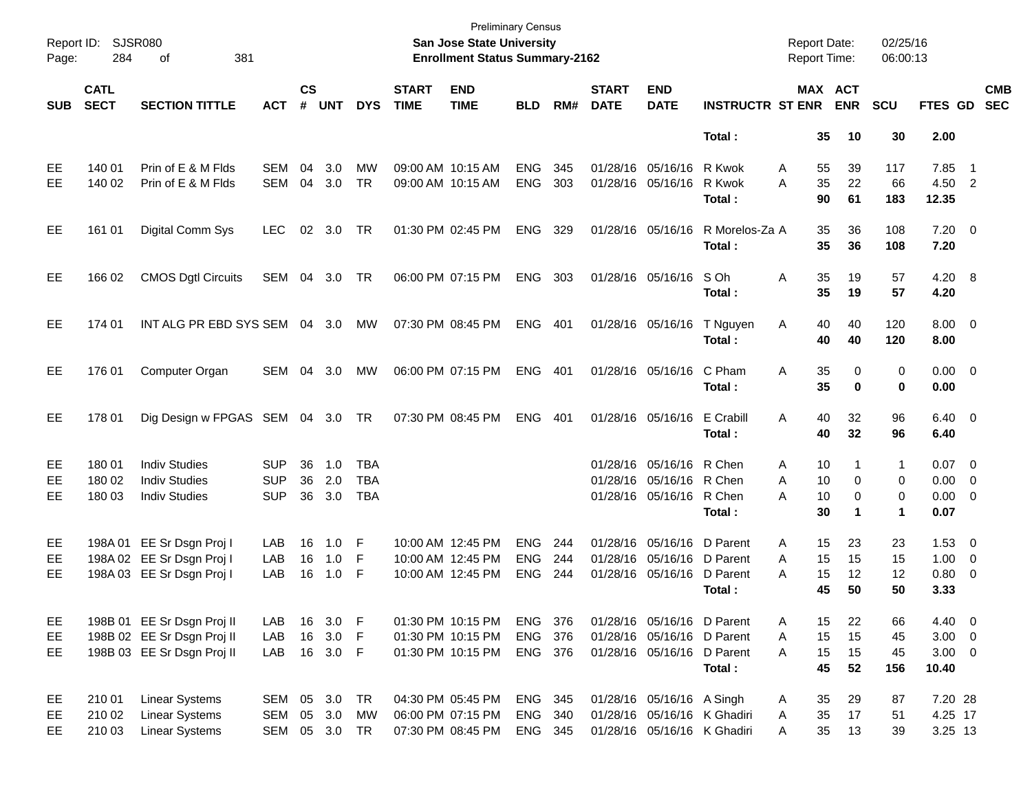Preliminary Census

**San Jose State University**

**Enrollment Status Summary-2162**

Report ID: SJSR080
Report Date: 02/25/16
Report Time: 06:00:13

| SUB | CATL SECT | SECTION TITTLE | ACT | CS # | UNT | DYS | START TIME | END TIME | BLD | RM# | START DATE | END DATE | INSTRUCTR | ST | MAX ENR | ACT ENR | SCU | FTES | GD | CMB SEC |
|---|---|---|---|---|---|---|---|---|---|---|---|---|---|---|---|---|---|---|---|---|
| | | | | | | | | | | | | | **Total :** | | **35** | **10** | **30** | **2.00** | | |
| EE | 140 01 | Prin of E & M Flds | SEM | 04 | 3.0 | MW | 09:00 AM | 10:15 AM | ENG | 345 | 01/28/16 | 05/16/16 | R Kwok | A | 55 | 39 | 117 | 7.85 | 1 | |
| EE | 140 02 | Prin of E & M Flds | SEM | 04 | 3.0 | TR | 09:00 AM | 10:15 AM | ENG | 303 | 01/28/16 | 05/16/16 | R Kwok | A | 35 | 22 | 66 | 4.50 | 2 | |
| | | | | | | | | | | | | | **Total :** | | **90** | **61** | **183** | **12.35** | | |
| EE | 161 01 | Digital Comm Sys | LEC | 02 | 3.0 | TR | 01:30 PM | 02:45 PM | ENG | 329 | 01/28/16 | 05/16/16 | R Morelos-Za | A | 35 | 36 | 108 | 7.20 | 0 | |
| | | | | | | | | | | | | | **Total :** | | **35** | **36** | **108** | **7.20** | | |
| EE | 166 02 | CMOS Dgtl Circuits | SEM | 04 | 3.0 | TR | 06:00 PM | 07:15 PM | ENG | 303 | 01/28/16 | 05/16/16 | S Oh | A | 35 | 19 | 57 | 4.20 | 8 | |
| | | | | | | | | | | | | | **Total :** | | **35** | **19** | **57** | **4.20** | | |
| EE | 174 01 | INT ALG PR EBD SYS | SEM | 04 | 3.0 | MW | 07:30 PM | 08:45 PM | ENG | 401 | 01/28/16 | 05/16/16 | T Nguyen | A | 40 | 40 | 120 | 8.00 | 0 | |
| | | | | | | | | | | | | | **Total :** | | **40** | **40** | **120** | **8.00** | | |
| EE | 176 01 | Computer Organ | SEM | 04 | 3.0 | MW | 06:00 PM | 07:15 PM | ENG | 401 | 01/28/16 | 05/16/16 | C Pham | A | 35 | 0 | 0 | 0.00 | 0 | |
| | | | | | | | | | | | | | **Total :** | | **35** | **0** | **0** | **0.00** | | |
| EE | 178 01 | Dig Design w FPGAS | SEM | 04 | 3.0 | TR | 07:30 PM | 08:45 PM | ENG | 401 | 01/28/16 | 05/16/16 | E Crabill | A | 40 | 32 | 96 | 6.40 | 0 | |
| | | | | | | | | | | | | | **Total :** | | **40** | **32** | **96** | **6.40** | | |
| EE | 180 01 | Indiv Studies | SUP | 36 | 1.0 | TBA | | | | | 01/28/16 | 05/16/16 | R Chen | A | 10 | 1 | 1 | 0.07 | 0 | |
| EE | 180 02 | Indiv Studies | SUP | 36 | 2.0 | TBA | | | | | 01/28/16 | 05/16/16 | R Chen | A | 10 | 0 | 0 | 0.00 | 0 | |
| EE | 180 03 | Indiv Studies | SUP | 36 | 3.0 | TBA | | | | | 01/28/16 | 05/16/16 | R Chen | A | 10 | 0 | 0 | 0.00 | 0 | |
| | | | | | | | | | | | | | **Total :** | | **30** | **1** | **1** | **0.07** | | |
| EE | 198A 01 | EE Sr Dsgn Proj I | LAB | 16 | 1.0 | F | 10:00 AM | 12:45 PM | ENG | 244 | 01/28/16 | 05/16/16 | D Parent | A | 15 | 23 | 23 | 1.53 | 0 | |
| EE | 198A 02 | EE Sr Dsgn Proj I | LAB | 16 | 1.0 | F | 10:00 AM | 12:45 PM | ENG | 244 | 01/28/16 | 05/16/16 | D Parent | A | 15 | 15 | 15 | 1.00 | 0 | |
| EE | 198A 03 | EE Sr Dsgn Proj I | LAB | 16 | 1.0 | F | 10:00 AM | 12:45 PM | ENG | 244 | 01/28/16 | 05/16/16 | D Parent | A | 15 | 12 | 12 | 0.80 | 0 | |
| | | | | | | | | | | | | | **Total :** | | **45** | **50** | **50** | **3.33** | | |
| EE | 198B 01 | EE Sr Dsgn Proj II | LAB | 16 | 3.0 | F | 01:30 PM | 10:15 PM | ENG | 376 | 01/28/16 | 05/16/16 | D Parent | A | 15 | 22 | 66 | 4.40 | 0 | |
| EE | 198B 02 | EE Sr Dsgn Proj II | LAB | 16 | 3.0 | F | 01:30 PM | 10:15 PM | ENG | 376 | 01/28/16 | 05/16/16 | D Parent | A | 15 | 15 | 45 | 3.00 | 0 | |
| EE | 198B 03 | EE Sr Dsgn Proj II | LAB | 16 | 3.0 | F | 01:30 PM | 10:15 PM | ENG | 376 | 01/28/16 | 05/16/16 | D Parent | A | 15 | 15 | 45 | 3.00 | 0 | |
| | | | | | | | | | | | | | **Total :** | | **45** | **52** | **156** | **10.40** | | |
| EE | 210 01 | Linear Systems | SEM | 05 | 3.0 | TR | 04:30 PM | 05:45 PM | ENG | 345 | 01/28/16 | 05/16/16 | A Singh | A | 35 | 29 | 87 | 7.20 | 28 | |
| EE | 210 02 | Linear Systems | SEM | 05 | 3.0 | MW | 06:00 PM | 07:15 PM | ENG | 340 | 01/28/16 | 05/16/16 | K Ghadiri | A | 35 | 17 | 51 | 4.25 | 17 | |
| EE | 210 03 | Linear Systems | SEM | 05 | 3.0 | TR | 07:30 PM | 08:45 PM | ENG | 345 | 01/28/16 | 05/16/16 | K Ghadiri | A | 35 | 13 | 39 | 3.25 | 13 | |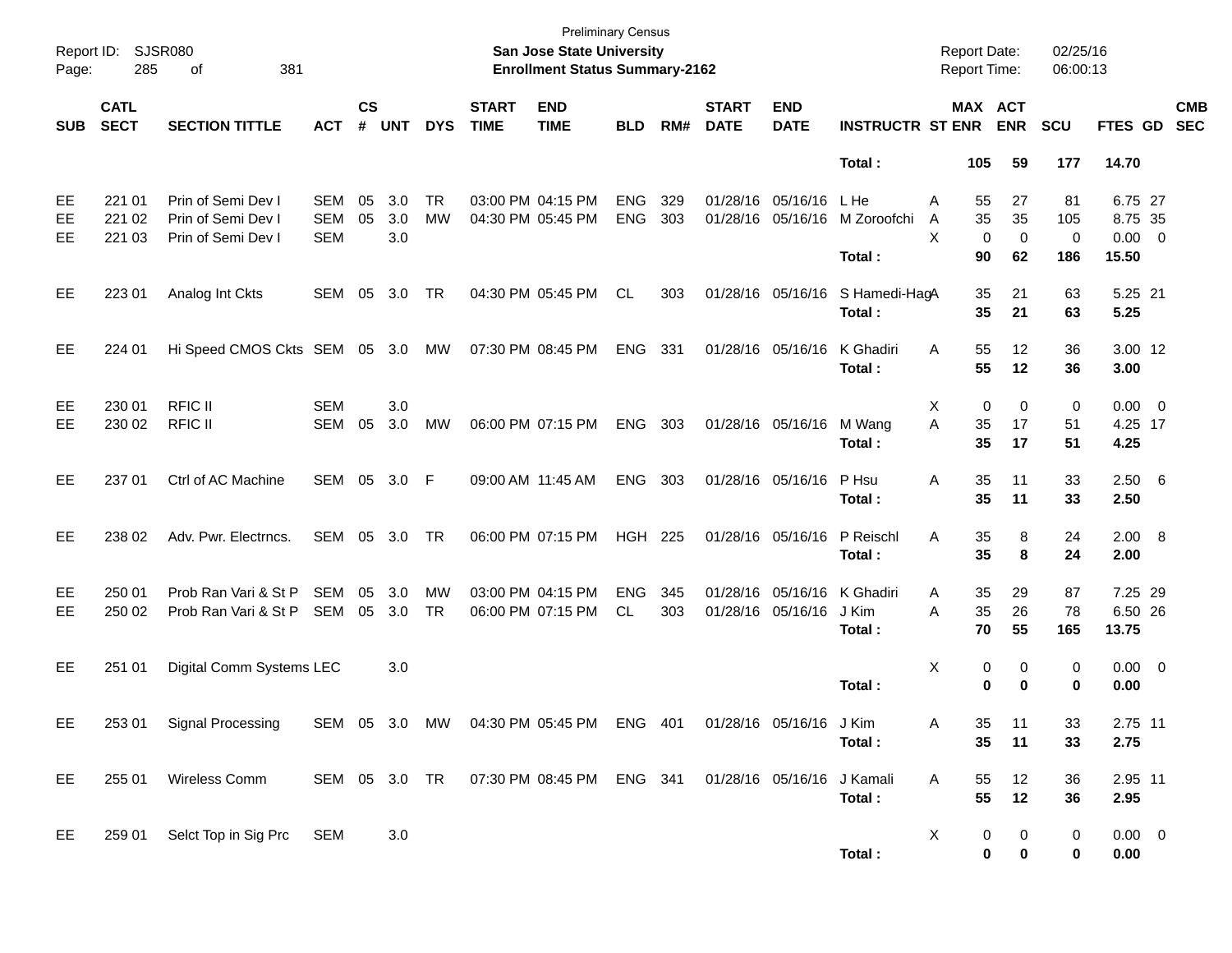Preliminary Census
**San Jose State University**
**Enrollment Status Summary-2162**

Report ID: SJSR080
Report Date: 02/25/16
Report Time: 06:00:13

| SUB | CATL SECT | SECTION TITTLE | ACT | CS # | UNT | DYS | START TIME | END TIME | BLD | RM# | START DATE | END DATE | INSTRUCTR | ST | MAX ENR | ACT ENR | SCU | FTES | GD | CMB SEC |
|---|---|---|---|---|---|---|---|---|---|---|---|---|---|---|---|---|---|---|---|---|
| | | | | | | | | | | | | | **Total :** | | **105** | **59** | **177** | **14.70** | | |
| EE | 221 01 | Prin of Semi Dev I | SEM | 05 | 3.0 | TR | 03:00 PM | 04:15 PM | ENG | 329 | 01/28/16 | 05/16/16 | L He | A | 55 | 27 | 81 | 6.75 | 27 | |
| EE | 221 02 | Prin of Semi Dev I | SEM | 05 | 3.0 | MW | 04:30 PM | 05:45 PM | ENG | 303 | 01/28/16 | 05/16/16 | M Zoroofchi | A | 35 | 35 | 105 | 8.75 | 35 | |
| EE | 221 03 | Prin of Semi Dev I | SEM | | 3.0 | | | | | | | | | X | 0 | 0 | 0 | 0.00 | 0 | |
| | | | | | | | | | | | | | **Total :** | | **90** | **62** | **186** | **15.50** | | |
| EE | 223 01 | Analog Int Ckts | SEM | 05 | 3.0 | TR | 04:30 PM | 05:45 PM | CL | 303 | 01/28/16 | 05/16/16 | S Hamedi-Hag | A | 35 | 21 | 63 | 5.25 | 21 | |
| | | | | | | | | | | | | | **Total :** | | **35** | **21** | **63** | **5.25** | | |
| EE | 224 01 | Hi Speed CMOS Ckts | SEM | 05 | 3.0 | MW | 07:30 PM | 08:45 PM | ENG | 331 | 01/28/16 | 05/16/16 | K Ghadiri | A | 55 | 12 | 36 | 3.00 | 12 | |
| | | | | | | | | | | | | | **Total :** | | **55** | **12** | **36** | **3.00** | | |
| EE | 230 01 | RFIC II | SEM | | 3.0 | | | | | | | | | X | 0 | 0 | 0 | 0.00 | 0 | |
| EE | 230 02 | RFIC II | SEM | 05 | 3.0 | MW | 06:00 PM | 07:15 PM | ENG | 303 | 01/28/16 | 05/16/16 | M Wang | A | 35 | 17 | 51 | 4.25 | 17 | |
| | | | | | | | | | | | | | **Total :** | | **35** | **17** | **51** | **4.25** | | |
| EE | 237 01 | Ctrl of AC Machine | SEM | 05 | 3.0 | F | 09:00 AM | 11:45 AM | ENG | 303 | 01/28/16 | 05/16/16 | P Hsu | A | 35 | 11 | 33 | 2.50 | 6 | |
| | | | | | | | | | | | | | **Total :** | | **35** | **11** | **33** | **2.50** | | |
| EE | 238 02 | Adv. Pwr. Electrncs. | SEM | 05 | 3.0 | TR | 06:00 PM | 07:15 PM | HGH | 225 | 01/28/16 | 05/16/16 | P Reischl | A | 35 | 8 | 24 | 2.00 | 8 | |
| | | | | | | | | | | | | | **Total :** | | **35** | **8** | **24** | **2.00** | | |
| EE | 250 01 | Prob Ran Vari & St P | SEM | 05 | 3.0 | MW | 03:00 PM | 04:15 PM | ENG | 345 | 01/28/16 | 05/16/16 | K Ghadiri | A | 35 | 29 | 87 | 7.25 | 29 | |
| EE | 250 02 | Prob Ran Vari & St P | SEM | 05 | 3.0 | TR | 06:00 PM | 07:15 PM | CL | 303 | 01/28/16 | 05/16/16 | J Kim | A | 35 | 26 | 78 | 6.50 | 26 | |
| | | | | | | | | | | | | | **Total :** | | **70** | **55** | **165** | **13.75** | | |
| EE | 251 01 | Digital Comm Systems | LEC | | 3.0 | | | | | | | | | X | 0 | 0 | 0 | 0.00 | 0 | |
| | | | | | | | | | | | | | **Total :** | | **0** | **0** | **0** | **0.00** | | |
| EE | 253 01 | Signal Processing | SEM | 05 | 3.0 | MW | 04:30 PM | 05:45 PM | ENG | 401 | 01/28/16 | 05/16/16 | J Kim | A | 35 | 11 | 33 | 2.75 | 11 | |
| | | | | | | | | | | | | | **Total :** | | **35** | **11** | **33** | **2.75** | | |
| EE | 255 01 | Wireless Comm | SEM | 05 | 3.0 | TR | 07:30 PM | 08:45 PM | ENG | 341 | 01/28/16 | 05/16/16 | J Kamali | A | 55 | 12 | 36 | 2.95 | 11 | |
| | | | | | | | | | | | | | **Total :** | | **55** | **12** | **36** | **2.95** | | |
| EE | 259 01 | Selct Top in Sig Prc | SEM | | 3.0 | | | | | | | | | X | 0 | 0 | 0 | 0.00 | 0 | |
| | | | | | | | | | | | | | **Total :** | | **0** | **0** | **0** | **0.00** | | |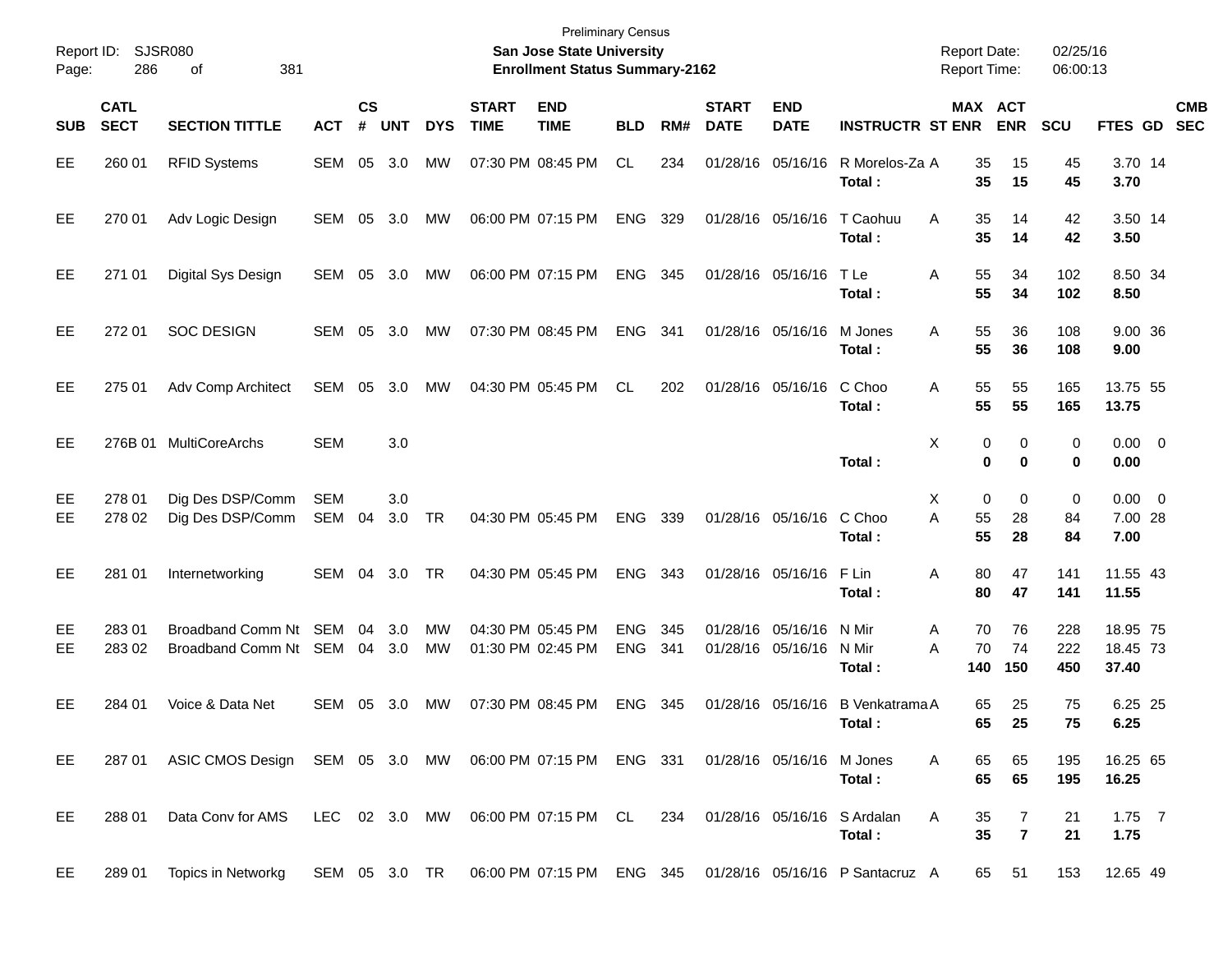| SUB | CATL SECT | SECTION TITTLE | ACT | CS # | UNT | DYS | START TIME | END TIME | BLD | RM# | START DATE | END DATE | INSTRUCTR | ST | MAX ENR | ACT ENR | SCU | FTES | GD | CMB SEC |
|---|---|---|---|---|---|---|---|---|---|---|---|---|---|---|---|---|---|---|---|---|
| EE | 260 01 | RFID Systems | SEM | 05 | 3.0 | MW | 07:30 PM | 08:45 PM | CL | 234 | 01/28/16 | 05/16/16 | R Morelos-Za | A | 35 | 15 | 45 | 3.70 | 14 | |
| | | | | | | | | | | | | | **Total :** | | **35** | **15** | **45** | **3.70** | | |
| EE | 270 01 | Adv Logic Design | SEM | 05 | 3.0 | MW | 06:00 PM | 07:15 PM | ENG | 329 | 01/28/16 | 05/16/16 | T Caohuu | A | 35 | 14 | 42 | 3.50 | 14 | |
| | | | | | | | | | | | | | **Total :** | | **35** | **14** | **42** | **3.50** | | |
| EE | 271 01 | Digital Sys Design | SEM | 05 | 3.0 | MW | 06:00 PM | 07:15 PM | ENG | 345 | 01/28/16 | 05/16/16 | T Le | A | 55 | 34 | 102 | 8.50 | 34 | |
| | | | | | | | | | | | | | **Total :** | | **55** | **34** | **102** | **8.50** | | |
| EE | 272 01 | SOC DESIGN | SEM | 05 | 3.0 | MW | 07:30 PM | 08:45 PM | ENG | 341 | 01/28/16 | 05/16/16 | M Jones | A | 55 | 36 | 108 | 9.00 | 36 | |
| | | | | | | | | | | | | | **Total :** | | **55** | **36** | **108** | **9.00** | | |
| EE | 275 01 | Adv Comp Architect | SEM | 05 | 3.0 | MW | 04:30 PM | 05:45 PM | CL | 202 | 01/28/16 | 05/16/16 | C Choo | A | 55 | 55 | 165 | 13.75 | 55 | |
| | | | | | | | | | | | | | **Total :** | | **55** | **55** | **165** | **13.75** | | |
| EE | 276B 01 | MultiCoreArchs | SEM | | 3.0 | | | | | | | | | X | 0 | 0 | 0 | 0.00 | 0 | |
| | | | | | | | | | | | | | **Total :** | | **0** | **0** | **0** | **0.00** | | |
| EE | 278 01 | Dig Des DSP/Comm | SEM | | 3.0 | | | | | | | | | X | 0 | 0 | 0 | 0.00 | 0 | |
| EE | 278 02 | Dig Des DSP/Comm | SEM | 04 | 3.0 | TR | 04:30 PM | 05:45 PM | ENG | 339 | 01/28/16 | 05/16/16 | C Choo | A | 55 | 28 | 84 | 7.00 | 28 | |
| | | | | | | | | | | | | | **Total :** | | **55** | **28** | **84** | **7.00** | | |
| EE | 281 01 | Internetworking | SEM | 04 | 3.0 | TR | 04:30 PM | 05:45 PM | ENG | 343 | 01/28/16 | 05/16/16 | F Lin | A | 80 | 47 | 141 | 11.55 | 43 | |
| | | | | | | | | | | | | | **Total :** | | **80** | **47** | **141** | **11.55** | | |
| EE | 283 01 | Broadband Comm Nt | SEM | 04 | 3.0 | MW | 04:30 PM | 05:45 PM | ENG | 345 | 01/28/16 | 05/16/16 | N Mir | A | 70 | 76 | 228 | 18.95 | 75 | |
| EE | 283 02 | Broadband Comm Nt | SEM | 04 | 3.0 | MW | 01:30 PM | 02:45 PM | ENG | 341 | 01/28/16 | 05/16/16 | N Mir | A | 70 | 74 | 222 | 18.45 | 73 | |
| | | | | | | | | | | | | | **Total :** | | **140** | **150** | **450** | **37.40** | | |
| EE | 284 01 | Voice & Data Net | SEM | 05 | 3.0 | MW | 07:30 PM | 08:45 PM | ENG | 345 | 01/28/16 | 05/16/16 | B Venkatrama | A | 65 | 25 | 75 | 6.25 | 25 | |
| | | | | | | | | | | | | | **Total :** | | **65** | **25** | **75** | **6.25** | | |
| EE | 287 01 | ASIC CMOS Design | SEM | 05 | 3.0 | MW | 06:00 PM | 07:15 PM | ENG | 331 | 01/28/16 | 05/16/16 | M Jones | A | 65 | 65 | 195 | 16.25 | 65 | |
| | | | | | | | | | | | | | **Total :** | | **65** | **65** | **195** | **16.25** | | |
| EE | 288 01 | Data Conv for AMS | LEC | 02 | 3.0 | MW | 06:00 PM | 07:15 PM | CL | 234 | 01/28/16 | 05/16/16 | S Ardalan | A | 35 | 7 | 21 | 1.75 | 7 | |
| | | | | | | | | | | | | | **Total :** | | **35** | **7** | **21** | **1.75** | | |
| EE | 289 01 | Topics in Networkg | SEM | 05 | 3.0 | TR | 06:00 PM | 07:15 PM | ENG | 345 | 01/28/16 | 05/16/16 | P Santacruz | A | 65 | 51 | 153 | 12.65 | 49 | |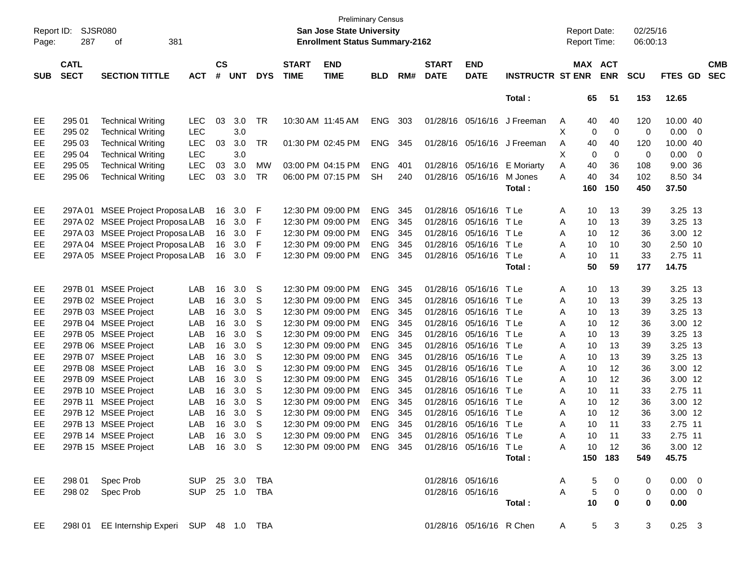Preliminary Census

Report ID: SJSR080 | San Jose State University | Report Date: 02/25/16
Page: 287 of 381 | Enrollment Status Summary-2162 | Report Time: 06:00:13

| SUB | CATL SECT | SECTION TITTLE | ACT | CS # | UNT | DYS | START TIME | END TIME | BLD | RM# | START DATE | END DATE | INSTRUCTR | ST | MAX ENR | ACT ENR | SCU | FTES | GD | CMB SEC |
|---|---|---|---|---|---|---|---|---|---|---|---|---|---|---|---|---|---|---|---|---|
| | | | | | | | | | | | | | **Total :** | | **65** | **51** | **153** | **12.65** | | |
| EE | 295 01 | Technical Writing | LEC | 03 | 3.0 | TR | 10:30 AM | 11:45 AM | ENG | 303 | 01/28/16 | 05/16/16 | J Freeman | A | 40 | 40 | 120 | 10.00 | 40 | |
| EE | 295 02 | Technical Writing | LEC | | 3.0 | | | | | | | | | X | 0 | 0 | 0 | 0.00 | 0 | |
| EE | 295 03 | Technical Writing | LEC | 03 | 3.0 | TR | 01:30 PM | 02:45 PM | ENG | 345 | 01/28/16 | 05/16/16 | J Freeman | A | 40 | 40 | 120 | 10.00 | 40 | |
| EE | 295 04 | Technical Writing | LEC | | 3.0 | | | | | | | | | X | 0 | 0 | 0 | 0.00 | 0 | |
| EE | 295 05 | Technical Writing | LEC | 03 | 3.0 | MW | 03:00 PM | 04:15 PM | ENG | 401 | 01/28/16 | 05/16/16 | E Moriarty | A | 40 | 36 | 108 | 9.00 | 36 | |
| EE | 295 06 | Technical Writing | LEC | 03 | 3.0 | TR | 06:00 PM | 07:15 PM | SH | 240 | 01/28/16 | 05/16/16 | M Jones | A | 40 | 34 | 102 | 8.50 | 34 | |
| | | | | | | | | | | | | | **Total :** | | **160** | **150** | **450** | **37.50** | | |
| EE | 297A 01 | MSEE Project Proposa | LAB | 16 | 3.0 | F | 12:30 PM | 09:00 PM | ENG | 345 | 01/28/16 | 05/16/16 | T Le | A | 10 | 13 | 39 | 3.25 | 13 | |
| EE | 297A 02 | MSEE Project Proposa | LAB | 16 | 3.0 | F | 12:30 PM | 09:00 PM | ENG | 345 | 01/28/16 | 05/16/16 | T Le | A | 10 | 13 | 39 | 3.25 | 13 | |
| EE | 297A 03 | MSEE Project Proposa | LAB | 16 | 3.0 | F | 12:30 PM | 09:00 PM | ENG | 345 | 01/28/16 | 05/16/16 | T Le | A | 10 | 12 | 36 | 3.00 | 12 | |
| EE | 297A 04 | MSEE Project Proposa | LAB | 16 | 3.0 | F | 12:30 PM | 09:00 PM | ENG | 345 | 01/28/16 | 05/16/16 | T Le | A | 10 | 10 | 30 | 2.50 | 10 | |
| EE | 297A 05 | MSEE Project Proposa | LAB | 16 | 3.0 | F | 12:30 PM | 09:00 PM | ENG | 345 | 01/28/16 | 05/16/16 | T Le | A | 10 | 11 | 33 | 2.75 | 11 | |
| | | | | | | | | | | | | | **Total :** | | **50** | **59** | **177** | **14.75** | | |
| EE | 297B 01 | MSEE Project | LAB | 16 | 3.0 | S | 12:30 PM | 09:00 PM | ENG | 345 | 01/28/16 | 05/16/16 | T Le | A | 10 | 13 | 39 | 3.25 | 13 | |
| EE | 297B 02 | MSEE Project | LAB | 16 | 3.0 | S | 12:30 PM | 09:00 PM | ENG | 345 | 01/28/16 | 05/16/16 | T Le | A | 10 | 13 | 39 | 3.25 | 13 | |
| EE | 297B 03 | MSEE Project | LAB | 16 | 3.0 | S | 12:30 PM | 09:00 PM | ENG | 345 | 01/28/16 | 05/16/16 | T Le | A | 10 | 13 | 39 | 3.25 | 13 | |
| EE | 297B 04 | MSEE Project | LAB | 16 | 3.0 | S | 12:30 PM | 09:00 PM | ENG | 345 | 01/28/16 | 05/16/16 | T Le | A | 10 | 12 | 36 | 3.00 | 12 | |
| EE | 297B 05 | MSEE Project | LAB | 16 | 3.0 | S | 12:30 PM | 09:00 PM | ENG | 345 | 01/28/16 | 05/16/16 | T Le | A | 10 | 13 | 39 | 3.25 | 13 | |
| EE | 297B 06 | MSEE Project | LAB | 16 | 3.0 | S | 12:30 PM | 09:00 PM | ENG | 345 | 01/28/16 | 05/16/16 | T Le | A | 10 | 13 | 39 | 3.25 | 13 | |
| EE | 297B 07 | MSEE Project | LAB | 16 | 3.0 | S | 12:30 PM | 09:00 PM | ENG | 345 | 01/28/16 | 05/16/16 | T Le | A | 10 | 13 | 39 | 3.25 | 13 | |
| EE | 297B 08 | MSEE Project | LAB | 16 | 3.0 | S | 12:30 PM | 09:00 PM | ENG | 345 | 01/28/16 | 05/16/16 | T Le | A | 10 | 12 | 36 | 3.00 | 12 | |
| EE | 297B 09 | MSEE Project | LAB | 16 | 3.0 | S | 12:30 PM | 09:00 PM | ENG | 345 | 01/28/16 | 05/16/16 | T Le | A | 10 | 12 | 36 | 3.00 | 12 | |
| EE | 297B 10 | MSEE Project | LAB | 16 | 3.0 | S | 12:30 PM | 09:00 PM | ENG | 345 | 01/28/16 | 05/16/16 | T Le | A | 10 | 11 | 33 | 2.75 | 11 | |
| EE | 297B 11 | MSEE Project | LAB | 16 | 3.0 | S | 12:30 PM | 09:00 PM | ENG | 345 | 01/28/16 | 05/16/16 | T Le | A | 10 | 12 | 36 | 3.00 | 12 | |
| EE | 297B 12 | MSEE Project | LAB | 16 | 3.0 | S | 12:30 PM | 09:00 PM | ENG | 345 | 01/28/16 | 05/16/16 | T Le | A | 10 | 12 | 36 | 3.00 | 12 | |
| EE | 297B 13 | MSEE Project | LAB | 16 | 3.0 | S | 12:30 PM | 09:00 PM | ENG | 345 | 01/28/16 | 05/16/16 | T Le | A | 10 | 11 | 33 | 2.75 | 11 | |
| EE | 297B 14 | MSEE Project | LAB | 16 | 3.0 | S | 12:30 PM | 09:00 PM | ENG | 345 | 01/28/16 | 05/16/16 | T Le | A | 10 | 11 | 33 | 2.75 | 11 | |
| EE | 297B 15 | MSEE Project | LAB | 16 | 3.0 | S | 12:30 PM | 09:00 PM | ENG | 345 | 01/28/16 | 05/16/16 | T Le | A | 10 | 12 | 36 | 3.00 | 12 | |
| | | | | | | | | | | | | | **Total :** | | **150** | **183** | **549** | **45.75** | | |
| EE | 298 01 | Spec Prob | SUP | 25 | 3.0 | TBA | | | | | 01/28/16 | 05/16/16 | | A | 5 | 0 | 0 | 0.00 | 0 | |
| EE | 298 02 | Spec Prob | SUP | 25 | 1.0 | TBA | | | | | 01/28/16 | 05/16/16 | | A | 5 | 0 | 0 | 0.00 | 0 | |
| | | | | | | | | | | | | | **Total :** | | **10** | **0** | **0** | **0.00** | | |
| EE | 298I 01 | EE Internship Experi | SUP | 48 | 1.0 | TBA | | | | | 01/28/16 | 05/16/16 | R Chen | A | 5 | 3 | 3 | 0.25 | 3 | |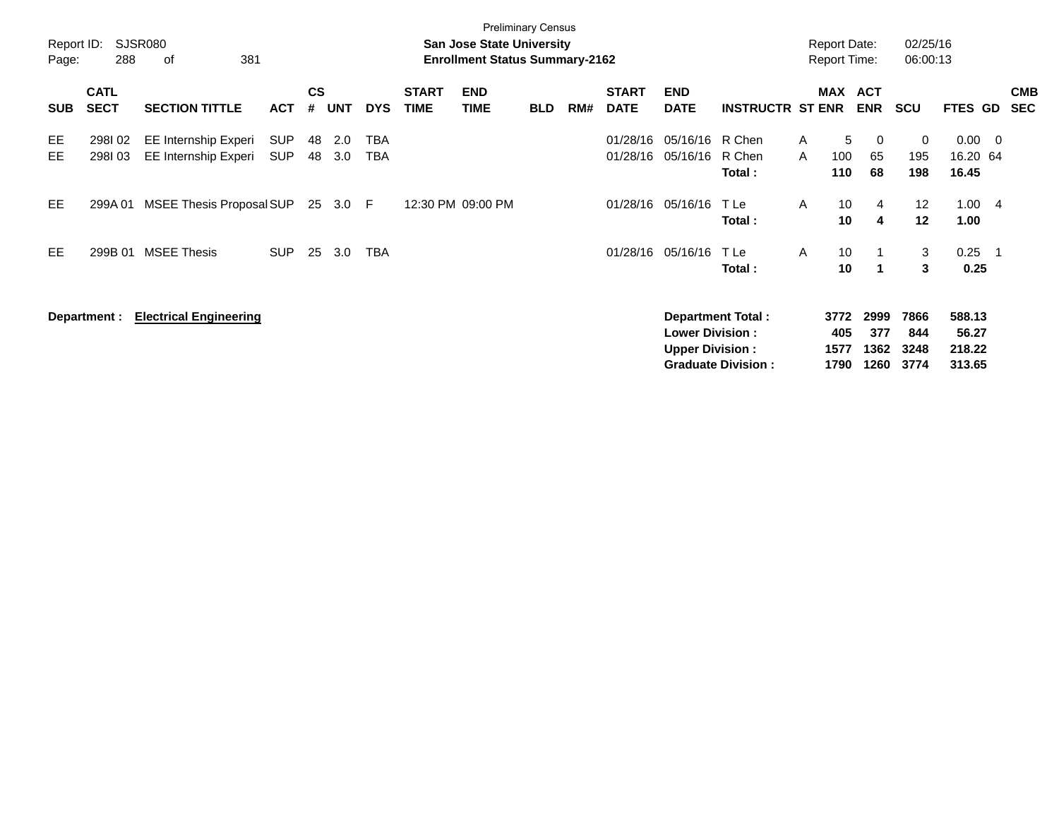Preliminary Census

**San Jose State University**
**Enrollment Status Summary-2162**

Report ID: SJSR080
Report Date: 02/25/16
Report Time: 06:00:13

| SUB | CATL SECT | SECTION TITTLE | ACT | CS # | UNT | DYS | START TIME | END TIME | BLD | RM# | START DATE | END DATE | INSTRUCTR | ST | MAX ENR | ACT ENR | SCU | FTES | GD | CMB SEC |
|---|---|---|---|---|---|---|---|---|---|---|---|---|---|---|---|---|---|---|---|---|
| EE | 298I 02 | EE Internship Experi | SUP | 48 | 2.0 | TBA | | | | | 01/28/16 | 05/16/16 | R Chen | A | 5 | 0 | 0 | 0.00 | 0 | |
| EE | 298I 03 | EE Internship Experi | SUP | 48 | 3.0 | TBA | | | | | 01/28/16 | 05/16/16 | R Chen | A | 100 | 65 | 195 | 16.20 | 64 | |
| | | | | | | | | | | | | | **Total :** | | **110** | **68** | **198** | **16.45** | | |
| EE | 299A 01 | MSEE Thesis Proposal | SUP | 25 | 3.0 | F | 12:30 PM | 09:00 PM | | | 01/28/16 | 05/16/16 | T Le | A | 10 | 4 | 12 | 1.00 | 4 | |
| | | | | | | | | | | | | | **Total :** | | **10** | **4** | **12** | **1.00** | | |
| EE | 299B 01 | MSEE Thesis | SUP | 25 | 3.0 | TBA | | | | | 01/28/16 | 05/16/16 | T Le | A | 10 | 1 | 3 | 0.25 | 1 | |
| | | | | | | | | | | | | | **Total :** | | **10** | **1** | **3** | **0.25** | | |

**Department : Electrical Engineering**

| | MAX ENR | ACT ENR | SCU | FTES |
|---|---|---|---|---|
| **Department Total :** | **3772** | **2999** | **7866** | **588.13** |
| **Lower Division :** | **405** | **377** | **844** | **56.27** |
| **Upper Division :** | **1577** | **1362** | **3248** | **218.22** |
| **Graduate Division :** | **1790** | **1260** | **3774** | **313.65** |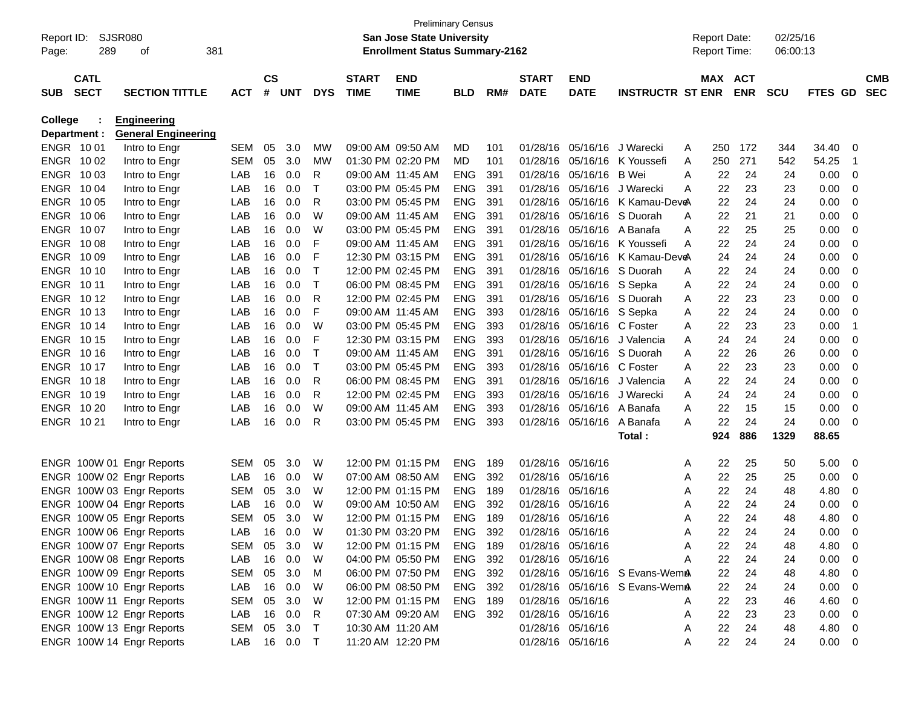Preliminary Census

Report ID: SJSR080 | **San Jose State University** | Report Date: 02/25/16
**Enrollment Status Summary-2162** | Report Time: 06:00:13

**College : Engineering**
**Department : General Engineering**

| SUB | CATL SECT | SECTION TITTLE | ACT | CS # | UNT | DYS | START TIME | END TIME | BLD | RM# | START DATE | END DATE | INSTRUCTR | ST | MAX ENR | ACT ENR | SCU | FTES | GD | CMB SEC |
|---|---|---|---|---|---|---|---|---|---|---|---|---|---|---|---|---|---|---|---|---|
| ENGR | 10 01 | Intro to Engr | SEM | 05 | 3.0 | MW | 09:00 AM | 09:50 AM | MD | 101 | 01/28/16 | 05/16/16 | J Warecki | A | 250 | 172 | 344 | 34.40 | 0 | |
| ENGR | 10 02 | Intro to Engr | SEM | 05 | 3.0 | MW | 01:30 PM | 02:20 PM | MD | 101 | 01/28/16 | 05/16/16 | K Youssefi | A | 250 | 271 | 542 | 54.25 | 1 | |
| ENGR | 10 03 | Intro to Engr | LAB | 16 | 0.0 | R | 09:00 AM | 11:45 AM | ENG | 391 | 01/28/16 | 05/16/16 | B Wei | A | 22 | 24 | 24 | 0.00 | 0 | |
| ENGR | 10 04 | Intro to Engr | LAB | 16 | 0.0 | T | 03:00 PM | 05:45 PM | ENG | 391 | 01/28/16 | 05/16/16 | J Warecki | A | 22 | 23 | 23 | 0.00 | 0 | |
| ENGR | 10 05 | Intro to Engr | LAB | 16 | 0.0 | R | 03:00 PM | 05:45 PM | ENG | 391 | 01/28/16 | 05/16/16 | K Kamau-Deve | A | 22 | 24 | 24 | 0.00 | 0 | |
| ENGR | 10 06 | Intro to Engr | LAB | 16 | 0.0 | W | 09:00 AM | 11:45 AM | ENG | 391 | 01/28/16 | 05/16/16 | S Duorah | A | 22 | 21 | 21 | 0.00 | 0 | |
| ENGR | 10 07 | Intro to Engr | LAB | 16 | 0.0 | W | 03:00 PM | 05:45 PM | ENG | 391 | 01/28/16 | 05/16/16 | A Banafa | A | 22 | 25 | 25 | 0.00 | 0 | |
| ENGR | 10 08 | Intro to Engr | LAB | 16 | 0.0 | F | 09:00 AM | 11:45 AM | ENG | 391 | 01/28/16 | 05/16/16 | K Youssefi | A | 22 | 24 | 24 | 0.00 | 0 | |
| ENGR | 10 09 | Intro to Engr | LAB | 16 | 0.0 | F | 12:30 PM | 03:15 PM | ENG | 391 | 01/28/16 | 05/16/16 | K Kamau-Deve | A | 24 | 24 | 24 | 0.00 | 0 | |
| ENGR | 10 10 | Intro to Engr | LAB | 16 | 0.0 | T | 12:00 PM | 02:45 PM | ENG | 391 | 01/28/16 | 05/16/16 | S Duorah | A | 22 | 24 | 24 | 0.00 | 0 | |
| ENGR | 10 11 | Intro to Engr | LAB | 16 | 0.0 | T | 06:00 PM | 08:45 PM | ENG | 391 | 01/28/16 | 05/16/16 | S Sepka | A | 22 | 24 | 24 | 0.00 | 0 | |
| ENGR | 10 12 | Intro to Engr | LAB | 16 | 0.0 | R | 12:00 PM | 02:45 PM | ENG | 391 | 01/28/16 | 05/16/16 | S Duorah | A | 22 | 23 | 23 | 0.00 | 0 | |
| ENGR | 10 13 | Intro to Engr | LAB | 16 | 0.0 | F | 09:00 AM | 11:45 AM | ENG | 393 | 01/28/16 | 05/16/16 | S Sepka | A | 22 | 24 | 24 | 0.00 | 0 | |
| ENGR | 10 14 | Intro to Engr | LAB | 16 | 0.0 | W | 03:00 PM | 05:45 PM | ENG | 393 | 01/28/16 | 05/16/16 | C Foster | A | 22 | 23 | 23 | 0.00 | 1 | |
| ENGR | 10 15 | Intro to Engr | LAB | 16 | 0.0 | F | 12:30 PM | 03:15 PM | ENG | 393 | 01/28/16 | 05/16/16 | J Valencia | A | 24 | 24 | 24 | 0.00 | 0 | |
| ENGR | 10 16 | Intro to Engr | LAB | 16 | 0.0 | T | 09:00 AM | 11:45 AM | ENG | 391 | 01/28/16 | 05/16/16 | S Duorah | A | 22 | 26 | 26 | 0.00 | 0 | |
| ENGR | 10 17 | Intro to Engr | LAB | 16 | 0.0 | T | 03:00 PM | 05:45 PM | ENG | 393 | 01/28/16 | 05/16/16 | C Foster | A | 22 | 23 | 23 | 0.00 | 0 | |
| ENGR | 10 18 | Intro to Engr | LAB | 16 | 0.0 | R | 06:00 PM | 08:45 PM | ENG | 391 | 01/28/16 | 05/16/16 | J Valencia | A | 22 | 24 | 24 | 0.00 | 0 | |
| ENGR | 10 19 | Intro to Engr | LAB | 16 | 0.0 | R | 12:00 PM | 02:45 PM | ENG | 393 | 01/28/16 | 05/16/16 | J Warecki | A | 24 | 24 | 24 | 0.00 | 0 | |
| ENGR | 10 20 | Intro to Engr | LAB | 16 | 0.0 | W | 09:00 AM | 11:45 AM | ENG | 393 | 01/28/16 | 05/16/16 | A Banafa | A | 22 | 15 | 15 | 0.00 | 0 | |
| ENGR | 10 21 | Intro to Engr | LAB | 16 | 0.0 | R | 03:00 PM | 05:45 PM | ENG | 393 | 01/28/16 | 05/16/16 | A Banafa | A | 22 | 24 | 24 | 0.00 | 0 | |
| | | | | | | | | | | | | | **Total :** | | **924** | **886** | **1329** | **88.65** | | |
| ENGR | 100W 01 | Engr Reports | SEM | 05 | 3.0 | W | 12:00 PM | 01:15 PM | ENG | 189 | 01/28/16 | 05/16/16 | | A | 22 | 25 | 50 | 5.00 | 0 | |
| ENGR | 100W 02 | Engr Reports | LAB | 16 | 0.0 | W | 07:00 AM | 08:50 AM | ENG | 392 | 01/28/16 | 05/16/16 | | A | 22 | 25 | 25 | 0.00 | 0 | |
| ENGR | 100W 03 | Engr Reports | SEM | 05 | 3.0 | W | 12:00 PM | 01:15 PM | ENG | 189 | 01/28/16 | 05/16/16 | | A | 22 | 24 | 48 | 4.80 | 0 | |
| ENGR | 100W 04 | Engr Reports | LAB | 16 | 0.0 | W | 09:00 AM | 10:50 AM | ENG | 392 | 01/28/16 | 05/16/16 | | A | 22 | 24 | 24 | 0.00 | 0 | |
| ENGR | 100W 05 | Engr Reports | SEM | 05 | 3.0 | W | 12:00 PM | 01:15 PM | ENG | 189 | 01/28/16 | 05/16/16 | | A | 22 | 24 | 48 | 4.80 | 0 | |
| ENGR | 100W 06 | Engr Reports | LAB | 16 | 0.0 | W | 01:30 PM | 03:20 PM | ENG | 392 | 01/28/16 | 05/16/16 | | A | 22 | 24 | 24 | 0.00 | 0 | |
| ENGR | 100W 07 | Engr Reports | SEM | 05 | 3.0 | W | 12:00 PM | 01:15 PM | ENG | 189 | 01/28/16 | 05/16/16 | | A | 22 | 24 | 48 | 4.80 | 0 | |
| ENGR | 100W 08 | Engr Reports | LAB | 16 | 0.0 | W | 04:00 PM | 05:50 PM | ENG | 392 | 01/28/16 | 05/16/16 | | A | 22 | 24 | 24 | 0.00 | 0 | |
| ENGR | 100W 09 | Engr Reports | SEM | 05 | 3.0 | M | 06:00 PM | 07:50 PM | ENG | 392 | 01/28/16 | 05/16/16 | S Evans-Wern | A | 22 | 24 | 48 | 4.80 | 0 | |
| ENGR | 100W 10 | Engr Reports | LAB | 16 | 0.0 | W | 06:00 PM | 08:50 PM | ENG | 392 | 01/28/16 | 05/16/16 | S Evans-Wern | A | 22 | 24 | 24 | 0.00 | 0 | |
| ENGR | 100W 11 | Engr Reports | SEM | 05 | 3.0 | W | 12:00 PM | 01:15 PM | ENG | 189 | 01/28/16 | 05/16/16 | | A | 22 | 23 | 46 | 4.60 | 0 | |
| ENGR | 100W 12 | Engr Reports | LAB | 16 | 0.0 | R | 07:30 AM | 09:20 AM | ENG | 392 | 01/28/16 | 05/16/16 | | A | 22 | 23 | 23 | 0.00 | 0 | |
| ENGR | 100W 13 | Engr Reports | SEM | 05 | 3.0 | T | 10:30 AM | 11:20 AM | | | 01/28/16 | 05/16/16 | | A | 22 | 24 | 48 | 4.80 | 0 | |
| ENGR | 100W 14 | Engr Reports | LAB | 16 | 0.0 | T | 11:20 AM | 12:20 PM | | | 01/28/16 | 05/16/16 | | A | 22 | 24 | 24 | 0.00 | 0 | |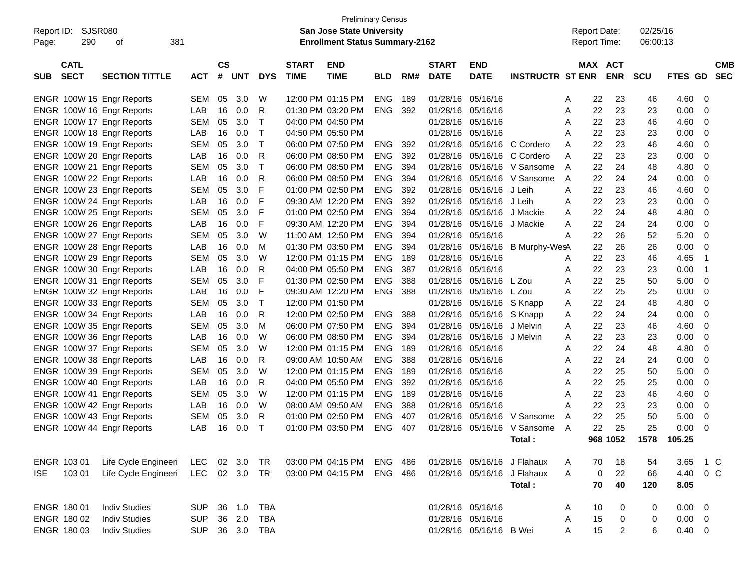Preliminary Census

Report ID: SJSR080

**San Jose State University**

**Enrollment Status Summary-2162**

Report Date: 02/25/16

Report Time: 06:00:13

| SUB | CATL SECT | SECTION TITTLE | ACT | CS # | UNT | DYS | START TIME | END TIME | BLD | RM# | START DATE | END DATE | INSTRUCTR | ST | MAX ENR | ACT ENR | SCU | FTES | GD | CMB SEC |
|---|---|---|---|---|---|---|---|---|---|---|---|---|---|---|---|---|---|---|---|---|
| ENGR | 100W 15 | Engr Reports | SEM | 05 | 3.0 | W | 12:00 PM | 01:15 PM | ENG | 189 | 01/28/16 | 05/16/16 | | A | 22 | 23 | 46 | 4.60 | 0 | |
| ENGR | 100W 16 | Engr Reports | LAB | 16 | 0.0 | R | 01:30 PM | 03:20 PM | ENG | 392 | 01/28/16 | 05/16/16 | | A | 22 | 23 | 23 | 0.00 | 0 | |
| ENGR | 100W 17 | Engr Reports | SEM | 05 | 3.0 | T | 04:00 PM | 04:50 PM | | | 01/28/16 | 05/16/16 | | A | 22 | 23 | 46 | 4.60 | 0 | |
| ENGR | 100W 18 | Engr Reports | LAB | 16 | 0.0 | T | 04:50 PM | 05:50 PM | | | 01/28/16 | 05/16/16 | | A | 22 | 23 | 23 | 0.00 | 0 | |
| ENGR | 100W 19 | Engr Reports | SEM | 05 | 3.0 | T | 06:00 PM | 07:50 PM | ENG | 392 | 01/28/16 | 05/16/16 | C Cordero | A | 22 | 23 | 46 | 4.60 | 0 | |
| ENGR | 100W 20 | Engr Reports | LAB | 16 | 0.0 | R | 06:00 PM | 08:50 PM | ENG | 392 | 01/28/16 | 05/16/16 | C Cordero | A | 22 | 23 | 23 | 0.00 | 0 | |
| ENGR | 100W 21 | Engr Reports | SEM | 05 | 3.0 | T | 06:00 PM | 08:50 PM | ENG | 394 | 01/28/16 | 05/16/16 | V Sansome | A | 22 | 24 | 48 | 4.80 | 0 | |
| ENGR | 100W 22 | Engr Reports | LAB | 16 | 0.0 | R | 06:00 PM | 08:50 PM | ENG | 394 | 01/28/16 | 05/16/16 | V Sansome | A | 22 | 24 | 24 | 0.00 | 0 | |
| ENGR | 100W 23 | Engr Reports | SEM | 05 | 3.0 | F | 01:00 PM | 02:50 PM | ENG | 392 | 01/28/16 | 05/16/16 | J Leih | A | 22 | 23 | 46 | 4.60 | 0 | |
| ENGR | 100W 24 | Engr Reports | LAB | 16 | 0.0 | F | 09:30 AM | 12:20 PM | ENG | 392 | 01/28/16 | 05/16/16 | J Leih | A | 22 | 23 | 23 | 0.00 | 0 | |
| ENGR | 100W 25 | Engr Reports | SEM | 05 | 3.0 | F | 01:00 PM | 02:50 PM | ENG | 394 | 01/28/16 | 05/16/16 | J Mackie | A | 22 | 24 | 48 | 4.80 | 0 | |
| ENGR | 100W 26 | Engr Reports | LAB | 16 | 0.0 | F | 09:30 AM | 12:20 PM | ENG | 394 | 01/28/16 | 05/16/16 | J Mackie | A | 22 | 24 | 24 | 0.00 | 0 | |
| ENGR | 100W 27 | Engr Reports | SEM | 05 | 3.0 | W | 11:00 AM | 12:50 PM | ENG | 394 | 01/28/16 | 05/16/16 | | A | 22 | 26 | 52 | 5.20 | 0 | |
| ENGR | 100W 28 | Engr Reports | LAB | 16 | 0.0 | M | 01:30 PM | 03:50 PM | ENG | 394 | 01/28/16 | 05/16/16 | B Murphy-Wes | A | 22 | 26 | 26 | 0.00 | 0 | |
| ENGR | 100W 29 | Engr Reports | SEM | 05 | 3.0 | W | 12:00 PM | 01:15 PM | ENG | 189 | 01/28/16 | 05/16/16 | | A | 22 | 23 | 46 | 4.65 | 1 | |
| ENGR | 100W 30 | Engr Reports | LAB | 16 | 0.0 | R | 04:00 PM | 05:50 PM | ENG | 387 | 01/28/16 | 05/16/16 | | A | 22 | 23 | 23 | 0.00 | 1 | |
| ENGR | 100W 31 | Engr Reports | SEM | 05 | 3.0 | F | 01:30 PM | 02:50 PM | ENG | 388 | 01/28/16 | 05/16/16 | L Zou | A | 22 | 25 | 50 | 5.00 | 0 | |
| ENGR | 100W 32 | Engr Reports | LAB | 16 | 0.0 | F | 09:30 AM | 12:20 PM | ENG | 388 | 01/28/16 | 05/16/16 | L Zou | A | 22 | 25 | 25 | 0.00 | 0 | |
| ENGR | 100W 33 | Engr Reports | SEM | 05 | 3.0 | T | 12:00 PM | 01:50 PM | | | 01/28/16 | 05/16/16 | S Knapp | A | 22 | 24 | 48 | 4.80 | 0 | |
| ENGR | 100W 34 | Engr Reports | LAB | 16 | 0.0 | R | 12:00 PM | 02:50 PM | ENG | 388 | 01/28/16 | 05/16/16 | S Knapp | A | 22 | 24 | 24 | 0.00 | 0 | |
| ENGR | 100W 35 | Engr Reports | SEM | 05 | 3.0 | M | 06:00 PM | 07:50 PM | ENG | 394 | 01/28/16 | 05/16/16 | J Melvin | A | 22 | 23 | 46 | 4.60 | 0 | |
| ENGR | 100W 36 | Engr Reports | LAB | 16 | 0.0 | W | 06:00 PM | 08:50 PM | ENG | 394 | 01/28/16 | 05/16/16 | J Melvin | A | 22 | 23 | 23 | 0.00 | 0 | |
| ENGR | 100W 37 | Engr Reports | SEM | 05 | 3.0 | W | 12:00 PM | 01:15 PM | ENG | 189 | 01/28/16 | 05/16/16 | | A | 22 | 24 | 48 | 4.80 | 0 | |
| ENGR | 100W 38 | Engr Reports | LAB | 16 | 0.0 | R | 09:00 AM | 10:50 AM | ENG | 388 | 01/28/16 | 05/16/16 | | A | 22 | 24 | 24 | 0.00 | 0 | |
| ENGR | 100W 39 | Engr Reports | SEM | 05 | 3.0 | W | 12:00 PM | 01:15 PM | ENG | 189 | 01/28/16 | 05/16/16 | | A | 22 | 25 | 50 | 5.00 | 0 | |
| ENGR | 100W 40 | Engr Reports | LAB | 16 | 0.0 | R | 04:00 PM | 05:50 PM | ENG | 392 | 01/28/16 | 05/16/16 | | A | 22 | 25 | 25 | 0.00 | 0 | |
| ENGR | 100W 41 | Engr Reports | SEM | 05 | 3.0 | W | 12:00 PM | 01:15 PM | ENG | 189 | 01/28/16 | 05/16/16 | | A | 22 | 23 | 46 | 4.60 | 0 | |
| ENGR | 100W 42 | Engr Reports | LAB | 16 | 0.0 | W | 08:00 AM | 09:50 AM | ENG | 388 | 01/28/16 | 05/16/16 | | A | 22 | 23 | 23 | 0.00 | 0 | |
| ENGR | 100W 43 | Engr Reports | SEM | 05 | 3.0 | R | 01:00 PM | 02:50 PM | ENG | 407 | 01/28/16 | 05/16/16 | V Sansome | A | 22 | 25 | 50 | 5.00 | 0 | |
| ENGR | 100W 44 | Engr Reports | LAB | 16 | 0.0 | T | 01:00 PM | 03:50 PM | ENG | 407 | 01/28/16 | 05/16/16 | V Sansome | A | 22 | 25 | 25 | 0.00 | 0 | |
| | | | | | | | | | | | | | **Total :** | | **968** | **1052** | **1578** | **105.25** | | |
| ENGR | 103 01 | Life Cycle Engineeri | LEC | 02 | 3.0 | TR | 03:00 PM | 04:15 PM | ENG | 486 | 01/28/16 | 05/16/16 | J Flahaux | A | 70 | 18 | 54 | 3.65 | 1 | C |
| ISE | 103 01 | Life Cycle Engineeri | LEC | 02 | 3.0 | TR | 03:00 PM | 04:15 PM | ENG | 486 | 01/28/16 | 05/16/16 | J Flahaux | A | 0 | 22 | 66 | 4.40 | 0 | C |
| | | | | | | | | | | | | | **Total :** | | **70** | **40** | **120** | **8.05** | | |
| ENGR | 180 01 | Indiv Studies | SUP | 36 | 1.0 | TBA | | | | | 01/28/16 | 05/16/16 | | A | 10 | 0 | 0 | 0.00 | 0 | |
| ENGR | 180 02 | Indiv Studies | SUP | 36 | 2.0 | TBA | | | | | 01/28/16 | 05/16/16 | | A | 15 | 0 | 0 | 0.00 | 0 | |
| ENGR | 180 03 | Indiv Studies | SUP | 36 | 3.0 | TBA | | | | | 01/28/16 | 05/16/16 | B Wei | A | 15 | 2 | 6 | 0.40 | 0 | |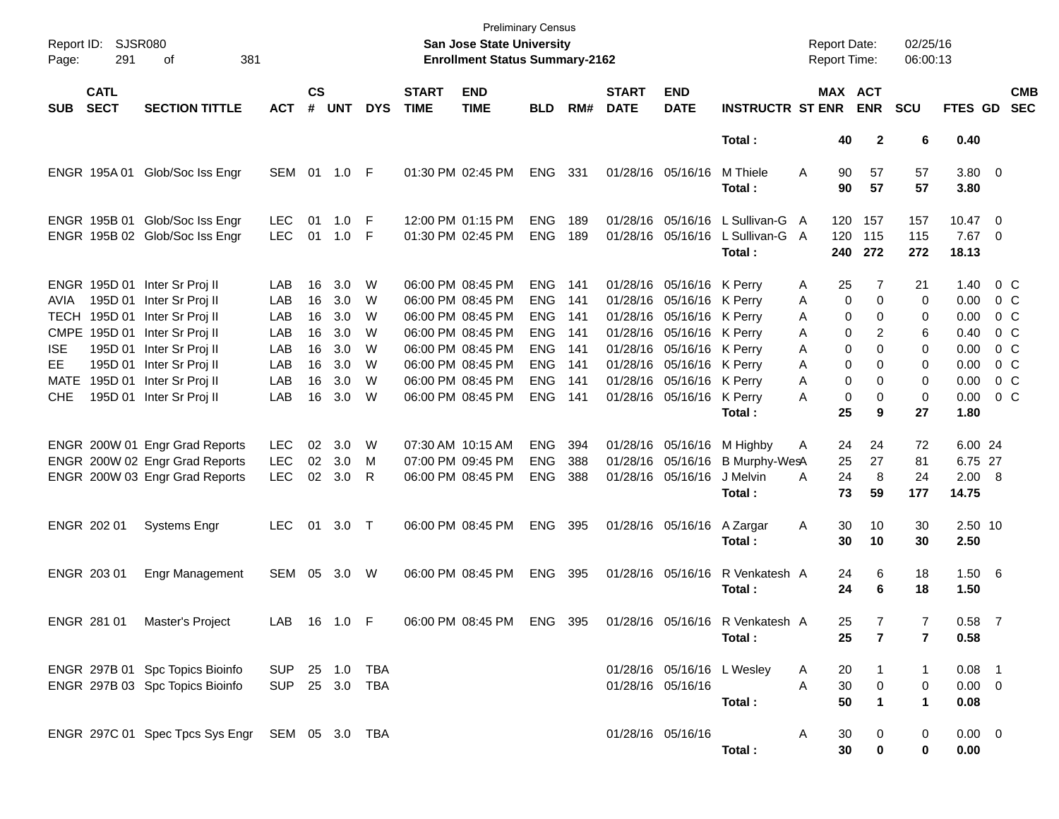Preliminary Census

**San Jose State University**

**Enrollment Status Summary-2162**

Report ID: SJSR080
Report Date: 02/25/16
Report Time: 06:00:13

| SUB | CATL SECT | SECTION TITTLE | ACT | CS # | UNT | DYS | START TIME | END TIME | BLD | RM# | START DATE | END DATE | INSTRUCTR | ST | MAX ENR | ACT ENR | SCU | FTES | GD | CMB SEC |
|---|---|---|---|---|---|---|---|---|---|---|---|---|---|---|---|---|---|---|---|---|
| | | | | | | | | | | | | | **Total :** | | **40** | **2** | **6** | **0.40** | | |
| ENGR | 195A 01 | Glob/Soc Iss Engr | SEM | 01 | 1.0 | F | 01:30 PM | 02:45 PM | ENG | 331 | 01/28/16 | 05/16/16 | M Thiele | A | 90 | 57 | 57 | 3.80 | 0 | |
| | | | | | | | | | | | | | **Total :** | | **90** | **57** | **57** | **3.80** | | |
| ENGR | 195B 01 | Glob/Soc Iss Engr | LEC | 01 | 1.0 | F | 12:00 PM | 01:15 PM | ENG | 189 | 01/28/16 | 05/16/16 | L Sullivan-G | A | 120 | 157 | 157 | 10.47 | 0 | |
| ENGR | 195B 02 | Glob/Soc Iss Engr | LEC | 01 | 1.0 | F | 01:30 PM | 02:45 PM | ENG | 189 | 01/28/16 | 05/16/16 | L Sullivan-G | A | 120 | 115 | 115 | 7.67 | 0 | |
| | | | | | | | | | | | | | **Total :** | | **240** | **272** | **272** | **18.13** | | |
| ENGR | 195D 01 | Inter Sr Proj II | LAB | 16 | 3.0 | W | 06:00 PM | 08:45 PM | ENG | 141 | 01/28/16 | 05/16/16 | K Perry | A | 25 | 7 | 21 | 1.40 | 0 | C |
| AVIA | 195D 01 | Inter Sr Proj II | LAB | 16 | 3.0 | W | 06:00 PM | 08:45 PM | ENG | 141 | 01/28/16 | 05/16/16 | K Perry | A | 0 | 0 | 0 | 0.00 | 0 | C |
| TECH | 195D 01 | Inter Sr Proj II | LAB | 16 | 3.0 | W | 06:00 PM | 08:45 PM | ENG | 141 | 01/28/16 | 05/16/16 | K Perry | A | 0 | 0 | 0 | 0.00 | 0 | C |
| CMPE | 195D 01 | Inter Sr Proj II | LAB | 16 | 3.0 | W | 06:00 PM | 08:45 PM | ENG | 141 | 01/28/16 | 05/16/16 | K Perry | A | 0 | 2 | 6 | 0.40 | 0 | C |
| ISE | 195D 01 | Inter Sr Proj II | LAB | 16 | 3.0 | W | 06:00 PM | 08:45 PM | ENG | 141 | 01/28/16 | 05/16/16 | K Perry | A | 0 | 0 | 0 | 0.00 | 0 | C |
| EE | 195D 01 | Inter Sr Proj II | LAB | 16 | 3.0 | W | 06:00 PM | 08:45 PM | ENG | 141 | 01/28/16 | 05/16/16 | K Perry | A | 0 | 0 | 0 | 0.00 | 0 | C |
| MATE | 195D 01 | Inter Sr Proj II | LAB | 16 | 3.0 | W | 06:00 PM | 08:45 PM | ENG | 141 | 01/28/16 | 05/16/16 | K Perry | A | 0 | 0 | 0 | 0.00 | 0 | C |
| CHE | 195D 01 | Inter Sr Proj II | LAB | 16 | 3.0 | W | 06:00 PM | 08:45 PM | ENG | 141 | 01/28/16 | 05/16/16 | K Perry | A | 0 | 0 | 0 | 0.00 | 0 | C |
| | | | | | | | | | | | | | **Total :** | | **25** | **9** | **27** | **1.80** | | |
| ENGR | 200W 01 | Engr Grad Reports | LEC | 02 | 3.0 | W | 07:30 AM | 10:15 AM | ENG | 394 | 01/28/16 | 05/16/16 | M Highby | A | 24 | 24 | 72 | 6.00 | 24 | |
| ENGR | 200W 02 | Engr Grad Reports | LEC | 02 | 3.0 | M | 07:00 PM | 09:45 PM | ENG | 388 | 01/28/16 | 05/16/16 | B Murphy-Wes | A | 25 | 27 | 81 | 6.75 | 27 | |
| ENGR | 200W 03 | Engr Grad Reports | LEC | 02 | 3.0 | R | 06:00 PM | 08:45 PM | ENG | 388 | 01/28/16 | 05/16/16 | J Melvin | A | 24 | 8 | 24 | 2.00 | 8 | |
| | | | | | | | | | | | | | **Total :** | | **73** | **59** | **177** | **14.75** | | |
| ENGR | 202 01 | Systems Engr | LEC | 01 | 3.0 | T | 06:00 PM | 08:45 PM | ENG | 395 | 01/28/16 | 05/16/16 | A Zargar | A | 30 | 10 | 30 | 2.50 | 10 | |
| | | | | | | | | | | | | | **Total :** | | **30** | **10** | **30** | **2.50** | | |
| ENGR | 203 01 | Engr Management | SEM | 05 | 3.0 | W | 06:00 PM | 08:45 PM | ENG | 395 | 01/28/16 | 05/16/16 | R Venkatesh | A | 24 | 6 | 18 | 1.50 | 6 | |
| | | | | | | | | | | | | | **Total :** | | **24** | **6** | **18** | **1.50** | | |
| ENGR | 281 01 | Master's Project | LAB | 16 | 1.0 | F | 06:00 PM | 08:45 PM | ENG | 395 | 01/28/16 | 05/16/16 | R Venkatesh | A | 25 | 7 | 7 | 0.58 | 7 | |
| | | | | | | | | | | | | | **Total :** | | **25** | **7** | **7** | **0.58** | | |
| ENGR | 297B 01 | Spc Topics Bioinfo | SUP | 25 | 1.0 | TBA | | | | | 01/28/16 | 05/16/16 | L Wesley | A | 20 | 1 | 1 | 0.08 | 1 | |
| ENGR | 297B 03 | Spc Topics Bioinfo | SUP | 25 | 3.0 | TBA | | | | | 01/28/16 | 05/16/16 | | A | 30 | 0 | 0 | 0.00 | 0 | |
| | | | | | | | | | | | | | **Total :** | | **50** | **1** | **1** | **0.08** | | |
| ENGR | 297C 01 | Spec Tpcs Sys Engr | SEM | 05 | 3.0 | TBA | | | | | 01/28/16 | 05/16/16 | | A | 30 | 0 | 0 | 0.00 | 0 | |
| | | | | | | | | | | | | | **Total :** | | **30** | **0** | **0** | **0.00** | | |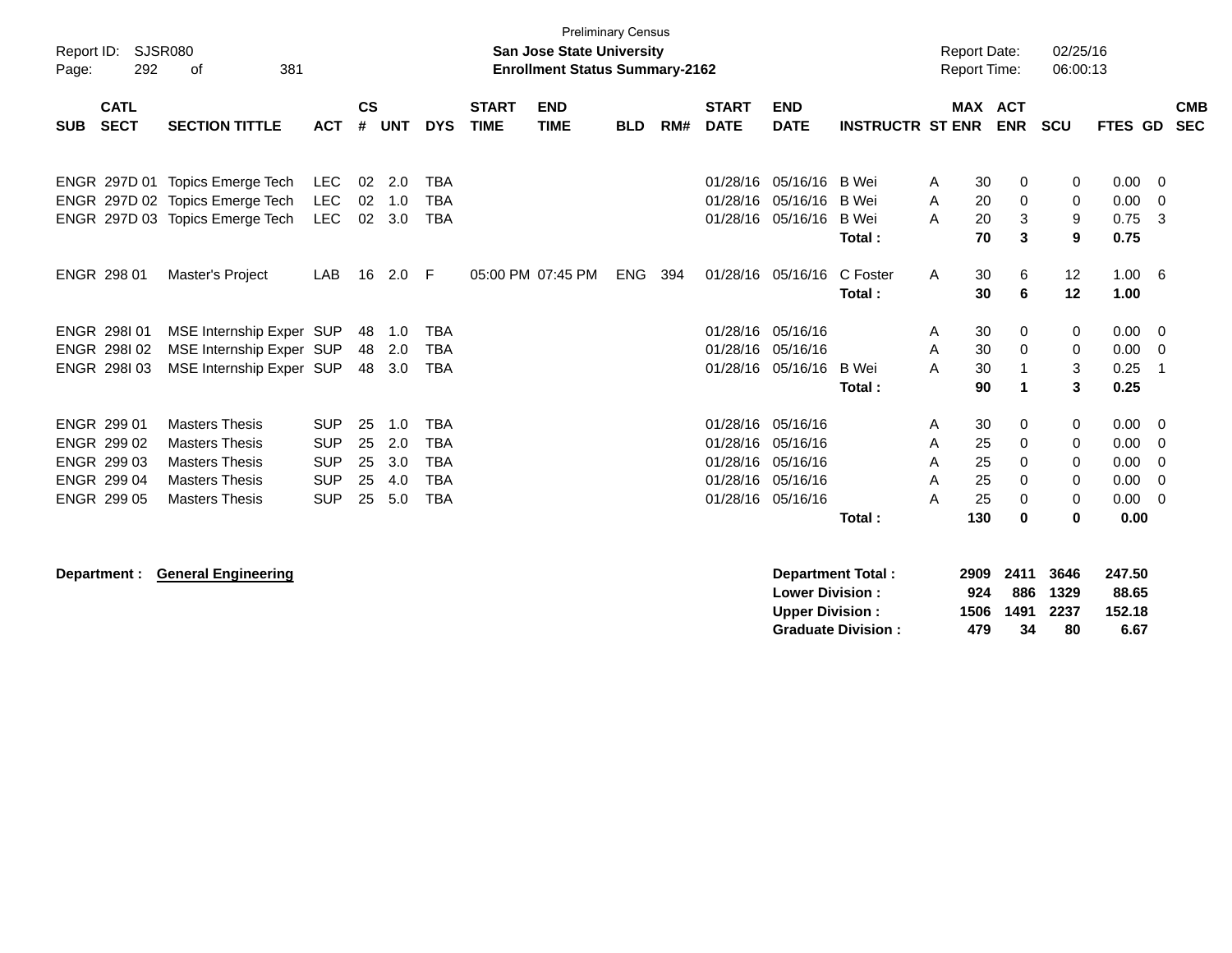Preliminary Census

**San Jose State University**

**Enrollment Status Summary-2162**

Report ID: SJSR080

Report Date: 02/25/16

Report Time: 06:00:13

| SUB | CATL SECT | SECTION TITTLE | ACT | CS # | UNT | DYS | START TIME | END TIME | BLD | RM# | START DATE | END DATE | INSTRUCTR | ST | MAX ENR | ACT ENR | SCU | FTES | GD | CMB SEC |
|---|---|---|---|---|---|---|---|---|---|---|---|---|---|---|---|---|---|---|---|---|
| ENGR | 297D 01 | Topics Emerge Tech | LEC | 02 | 2.0 | TBA | | | | | 01/28/16 | 05/16/16 | B Wei | A | 30 | 0 | 0 | 0.00 | 0 | |
| ENGR | 297D 02 | Topics Emerge Tech | LEC | 02 | 1.0 | TBA | | | | | 01/28/16 | 05/16/16 | B Wei | A | 20 | 0 | 0 | 0.00 | 0 | |
| ENGR | 297D 03 | Topics Emerge Tech | LEC | 02 | 3.0 | TBA | | | | | 01/28/16 | 05/16/16 | B Wei | A | 20 | 3 | 9 | 0.75 | 3 | |
| | | | | | | | | | | | | | **Total :** | | **70** | **3** | **9** | **0.75** | | |
| ENGR | 298 01 | Master's Project | LAB | 16 | 2.0 | F | 05:00 PM | 07:45 PM | ENG | 394 | 01/28/16 | 05/16/16 | C Foster | A | 30 | 6 | 12 | 1.00 | 6 | |
| | | | | | | | | | | | | | **Total :** | | **30** | **6** | **12** | **1.00** | | |
| ENGR | 298I 01 | MSE Internship Exper | SUP | 48 | 1.0 | TBA | | | | | 01/28/16 | 05/16/16 | | A | 30 | 0 | 0 | 0.00 | 0 | |
| ENGR | 298I 02 | MSE Internship Exper | SUP | 48 | 2.0 | TBA | | | | | 01/28/16 | 05/16/16 | | A | 30 | 0 | 0 | 0.00 | 0 | |
| ENGR | 298I 03 | MSE Internship Exper | SUP | 48 | 3.0 | TBA | | | | | 01/28/16 | 05/16/16 | B Wei | A | 30 | 1 | 3 | 0.25 | 1 | |
| | | | | | | | | | | | | | **Total :** | | **90** | **1** | **3** | **0.25** | | |
| ENGR | 299 01 | Masters Thesis | SUP | 25 | 1.0 | TBA | | | | | 01/28/16 | 05/16/16 | | A | 30 | 0 | 0 | 0.00 | 0 | |
| ENGR | 299 02 | Masters Thesis | SUP | 25 | 2.0 | TBA | | | | | 01/28/16 | 05/16/16 | | A | 25 | 0 | 0 | 0.00 | 0 | |
| ENGR | 299 03 | Masters Thesis | SUP | 25 | 3.0 | TBA | | | | | 01/28/16 | 05/16/16 | | A | 25 | 0 | 0 | 0.00 | 0 | |
| ENGR | 299 04 | Masters Thesis | SUP | 25 | 4.0 | TBA | | | | | 01/28/16 | 05/16/16 | | A | 25 | 0 | 0 | 0.00 | 0 | |
| ENGR | 299 05 | Masters Thesis | SUP | 25 | 5.0 | TBA | | | | | 01/28/16 | 05/16/16 | | A | 25 | 0 | 0 | 0.00 | 0 | |
| | | | | | | | | | | | | | **Total :** | | **130** | **0** | **0** | **0.00** | | |

**Department :** **General Engineering**

| | MAX ENR | ACT ENR | SCU | FTES |
|---|---|---|---|---|
| **Department Total :** | **2909** | **2411** | **3646** | **247.50** |
| **Lower Division :** | **924** | **886** | **1329** | **88.65** |
| **Upper Division :** | **1506** | **1491** | **2237** | **152.18** |
| **Graduate Division :** | **479** | **34** | **80** | **6.67** |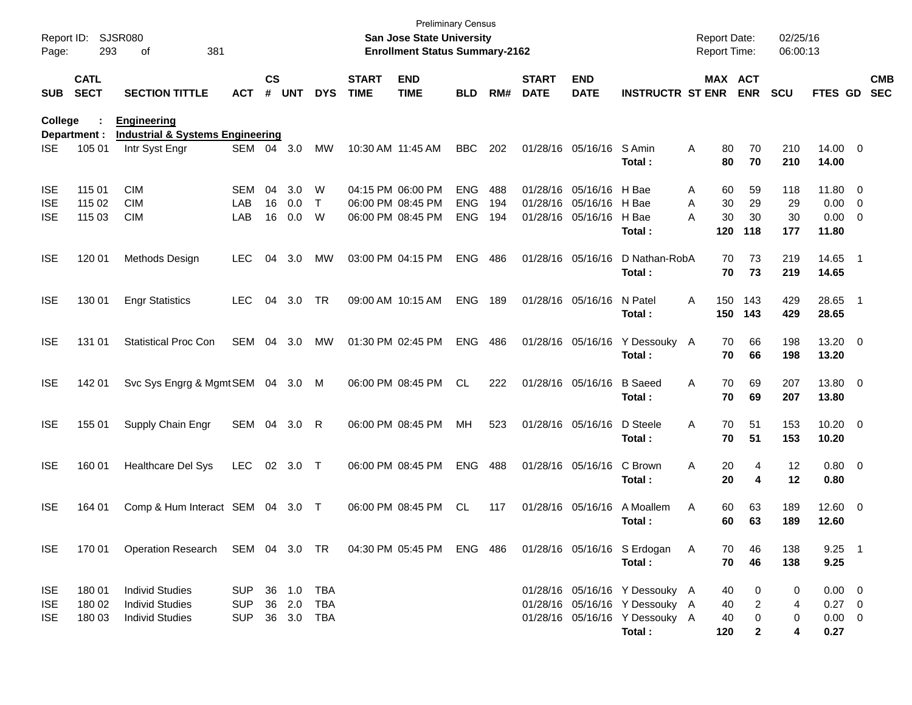Preliminary Census
**San Jose State University**
**Enrollment Status Summary-2162**

Report ID: SJSR080
Report Date: 02/25/16
Report Time: 06:00:13

**College : Engineering**
**Department : Industrial & Systems Engineering**

| SUB | CATL SECT | SECTION TITTLE | ACT | CS # | UNT | DYS | START TIME | END TIME | BLD | RM# | START DATE | END DATE | INSTRUCTR | ST | MAX ENR | ACT ENR | SCU | FTES | GD | CMB SEC |
|---|---|---|---|---|---|---|---|---|---|---|---|---|---|---|---|---|---|---|---|---|
| ISE | 105 01 | Intr Syst Engr | SEM | 04 | 3.0 | MW | 10:30 AM | 11:45 AM | BBC | 202 | 01/28/16 | 05/16/16 | S Amin | A | 80 | 70 | 210 | 14.00 | 0 | |
| | | | | | | | | | | | | | **Total :** | | **80** | **70** | **210** | **14.00** | | |
| ISE | 115 01 | CIM | SEM | 04 | 3.0 | W | 04:15 PM | 06:00 PM | ENG | 488 | 01/28/16 | 05/16/16 | H Bae | A | 60 | 59 | 118 | 11.80 | 0 | |
| ISE | 115 02 | CIM | LAB | 16 | 0.0 | T | 06:00 PM | 08:45 PM | ENG | 194 | 01/28/16 | 05/16/16 | H Bae | A | 30 | 29 | 29 | 0.00 | 0 | |
| ISE | 115 03 | CIM | LAB | 16 | 0.0 | W | 06:00 PM | 08:45 PM | ENG | 194 | 01/28/16 | 05/16/16 | H Bae | A | 30 | 30 | 30 | 0.00 | 0 | |
| | | | | | | | | | | | | | **Total :** | | **120** | **118** | **177** | **11.80** | | |
| ISE | 120 01 | Methods Design | LEC | 04 | 3.0 | MW | 03:00 PM | 04:15 PM | ENG | 486 | 01/28/16 | 05/16/16 | D Nathan-Rob | A | 70 | 73 | 219 | 14.65 | 1 | |
| | | | | | | | | | | | | | **Total :** | | **70** | **73** | **219** | **14.65** | | |
| ISE | 130 01 | Engr Statistics | LEC | 04 | 3.0 | TR | 09:00 AM | 10:15 AM | ENG | 189 | 01/28/16 | 05/16/16 | N Patel | A | 150 | 143 | 429 | 28.65 | 1 | |
| | | | | | | | | | | | | | **Total :** | | **150** | **143** | **429** | **28.65** | | |
| ISE | 131 01 | Statistical Proc Con | SEM | 04 | 3.0 | MW | 01:30 PM | 02:45 PM | ENG | 486 | 01/28/16 | 05/16/16 | Y Dessouky | A | 70 | 66 | 198 | 13.20 | 0 | |
| | | | | | | | | | | | | | **Total :** | | **70** | **66** | **198** | **13.20** | | |
| ISE | 142 01 | Svc Sys Engrg & Mgmt | SEM | 04 | 3.0 | M | 06:00 PM | 08:45 PM | CL | 222 | 01/28/16 | 05/16/16 | B Saeed | A | 70 | 69 | 207 | 13.80 | 0 | |
| | | | | | | | | | | | | | **Total :** | | **70** | **69** | **207** | **13.80** | | |
| ISE | 155 01 | Supply Chain Engr | SEM | 04 | 3.0 | R | 06:00 PM | 08:45 PM | MH | 523 | 01/28/16 | 05/16/16 | D Steele | A | 70 | 51 | 153 | 10.20 | 0 | |
| | | | | | | | | | | | | | **Total :** | | **70** | **51** | **153** | **10.20** | | |
| ISE | 160 01 | Healthcare Del Sys | LEC | 02 | 3.0 | T | 06:00 PM | 08:45 PM | ENG | 488 | 01/28/16 | 05/16/16 | C Brown | A | 20 | 4 | 12 | 0.80 | 0 | |
| | | | | | | | | | | | | | **Total :** | | **20** | **4** | **12** | **0.80** | | |
| ISE | 164 01 | Comp & Hum Interact | SEM | 04 | 3.0 | T | 06:00 PM | 08:45 PM | CL | 117 | 01/28/16 | 05/16/16 | A Moallem | A | 60 | 63 | 189 | 12.60 | 0 | |
| | | | | | | | | | | | | | **Total :** | | **60** | **63** | **189** | **12.60** | | |
| ISE | 170 01 | Operation Research | SEM | 04 | 3.0 | TR | 04:30 PM | 05:45 PM | ENG | 486 | 01/28/16 | 05/16/16 | S Erdogan | A | 70 | 46 | 138 | 9.25 | 1 | |
| | | | | | | | | | | | | | **Total :** | | **70** | **46** | **138** | **9.25** | | |
| ISE | 180 01 | Individ Studies | SUP | 36 | 1.0 | TBA | | | | | 01/28/16 | 05/16/16 | Y Dessouky | A | 40 | 0 | 0 | 0.00 | 0 | |
| ISE | 180 02 | Individ Studies | SUP | 36 | 2.0 | TBA | | | | | 01/28/16 | 05/16/16 | Y Dessouky | A | 40 | 2 | 4 | 0.27 | 0 | |
| ISE | 180 03 | Individ Studies | SUP | 36 | 3.0 | TBA | | | | | 01/28/16 | 05/16/16 | Y Dessouky | A | 40 | 0 | 0 | 0.00 | 0 | |
| | | | | | | | | | | | | | **Total :** | | **120** | **2** | **4** | **0.27** | | |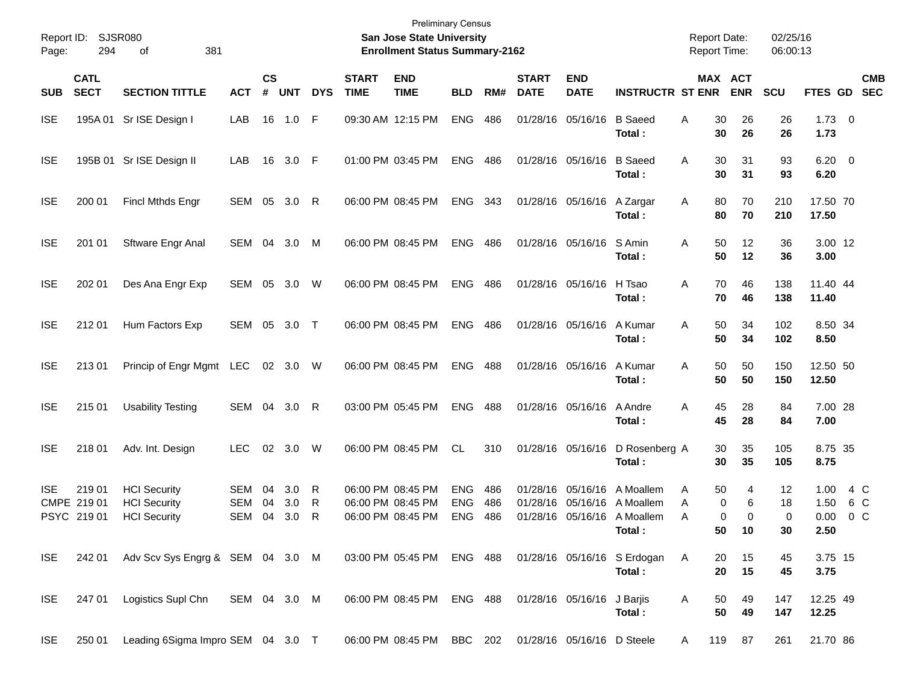Preliminary Census

Report ID: SJSR080 | San Jose State University | Report Date: 02/25/16
Page: 294 of 381 | Enrollment Status Summary-2162 | Report Time: 06:00:13

| SUB | CATL SECT | SECTION TITTLE | ACT | CS # | UNT | DYS | START TIME | END TIME | BLD | RM# | START DATE | END DATE | INSTRUCTR | ST | MAX ENR | ACT ENR | SCU | FTES | GD | CMB SEC |
|---|---|---|---|---|---|---|---|---|---|---|---|---|---|---|---|---|---|---|---|---|
| ISE | 195A 01 | Sr ISE Design I | LAB | 16 | 1.0 | F | 09:30 AM | 12:15 PM | ENG | 486 | 01/28/16 | 05/16/16 | B Saeed | A | 30 | 26 | 26 | 1.73 | 0 | |
| | | | | | | | | | | | | | **Total :** | | **30** | **26** | **26** | **1.73** | | |
| ISE | 195B 01 | Sr ISE Design II | LAB | 16 | 3.0 | F | 01:00 PM | 03:45 PM | ENG | 486 | 01/28/16 | 05/16/16 | B Saeed | A | 30 | 31 | 93 | 6.20 | 0 | |
| | | | | | | | | | | | | | **Total :** | | **30** | **31** | **93** | **6.20** | | |
| ISE | 200 01 | Fincl Mthds Engr | SEM | 05 | 3.0 | R | 06:00 PM | 08:45 PM | ENG | 343 | 01/28/16 | 05/16/16 | A Zargar | A | 80 | 70 | 210 | 17.50 | 70 | |
| | | | | | | | | | | | | | **Total :** | | **80** | **70** | **210** | **17.50** | | |
| ISE | 201 01 | Sftware Engr Anal | SEM | 04 | 3.0 | M | 06:00 PM | 08:45 PM | ENG | 486 | 01/28/16 | 05/16/16 | S Amin | A | 50 | 12 | 36 | 3.00 | 12 | |
| | | | | | | | | | | | | | **Total :** | | **50** | **12** | **36** | **3.00** | | |
| ISE | 202 01 | Des Ana Engr Exp | SEM | 05 | 3.0 | W | 06:00 PM | 08:45 PM | ENG | 486 | 01/28/16 | 05/16/16 | H Tsao | A | 70 | 46 | 138 | 11.40 | 44 | |
| | | | | | | | | | | | | | **Total :** | | **70** | **46** | **138** | **11.40** | | |
| ISE | 212 01 | Hum Factors Exp | SEM | 05 | 3.0 | T | 06:00 PM | 08:45 PM | ENG | 486 | 01/28/16 | 05/16/16 | A Kumar | A | 50 | 34 | 102 | 8.50 | 34 | |
| | | | | | | | | | | | | | **Total :** | | **50** | **34** | **102** | **8.50** | | |
| ISE | 213 01 | Princip of Engr Mgmt | LEC | 02 | 3.0 | W | 06:00 PM | 08:45 PM | ENG | 488 | 01/28/16 | 05/16/16 | A Kumar | A | 50 | 50 | 150 | 12.50 | 50 | |
| | | | | | | | | | | | | | **Total :** | | **50** | **50** | **150** | **12.50** | | |
| ISE | 215 01 | Usability Testing | SEM | 04 | 3.0 | R | 03:00 PM | 05:45 PM | ENG | 488 | 01/28/16 | 05/16/16 | A Andre | A | 45 | 28 | 84 | 7.00 | 28 | |
| | | | | | | | | | | | | | **Total :** | | **45** | **28** | **84** | **7.00** | | |
| ISE | 218 01 | Adv. Int. Design | LEC | 02 | 3.0 | W | 06:00 PM | 08:45 PM | CL | 310 | 01/28/16 | 05/16/16 | D Rosenberg | A | 30 | 35 | 105 | 8.75 | 35 | |
| | | | | | | | | | | | | | **Total :** | | **30** | **35** | **105** | **8.75** | | |
| ISE | 219 01 | HCI Security | SEM | 04 | 3.0 | R | 06:00 PM | 08:45 PM | ENG | 486 | 01/28/16 | 05/16/16 | A Moallem | A | 50 | 4 | 12 | 1.00 | 4 | C |
| CMPE | 219 01 | HCI Security | SEM | 04 | 3.0 | R | 06:00 PM | 08:45 PM | ENG | 486 | 01/28/16 | 05/16/16 | A Moallem | A | 0 | 6 | 18 | 1.50 | 6 | C |
| PSYC | 219 01 | HCI Security | SEM | 04 | 3.0 | R | 06:00 PM | 08:45 PM | ENG | 486 | 01/28/16 | 05/16/16 | A Moallem | A | 0 | 0 | 0 | 0.00 | 0 | C |
| | | | | | | | | | | | | | **Total :** | | **50** | **10** | **30** | **2.50** | | |
| ISE | 242 01 | Adv Scv Sys Engrg & | SEM | 04 | 3.0 | M | 03:00 PM | 05:45 PM | ENG | 488 | 01/28/16 | 05/16/16 | S Erdogan | A | 20 | 15 | 45 | 3.75 | 15 | |
| | | | | | | | | | | | | | **Total :** | | **20** | **15** | **45** | **3.75** | | |
| ISE | 247 01 | Logistics Supl Chn | SEM | 04 | 3.0 | M | 06:00 PM | 08:45 PM | ENG | 488 | 01/28/16 | 05/16/16 | J Barjis | A | 50 | 49 | 147 | 12.25 | 49 | |
| | | | | | | | | | | | | | **Total :** | | **50** | **49** | **147** | **12.25** | | |
| ISE | 250 01 | Leading 6Sigma Impro | SEM | 04 | 3.0 | T | 06:00 PM | 08:45 PM | BBC | 202 | 01/28/16 | 05/16/16 | D Steele | A | 119 | 87 | 261 | 21.70 | 86 | |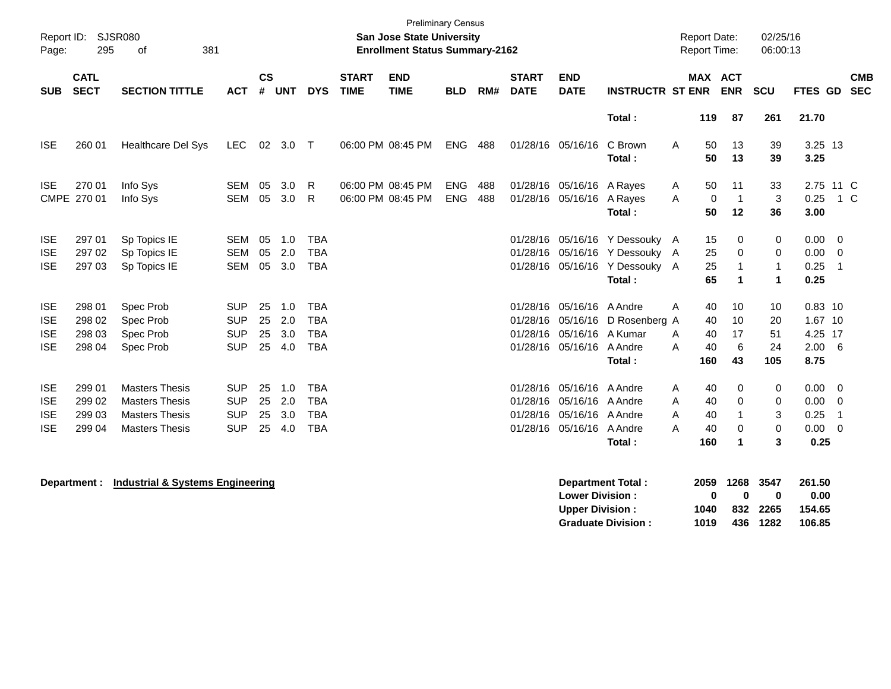Preliminary Census

**San Jose State University**
**Enrollment Status Summary-2162**

Report ID: SJSR080
Report Date: 02/25/16
Report Time: 06:00:13

| SUB | CATL SECT | SECTION TITTLE | ACT | CS # | UNT | DYS | START TIME | END TIME | BLD | RM# | START DATE | END DATE | INSTRUCTR | ST | MAX ENR | ACT ENR | SCU | FTES | GD | CMB SEC |
|---|---|---|---|---|---|---|---|---|---|---|---|---|---|---|---|---|---|---|---|---|
| | | | | | | | | | | | | | **Total :** | | **119** | **87** | **261** | **21.70** | | |
| ISE | 260 01 | Healthcare Del Sys | LEC | 02 | 3.0 | T | 06:00 PM | 08:45 PM | ENG | 488 | 01/28/16 | 05/16/16 | C Brown | A | 50 | 13 | 39 | 3.25 | 13 | |
| | | | | | | | | | | | | | **Total :** | | **50** | **13** | **39** | **3.25** | | |
| ISE | 270 01 | Info Sys | SEM | 05 | 3.0 | R | 06:00 PM | 08:45 PM | ENG | 488 | 01/28/16 | 05/16/16 | A Rayes | A | 50 | 11 | 33 | 2.75 | 11 | C |
| CMPE | 270 01 | Info Sys | SEM | 05 | 3.0 | R | 06:00 PM | 08:45 PM | ENG | 488 | 01/28/16 | 05/16/16 | A Rayes | A | 0 | 1 | 3 | 0.25 | 1 | C |
| | | | | | | | | | | | | | **Total :** | | **50** | **12** | **36** | **3.00** | | |
| ISE | 297 01 | Sp Topics IE | SEM | 05 | 1.0 | TBA | | | | | 01/28/16 | 05/16/16 | Y Dessouky | A | 15 | 0 | 0 | 0.00 | 0 | |
| ISE | 297 02 | Sp Topics IE | SEM | 05 | 2.0 | TBA | | | | | 01/28/16 | 05/16/16 | Y Dessouky | A | 25 | 0 | 0 | 0.00 | 0 | |
| ISE | 297 03 | Sp Topics IE | SEM | 05 | 3.0 | TBA | | | | | 01/28/16 | 05/16/16 | Y Dessouky | A | 25 | 1 | 1 | 0.25 | 1 | |
| | | | | | | | | | | | | | **Total :** | | **65** | **1** | **1** | **0.25** | | |
| ISE | 298 01 | Spec Prob | SUP | 25 | 1.0 | TBA | | | | | 01/28/16 | 05/16/16 | A Andre | A | 40 | 10 | 10 | 0.83 | 10 | |
| ISE | 298 02 | Spec Prob | SUP | 25 | 2.0 | TBA | | | | | 01/28/16 | 05/16/16 | D Rosenberg | A | 40 | 10 | 20 | 1.67 | 10 | |
| ISE | 298 03 | Spec Prob | SUP | 25 | 3.0 | TBA | | | | | 01/28/16 | 05/16/16 | A Kumar | A | 40 | 17 | 51 | 4.25 | 17 | |
| ISE | 298 04 | Spec Prob | SUP | 25 | 4.0 | TBA | | | | | 01/28/16 | 05/16/16 | A Andre | A | 40 | 6 | 24 | 2.00 | 6 | |
| | | | | | | | | | | | | | **Total :** | | **160** | **43** | **105** | **8.75** | | |
| ISE | 299 01 | Masters Thesis | SUP | 25 | 1.0 | TBA | | | | | 01/28/16 | 05/16/16 | A Andre | A | 40 | 0 | 0 | 0.00 | 0 | |
| ISE | 299 02 | Masters Thesis | SUP | 25 | 2.0 | TBA | | | | | 01/28/16 | 05/16/16 | A Andre | A | 40 | 0 | 0 | 0.00 | 0 | |
| ISE | 299 03 | Masters Thesis | SUP | 25 | 3.0 | TBA | | | | | 01/28/16 | 05/16/16 | A Andre | A | 40 | 1 | 3 | 0.25 | 1 | |
| ISE | 299 04 | Masters Thesis | SUP | 25 | 4.0 | TBA | | | | | 01/28/16 | 05/16/16 | A Andre | A | 40 | 0 | 0 | 0.00 | 0 | |
| | | | | | | | | | | | | | **Total :** | | **160** | **1** | **3** | **0.25** | | |

**Department :** **Industrial & Systems Engineering**

| | MAX ENR | ACT ENR | SCU | FTES |
|---|---|---|---|---|
| **Department Total :** | **2059** | **1268** | **3547** | **261.50** |
| **Lower Division :** | **0** | **0** | **0** | **0.00** |
| **Upper Division :** | **1040** | **832** | **2265** | **154.65** |
| **Graduate Division :** | **1019** | **436** | **1282** | **106.85** |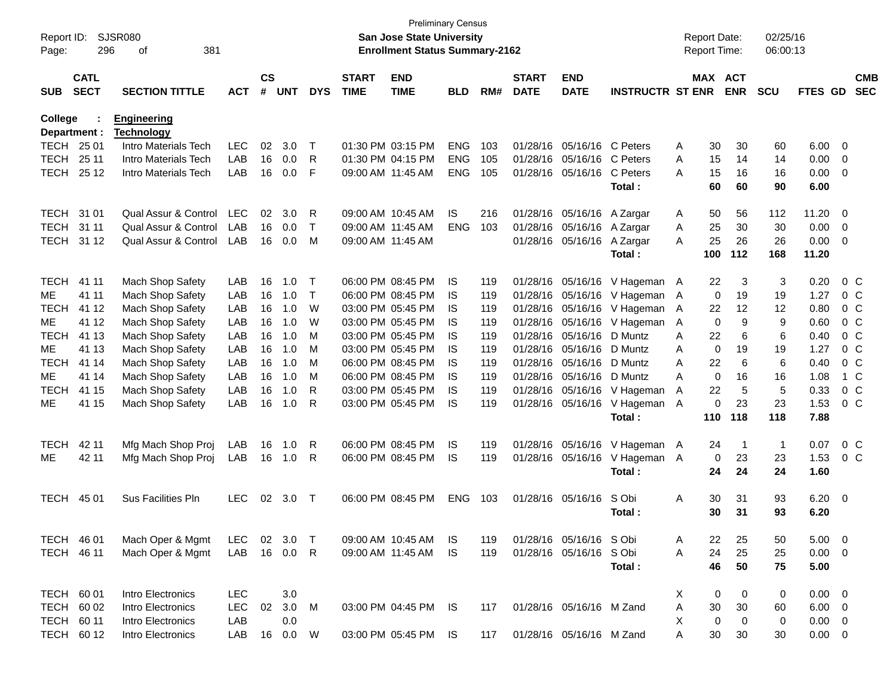Preliminary Census
**San Jose State University**
**Enrollment Status Summary-2162**

Report ID: SJSR080
Report Date: 02/25/16
Report Time: 06:00:13

| SUB | CATL SECT | SECTION TITTLE | ACT | CS # | UNT | DYS | START TIME | END TIME | BLD | RM# | START DATE | END DATE | INSTRUCTR | ST | MAX ENR | ACT ENR | SCU | FTES | GD | CMB SEC |
|---|---|---|---|---|---|---|---|---|---|---|---|---|---|---|---|---|---|---|---|---|
| **College : Engineering** | | | | | | | | | | | | | | | | | | | | |
| **Department : Technology** | | | | | | | | | | | | | | | | | | | | |
| TECH | 25 01 | Intro Materials Tech | LEC | 02 | 3.0 | T | 01:30 PM | 03:15 PM | ENG | 103 | 01/28/16 | 05/16/16 | C Peters | A | 30 | 30 | 60 | 6.00 | 0 | |
| TECH | 25 11 | Intro Materials Tech | LAB | 16 | 0.0 | R | 01:30 PM | 04:15 PM | ENG | 105 | 01/28/16 | 05/16/16 | C Peters | A | 15 | 14 | 14 | 0.00 | 0 | |
| TECH | 25 12 | Intro Materials Tech | LAB | 16 | 0.0 | F | 09:00 AM | 11:45 AM | ENG | 105 | 01/28/16 | 05/16/16 | C Peters | A | 15 | 16 | 16 | 0.00 | 0 | |
| | | | | | | | | | | | | | **Total :** | | **60** | **60** | **90** | **6.00** | | |
| TECH | 31 01 | Qual Assur & Control | LEC | 02 | 3.0 | R | 09:00 AM | 10:45 AM | IS | 216 | 01/28/16 | 05/16/16 | A Zargar | A | 50 | 56 | 112 | 11.20 | 0 | |
| TECH | 31 11 | Qual Assur & Control | LAB | 16 | 0.0 | T | 09:00 AM | 11:45 AM | ENG | 103 | 01/28/16 | 05/16/16 | A Zargar | A | 25 | 30 | 30 | 0.00 | 0 | |
| TECH | 31 12 | Qual Assur & Control | LAB | 16 | 0.0 | M | 09:00 AM | 11:45 AM | | | 01/28/16 | 05/16/16 | A Zargar | A | 25 | 26 | 26 | 0.00 | 0 | |
| | | | | | | | | | | | | | **Total :** | | **100** | **112** | **168** | **11.20** | | |
| TECH | 41 11 | Mach Shop Safety | LAB | 16 | 1.0 | T | 06:00 PM | 08:45 PM | IS | 119 | 01/28/16 | 05/16/16 | V Hageman | A | 22 | 3 | 3 | 0.20 | 0 | C |
| ME | 41 11 | Mach Shop Safety | LAB | 16 | 1.0 | T | 06:00 PM | 08:45 PM | IS | 119 | 01/28/16 | 05/16/16 | V Hageman | A | 0 | 19 | 19 | 1.27 | 0 | C |
| TECH | 41 12 | Mach Shop Safety | LAB | 16 | 1.0 | W | 03:00 PM | 05:45 PM | IS | 119 | 01/28/16 | 05/16/16 | V Hageman | A | 22 | 12 | 12 | 0.80 | 0 | C |
| ME | 41 12 | Mach Shop Safety | LAB | 16 | 1.0 | W | 03:00 PM | 05:45 PM | IS | 119 | 01/28/16 | 05/16/16 | V Hageman | A | 0 | 9 | 9 | 0.60 | 0 | C |
| TECH | 41 13 | Mach Shop Safety | LAB | 16 | 1.0 | M | 03:00 PM | 05:45 PM | IS | 119 | 01/28/16 | 05/16/16 | D Muntz | A | 22 | 6 | 6 | 0.40 | 0 | C |
| ME | 41 13 | Mach Shop Safety | LAB | 16 | 1.0 | M | 03:00 PM | 05:45 PM | IS | 119 | 01/28/16 | 05/16/16 | D Muntz | A | 0 | 19 | 19 | 1.27 | 0 | C |
| TECH | 41 14 | Mach Shop Safety | LAB | 16 | 1.0 | M | 06:00 PM | 08:45 PM | IS | 119 | 01/28/16 | 05/16/16 | D Muntz | A | 22 | 6 | 6 | 0.40 | 0 | C |
| ME | 41 14 | Mach Shop Safety | LAB | 16 | 1.0 | M | 06:00 PM | 08:45 PM | IS | 119 | 01/28/16 | 05/16/16 | D Muntz | A | 0 | 16 | 16 | 1.08 | 1 | C |
| TECH | 41 15 | Mach Shop Safety | LAB | 16 | 1.0 | R | 03:00 PM | 05:45 PM | IS | 119 | 01/28/16 | 05/16/16 | V Hageman | A | 22 | 5 | 5 | 0.33 | 0 | C |
| ME | 41 15 | Mach Shop Safety | LAB | 16 | 1.0 | R | 03:00 PM | 05:45 PM | IS | 119 | 01/28/16 | 05/16/16 | V Hageman | A | 0 | 23 | 23 | 1.53 | 0 | C |
| | | | | | | | | | | | | | **Total :** | | **110** | **118** | **118** | **7.88** | | |
| TECH | 42 11 | Mfg Mach Shop Proj | LAB | 16 | 1.0 | R | 06:00 PM | 08:45 PM | IS | 119 | 01/28/16 | 05/16/16 | V Hageman | A | 24 | 1 | 1 | 0.07 | 0 | C |
| ME | 42 11 | Mfg Mach Shop Proj | LAB | 16 | 1.0 | R | 06:00 PM | 08:45 PM | IS | 119 | 01/28/16 | 05/16/16 | V Hageman | A | 0 | 23 | 23 | 1.53 | 0 | C |
| | | | | | | | | | | | | | **Total :** | | **24** | **24** | **24** | **1.60** | | |
| TECH | 45 01 | Sus Facilities Pln | LEC | 02 | 3.0 | T | 06:00 PM | 08:45 PM | ENG | 103 | 01/28/16 | 05/16/16 | S Obi | A | 30 | 31 | 93 | 6.20 | 0 | |
| | | | | | | | | | | | | | **Total :** | | **30** | **31** | **93** | **6.20** | | |
| TECH | 46 01 | Mach Oper & Mgmt | LEC | 02 | 3.0 | T | 09:00 AM | 10:45 AM | IS | 119 | 01/28/16 | 05/16/16 | S Obi | A | 22 | 25 | 50 | 5.00 | 0 | |
| TECH | 46 11 | Mach Oper & Mgmt | LAB | 16 | 0.0 | R | 09:00 AM | 11:45 AM | IS | 119 | 01/28/16 | 05/16/16 | S Obi | A | 24 | 25 | 25 | 0.00 | 0 | |
| | | | | | | | | | | | | | **Total :** | | **46** | **50** | **75** | **5.00** | | |
| TECH | 60 01 | Intro Electronics | LEC | | 3.0 | | | | | | | | | X | 0 | 0 | 0 | 0.00 | 0 | |
| TECH | 60 02 | Intro Electronics | LEC | 02 | 3.0 | M | 03:00 PM | 04:45 PM | IS | 117 | 01/28/16 | 05/16/16 | M Zand | A | 30 | 30 | 60 | 6.00 | 0 | |
| TECH | 60 11 | Intro Electronics | LAB | | 0.0 | | | | | | | | | X | 0 | 0 | 0 | 0.00 | 0 | |
| TECH | 60 12 | Intro Electronics | LAB | 16 | 0.0 | W | 03:00 PM | 05:45 PM | IS | 117 | 01/28/16 | 05/16/16 | M Zand | A | 30 | 30 | 30 | 0.00 | 0 | |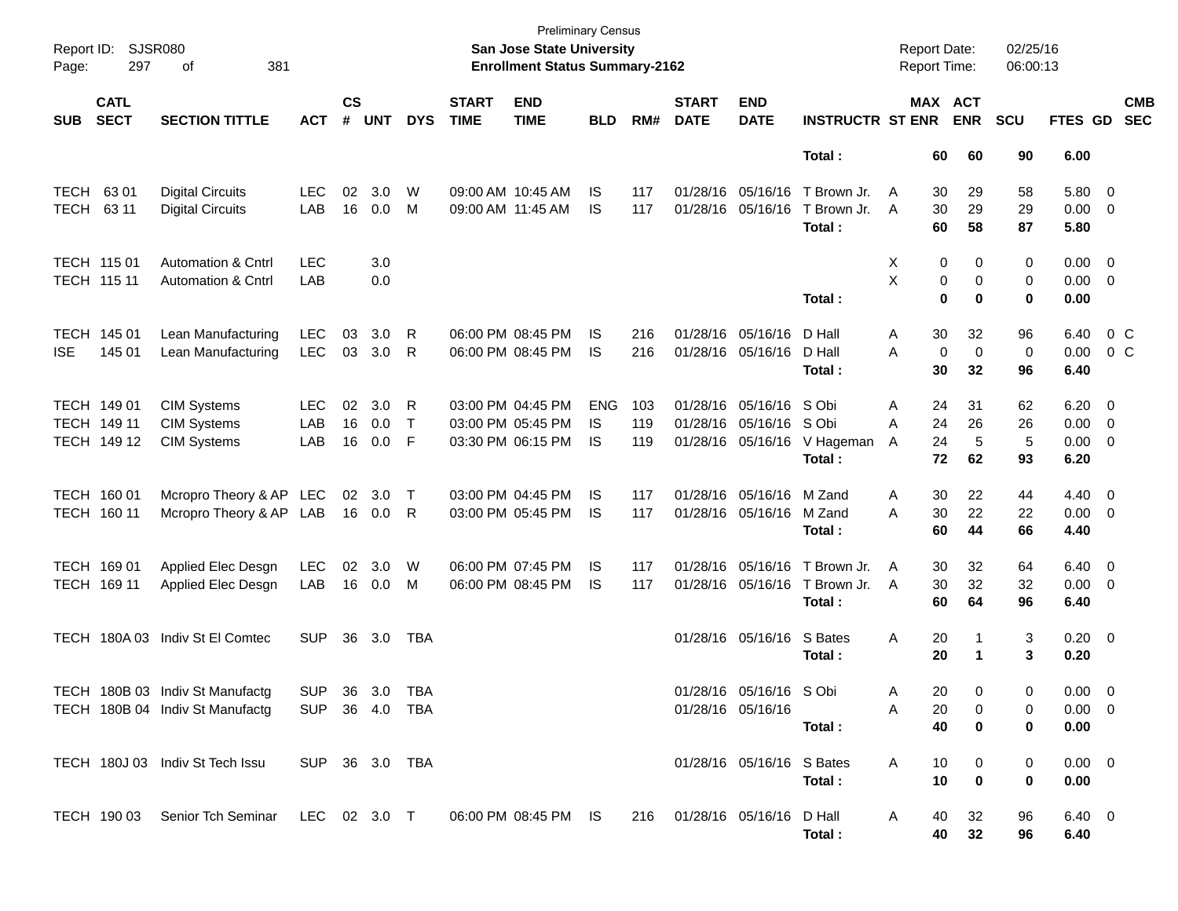Preliminary Census
**San Jose State University**
**Enrollment Status Summary-2162**

Report ID: SJSR080
Report Date: 02/25/16
Report Time: 06:00:13

| SUB | CATL SECT | SECTION TITTLE | ACT | CS # | UNT | DYS | START TIME | END TIME | BLD | RM# | START DATE | END DATE | INSTRUCTR | ST | MAX ENR | ACT ENR | SCU | FTES | GD | CMB SEC |
|---|---|---|---|---|---|---|---|---|---|---|---|---|---|---|---|---|---|---|---|---|
| | | | | | | | | | | | | | **Total :** | | **60** | **60** | **90** | **6.00** | | |
| TECH | 63 01 | Digital Circuits | LEC | 02 | 3.0 | W | 09:00 AM | 10:45 AM | IS | 117 | 01/28/16 | 05/16/16 | T Brown Jr. | A | 30 | 29 | 58 | 5.80 | 0 | |
| TECH | 63 11 | Digital Circuits | LAB | 16 | 0.0 | M | 09:00 AM | 11:45 AM | IS | 117 | 01/28/16 | 05/16/16 | T Brown Jr. | A | 30 | 29 | 29 | 0.00 | 0 | |
| | | | | | | | | | | | | | **Total :** | | **60** | **58** | **87** | **5.80** | | |
| TECH | 115 01 | Automation & Cntrl | LEC | | 3.0 | | | | | | | | | X | 0 | 0 | 0 | 0.00 | 0 | |
| TECH | 115 11 | Automation & Cntrl | LAB | | 0.0 | | | | | | | | | X | 0 | 0 | 0 | 0.00 | 0 | |
| | | | | | | | | | | | | | **Total :** | | **0** | **0** | **0** | **0.00** | | |
| TECH | 145 01 | Lean Manufacturing | LEC | 03 | 3.0 | R | 06:00 PM | 08:45 PM | IS | 216 | 01/28/16 | 05/16/16 | D Hall | A | 30 | 32 | 96 | 6.40 | 0 | C |
| ISE | 145 01 | Lean Manufacturing | LEC | 03 | 3.0 | R | 06:00 PM | 08:45 PM | IS | 216 | 01/28/16 | 05/16/16 | D Hall | A | 0 | 0 | 0 | 0.00 | 0 | C |
| | | | | | | | | | | | | | **Total :** | | **30** | **32** | **96** | **6.40** | | |
| TECH | 149 01 | CIM Systems | LEC | 02 | 3.0 | R | 03:00 PM | 04:45 PM | ENG | 103 | 01/28/16 | 05/16/16 | S Obi | A | 24 | 31 | 62 | 6.20 | 0 | |
| TECH | 149 11 | CIM Systems | LAB | 16 | 0.0 | T | 03:00 PM | 05:45 PM | IS | 119 | 01/28/16 | 05/16/16 | S Obi | A | 24 | 26 | 26 | 0.00 | 0 | |
| TECH | 149 12 | CIM Systems | LAB | 16 | 0.0 | F | 03:30 PM | 06:15 PM | IS | 119 | 01/28/16 | 05/16/16 | V Hageman | A | 24 | 5 | 5 | 0.00 | 0 | |
| | | | | | | | | | | | | | **Total :** | | **72** | **62** | **93** | **6.20** | | |
| TECH | 160 01 | Mcropro Theory & AP | LEC | 02 | 3.0 | T | 03:00 PM | 04:45 PM | IS | 117 | 01/28/16 | 05/16/16 | M Zand | A | 30 | 22 | 44 | 4.40 | 0 | |
| TECH | 160 11 | Mcropro Theory & AP | LAB | 16 | 0.0 | R | 03:00 PM | 05:45 PM | IS | 117 | 01/28/16 | 05/16/16 | M Zand | A | 30 | 22 | 22 | 0.00 | 0 | |
| | | | | | | | | | | | | | **Total :** | | **60** | **44** | **66** | **4.40** | | |
| TECH | 169 01 | Applied Elec Desgn | LEC | 02 | 3.0 | W | 06:00 PM | 07:45 PM | IS | 117 | 01/28/16 | 05/16/16 | T Brown Jr. | A | 30 | 32 | 64 | 6.40 | 0 | |
| TECH | 169 11 | Applied Elec Desgn | LAB | 16 | 0.0 | M | 06:00 PM | 08:45 PM | IS | 117 | 01/28/16 | 05/16/16 | T Brown Jr. | A | 30 | 32 | 32 | 0.00 | 0 | |
| | | | | | | | | | | | | | **Total :** | | **60** | **64** | **96** | **6.40** | | |
| TECH | 180A 03 | Indiv St El Comtec | SUP | 36 | 3.0 | TBA | | | | | 01/28/16 | 05/16/16 | S Bates | A | 20 | 1 | 3 | 0.20 | 0 | |
| | | | | | | | | | | | | | **Total :** | | **20** | **1** | **3** | **0.20** | | |
| TECH | 180B 03 | Indiv St Manufactg | SUP | 36 | 3.0 | TBA | | | | | 01/28/16 | 05/16/16 | S Obi | A | 20 | 0 | 0 | 0.00 | 0 | |
| TECH | 180B 04 | Indiv St Manufactg | SUP | 36 | 4.0 | TBA | | | | | 01/28/16 | 05/16/16 | | A | 20 | 0 | 0 | 0.00 | 0 | |
| | | | | | | | | | | | | | **Total :** | | **40** | **0** | **0** | **0.00** | | |
| TECH | 180J 03 | Indiv St Tech Issu | SUP | 36 | 3.0 | TBA | | | | | 01/28/16 | 05/16/16 | S Bates | A | 10 | 0 | 0 | 0.00 | 0 | |
| | | | | | | | | | | | | | **Total :** | | **10** | **0** | **0** | **0.00** | | |
| TECH | 190 03 | Senior Tch Seminar | LEC | 02 | 3.0 | T | 06:00 PM | 08:45 PM | IS | 216 | 01/28/16 | 05/16/16 | D Hall | A | 40 | 32 | 96 | 6.40 | 0 | |
| | | | | | | | | | | | | | **Total :** | | **40** | **32** | **96** | **6.40** | | |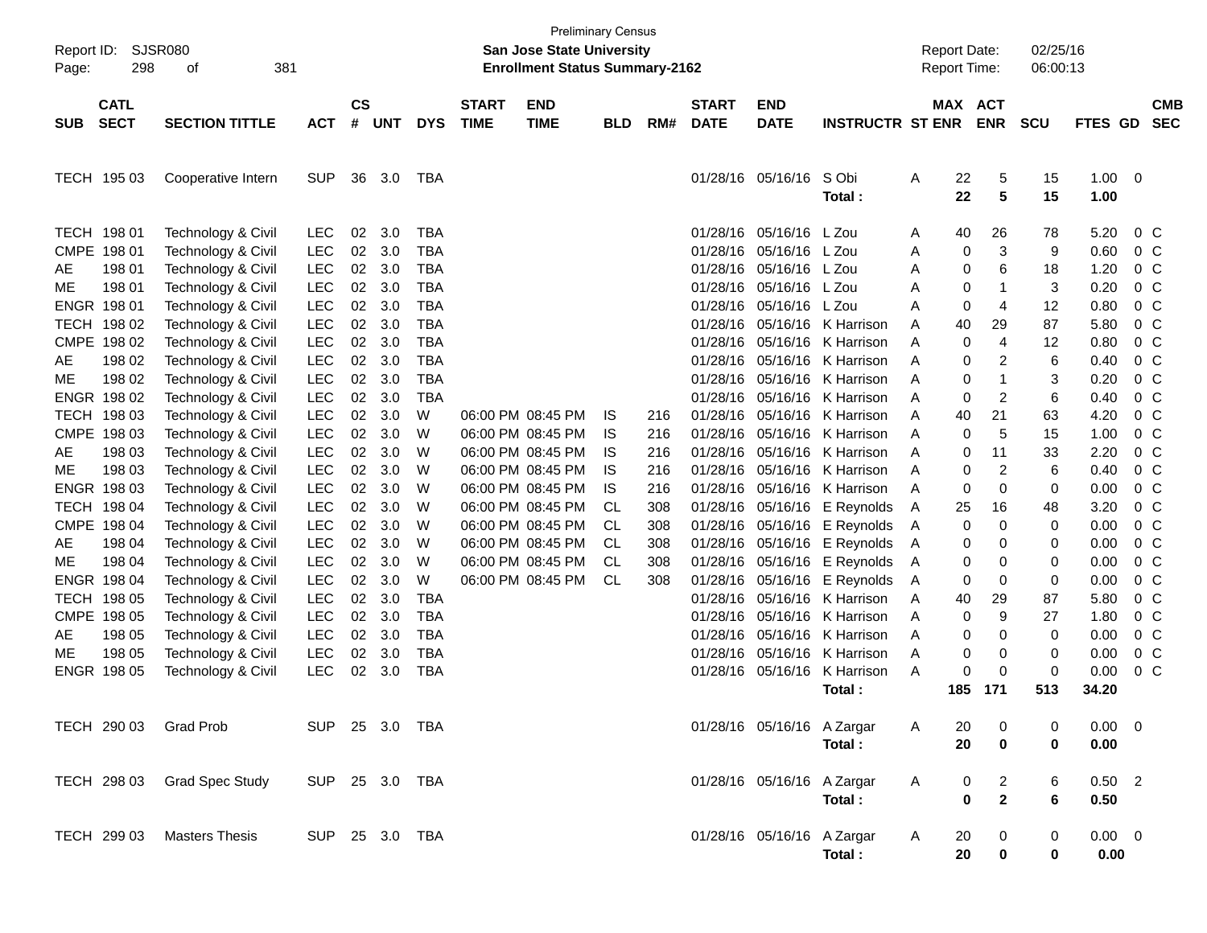Preliminary Census

**San Jose State University**

**Enrollment Status Summary-2162**

Report ID: SJSR080

Report Date: 02/25/16

Report Time: 06:00:13

| SUB | CATL SECT | SECTION TITTLE | ACT | CS # | UNT | DYS | START TIME | END TIME | BLD | RM# | START DATE | END DATE | INSTRUCTR | ST | MAX ENR | ACT ENR | SCU | FTES | GD | CMB SEC |
|---|---|---|---|---|---|---|---|---|---|---|---|---|---|---|---|---|---|---|---|---|
| TECH | 195 03 | Cooperative Intern | SUP | 36 | 3.0 | TBA | | | | | 01/28/16 | 05/16/16 | S Obi | A | 22 | 5 | 15 | 1.00 | 0 | |
| | | | | | | | | | | | | | **Total :** | | **22** | **5** | **15** | **1.00** | | |
| TECH | 198 01 | Technology & Civil | LEC | 02 | 3.0 | TBA | | | | | 01/28/16 | 05/16/16 | L Zou | A | 40 | 26 | 78 | 5.20 | 0 | C |
| CMPE | 198 01 | Technology & Civil | LEC | 02 | 3.0 | TBA | | | | | 01/28/16 | 05/16/16 | L Zou | A | 0 | 3 | 9 | 0.60 | 0 | C |
| AE | 198 01 | Technology & Civil | LEC | 02 | 3.0 | TBA | | | | | 01/28/16 | 05/16/16 | L Zou | A | 0 | 6 | 18 | 1.20 | 0 | C |
| ME | 198 01 | Technology & Civil | LEC | 02 | 3.0 | TBA | | | | | 01/28/16 | 05/16/16 | L Zou | A | 0 | 1 | 3 | 0.20 | 0 | C |
| ENGR | 198 01 | Technology & Civil | LEC | 02 | 3.0 | TBA | | | | | 01/28/16 | 05/16/16 | L Zou | A | 0 | 4 | 12 | 0.80 | 0 | C |
| TECH | 198 02 | Technology & Civil | LEC | 02 | 3.0 | TBA | | | | | 01/28/16 | 05/16/16 | K Harrison | A | 40 | 29 | 87 | 5.80 | 0 | C |
| CMPE | 198 02 | Technology & Civil | LEC | 02 | 3.0 | TBA | | | | | 01/28/16 | 05/16/16 | K Harrison | A | 0 | 4 | 12 | 0.80 | 0 | C |
| AE | 198 02 | Technology & Civil | LEC | 02 | 3.0 | TBA | | | | | 01/28/16 | 05/16/16 | K Harrison | A | 0 | 2 | 6 | 0.40 | 0 | C |
| ME | 198 02 | Technology & Civil | LEC | 02 | 3.0 | TBA | | | | | 01/28/16 | 05/16/16 | K Harrison | A | 0 | 1 | 3 | 0.20 | 0 | C |
| ENGR | 198 02 | Technology & Civil | LEC | 02 | 3.0 | TBA | | | | | 01/28/16 | 05/16/16 | K Harrison | A | 0 | 2 | 6 | 0.40 | 0 | C |
| TECH | 198 03 | Technology & Civil | LEC | 02 | 3.0 | W | 06:00 PM | 08:45 PM | IS | 216 | 01/28/16 | 05/16/16 | K Harrison | A | 40 | 21 | 63 | 4.20 | 0 | C |
| CMPE | 198 03 | Technology & Civil | LEC | 02 | 3.0 | W | 06:00 PM | 08:45 PM | IS | 216 | 01/28/16 | 05/16/16 | K Harrison | A | 0 | 5 | 15 | 1.00 | 0 | C |
| AE | 198 03 | Technology & Civil | LEC | 02 | 3.0 | W | 06:00 PM | 08:45 PM | IS | 216 | 01/28/16 | 05/16/16 | K Harrison | A | 0 | 11 | 33 | 2.20 | 0 | C |
| ME | 198 03 | Technology & Civil | LEC | 02 | 3.0 | W | 06:00 PM | 08:45 PM | IS | 216 | 01/28/16 | 05/16/16 | K Harrison | A | 0 | 2 | 6 | 0.40 | 0 | C |
| ENGR | 198 03 | Technology & Civil | LEC | 02 | 3.0 | W | 06:00 PM | 08:45 PM | IS | 216 | 01/28/16 | 05/16/16 | K Harrison | A | 0 | 0 | 0 | 0.00 | 0 | C |
| TECH | 198 04 | Technology & Civil | LEC | 02 | 3.0 | W | 06:00 PM | 08:45 PM | CL | 308 | 01/28/16 | 05/16/16 | E Reynolds | A | 25 | 16 | 48 | 3.20 | 0 | C |
| CMPE | 198 04 | Technology & Civil | LEC | 02 | 3.0 | W | 06:00 PM | 08:45 PM | CL | 308 | 01/28/16 | 05/16/16 | E Reynolds | A | 0 | 0 | 0 | 0.00 | 0 | C |
| AE | 198 04 | Technology & Civil | LEC | 02 | 3.0 | W | 06:00 PM | 08:45 PM | CL | 308 | 01/28/16 | 05/16/16 | E Reynolds | A | 0 | 0 | 0 | 0.00 | 0 | C |
| ME | 198 04 | Technology & Civil | LEC | 02 | 3.0 | W | 06:00 PM | 08:45 PM | CL | 308 | 01/28/16 | 05/16/16 | E Reynolds | A | 0 | 0 | 0 | 0.00 | 0 | C |
| ENGR | 198 04 | Technology & Civil | LEC | 02 | 3.0 | W | 06:00 PM | 08:45 PM | CL | 308 | 01/28/16 | 05/16/16 | E Reynolds | A | 0 | 0 | 0 | 0.00 | 0 | C |
| TECH | 198 05 | Technology & Civil | LEC | 02 | 3.0 | TBA | | | | | 01/28/16 | 05/16/16 | K Harrison | A | 40 | 29 | 87 | 5.80 | 0 | C |
| CMPE | 198 05 | Technology & Civil | LEC | 02 | 3.0 | TBA | | | | | 01/28/16 | 05/16/16 | K Harrison | A | 0 | 9 | 27 | 1.80 | 0 | C |
| AE | 198 05 | Technology & Civil | LEC | 02 | 3.0 | TBA | | | | | 01/28/16 | 05/16/16 | K Harrison | A | 0 | 0 | 0 | 0.00 | 0 | C |
| ME | 198 05 | Technology & Civil | LEC | 02 | 3.0 | TBA | | | | | 01/28/16 | 05/16/16 | K Harrison | A | 0 | 0 | 0 | 0.00 | 0 | C |
| ENGR | 198 05 | Technology & Civil | LEC | 02 | 3.0 | TBA | | | | | 01/28/16 | 05/16/16 | K Harrison | A | 0 | 0 | 0 | 0.00 | 0 | C |
| | | | | | | | | | | | | | **Total :** | | **185** | **171** | **513** | **34.20** | | |
| TECH | 290 03 | Grad Prob | SUP | 25 | 3.0 | TBA | | | | | 01/28/16 | 05/16/16 | A Zargar | A | 20 | 0 | 0 | 0.00 | 0 | |
| | | | | | | | | | | | | | **Total :** | | **20** | **0** | **0** | **0.00** | | |
| TECH | 298 03 | Grad Spec Study | SUP | 25 | 3.0 | TBA | | | | | 01/28/16 | 05/16/16 | A Zargar | A | 0 | 2 | 6 | 0.50 | 2 | |
| | | | | | | | | | | | | | **Total :** | | **0** | **2** | **6** | **0.50** | | |
| TECH | 299 03 | Masters Thesis | SUP | 25 | 3.0 | TBA | | | | | 01/28/16 | 05/16/16 | A Zargar | A | 20 | 0 | 0 | 0.00 | 0 | |
| | | | | | | | | | | | | | **Total :** | | **20** | **0** | **0** | **0.00** | | |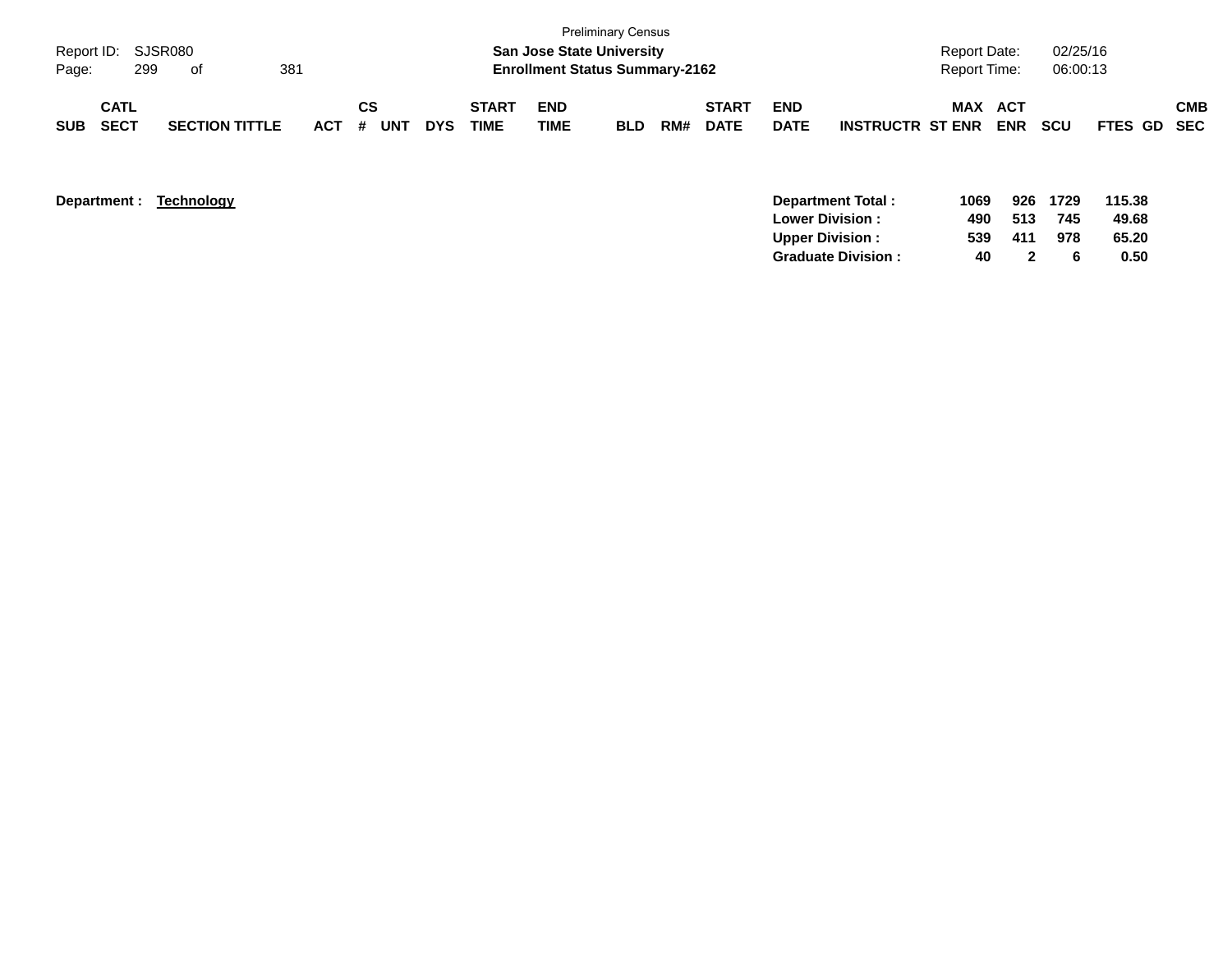Preliminary Census

**San Jose State University**
**Enrollment Status Summary-2162**

| SUB | CATL SECT | SECTION TITTLE | ACT | CS # | UNT | DYS | START TIME | END TIME | BLD | RM# | START DATE | END DATE | INSTRUCTR | ST | MAX ENR | ACT ENR | SCU | FTES | GD | CMB SEC |
|---|---|---|---|---|---|---|---|---|---|---|---|---|---|---|---|---|---|---|---|---|

**Department :** **Technology**

| | MAX ENR | ACT ENR | SCU | FTES |
|---|---|---|---|---|
| **Department Total :** | **1069** | **926** | **1729** | **115.38** |
| **Lower Division :** | **490** | **513** | **745** | **49.68** |
| **Upper Division :** | **539** | **411** | **978** | **65.20** |
| **Graduate Division :** | **40** | **2** | **6** | **0.50** |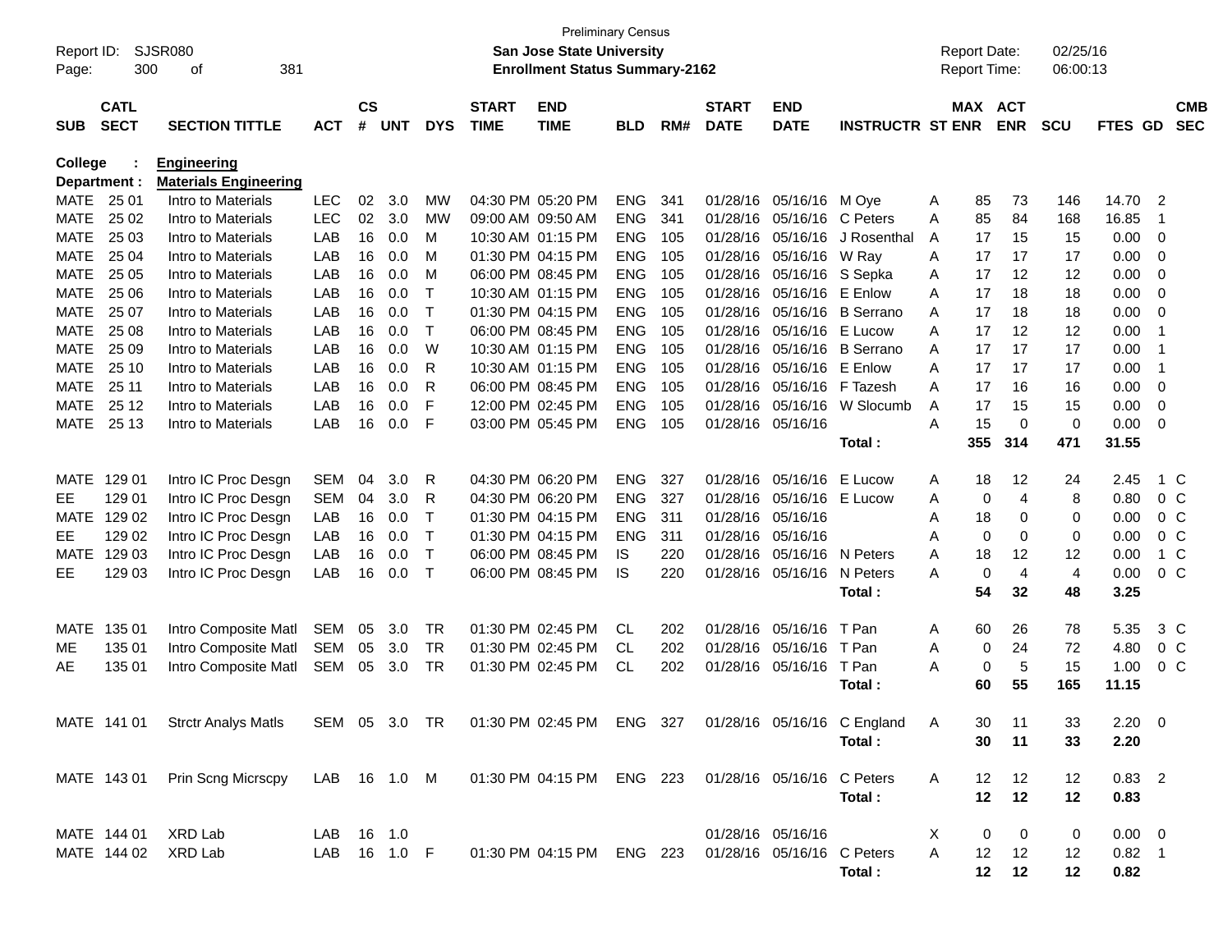Preliminary Census

**San Jose State University**

**Enrollment Status Summary-2162**

Report ID: SJSR080
Page: 300 of 381

Report Date: 02/25/16
Report Time: 06:00:13

**College : Engineering**
**Department : Materials Engineering**

| SUB | CATL SECT | SECTION TITTLE | ACT | CS # | UNT | DYS | START TIME | END TIME | BLD | RM# | START DATE | END DATE | INSTRUCTR | ST | MAX ENR | ACT ENR | SCU | FTES | GD | CMB SEC |
|---|---|---|---|---|---|---|---|---|---|---|---|---|---|---|---|---|---|---|---|---|
| MATE | 25 01 | Intro to Materials | LEC | 02 | 3.0 | MW | 04:30 PM | 05:20 PM | ENG | 341 | 01/28/16 | 05/16/16 | M Oye | A | 85 | 73 | 146 | 14.70 | 2 | |
| MATE | 25 02 | Intro to Materials | LEC | 02 | 3.0 | MW | 09:00 AM | 09:50 AM | ENG | 341 | 01/28/16 | 05/16/16 | C Peters | A | 85 | 84 | 168 | 16.85 | 1 | |
| MATE | 25 03 | Intro to Materials | LAB | 16 | 0.0 | M | 10:30 AM | 01:15 PM | ENG | 105 | 01/28/16 | 05/16/16 | J Rosenthal | A | 17 | 15 | 15 | 0.00 | 0 | |
| MATE | 25 04 | Intro to Materials | LAB | 16 | 0.0 | M | 01:30 PM | 04:15 PM | ENG | 105 | 01/28/16 | 05/16/16 | W Ray | A | 17 | 17 | 17 | 0.00 | 0 | |
| MATE | 25 05 | Intro to Materials | LAB | 16 | 0.0 | M | 06:00 PM | 08:45 PM | ENG | 105 | 01/28/16 | 05/16/16 | S Sepka | A | 17 | 12 | 12 | 0.00 | 0 | |
| MATE | 25 06 | Intro to Materials | LAB | 16 | 0.0 | T | 10:30 AM | 01:15 PM | ENG | 105 | 01/28/16 | 05/16/16 | E Enlow | A | 17 | 18 | 18 | 0.00 | 0 | |
| MATE | 25 07 | Intro to Materials | LAB | 16 | 0.0 | T | 01:30 PM | 04:15 PM | ENG | 105 | 01/28/16 | 05/16/16 | B Serrano | A | 17 | 18 | 18 | 0.00 | 0 | |
| MATE | 25 08 | Intro to Materials | LAB | 16 | 0.0 | T | 06:00 PM | 08:45 PM | ENG | 105 | 01/28/16 | 05/16/16 | E Lucow | A | 17 | 12 | 12 | 0.00 | 1 | |
| MATE | 25 09 | Intro to Materials | LAB | 16 | 0.0 | W | 10:30 AM | 01:15 PM | ENG | 105 | 01/28/16 | 05/16/16 | B Serrano | A | 17 | 17 | 17 | 0.00 | 1 | |
| MATE | 25 10 | Intro to Materials | LAB | 16 | 0.0 | R | 10:30 AM | 01:15 PM | ENG | 105 | 01/28/16 | 05/16/16 | E Enlow | A | 17 | 17 | 17 | 0.00 | 1 | |
| MATE | 25 11 | Intro to Materials | LAB | 16 | 0.0 | R | 06:00 PM | 08:45 PM | ENG | 105 | 01/28/16 | 05/16/16 | F Tazesh | A | 17 | 16 | 16 | 0.00 | 0 | |
| MATE | 25 12 | Intro to Materials | LAB | 16 | 0.0 | F | 12:00 PM | 02:45 PM | ENG | 105 | 01/28/16 | 05/16/16 | W Slocumb | A | 17 | 15 | 15 | 0.00 | 0 | |
| MATE | 25 13 | Intro to Materials | LAB | 16 | 0.0 | F | 03:00 PM | 05:45 PM | ENG | 105 | 01/28/16 | 05/16/16 | | A | 15 | 0 | 0 | 0.00 | 0 | |
| | | | | | | | | | | | | | **Total :** | | **355** | **314** | **471** | **31.55** | | |
| MATE | 129 01 | Intro IC Proc Desgn | SEM | 04 | 3.0 | R | 04:30 PM | 06:20 PM | ENG | 327 | 01/28/16 | 05/16/16 | E Lucow | A | 18 | 12 | 24 | 2.45 | 1 | C |
| EE | 129 01 | Intro IC Proc Desgn | SEM | 04 | 3.0 | R | 04:30 PM | 06:20 PM | ENG | 327 | 01/28/16 | 05/16/16 | E Lucow | A | 0 | 4 | 8 | 0.80 | 0 | C |
| MATE | 129 02 | Intro IC Proc Desgn | LAB | 16 | 0.0 | T | 01:30 PM | 04:15 PM | ENG | 311 | 01/28/16 | 05/16/16 | | A | 18 | 0 | 0 | 0.00 | 0 | C |
| EE | 129 02 | Intro IC Proc Desgn | LAB | 16 | 0.0 | T | 01:30 PM | 04:15 PM | ENG | 311 | 01/28/16 | 05/16/16 | | A | 0 | 0 | 0 | 0.00 | 0 | C |
| MATE | 129 03 | Intro IC Proc Desgn | LAB | 16 | 0.0 | T | 06:00 PM | 08:45 PM | IS | 220 | 01/28/16 | 05/16/16 | N Peters | A | 18 | 12 | 12 | 0.00 | 1 | C |
| EE | 129 03 | Intro IC Proc Desgn | LAB | 16 | 0.0 | T | 06:00 PM | 08:45 PM | IS | 220 | 01/28/16 | 05/16/16 | N Peters | A | 0 | 4 | 4 | 0.00 | 0 | C |
| | | | | | | | | | | | | | **Total :** | | **54** | **32** | **48** | **3.25** | | |
| MATE | 135 01 | Intro Composite Matl | SEM | 05 | 3.0 | TR | 01:30 PM | 02:45 PM | CL | 202 | 01/28/16 | 05/16/16 | T Pan | A | 60 | 26 | 78 | 5.35 | 3 | C |
| ME | 135 01 | Intro Composite Matl | SEM | 05 | 3.0 | TR | 01:30 PM | 02:45 PM | CL | 202 | 01/28/16 | 05/16/16 | T Pan | A | 0 | 24 | 72 | 4.80 | 0 | C |
| AE | 135 01 | Intro Composite Matl | SEM | 05 | 3.0 | TR | 01:30 PM | 02:45 PM | CL | 202 | 01/28/16 | 05/16/16 | T Pan | A | 0 | 5 | 15 | 1.00 | 0 | C |
| | | | | | | | | | | | | | **Total :** | | **60** | **55** | **165** | **11.15** | | |
| MATE | 141 01 | Strctr Analys Matls | SEM | 05 | 3.0 | TR | 01:30 PM | 02:45 PM | ENG | 327 | 01/28/16 | 05/16/16 | C England | A | 30 | 11 | 33 | 2.20 | 0 | |
| | | | | | | | | | | | | | **Total :** | | **30** | **11** | **33** | **2.20** | | |
| MATE | 143 01 | Prin Scng Micrscpy | LAB | 16 | 1.0 | M | 01:30 PM | 04:15 PM | ENG | 223 | 01/28/16 | 05/16/16 | C Peters | A | 12 | 12 | 12 | 0.83 | 2 | |
| | | | | | | | | | | | | | **Total :** | | **12** | **12** | **12** | **0.83** | | |
| MATE | 144 01 | XRD Lab | LAB | 16 | 1.0 | | | | | | 01/28/16 | 05/16/16 | | X | 0 | 0 | 0 | 0.00 | 0 | |
| MATE | 144 02 | XRD Lab | LAB | 16 | 1.0 | F | 01:30 PM | 04:15 PM | ENG | 223 | 01/28/16 | 05/16/16 | C Peters | A | 12 | 12 | 12 | 0.82 | 1 | |
| | | | | | | | | | | | | | **Total :** | | **12** | **12** | **12** | **0.82** | | |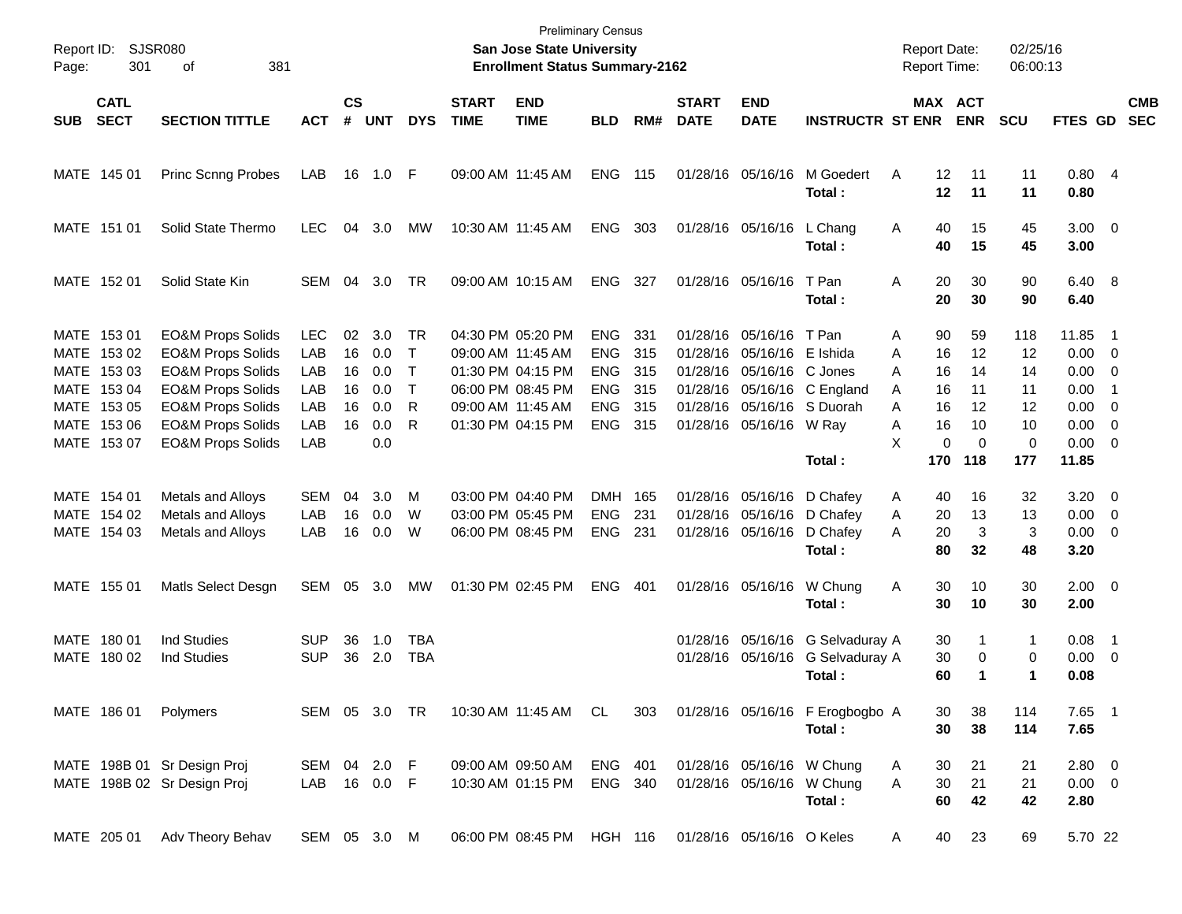Preliminary Census

**San Jose State University**

**Enrollment Status Summary-2162**

Report ID: SJSR080
Report Date: 02/25/16
Report Time: 06:00:13

| SUB | CATL SECT | SECTION TITTLE | ACT | CS # | UNT | DYS | START TIME | END TIME | BLD | RM# | START DATE | END DATE | INSTRUCTR | ST | MAX ENR | ACT ENR | SCU | FTES | GD | CMB SEC |
|---|---|---|---|---|---|---|---|---|---|---|---|---|---|---|---|---|---|---|---|---|
| MATE | 145 01 | Princ Scnng Probes | LAB | 16 | 1.0 | F | 09:00 AM | 11:45 AM | ENG | 115 | 01/28/16 | 05/16/16 | M Goedert | A | 12 | 11 | 11 | 0.80 | 4 | |
| | | | | | | | | | | | | | **Total :** | | **12** | **11** | **11** | **0.80** | | |
| MATE | 151 01 | Solid State Thermo | LEC | 04 | 3.0 | MW | 10:30 AM | 11:45 AM | ENG | 303 | 01/28/16 | 05/16/16 | L Chang | A | 40 | 15 | 45 | 3.00 | 0 | |
| | | | | | | | | | | | | | **Total :** | | **40** | **15** | **45** | **3.00** | | |
| MATE | 152 01 | Solid State Kin | SEM | 04 | 3.0 | TR | 09:00 AM | 10:15 AM | ENG | 327 | 01/28/16 | 05/16/16 | T Pan | A | 20 | 30 | 90 | 6.40 | 8 | |
| | | | | | | | | | | | | | **Total :** | | **20** | **30** | **90** | **6.40** | | |
| MATE | 153 01 | EO&M Props Solids | LEC | 02 | 3.0 | TR | 04:30 PM | 05:20 PM | ENG | 331 | 01/28/16 | 05/16/16 | T Pan | A | 90 | 59 | 118 | 11.85 | 1 | |
| MATE | 153 02 | EO&M Props Solids | LAB | 16 | 0.0 | T | 09:00 AM | 11:45 AM | ENG | 315 | 01/28/16 | 05/16/16 | E Ishida | A | 16 | 12 | 12 | 0.00 | 0 | |
| MATE | 153 03 | EO&M Props Solids | LAB | 16 | 0.0 | T | 01:30 PM | 04:15 PM | ENG | 315 | 01/28/16 | 05/16/16 | C Jones | A | 16 | 14 | 14 | 0.00 | 0 | |
| MATE | 153 04 | EO&M Props Solids | LAB | 16 | 0.0 | T | 06:00 PM | 08:45 PM | ENG | 315 | 01/28/16 | 05/16/16 | C England | A | 16 | 11 | 11 | 0.00 | 1 | |
| MATE | 153 05 | EO&M Props Solids | LAB | 16 | 0.0 | R | 09:00 AM | 11:45 AM | ENG | 315 | 01/28/16 | 05/16/16 | S Duorah | A | 16 | 12 | 12 | 0.00 | 0 | |
| MATE | 153 06 | EO&M Props Solids | LAB | 16 | 0.0 | R | 01:30 PM | 04:15 PM | ENG | 315 | 01/28/16 | 05/16/16 | W Ray | A | 16 | 10 | 10 | 0.00 | 0 | |
| MATE | 153 07 | EO&M Props Solids | LAB | | 0.0 | | | | | | | | | X | 0 | 0 | 0 | 0.00 | 0 | |
| | | | | | | | | | | | | | **Total :** | | **170** | **118** | **177** | **11.85** | | |
| MATE | 154 01 | Metals and Alloys | SEM | 04 | 3.0 | M | 03:00 PM | 04:40 PM | DMH | 165 | 01/28/16 | 05/16/16 | D Chafey | A | 40 | 16 | 32 | 3.20 | 0 | |
| MATE | 154 02 | Metals and Alloys | LAB | 16 | 0.0 | W | 03:00 PM | 05:45 PM | ENG | 231 | 01/28/16 | 05/16/16 | D Chafey | A | 20 | 13 | 13 | 0.00 | 0 | |
| MATE | 154 03 | Metals and Alloys | LAB | 16 | 0.0 | W | 06:00 PM | 08:45 PM | ENG | 231 | 01/28/16 | 05/16/16 | D Chafey | A | 20 | 3 | 3 | 0.00 | 0 | |
| | | | | | | | | | | | | | **Total :** | | **80** | **32** | **48** | **3.20** | | |
| MATE | 155 01 | Matls Select Desgn | SEM | 05 | 3.0 | MW | 01:30 PM | 02:45 PM | ENG | 401 | 01/28/16 | 05/16/16 | W Chung | A | 30 | 10 | 30 | 2.00 | 0 | |
| | | | | | | | | | | | | | **Total :** | | **30** | **10** | **30** | **2.00** | | |
| MATE | 180 01 | Ind Studies | SUP | 36 | 1.0 | TBA | | | | | 01/28/16 | 05/16/16 | G Selvaduray | A | 30 | 1 | 1 | 0.08 | 1 | |
| MATE | 180 02 | Ind Studies | SUP | 36 | 2.0 | TBA | | | | | 01/28/16 | 05/16/16 | G Selvaduray | A | 30 | 0 | 0 | 0.00 | 0 | |
| | | | | | | | | | | | | | **Total :** | | **60** | **1** | **1** | **0.08** | | |
| MATE | 186 01 | Polymers | SEM | 05 | 3.0 | TR | 10:30 AM | 11:45 AM | CL | 303 | 01/28/16 | 05/16/16 | F Erogbogbo | A | 30 | 38 | 114 | 7.65 | 1 | |
| | | | | | | | | | | | | | **Total :** | | **30** | **38** | **114** | **7.65** | | |
| MATE | 198B 01 | Sr Design Proj | SEM | 04 | 2.0 | F | 09:00 AM | 09:50 AM | ENG | 401 | 01/28/16 | 05/16/16 | W Chung | A | 30 | 21 | 21 | 2.80 | 0 | |
| MATE | 198B 02 | Sr Design Proj | LAB | 16 | 0.0 | F | 10:30 AM | 01:15 PM | ENG | 340 | 01/28/16 | 05/16/16 | W Chung | A | 30 | 21 | 21 | 0.00 | 0 | |
| | | | | | | | | | | | | | **Total :** | | **60** | **42** | **42** | **2.80** | | |
| MATE | 205 01 | Adv Theory Behav | SEM | 05 | 3.0 | M | 06:00 PM | 08:45 PM | HGH | 116 | 01/28/16 | 05/16/16 | O Keles | A | 40 | 23 | 69 | 5.70 | 22 | |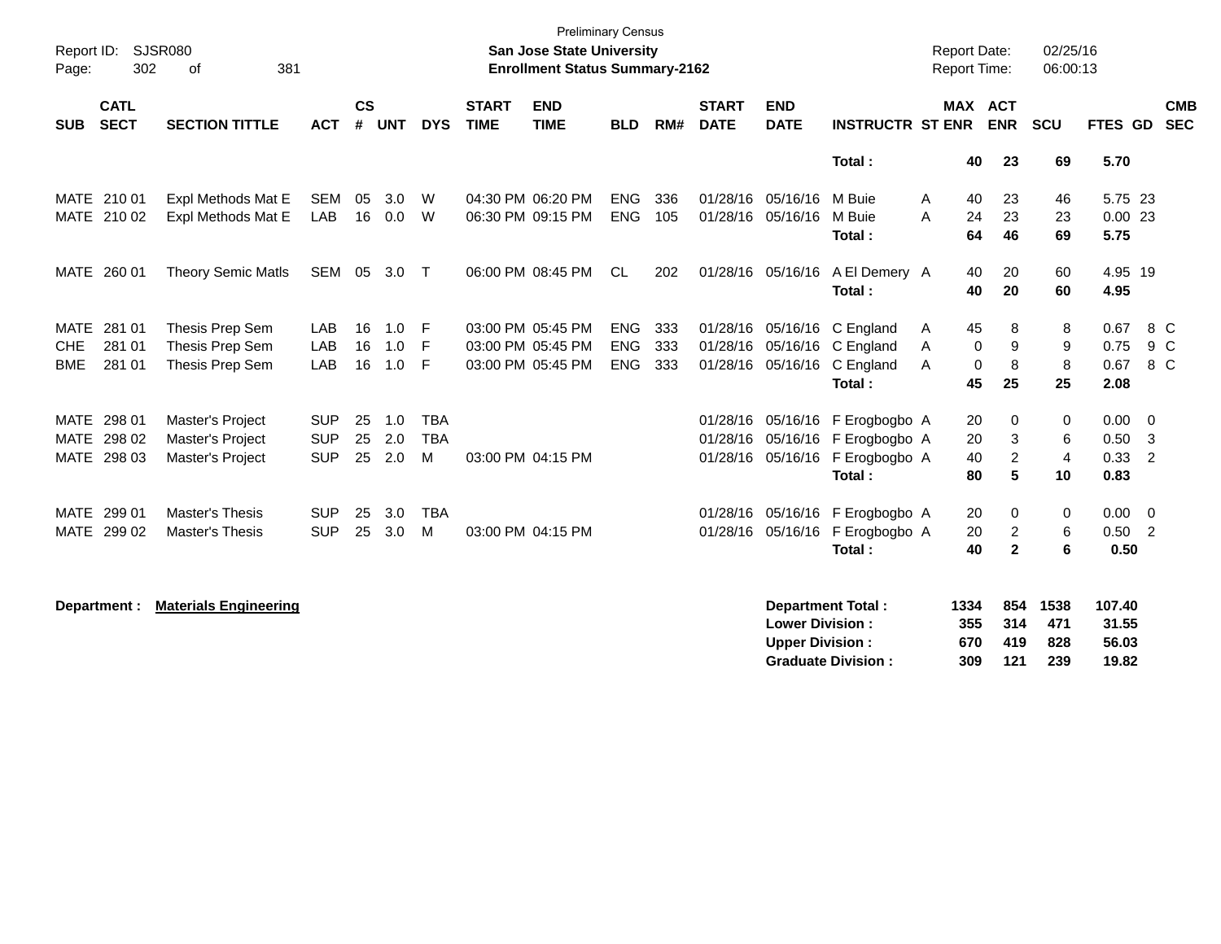Preliminary Census

**San Jose State University**

**Enrollment Status Summary-2162**

Report ID: SJSR080
Report Date: 02/25/16
Report Time: 06:00:13

| SUB | CATL SECT | SECTION TITTLE | ACT | CS # | UNT | DYS | START TIME | END TIME | BLD | RM# | START DATE | END DATE | INSTRUCTR | ST | MAX ENR | ACT ENR | SCU | FTES | GD | CMB SEC |
|---|---|---|---|---|---|---|---|---|---|---|---|---|---|---|---|---|---|---|---|---|
| | | | | | | | | | | | | | **Total :** | | **40** | **23** | **69** | **5.70** | | |
| MATE | 210 01 | Expl Methods Mat E | SEM | 05 | 3.0 | W | 04:30 PM | 06:20 PM | ENG | 336 | 01/28/16 | 05/16/16 | M Buie | A | 40 | 23 | 46 | 5.75 | 23 | |
| MATE | 210 02 | Expl Methods Mat E | LAB | 16 | 0.0 | W | 06:30 PM | 09:15 PM | ENG | 105 | 01/28/16 | 05/16/16 | M Buie | A | 24 | 23 | 23 | 0.00 | 23 | |
| | | | | | | | | | | | | | **Total :** | | **64** | **46** | **69** | **5.75** | | |
| MATE | 260 01 | Theory Semic Matls | SEM | 05 | 3.0 | T | 06:00 PM | 08:45 PM | CL | 202 | 01/28/16 | 05/16/16 | A El Demery | A | 40 | 20 | 60 | 4.95 | 19 | |
| | | | | | | | | | | | | | **Total :** | | **40** | **20** | **60** | **4.95** | | |
| MATE | 281 01 | Thesis Prep Sem | LAB | 16 | 1.0 | F | 03:00 PM | 05:45 PM | ENG | 333 | 01/28/16 | 05/16/16 | C England | A | 45 | 8 | 8 | 0.67 | 8 | C |
| CHE | 281 01 | Thesis Prep Sem | LAB | 16 | 1.0 | F | 03:00 PM | 05:45 PM | ENG | 333 | 01/28/16 | 05/16/16 | C England | A | 0 | 9 | 9 | 0.75 | 9 | C |
| BME | 281 01 | Thesis Prep Sem | LAB | 16 | 1.0 | F | 03:00 PM | 05:45 PM | ENG | 333 | 01/28/16 | 05/16/16 | C England | A | 0 | 8 | 8 | 0.67 | 8 | C |
| | | | | | | | | | | | | | **Total :** | | **45** | **25** | **25** | **2.08** | | |
| MATE | 298 01 | Master's Project | SUP | 25 | 1.0 | TBA | | | | | 01/28/16 | 05/16/16 | F Erogbogbo | A | 20 | 0 | 0 | 0.00 | 0 | |
| MATE | 298 02 | Master's Project | SUP | 25 | 2.0 | TBA | | | | | 01/28/16 | 05/16/16 | F Erogbogbo | A | 20 | 3 | 6 | 0.50 | 3 | |
| MATE | 298 03 | Master's Project | SUP | 25 | 2.0 | M | 03:00 PM | 04:15 PM | | | 01/28/16 | 05/16/16 | F Erogbogbo | A | 40 | 2 | 4 | 0.33 | 2 | |
| | | | | | | | | | | | | | **Total :** | | **80** | **5** | **10** | **0.83** | | |
| MATE | 299 01 | Master's Thesis | SUP | 25 | 3.0 | TBA | | | | | 01/28/16 | 05/16/16 | F Erogbogbo | A | 20 | 0 | 0 | 0.00 | 0 | |
| MATE | 299 02 | Master's Thesis | SUP | 25 | 3.0 | M | 03:00 PM | 04:15 PM | | | 01/28/16 | 05/16/16 | F Erogbogbo | A | 20 | 2 | 6 | 0.50 | 2 | |
| | | | | | | | | | | | | | **Total :** | | **40** | **2** | **6** | **0.50** | | |

**Department :** **Materials Engineering**

| | MAX ENR | ACT ENR | SCU | FTES |
|---|---|---|---|---|
| **Department Total :** | **1334** | **854** | **1538** | **107.40** |
| **Lower Division :** | **355** | **314** | **471** | **31.55** |
| **Upper Division :** | **670** | **419** | **828** | **56.03** |
| **Graduate Division :** | **309** | **121** | **239** | **19.82** |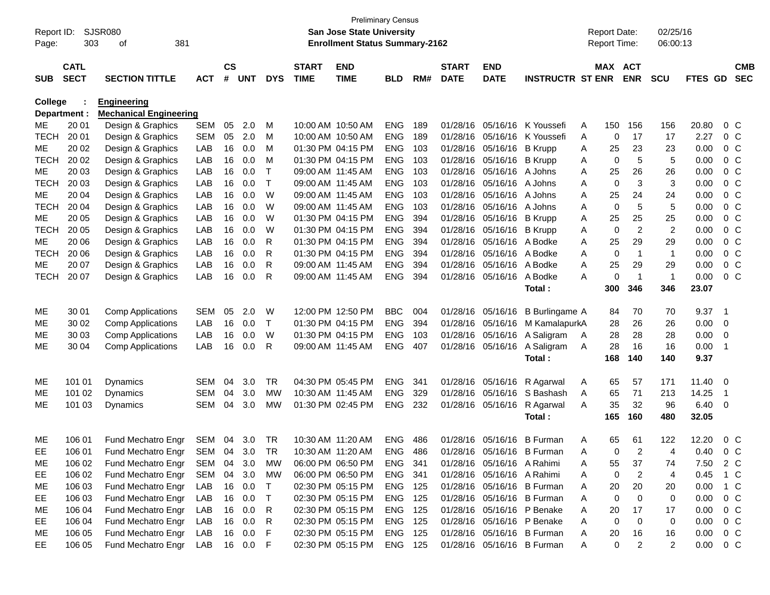Preliminary Census

Report ID: SJSR080 | **San Jose State University** | Report Date: 02/25/16
Page: 303 of 381 | **Enrollment Status Summary-2162** | Report Time: 06:00:13

**College : Engineering**
**Department : Mechanical Engineering**

| SUB | CATL SECT | SECTION TITTLE | ACT | CS # | UNT | DYS | START TIME | END TIME | BLD | RM# | START DATE | END DATE | INSTRUCTR | ST | MAX ENR | ACT ENR | SCU | FTES | GD | CMB SEC |
|---|---|---|---|---|---|---|---|---|---|---|---|---|---|---|---|---|---|---|---|---|
| ME | 20 01 | Design & Graphics | SEM | 05 | 2.0 | M | 10:00 AM | 10:50 AM | ENG | 189 | 01/28/16 | 05/16/16 | K Youssefi | A | 150 | 156 | 156 | 20.80 | 0 | C |
| TECH | 20 01 | Design & Graphics | SEM | 05 | 2.0 | M | 10:00 AM | 10:50 AM | ENG | 189 | 01/28/16 | 05/16/16 | K Youssefi | A | 0 | 17 | 17 | 2.27 | 0 | C |
| ME | 20 02 | Design & Graphics | LAB | 16 | 0.0 | M | 01:30 PM | 04:15 PM | ENG | 103 | 01/28/16 | 05/16/16 | B Krupp | A | 25 | 23 | 23 | 0.00 | 0 | C |
| TECH | 20 02 | Design & Graphics | LAB | 16 | 0.0 | M | 01:30 PM | 04:15 PM | ENG | 103 | 01/28/16 | 05/16/16 | B Krupp | A | 0 | 5 | 5 | 0.00 | 0 | C |
| ME | 20 03 | Design & Graphics | LAB | 16 | 0.0 | T | 09:00 AM | 11:45 AM | ENG | 103 | 01/28/16 | 05/16/16 | A Johns | A | 25 | 26 | 26 | 0.00 | 0 | C |
| TECH | 20 03 | Design & Graphics | LAB | 16 | 0.0 | T | 09:00 AM | 11:45 AM | ENG | 103 | 01/28/16 | 05/16/16 | A Johns | A | 0 | 3 | 3 | 0.00 | 0 | C |
| ME | 20 04 | Design & Graphics | LAB | 16 | 0.0 | W | 09:00 AM | 11:45 AM | ENG | 103 | 01/28/16 | 05/16/16 | A Johns | A | 25 | 24 | 24 | 0.00 | 0 | C |
| TECH | 20 04 | Design & Graphics | LAB | 16 | 0.0 | W | 09:00 AM | 11:45 AM | ENG | 103 | 01/28/16 | 05/16/16 | A Johns | A | 0 | 5 | 5 | 0.00 | 0 | C |
| ME | 20 05 | Design & Graphics | LAB | 16 | 0.0 | W | 01:30 PM | 04:15 PM | ENG | 394 | 01/28/16 | 05/16/16 | B Krupp | A | 25 | 25 | 25 | 0.00 | 0 | C |
| TECH | 20 05 | Design & Graphics | LAB | 16 | 0.0 | W | 01:30 PM | 04:15 PM | ENG | 394 | 01/28/16 | 05/16/16 | B Krupp | A | 0 | 2 | 2 | 0.00 | 0 | C |
| ME | 20 06 | Design & Graphics | LAB | 16 | 0.0 | R | 01:30 PM | 04:15 PM | ENG | 394 | 01/28/16 | 05/16/16 | A Bodke | A | 25 | 29 | 29 | 0.00 | 0 | C |
| TECH | 20 06 | Design & Graphics | LAB | 16 | 0.0 | R | 01:30 PM | 04:15 PM | ENG | 394 | 01/28/16 | 05/16/16 | A Bodke | A | 0 | 1 | 1 | 0.00 | 0 | C |
| ME | 20 07 | Design & Graphics | LAB | 16 | 0.0 | R | 09:00 AM | 11:45 AM | ENG | 394 | 01/28/16 | 05/16/16 | A Bodke | A | 25 | 29 | 29 | 0.00 | 0 | C |
| TECH | 20 07 | Design & Graphics | LAB | 16 | 0.0 | R | 09:00 AM | 11:45 AM | ENG | 394 | 01/28/16 | 05/16/16 | A Bodke | A | 0 | 1 | 1 | 0.00 | 0 | C |
| | | | | | | | | | | | | | **Total :** | | **300** | **346** | **346** | **23.07** | | |
| ME | 30 01 | Comp Applications | SEM | 05 | 2.0 | W | 12:00 PM | 12:50 PM | BBC | 004 | 01/28/16 | 05/16/16 | B Burlingame | A | 84 | 70 | 70 | 9.37 | 1 | |
| ME | 30 02 | Comp Applications | LAB | 16 | 0.0 | T | 01:30 PM | 04:15 PM | ENG | 394 | 01/28/16 | 05/16/16 | M Kamalapurk | A | 28 | 26 | 26 | 0.00 | 0 | |
| ME | 30 03 | Comp Applications | LAB | 16 | 0.0 | W | 01:30 PM | 04:15 PM | ENG | 103 | 01/28/16 | 05/16/16 | A Saligram | A | 28 | 28 | 28 | 0.00 | 0 | |
| ME | 30 04 | Comp Applications | LAB | 16 | 0.0 | R | 09:00 AM | 11:45 AM | ENG | 407 | 01/28/16 | 05/16/16 | A Saligram | A | 28 | 16 | 16 | 0.00 | 1 | |
| | | | | | | | | | | | | | **Total :** | | **168** | **140** | **140** | **9.37** | | |
| ME | 101 01 | Dynamics | SEM | 04 | 3.0 | TR | 04:30 PM | 05:45 PM | ENG | 341 | 01/28/16 | 05/16/16 | R Agarwal | A | 65 | 57 | 171 | 11.40 | 0 | |
| ME | 101 02 | Dynamics | SEM | 04 | 3.0 | MW | 10:30 AM | 11:45 AM | ENG | 329 | 01/28/16 | 05/16/16 | S Bashash | A | 65 | 71 | 213 | 14.25 | 1 | |
| ME | 101 03 | Dynamics | SEM | 04 | 3.0 | MW | 01:30 PM | 02:45 PM | ENG | 232 | 01/28/16 | 05/16/16 | R Agarwal | A | 35 | 32 | 96 | 6.40 | 0 | |
| | | | | | | | | | | | | | **Total :** | | **165** | **160** | **480** | **32.05** | | |
| ME | 106 01 | Fund Mechatro Engr | SEM | 04 | 3.0 | TR | 10:30 AM | 11:20 AM | ENG | 486 | 01/28/16 | 05/16/16 | B Furman | A | 65 | 61 | 122 | 12.20 | 0 | C |
| EE | 106 01 | Fund Mechatro Engr | SEM | 04 | 3.0 | TR | 10:30 AM | 11:20 AM | ENG | 486 | 01/28/16 | 05/16/16 | B Furman | A | 0 | 2 | 4 | 0.40 | 0 | C |
| ME | 106 02 | Fund Mechatro Engr | SEM | 04 | 3.0 | MW | 06:00 PM | 06:50 PM | ENG | 341 | 01/28/16 | 05/16/16 | A Rahimi | A | 55 | 37 | 74 | 7.50 | 2 | C |
| EE | 106 02 | Fund Mechatro Engr | SEM | 04 | 3.0 | MW | 06:00 PM | 06:50 PM | ENG | 341 | 01/28/16 | 05/16/16 | A Rahimi | A | 0 | 2 | 4 | 0.45 | 1 | C |
| ME | 106 03 | Fund Mechatro Engr | LAB | 16 | 0.0 | T | 02:30 PM | 05:15 PM | ENG | 125 | 01/28/16 | 05/16/16 | B Furman | A | 20 | 20 | 20 | 0.00 | 1 | C |
| EE | 106 03 | Fund Mechatro Engr | LAB | 16 | 0.0 | T | 02:30 PM | 05:15 PM | ENG | 125 | 01/28/16 | 05/16/16 | B Furman | A | 0 | 0 | 0 | 0.00 | 0 | C |
| ME | 106 04 | Fund Mechatro Engr | LAB | 16 | 0.0 | R | 02:30 PM | 05:15 PM | ENG | 125 | 01/28/16 | 05/16/16 | P Benake | A | 20 | 17 | 17 | 0.00 | 0 | C |
| EE | 106 04 | Fund Mechatro Engr | LAB | 16 | 0.0 | R | 02:30 PM | 05:15 PM | ENG | 125 | 01/28/16 | 05/16/16 | P Benake | A | 0 | 0 | 0 | 0.00 | 0 | C |
| ME | 106 05 | Fund Mechatro Engr | LAB | 16 | 0.0 | F | 02:30 PM | 05:15 PM | ENG | 125 | 01/28/16 | 05/16/16 | B Furman | A | 20 | 16 | 16 | 0.00 | 0 | C |
| EE | 106 05 | Fund Mechatro Engr | LAB | 16 | 0.0 | F | 02:30 PM | 05:15 PM | ENG | 125 | 01/28/16 | 05/16/16 | B Furman | A | 0 | 2 | 2 | 0.00 | 0 | C |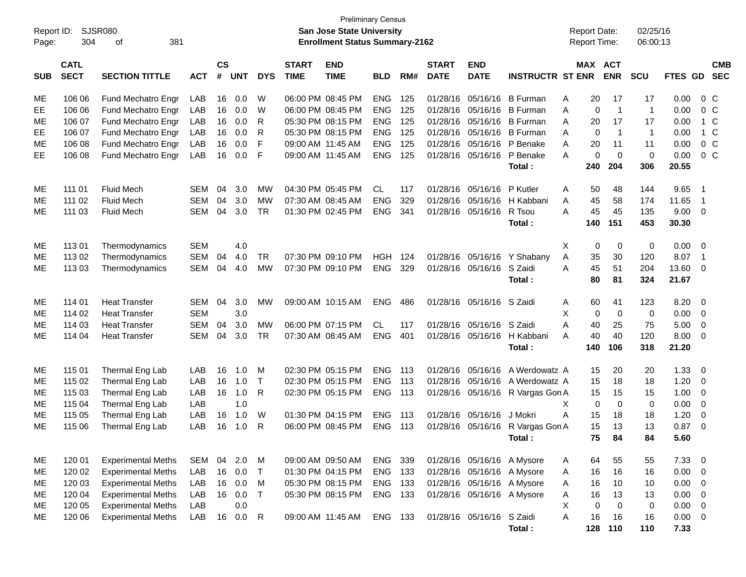Preliminary Census

Report ID: SJSR080

**San Jose State University**

**Enrollment Status Summary-2162**

Report Date: 02/25/16
Report Time: 06:00:13

| SUB | CATL SECT | SECTION TITTLE | ACT | CS # | UNT | DYS | START TIME | END TIME | BLD | RM# | START DATE | END DATE | INSTRUCTR | ST | MAX ENR | ACT ENR | SCU | FTES | GD | CMB SEC |
|---|---|---|---|---|---|---|---|---|---|---|---|---|---|---|---|---|---|---|---|---|
| ME | 106 06 | Fund Mechatro Engr | LAB | 16 | 0.0 | W | 06:00 PM | 08:45 PM | ENG | 125 | 01/28/16 | 05/16/16 | B Furman | A | 20 | 17 | 17 | 0.00 | 0 | C |
| EE | 106 06 | Fund Mechatro Engr | LAB | 16 | 0.0 | W | 06:00 PM | 08:45 PM | ENG | 125 | 01/28/16 | 05/16/16 | B Furman | A | 0 | 1 | 1 | 0.00 | 0 | C |
| ME | 106 07 | Fund Mechatro Engr | LAB | 16 | 0.0 | R | 05:30 PM | 08:15 PM | ENG | 125 | 01/28/16 | 05/16/16 | B Furman | A | 20 | 17 | 17 | 0.00 | 1 | C |
| EE | 106 07 | Fund Mechatro Engr | LAB | 16 | 0.0 | R | 05:30 PM | 08:15 PM | ENG | 125 | 01/28/16 | 05/16/16 | B Furman | A | 0 | 1 | 1 | 0.00 | 1 | C |
| ME | 106 08 | Fund Mechatro Engr | LAB | 16 | 0.0 | F | 09:00 AM | 11:45 AM | ENG | 125 | 01/28/16 | 05/16/16 | P Benake | A | 20 | 11 | 11 | 0.00 | 0 | C |
| EE | 106 08 | Fund Mechatro Engr | LAB | 16 | 0.0 | F | 09:00 AM | 11:45 AM | ENG | 125 | 01/28/16 | 05/16/16 | P Benake | A | 0 | 0 | 0 | 0.00 | 0 | C |
| | | | | | | | | | | | | | **Total :** | | **240** | **204** | **306** | **20.55** | | |
| ME | 111 01 | Fluid Mech | SEM | 04 | 3.0 | MW | 04:30 PM | 05:45 PM | CL | 117 | 01/28/16 | 05/16/16 | P Kutler | A | 50 | 48 | 144 | 9.65 | 1 | |
| ME | 111 02 | Fluid Mech | SEM | 04 | 3.0 | MW | 07:30 AM | 08:45 AM | ENG | 329 | 01/28/16 | 05/16/16 | H Kabbani | A | 45 | 58 | 174 | 11.65 | 1 | |
| ME | 111 03 | Fluid Mech | SEM | 04 | 3.0 | TR | 01:30 PM | 02:45 PM | ENG | 341 | 01/28/16 | 05/16/16 | R Tsou | A | 45 | 45 | 135 | 9.00 | 0 | |
| | | | | | | | | | | | | | **Total :** | | **140** | **151** | **453** | **30.30** | | |
| ME | 113 01 | Thermodynamics | SEM | | 4.0 | | | | | | | | | X | 0 | 0 | 0 | 0.00 | 0 | |
| ME | 113 02 | Thermodynamics | SEM | 04 | 4.0 | TR | 07:30 PM | 09:10 PM | HGH | 124 | 01/28/16 | 05/16/16 | Y Shabany | A | 35 | 30 | 120 | 8.07 | 1 | |
| ME | 113 03 | Thermodynamics | SEM | 04 | 4.0 | MW | 07:30 PM | 09:10 PM | ENG | 329 | 01/28/16 | 05/16/16 | S Zaidi | A | 45 | 51 | 204 | 13.60 | 0 | |
| | | | | | | | | | | | | | **Total :** | | **80** | **81** | **324** | **21.67** | | |
| ME | 114 01 | Heat Transfer | SEM | 04 | 3.0 | MW | 09:00 AM | 10:15 AM | ENG | 486 | 01/28/16 | 05/16/16 | S Zaidi | A | 60 | 41 | 123 | 8.20 | 0 | |
| ME | 114 02 | Heat Transfer | SEM | | 3.0 | | | | | | | | | X | 0 | 0 | 0 | 0.00 | 0 | |
| ME | 114 03 | Heat Transfer | SEM | 04 | 3.0 | MW | 06:00 PM | 07:15 PM | CL | 117 | 01/28/16 | 05/16/16 | S Zaidi | A | 40 | 25 | 75 | 5.00 | 0 | |
| ME | 114 04 | Heat Transfer | SEM | 04 | 3.0 | TR | 07:30 AM | 08:45 AM | ENG | 401 | 01/28/16 | 05/16/16 | H Kabbani | A | 40 | 40 | 120 | 8.00 | 0 | |
| | | | | | | | | | | | | | **Total :** | | **140** | **106** | **318** | **21.20** | | |
| ME | 115 01 | Thermal Eng Lab | LAB | 16 | 1.0 | M | 02:30 PM | 05:15 PM | ENG | 113 | 01/28/16 | 05/16/16 | A Werdowatz | A | 15 | 20 | 20 | 1.33 | 0 | |
| ME | 115 02 | Thermal Eng Lab | LAB | 16 | 1.0 | T | 02:30 PM | 05:15 PM | ENG | 113 | 01/28/16 | 05/16/16 | A Werdowatz | A | 15 | 18 | 18 | 1.20 | 0 | |
| ME | 115 03 | Thermal Eng Lab | LAB | 16 | 1.0 | R | 02:30 PM | 05:15 PM | ENG | 113 | 01/28/16 | 05/16/16 | R Vargas Gon | A | 15 | 15 | 15 | 1.00 | 0 | |
| ME | 115 04 | Thermal Eng Lab | LAB | | 1.0 | | | | | | | | | X | 0 | 0 | 0 | 0.00 | 0 | |
| ME | 115 05 | Thermal Eng Lab | LAB | 16 | 1.0 | W | 01:30 PM | 04:15 PM | ENG | 113 | 01/28/16 | 05/16/16 | J Mokri | A | 15 | 18 | 18 | 1.20 | 0 | |
| ME | 115 06 | Thermal Eng Lab | LAB | 16 | 1.0 | R | 06:00 PM | 08:45 PM | ENG | 113 | 01/28/16 | 05/16/16 | R Vargas Gon | A | 15 | 13 | 13 | 0.87 | 0 | |
| | | | | | | | | | | | | | **Total :** | | **75** | **84** | **84** | **5.60** | | |
| ME | 120 01 | Experimental Meths | SEM | 04 | 2.0 | M | 09:00 AM | 09:50 AM | ENG | 339 | 01/28/16 | 05/16/16 | A Mysore | A | 64 | 55 | 55 | 7.33 | 0 | |
| ME | 120 02 | Experimental Meths | LAB | 16 | 0.0 | T | 01:30 PM | 04:15 PM | ENG | 133 | 01/28/16 | 05/16/16 | A Mysore | A | 16 | 16 | 16 | 0.00 | 0 | |
| ME | 120 03 | Experimental Meths | LAB | 16 | 0.0 | M | 05:30 PM | 08:15 PM | ENG | 133 | 01/28/16 | 05/16/16 | A Mysore | A | 16 | 10 | 10 | 0.00 | 0 | |
| ME | 120 04 | Experimental Meths | LAB | 16 | 0.0 | T | 05:30 PM | 08:15 PM | ENG | 133 | 01/28/16 | 05/16/16 | A Mysore | A | 16 | 13 | 13 | 0.00 | 0 | |
| ME | 120 05 | Experimental Meths | LAB | | 0.0 | | | | | | | | | X | 0 | 0 | 0 | 0.00 | 0 | |
| ME | 120 06 | Experimental Meths | LAB | 16 | 0.0 | R | 09:00 AM | 11:45 AM | ENG | 133 | 01/28/16 | 05/16/16 | S Zaidi | A | 16 | 16 | 16 | 0.00 | 0 | |
| | | | | | | | | | | | | | **Total :** | | **128** | **110** | **110** | **7.33** | | |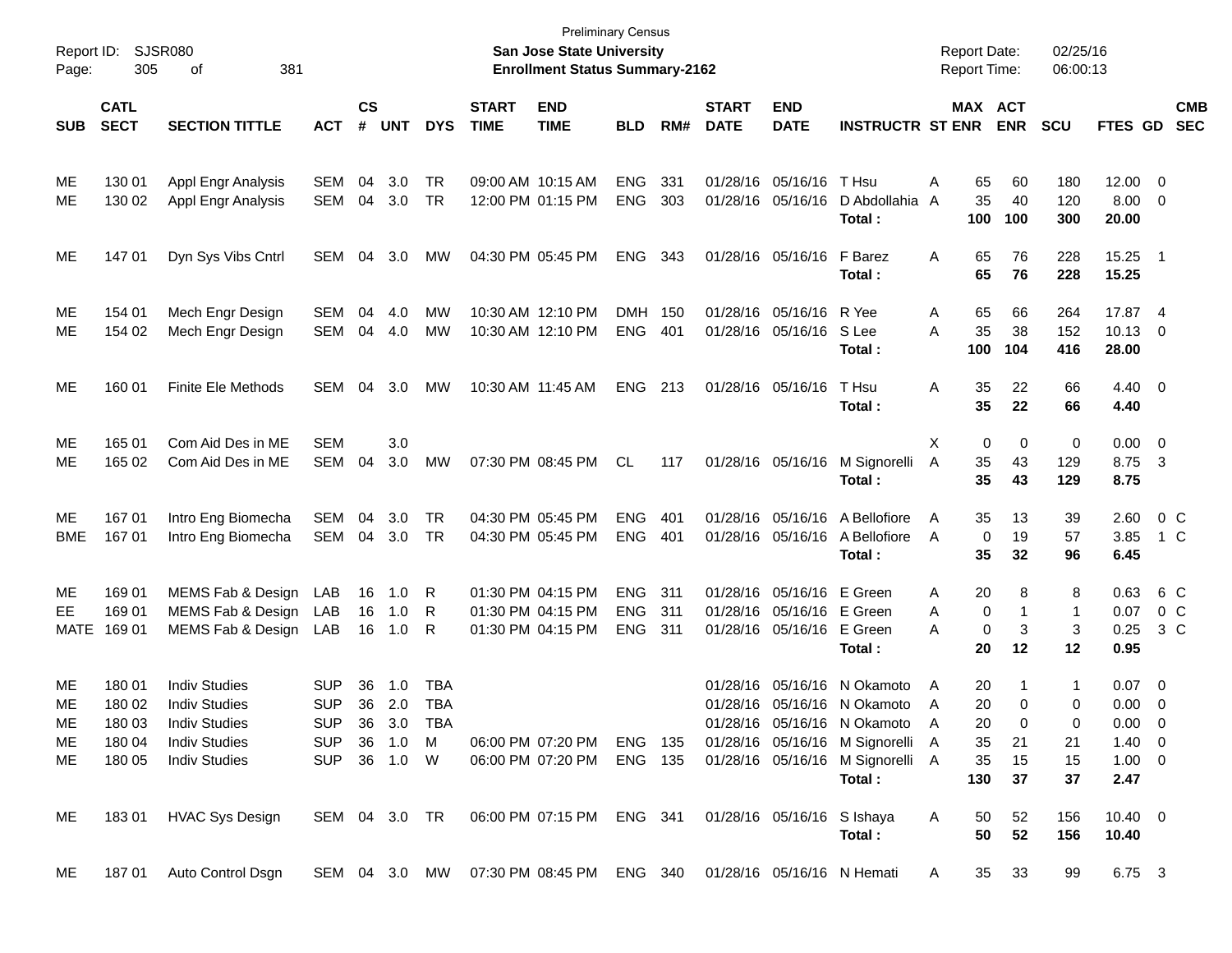Preliminary Census

**San Jose State University**

**Enrollment Status Summary-2162**

Report ID: SJSR080
Report Date: 02/25/16
Report Time: 06:00:13

| SUB | CATL SECT | SECTION TITTLE | ACT | CS # | UNT | DYS | START TIME | END TIME | BLD | RM# | START DATE | END DATE | INSTRUCTR | ST | MAX ENR | ACT ENR | SCU | FTES | GD | CMB SEC |
|---|---|---|---|---|---|---|---|---|---|---|---|---|---|---|---|---|---|---|---|---|
| ME | 130 01 | Appl Engr Analysis | SEM | 04 | 3.0 | TR | 09:00 AM | 10:15 AM | ENG | 331 | 01/28/16 | 05/16/16 | T Hsu | A | 65 | 60 | 180 | 12.00 | 0 | |
| ME | 130 02 | Appl Engr Analysis | SEM | 04 | 3.0 | TR | 12:00 PM | 01:15 PM | ENG | 303 | 01/28/16 | 05/16/16 | D Abdollahia | A | 35 | 40 | 120 | 8.00 | 0 | |
| | | | | | | | | | | | | | **Total :** | | **100** | **100** | **300** | **20.00** | | |
| ME | 147 01 | Dyn Sys Vibs Cntrl | SEM | 04 | 3.0 | MW | 04:30 PM | 05:45 PM | ENG | 343 | 01/28/16 | 05/16/16 | F Barez | A | 65 | 76 | 228 | 15.25 | 1 | |
| | | | | | | | | | | | | | **Total :** | | **65** | **76** | **228** | **15.25** | | |
| ME | 154 01 | Mech Engr Design | SEM | 04 | 4.0 | MW | 10:30 AM | 12:10 PM | DMH | 150 | 01/28/16 | 05/16/16 | R Yee | A | 65 | 66 | 264 | 17.87 | 4 | |
| ME | 154 02 | Mech Engr Design | SEM | 04 | 4.0 | MW | 10:30 AM | 12:10 PM | ENG | 401 | 01/28/16 | 05/16/16 | S Lee | A | 35 | 38 | 152 | 10.13 | 0 | |
| | | | | | | | | | | | | | **Total :** | | **100** | **104** | **416** | **28.00** | | |
| ME | 160 01 | Finite Ele Methods | SEM | 04 | 3.0 | MW | 10:30 AM | 11:45 AM | ENG | 213 | 01/28/16 | 05/16/16 | T Hsu | A | 35 | 22 | 66 | 4.40 | 0 | |
| | | | | | | | | | | | | | **Total :** | | **35** | **22** | **66** | **4.40** | | |
| ME | 165 01 | Com Aid Des in ME | SEM | | 3.0 | | | | | | | | | X | 0 | 0 | 0 | 0.00 | 0 | |
| ME | 165 02 | Com Aid Des in ME | SEM | 04 | 3.0 | MW | 07:30 PM | 08:45 PM | CL | 117 | 01/28/16 | 05/16/16 | M Signorelli | A | 35 | 43 | 129 | 8.75 | 3 | |
| | | | | | | | | | | | | | **Total :** | | **35** | **43** | **129** | **8.75** | | |
| ME | 167 01 | Intro Eng Biomecha | SEM | 04 | 3.0 | TR | 04:30 PM | 05:45 PM | ENG | 401 | 01/28/16 | 05/16/16 | A Bellofiore | A | 35 | 13 | 39 | 2.60 | 0 | C |
| BME | 167 01 | Intro Eng Biomecha | SEM | 04 | 3.0 | TR | 04:30 PM | 05:45 PM | ENG | 401 | 01/28/16 | 05/16/16 | A Bellofiore | A | 0 | 19 | 57 | 3.85 | 1 | C |
| | | | | | | | | | | | | | **Total :** | | **35** | **32** | **96** | **6.45** | | |
| ME | 169 01 | MEMS Fab & Design | LAB | 16 | 1.0 | R | 01:30 PM | 04:15 PM | ENG | 311 | 01/28/16 | 05/16/16 | E Green | A | 20 | 8 | 8 | 0.63 | 6 | C |
| EE | 169 01 | MEMS Fab & Design | LAB | 16 | 1.0 | R | 01:30 PM | 04:15 PM | ENG | 311 | 01/28/16 | 05/16/16 | E Green | A | 0 | 1 | 1 | 0.07 | 0 | C |
| MATE | 169 01 | MEMS Fab & Design | LAB | 16 | 1.0 | R | 01:30 PM | 04:15 PM | ENG | 311 | 01/28/16 | 05/16/16 | E Green | A | 0 | 3 | 3 | 0.25 | 3 | C |
| | | | | | | | | | | | | | **Total :** | | **20** | **12** | **12** | **0.95** | | |
| ME | 180 01 | Indiv Studies | SUP | 36 | 1.0 | TBA | | | | | 01/28/16 | 05/16/16 | N Okamoto | A | 20 | 1 | 1 | 0.07 | 0 | |
| ME | 180 02 | Indiv Studies | SUP | 36 | 2.0 | TBA | | | | | 01/28/16 | 05/16/16 | N Okamoto | A | 20 | 0 | 0 | 0.00 | 0 | |
| ME | 180 03 | Indiv Studies | SUP | 36 | 3.0 | TBA | | | | | 01/28/16 | 05/16/16 | N Okamoto | A | 20 | 0 | 0 | 0.00 | 0 | |
| ME | 180 04 | Indiv Studies | SUP | 36 | 1.0 | M | 06:00 PM | 07:20 PM | ENG | 135 | 01/28/16 | 05/16/16 | M Signorelli | A | 35 | 21 | 21 | 1.40 | 0 | |
| ME | 180 05 | Indiv Studies | SUP | 36 | 1.0 | W | 06:00 PM | 07:20 PM | ENG | 135 | 01/28/16 | 05/16/16 | M Signorelli | A | 35 | 15 | 15 | 1.00 | 0 | |
| | | | | | | | | | | | | | **Total :** | | **130** | **37** | **37** | **2.47** | | |
| ME | 183 01 | HVAC Sys Design | SEM | 04 | 3.0 | TR | 06:00 PM | 07:15 PM | ENG | 341 | 01/28/16 | 05/16/16 | S Ishaya | A | 50 | 52 | 156 | 10.40 | 0 | |
| | | | | | | | | | | | | | **Total :** | | **50** | **52** | **156** | **10.40** | | |
| ME | 187 01 | Auto Control Dsgn | SEM | 04 | 3.0 | MW | 07:30 PM | 08:45 PM | ENG | 340 | 01/28/16 | 05/16/16 | N Hemati | A | 35 | 33 | 99 | 6.75 | 3 | |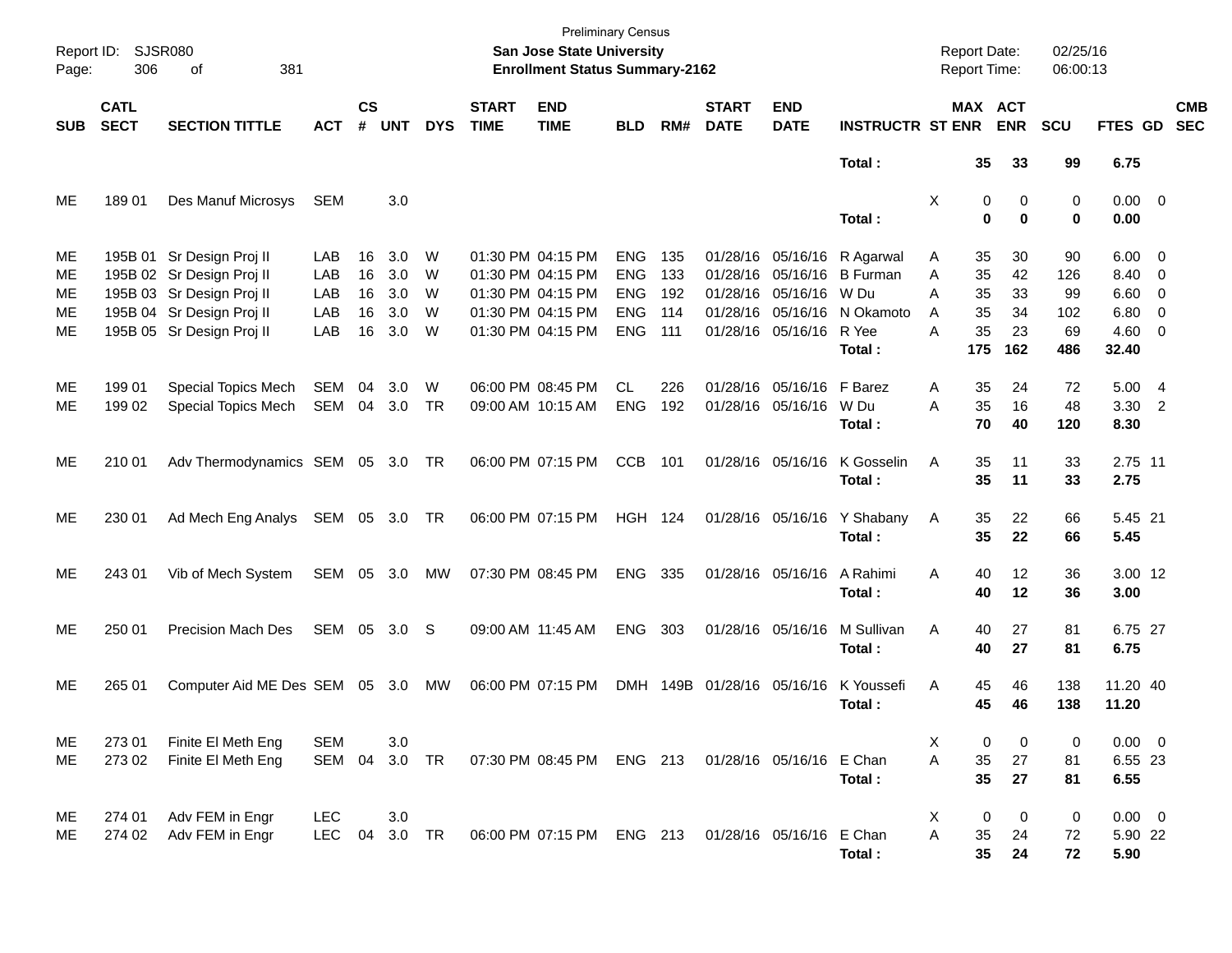Preliminary Census
**San Jose State University**
**Enrollment Status Summary-2162**

Report ID: SJSR080 | Page: 306 of 381 | Report Date: 02/25/16 | Report Time: 06:00:13

| SUB | CATL SECT | SECTION TITTLE | ACT | CS # | UNT | DYS | START TIME | END TIME | BLD | RM# | START DATE | END DATE | INSTRUCTR | ST | MAX ENR | ACT ENR | SCU | FTES | GD | CMB SEC |
|---|---|---|---|---|---|---|---|---|---|---|---|---|---|---|---|---|---|---|---|---|
| | | | | | | | | | | | | | **Total :** | | **35** | **33** | **99** | **6.75** | | |
| ME | 189 01 | Des Manuf Microsys | SEM | | 3.0 | | | | | | | | | X | 0 | 0 | 0 | 0.00 | 0 | |
| | | | | | | | | | | | | | **Total :** | | **0** | **0** | **0** | **0.00** | | |
| ME | 195B 01 | Sr Design Proj II | LAB | 16 | 3.0 | W | 01:30 PM | 04:15 PM | ENG | 135 | 01/28/16 | 05/16/16 | R Agarwal | A | 35 | 30 | 90 | 6.00 | 0 | |
| ME | 195B 02 | Sr Design Proj II | LAB | 16 | 3.0 | W | 01:30 PM | 04:15 PM | ENG | 133 | 01/28/16 | 05/16/16 | B Furman | A | 35 | 42 | 126 | 8.40 | 0 | |
| ME | 195B 03 | Sr Design Proj II | LAB | 16 | 3.0 | W | 01:30 PM | 04:15 PM | ENG | 192 | 01/28/16 | 05/16/16 | W Du | A | 35 | 33 | 99 | 6.60 | 0 | |
| ME | 195B 04 | Sr Design Proj II | LAB | 16 | 3.0 | W | 01:30 PM | 04:15 PM | ENG | 114 | 01/28/16 | 05/16/16 | N Okamoto | A | 35 | 34 | 102 | 6.80 | 0 | |
| ME | 195B 05 | Sr Design Proj II | LAB | 16 | 3.0 | W | 01:30 PM | 04:15 PM | ENG | 111 | 01/28/16 | 05/16/16 | R Yee | A | 35 | 23 | 69 | 4.60 | 0 | |
| | | | | | | | | | | | | | **Total :** | | **175** | **162** | **486** | **32.40** | | |
| ME | 199 01 | Special Topics Mech | SEM | 04 | 3.0 | W | 06:00 PM | 08:45 PM | CL | 226 | 01/28/16 | 05/16/16 | F Barez | A | 35 | 24 | 72 | 5.00 | 4 | |
| ME | 199 02 | Special Topics Mech | SEM | 04 | 3.0 | TR | 09:00 AM | 10:15 AM | ENG | 192 | 01/28/16 | 05/16/16 | W Du | A | 35 | 16 | 48 | 3.30 | 2 | |
| | | | | | | | | | | | | | **Total :** | | **70** | **40** | **120** | **8.30** | | |
| ME | 210 01 | Adv Thermodynamics | SEM | 05 | 3.0 | TR | 06:00 PM | 07:15 PM | CCB | 101 | 01/28/16 | 05/16/16 | K Gosselin | A | 35 | 11 | 33 | 2.75 | 11 | |
| | | | | | | | | | | | | | **Total :** | | **35** | **11** | **33** | **2.75** | | |
| ME | 230 01 | Ad Mech Eng Analys | SEM | 05 | 3.0 | TR | 06:00 PM | 07:15 PM | HGH | 124 | 01/28/16 | 05/16/16 | Y Shabany | A | 35 | 22 | 66 | 5.45 | 21 | |
| | | | | | | | | | | | | | **Total :** | | **35** | **22** | **66** | **5.45** | | |
| ME | 243 01 | Vib of Mech System | SEM | 05 | 3.0 | MW | 07:30 PM | 08:45 PM | ENG | 335 | 01/28/16 | 05/16/16 | A Rahimi | A | 40 | 12 | 36 | 3.00 | 12 | |
| | | | | | | | | | | | | | **Total :** | | **40** | **12** | **36** | **3.00** | | |
| ME | 250 01 | Precision Mach Des | SEM | 05 | 3.0 | S | 09:00 AM | 11:45 AM | ENG | 303 | 01/28/16 | 05/16/16 | M Sullivan | A | 40 | 27 | 81 | 6.75 | 27 | |
| | | | | | | | | | | | | | **Total :** | | **40** | **27** | **81** | **6.75** | | |
| ME | 265 01 | Computer Aid ME Des | SEM | 05 | 3.0 | MW | 06:00 PM | 07:15 PM | DMH | 149B | 01/28/16 | 05/16/16 | K Youssefi | A | 45 | 46 | 138 | 11.20 | 40 | |
| | | | | | | | | | | | | | **Total :** | | **45** | **46** | **138** | **11.20** | | |
| ME | 273 01 | Finite El Meth Eng | SEM | | 3.0 | | | | | | | | | X | 0 | 0 | 0 | 0.00 | 0 | |
| ME | 273 02 | Finite El Meth Eng | SEM | 04 | 3.0 | TR | 07:30 PM | 08:45 PM | ENG | 213 | 01/28/16 | 05/16/16 | E Chan | A | 35 | 27 | 81 | 6.55 | 23 | |
| | | | | | | | | | | | | | **Total :** | | **35** | **27** | **81** | **6.55** | | |
| ME | 274 01 | Adv FEM in Engr | LEC | | 3.0 | | | | | | | | | X | 0 | 0 | 0 | 0.00 | 0 | |
| ME | 274 02 | Adv FEM in Engr | LEC | 04 | 3.0 | TR | 06:00 PM | 07:15 PM | ENG | 213 | 01/28/16 | 05/16/16 | E Chan | A | 35 | 24 | 72 | 5.90 | 22 | |
| | | | | | | | | | | | | | **Total :** | | **35** | **24** | **72** | **5.90** | | |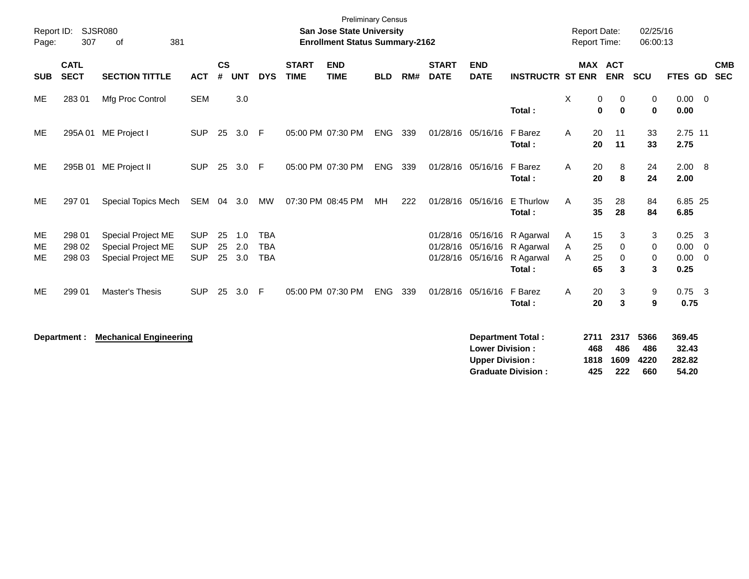Preliminary Census

**San Jose State University**
**Enrollment Status Summary-2162**

Report ID: SJSR080
Report Date: 02/25/16
Report Time: 06:00:13

| SUB | CATL SECT | SECTION TITTLE | ACT | CS # | UNT | DYS | START TIME | END TIME | BLD | RM# | START DATE | END DATE | INSTRUCTR | ST | MAX ENR | ACT ENR | SCU | FTES | GD | CMB SEC |
|---|---|---|---|---|---|---|---|---|---|---|---|---|---|---|---|---|---|---|---|---|
| ME | 283 01 | Mfg Proc Control | SEM | | 3.0 | | | | | | | | | X | 0 | 0 | 0 | 0.00 | 0 | |
| | | | | | | | | | | | | | **Total :** | | **0** | **0** | **0** | **0.00** | | |
| ME | 295A 01 | ME Project I | SUP | 25 | 3.0 | F | 05:00 PM | 07:30 PM | ENG | 339 | 01/28/16 | 05/16/16 | F Barez | A | 20 | 11 | 33 | 2.75 | 11 | |
| | | | | | | | | | | | | | **Total :** | | **20** | **11** | **33** | **2.75** | | |
| ME | 295B 01 | ME Project II | SUP | 25 | 3.0 | F | 05:00 PM | 07:30 PM | ENG | 339 | 01/28/16 | 05/16/16 | F Barez | A | 20 | 8 | 24 | 2.00 | 8 | |
| | | | | | | | | | | | | | **Total :** | | **20** | **8** | **24** | **2.00** | | |
| ME | 297 01 | Special Topics Mech | SEM | 04 | 3.0 | MW | 07:30 PM | 08:45 PM | MH | 222 | 01/28/16 | 05/16/16 | E Thurlow | A | 35 | 28 | 84 | 6.85 | 25 | |
| | | | | | | | | | | | | | **Total :** | | **35** | **28** | **84** | **6.85** | | |
| ME | 298 01 | Special Project ME | SUP | 25 | 1.0 | TBA | | | | | 01/28/16 | 05/16/16 | R Agarwal | A | 15 | 3 | 3 | 0.25 | 3 | |
| ME | 298 02 | Special Project ME | SUP | 25 | 2.0 | TBA | | | | | 01/28/16 | 05/16/16 | R Agarwal | A | 25 | 0 | 0 | 0.00 | 0 | |
| ME | 298 03 | Special Project ME | SUP | 25 | 3.0 | TBA | | | | | 01/28/16 | 05/16/16 | R Agarwal | A | 25 | 0 | 0 | 0.00 | 0 | |
| | | | | | | | | | | | | | **Total :** | | **65** | **3** | **3** | **0.25** | | |
| ME | 299 01 | Master's Thesis | SUP | 25 | 3.0 | F | 05:00 PM | 07:30 PM | ENG | 339 | 01/28/16 | 05/16/16 | F Barez | A | 20 | 3 | 9 | 0.75 | 3 | |
| | | | | | | | | | | | | | **Total :** | | **20** | **3** | **9** | **0.75** | | |

**Department :** **Mechanical Engineering**

| | MAX ENR | ACT ENR | SCU | FTES |
|---|---|---|---|---|
| **Department Total :** | **2711** | **2317** | **5366** | **369.45** |
| **Lower Division :** | **468** | **486** | **486** | **32.43** |
| **Upper Division :** | **1818** | **1609** | **4220** | **282.82** |
| **Graduate Division :** | **425** | **222** | **660** | **54.20** |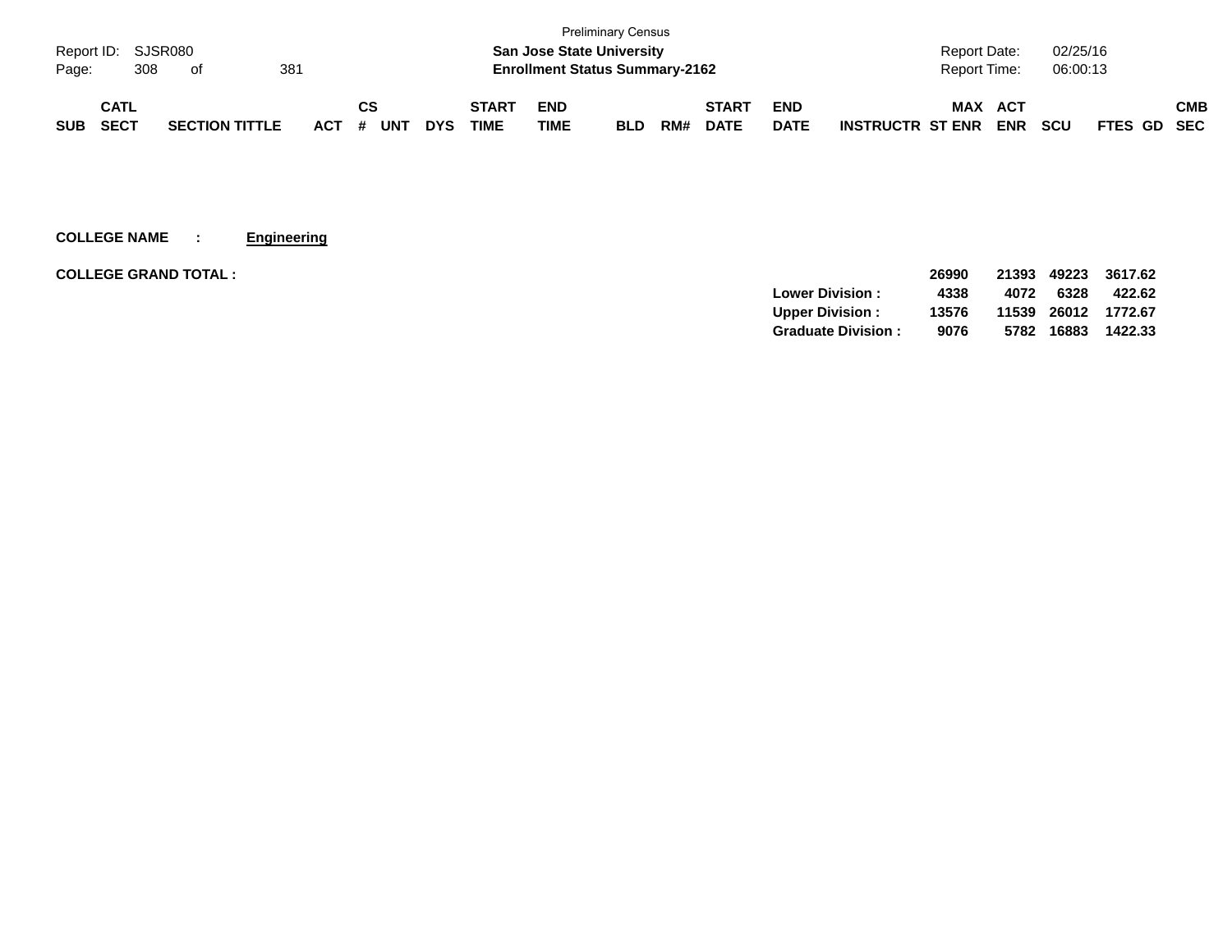| SUB | CATL SECT | SECTION TITTLE | ACT | CS # | UNT | DYS | START TIME | END TIME | BLD | RM# | START DATE | END DATE | INSTRUCTR | MAX ST ENR | ACT ENR | SCU | FTES | GD | CMB SEC |
|---|---|---|---|---|---|---|---|---|---|---|---|---|---|---|---|---|---|---|---|

**COLLEGE NAME : Engineering**

| | | | | |
|---|---|---|---|---|
| **COLLEGE GRAND TOTAL :** | **26990** | **21393** | **49223** | **3617.62** |
| **Lower Division :** | **4338** | **4072** | **6328** | **422.62** |
| **Upper Division :** | **13576** | **11539** | **26012** | **1772.67** |
| **Graduate Division :** | **9076** | **5782** | **16883** | **1422.33** |